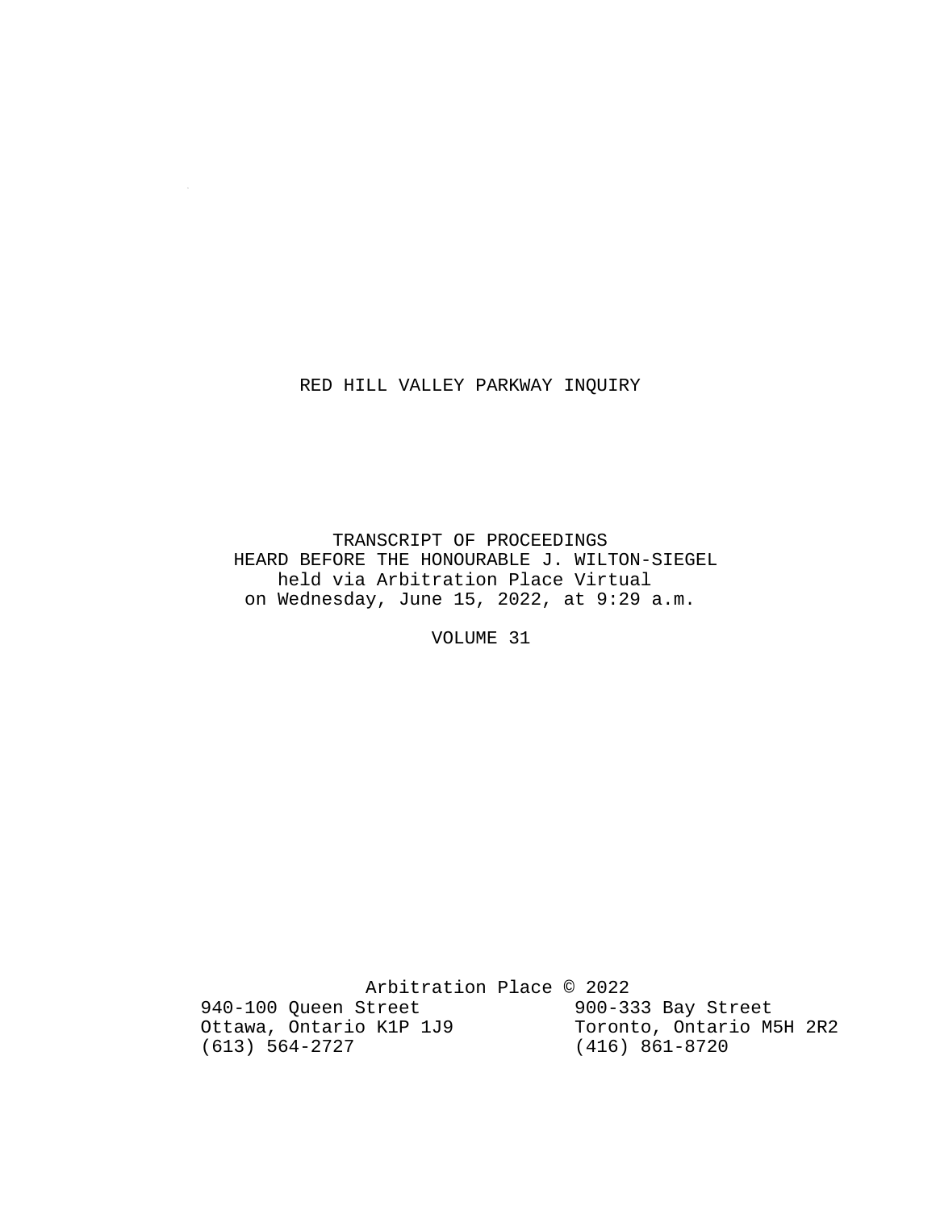# RED HILL VALLEY PARKWAY INQUIRY

TRANSCRIPT OF PROCEEDINGS
HEARD BEFORE THE HONOURABLE J. WILTON-SIEGEL
held via Arbitration Place Virtual
on Wednesday, June 15, 2022, at 9:29 a.m.

VOLUME 31

Arbitration Place © 2022

940-100 Queen Street
Ottawa, Ontario K1P 1J9
(613) 564-2727

900-333 Bay Street
Toronto, Ontario M5H 2R2
(416) 861-8720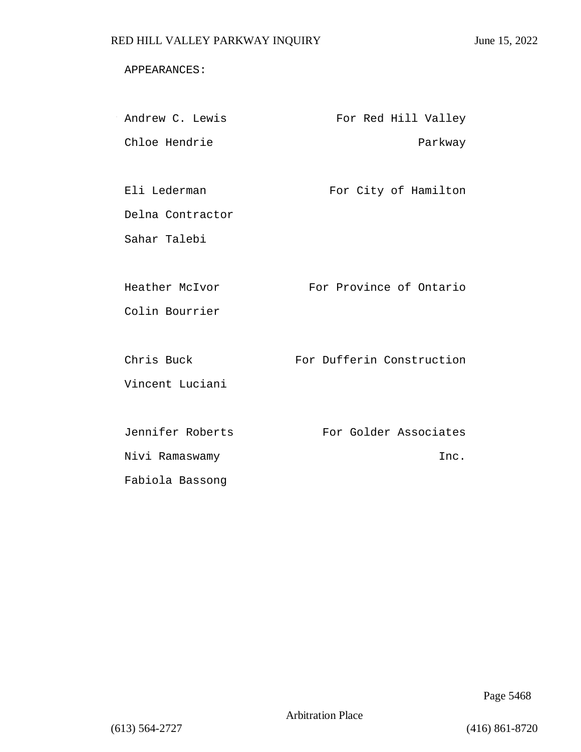APPEARANCES:

| | |
|---|---|
| Andrew C. Lewis | For Red Hill Valley |
| Chloe Hendrie | Parkway |
| | |
| Eli Lederman | For City of Hamilton |
| Delna Contractor | |
| Sahar Talebi | |
| | |
| Heather McIvor | For Province of Ontario |
| Colin Bourrier | |
| | |
| Chris Buck | For Dufferin Construction |
| Vincent Luciani | |
| | |
| Jennifer Roberts | For Golder Associates |
| Nivi Ramaswamy | Inc. |
| Fabiola Bassong | |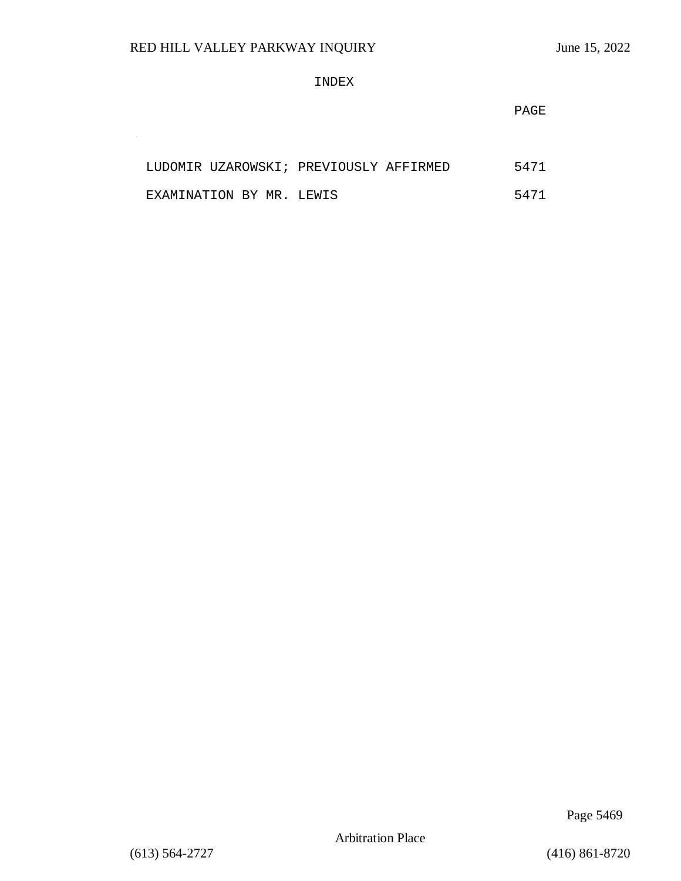# INDEX

| | PAGE |
|---|---|
| LUDOMIR UZAROWSKI; PREVIOUSLY AFFIRMED | 5471 |
| EXAMINATION BY MR. LEWIS | 5471 |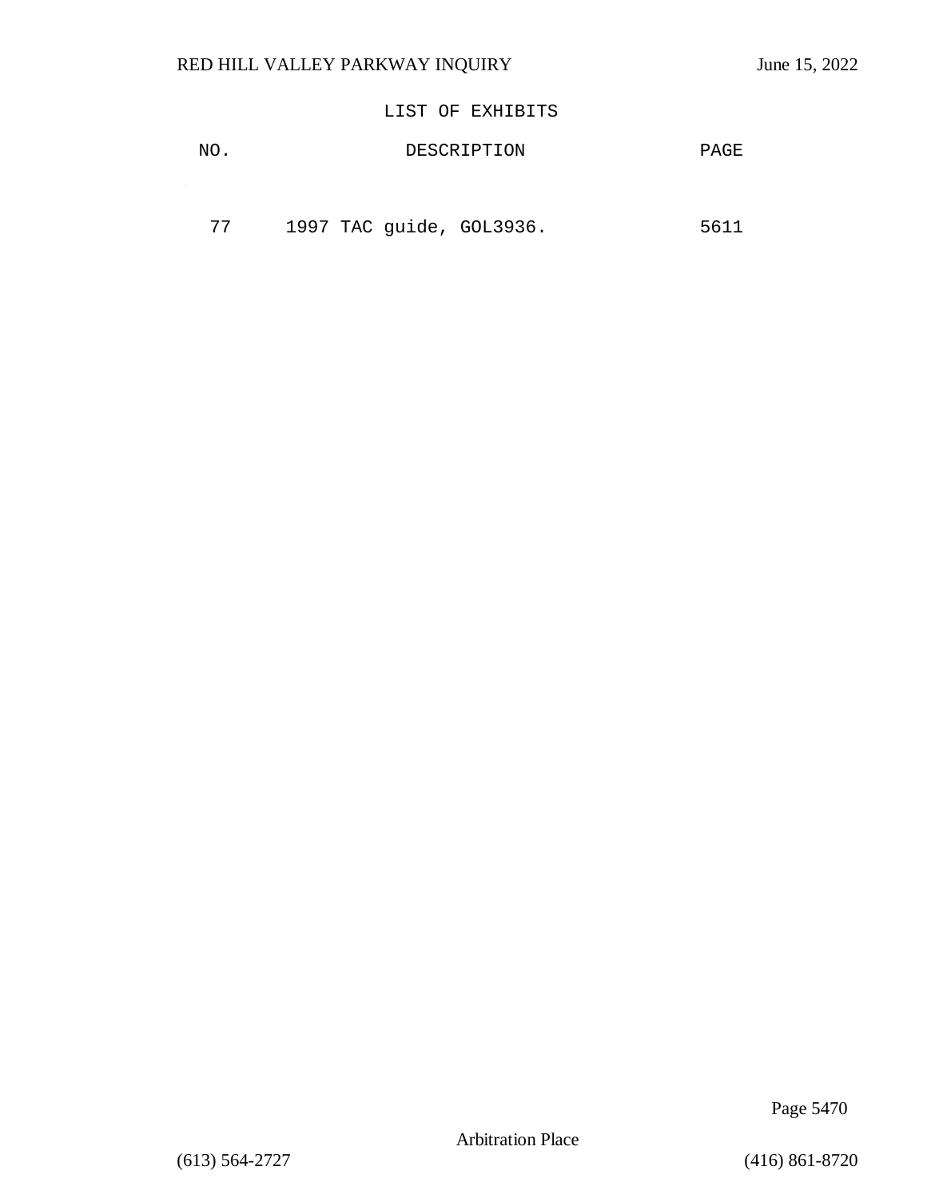## LIST OF EXHIBITS

| NO. | DESCRIPTION | PAGE |
|---|---|---|
| 77 | 1997 TAC guide, GOL3936. | 5611 |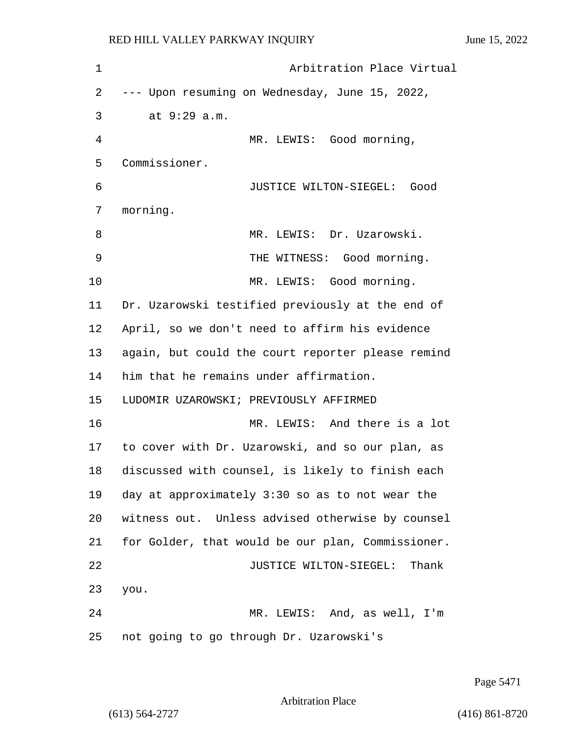Arbitration Place Virtual

--- Upon resuming on Wednesday, June 15, 2022, at 9:29 a.m.

MR. LEWIS: Good morning, Commissioner.

JUSTICE WILTON-SIEGEL: Good morning.

MR. LEWIS: Dr. Uzarowski.

THE WITNESS: Good morning.

MR. LEWIS: Good morning. Dr. Uzarowski testified previously at the end of April, so we don't need to affirm his evidence again, but could the court reporter please remind him that he remains under affirmation.

LUDOMIR UZAROWSKI; PREVIOUSLY AFFIRMED

MR. LEWIS: And there is a lot to cover with Dr. Uzarowski, and so our plan, as discussed with counsel, is likely to finish each day at approximately 3:30 so as to not wear the witness out. Unless advised otherwise by counsel for Golder, that would be our plan, Commissioner.

JUSTICE WILTON-SIEGEL: Thank you.

MR. LEWIS: And, as well, I'm not going to go through Dr. Uzarowski's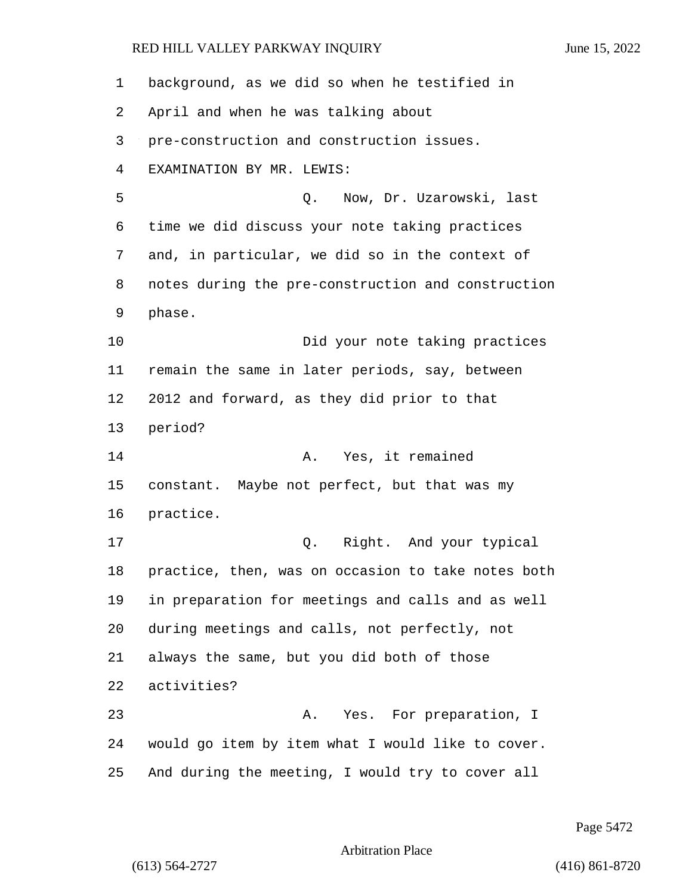background, as we did so when he testified in April and when he was talking about pre-construction and construction issues.

EXAMINATION BY MR. LEWIS:

Q. Now, Dr. Uzarowski, last time we did discuss your note taking practices and, in particular, we did so in the context of notes during the pre-construction and construction phase.

Did your note taking practices remain the same in later periods, say, between 2012 and forward, as they did prior to that period?

A. Yes, it remained constant. Maybe not perfect, but that was my practice.

Q. Right. And your typical practice, then, was on occasion to take notes both in preparation for meetings and calls and as well during meetings and calls, not perfectly, not always the same, but you did both of those activities?

A. Yes. For preparation, I would go item by item what I would like to cover. And during the meeting, I would try to cover all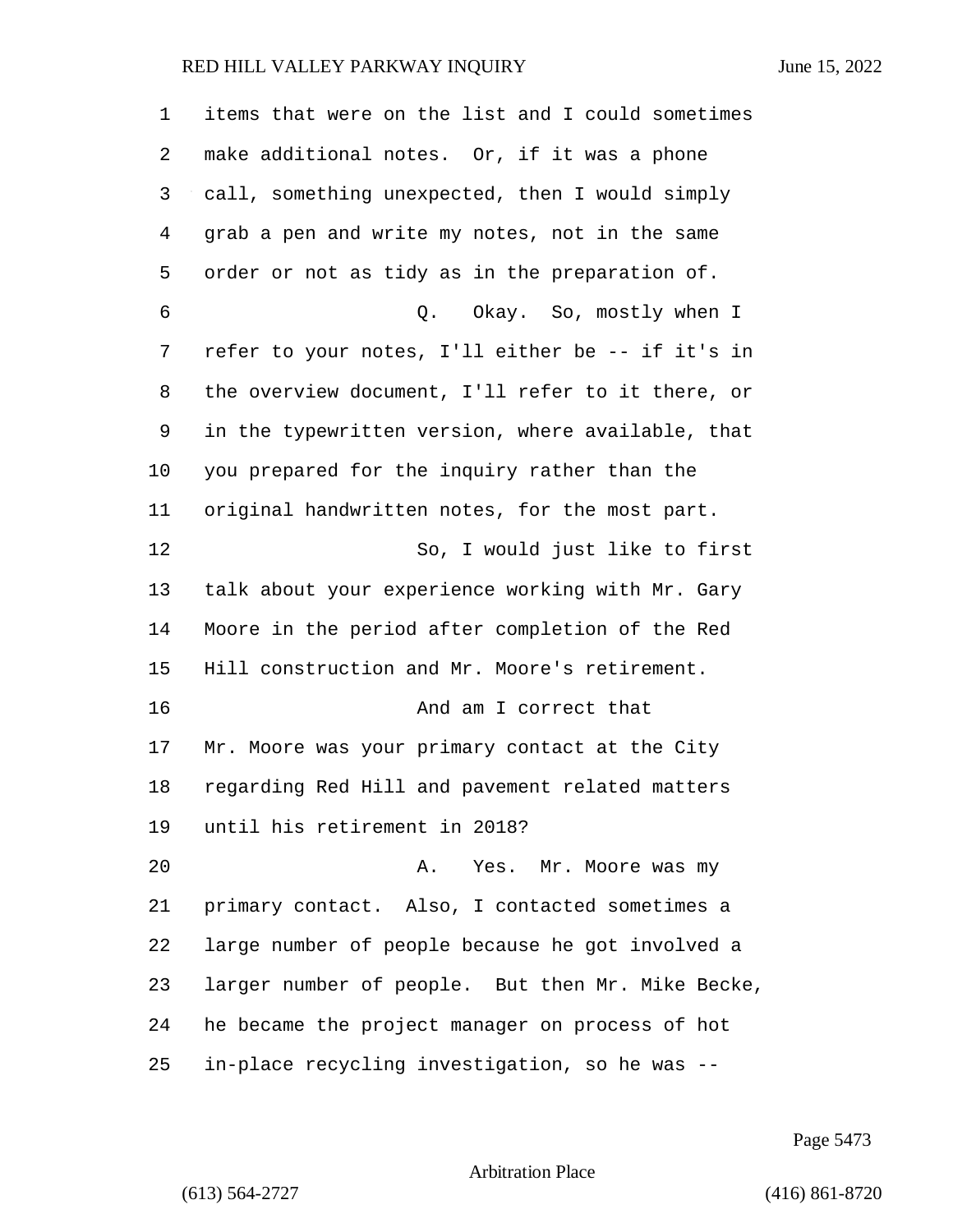items that were on the list and I could sometimes make additional notes. Or, if it was a phone call, something unexpected, then I would simply grab a pen and write my notes, not in the same order or not as tidy as in the preparation of.

Q. Okay. So, mostly when I refer to your notes, I'll either be -- if it's in the overview document, I'll refer to it there, or in the typewritten version, where available, that you prepared for the inquiry rather than the original handwritten notes, for the most part.

So, I would just like to first talk about your experience working with Mr. Gary Moore in the period after completion of the Red Hill construction and Mr. Moore's retirement.

And am I correct that Mr. Moore was your primary contact at the City regarding Red Hill and pavement related matters until his retirement in 2018?

A. Yes. Mr. Moore was my primary contact. Also, I contacted sometimes a large number of people because he got involved a larger number of people. But then Mr. Mike Becke, he became the project manager on process of hot in-place recycling investigation, so he was --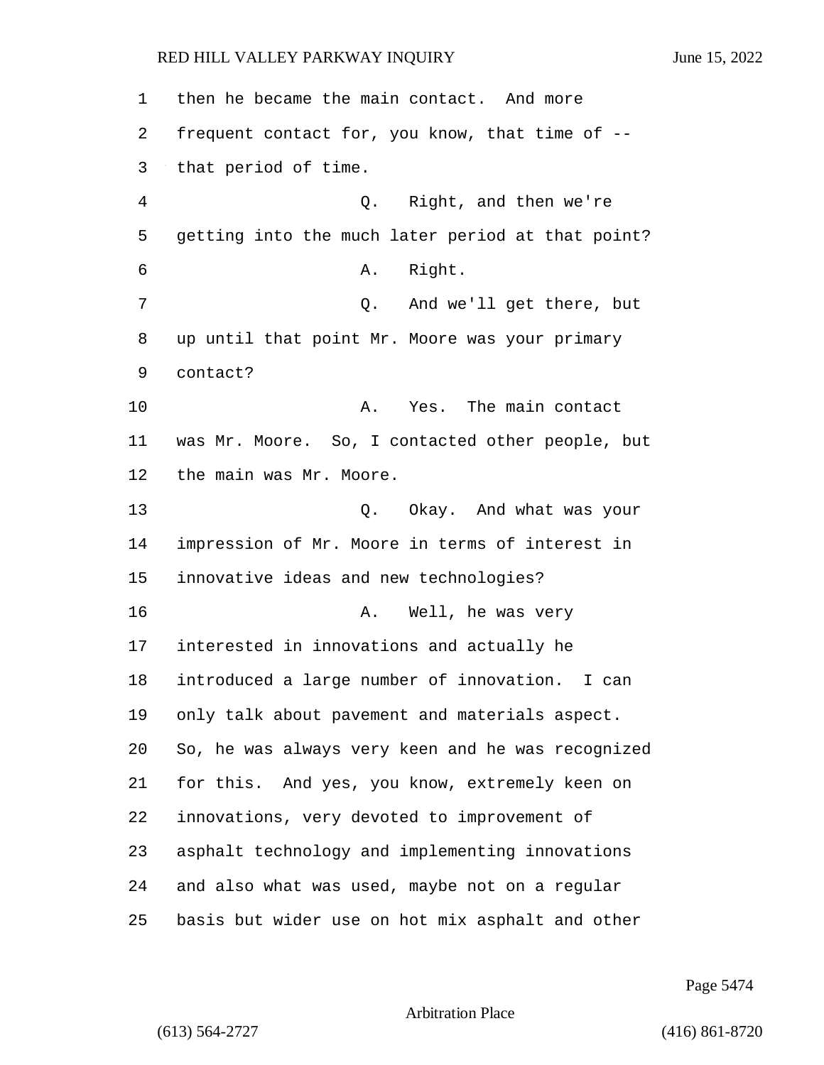then he became the main contact. And more frequent contact for, you know, that time of -- that period of time.

Q. Right, and then we're getting into the much later period at that point?

A. Right.

Q. And we'll get there, but up until that point Mr. Moore was your primary contact?

A. Yes. The main contact was Mr. Moore. So, I contacted other people, but the main was Mr. Moore.

Q. Okay. And what was your impression of Mr. Moore in terms of interest in innovative ideas and new technologies?

A. Well, he was very interested in innovations and actually he introduced a large number of innovation. I can only talk about pavement and materials aspect. So, he was always very keen and he was recognized for this. And yes, you know, extremely keen on innovations, very devoted to improvement of asphalt technology and implementing innovations and also what was used, maybe not on a regular basis but wider use on hot mix asphalt and other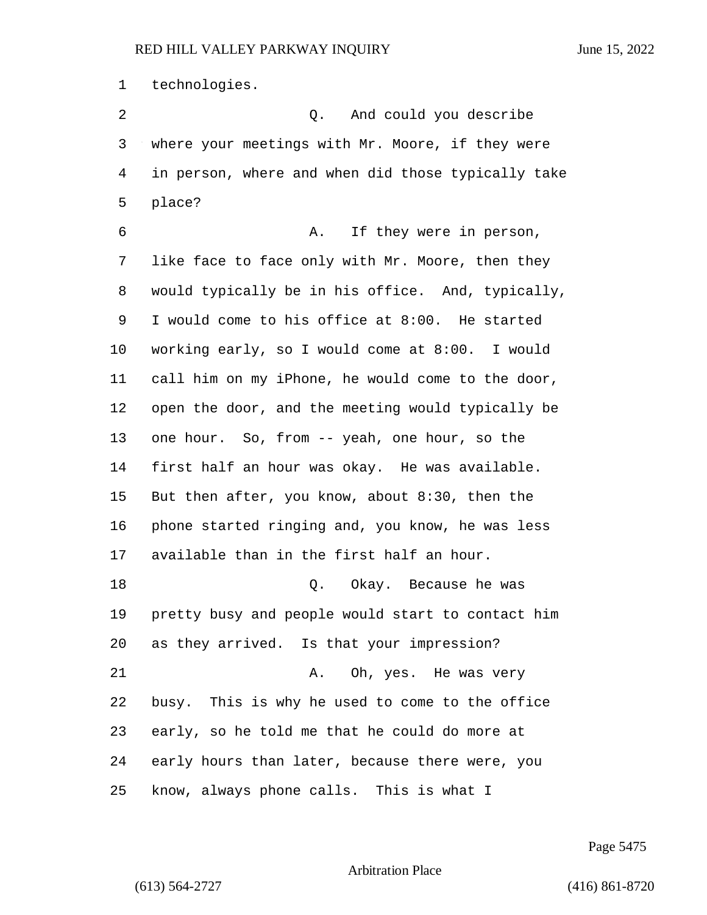technologies.

Q. And could you describe where your meetings with Mr. Moore, if they were in person, where and when did those typically take place?

A. If they were in person, like face to face only with Mr. Moore, then they would typically be in his office. And, typically, I would come to his office at 8:00. He started working early, so I would come at 8:00. I would call him on my iPhone, he would come to the door, open the door, and the meeting would typically be one hour. So, from -- yeah, one hour, so the first half an hour was okay. He was available. But then after, you know, about 8:30, then the phone started ringing and, you know, he was less available than in the first half an hour.

Q. Okay. Because he was pretty busy and people would start to contact him as they arrived. Is that your impression?

A. Oh, yes. He was very busy. This is why he used to come to the office early, so he told me that he could do more at early hours than later, because there were, you know, always phone calls. This is what I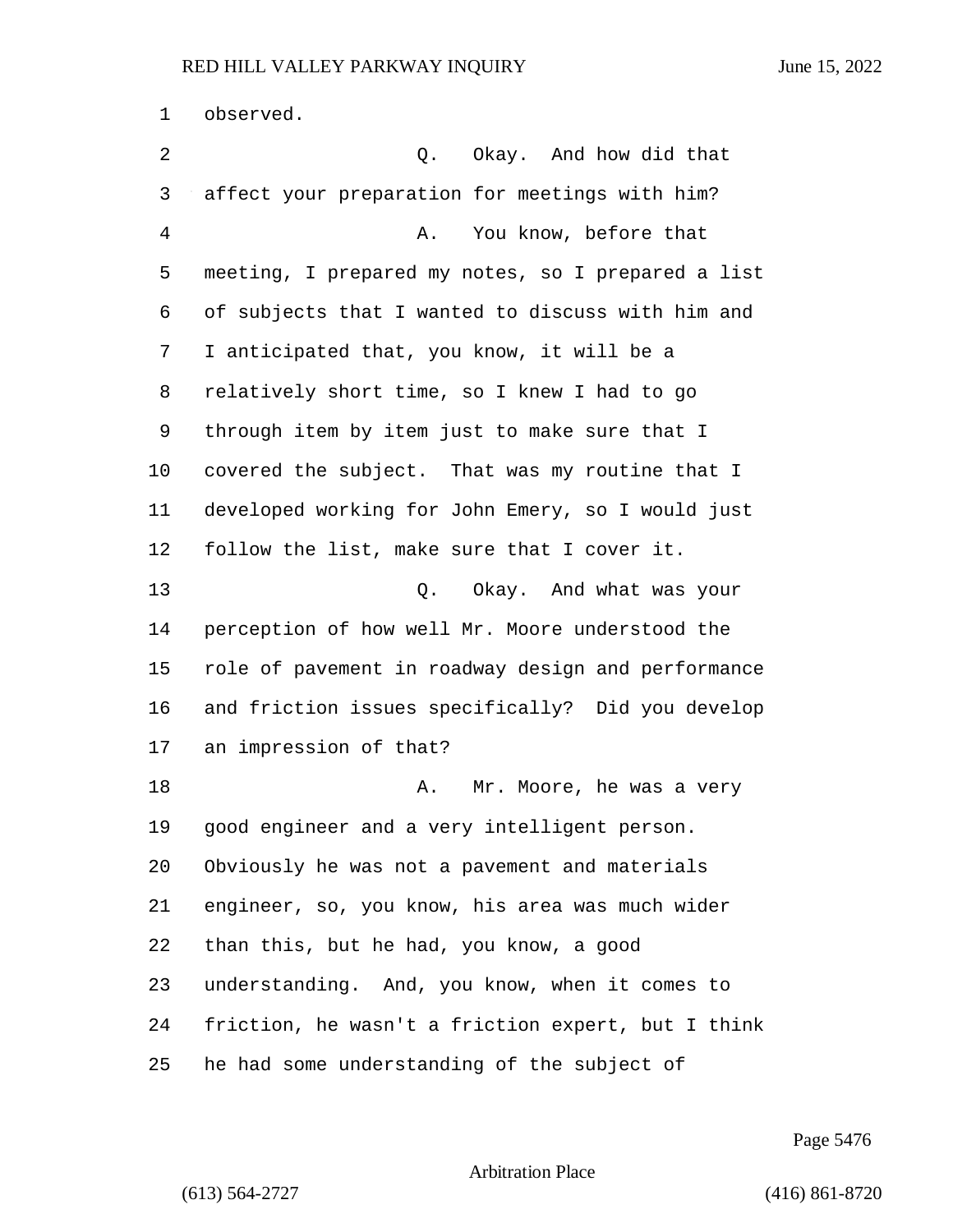observed.

Q. Okay. And how did that affect your preparation for meetings with him?

A. You know, before that meeting, I prepared my notes, so I prepared a list of subjects that I wanted to discuss with him and I anticipated that, you know, it will be a relatively short time, so I knew I had to go through item by item just to make sure that I covered the subject. That was my routine that I developed working for John Emery, so I would just follow the list, make sure that I cover it.

Q. Okay. And what was your perception of how well Mr. Moore understood the role of pavement in roadway design and performance and friction issues specifically? Did you develop an impression of that?

A. Mr. Moore, he was a very good engineer and a very intelligent person. Obviously he was not a pavement and materials engineer, so, you know, his area was much wider than this, but he had, you know, a good understanding. And, you know, when it comes to friction, he wasn't a friction expert, but I think he had some understanding of the subject of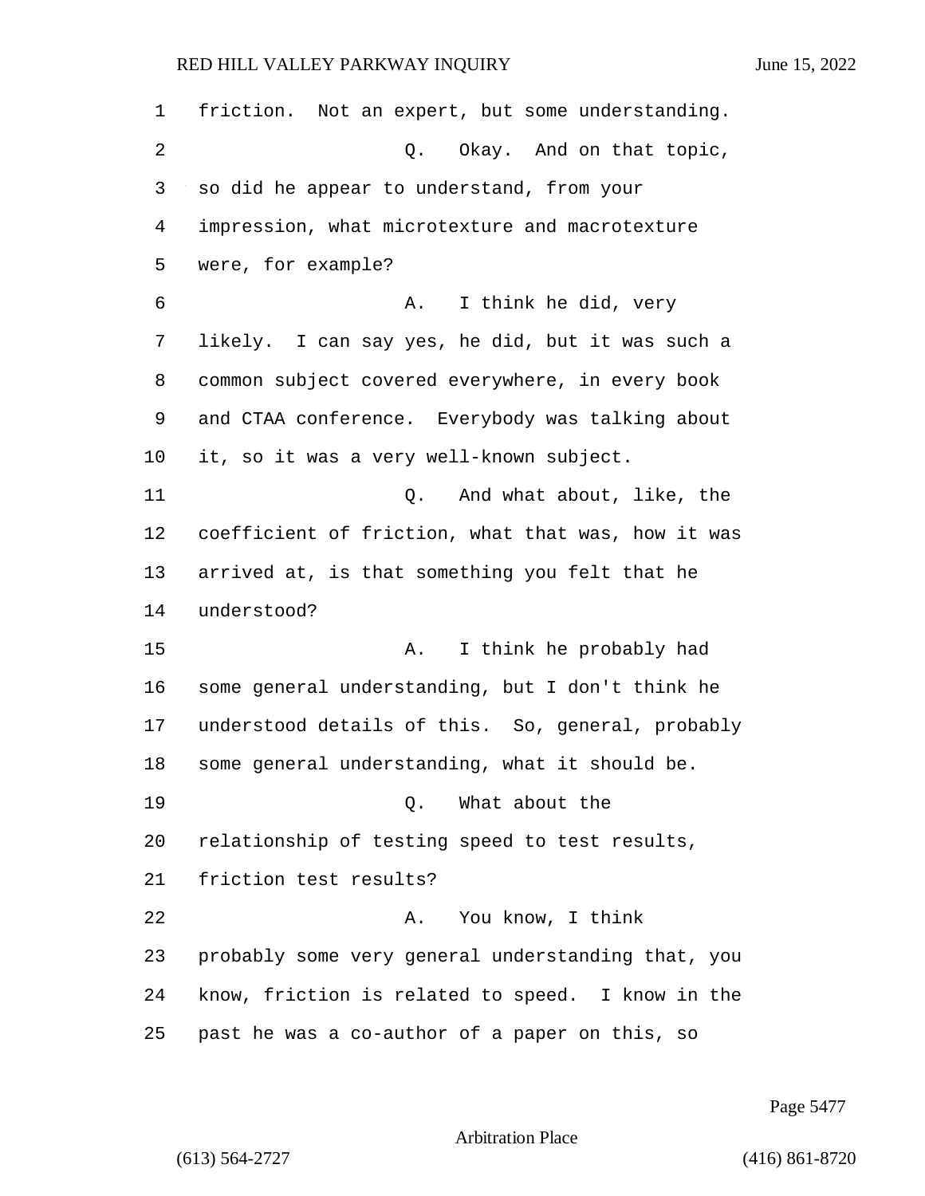friction. Not an expert, but some understanding.

Q. Okay. And on that topic, so did he appear to understand, from your impression, what microtexture and macrotexture were, for example?

A. I think he did, very likely. I can say yes, he did, but it was such a common subject covered everywhere, in every book and CTAA conference. Everybody was talking about it, so it was a very well-known subject.

Q. And what about, like, the coefficient of friction, what that was, how it was arrived at, is that something you felt that he understood?

A. I think he probably had some general understanding, but I don't think he understood details of this. So, general, probably some general understanding, what it should be.

Q. What about the relationship of testing speed to test results, friction test results?

A. You know, I think probably some very general understanding that, you know, friction is related to speed. I know in the past he was a co-author of a paper on this, so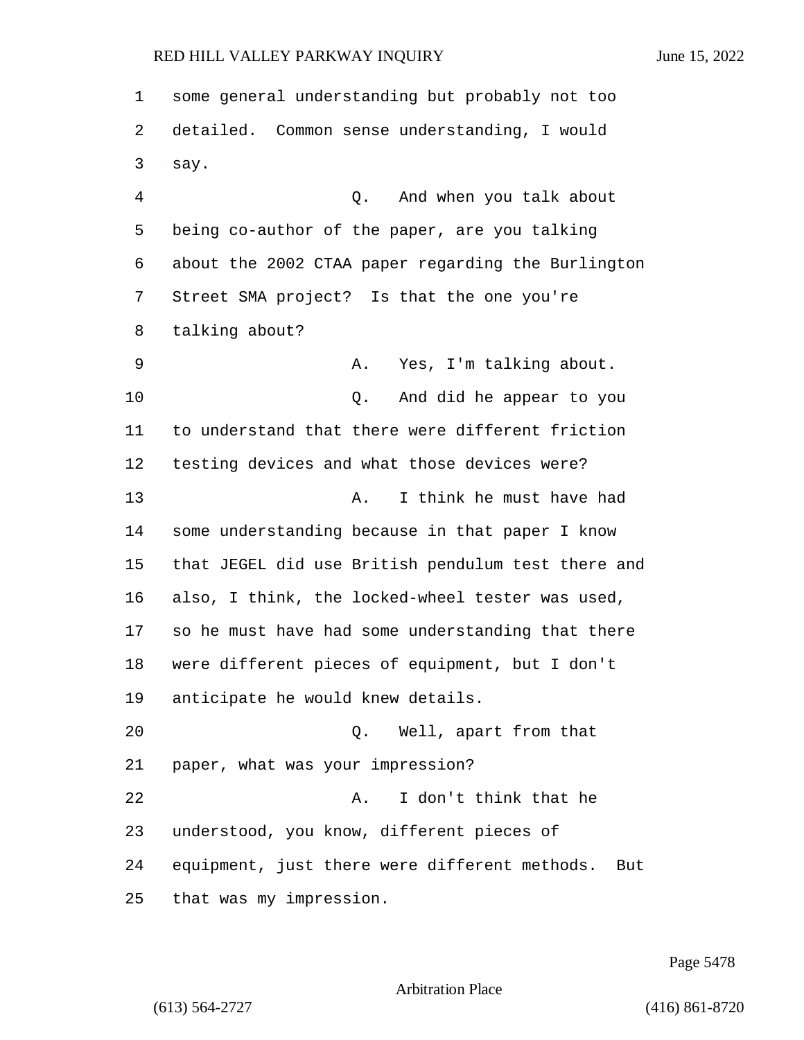some general understanding but probably not too detailed. Common sense understanding, I would say.

Q. And when you talk about being co-author of the paper, are you talking about the 2002 CTAA paper regarding the Burlington Street SMA project? Is that the one you're talking about?

A. Yes, I'm talking about.

Q. And did he appear to you to understand that there were different friction testing devices and what those devices were?

A. I think he must have had some understanding because in that paper I know that JEGEL did use British pendulum test there and also, I think, the locked-wheel tester was used, so he must have had some understanding that there were different pieces of equipment, but I don't anticipate he would knew details.

Q. Well, apart from that paper, what was your impression?

A. I don't think that he understood, you know, different pieces of equipment, just there were different methods. But that was my impression.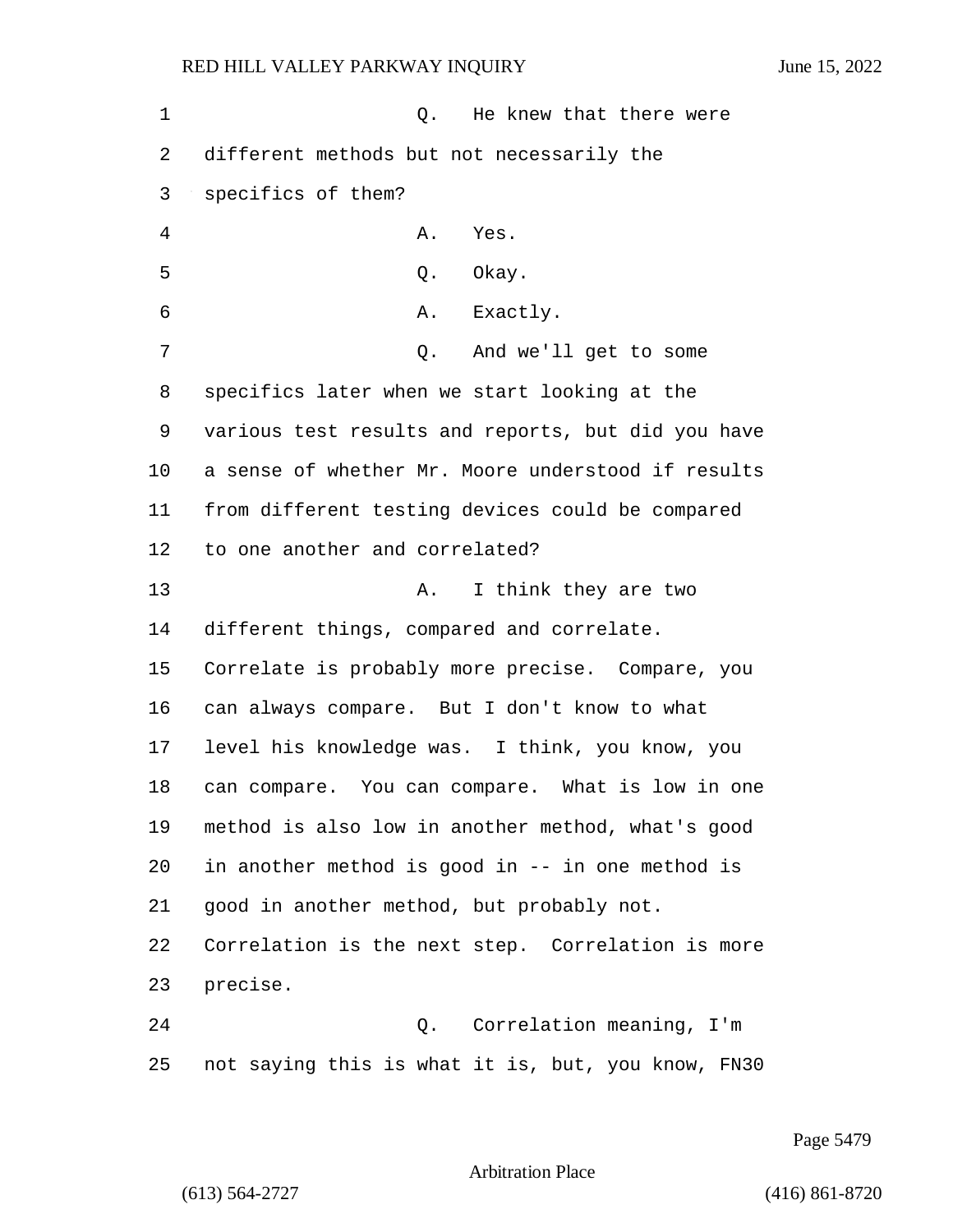Q. He knew that there were different methods but not necessarily the specifics of them?

A. Yes.

Q. Okay.

A. Exactly.

Q. And we'll get to some specifics later when we start looking at the various test results and reports, but did you have a sense of whether Mr. Moore understood if results from different testing devices could be compared to one another and correlated?

A. I think they are two different things, compared and correlate. Correlate is probably more precise. Compare, you can always compare. But I don't know to what level his knowledge was. I think, you know, you can compare. You can compare. What is low in one method is also low in another method, what's good in another method is good in -- in one method is good in another method, but probably not. Correlation is the next step. Correlation is more precise.

Q. Correlation meaning, I'm not saying this is what it is, but, you know, FN30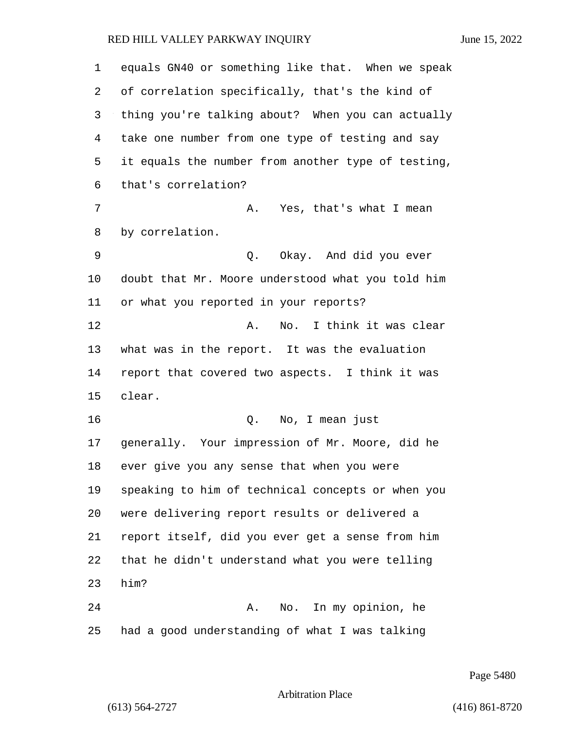equals GN40 or something like that. When we speak of correlation specifically, that's the kind of thing you're talking about? When you can actually take one number from one type of testing and say it equals the number from another type of testing, that's correlation?

A. Yes, that's what I mean by correlation.

Q. Okay. And did you ever doubt that Mr. Moore understood what you told him or what you reported in your reports?

A. No. I think it was clear what was in the report. It was the evaluation report that covered two aspects. I think it was clear.

Q. No, I mean just generally. Your impression of Mr. Moore, did he ever give you any sense that when you were speaking to him of technical concepts or when you were delivering report results or delivered a report itself, did you ever get a sense from him that he didn't understand what you were telling him?

A. No. In my opinion, he had a good understanding of what I was talking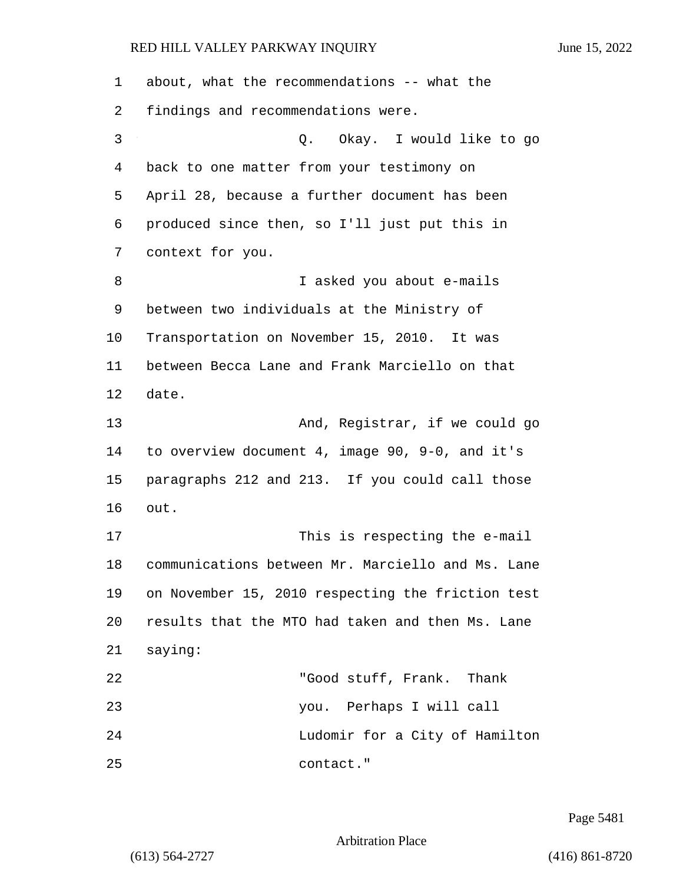about, what the recommendations -- what the findings and recommendations were.

Q. Okay. I would like to go back to one matter from your testimony on April 28, because a further document has been produced since then, so I'll just put this in context for you.

I asked you about e-mails between two individuals at the Ministry of Transportation on November 15, 2010. It was between Becca Lane and Frank Marciello on that date.

And, Registrar, if we could go to overview document 4, image 90, 9-0, and it's paragraphs 212 and 213. If you could call those out.

This is respecting the e-mail communications between Mr. Marciello and Ms. Lane on November 15, 2010 respecting the friction test results that the MTO had taken and then Ms. Lane saying:

> "Good stuff, Frank. Thank you. Perhaps I will call Ludomir for a City of Hamilton contact."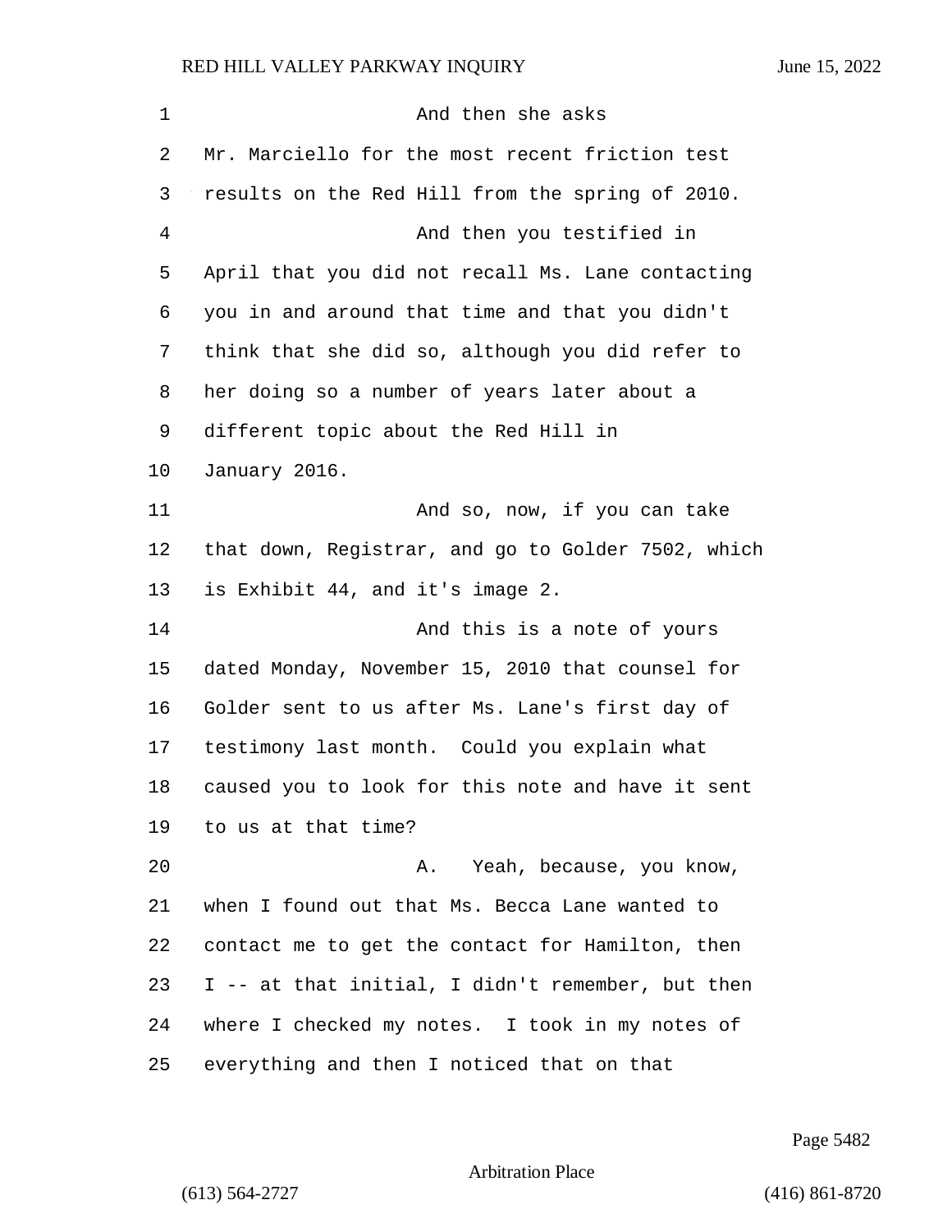And then she asks Mr. Marciello for the most recent friction test results on the Red Hill from the spring of 2010.

And then you testified in April that you did not recall Ms. Lane contacting you in and around that time and that you didn't think that she did so, although you did refer to her doing so a number of years later about a different topic about the Red Hill in January 2016.

And so, now, if you can take that down, Registrar, and go to Golder 7502, which is Exhibit 44, and it's image 2.

And this is a note of yours dated Monday, November 15, 2010 that counsel for Golder sent to us after Ms. Lane's first day of testimony last month. Could you explain what caused you to look for this note and have it sent to us at that time?

A. Yeah, because, you know, when I found out that Ms. Becca Lane wanted to contact me to get the contact for Hamilton, then I -- at that initial, I didn't remember, but then where I checked my notes. I took in my notes of everything and then I noticed that on that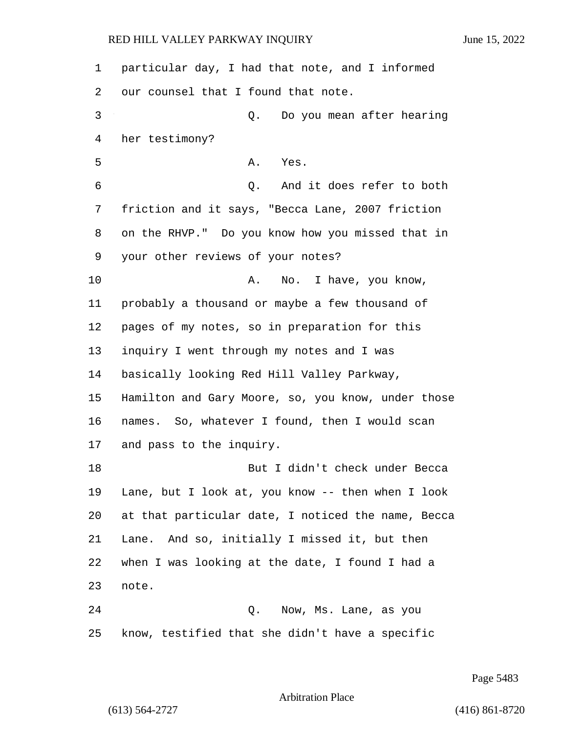particular day, I had that note, and I informed our counsel that I found that note.

Q. Do you mean after hearing her testimony?

A. Yes.

Q. And it does refer to both friction and it says, "Becca Lane, 2007 friction on the RHVP." Do you know how you missed that in your other reviews of your notes?

A. No. I have, you know, probably a thousand or maybe a few thousand of pages of my notes, so in preparation for this inquiry I went through my notes and I was basically looking Red Hill Valley Parkway, Hamilton and Gary Moore, so, you know, under those names. So, whatever I found, then I would scan and pass to the inquiry.

But I didn't check under Becca Lane, but I look at, you know -- then when I look at that particular date, I noticed the name, Becca Lane. And so, initially I missed it, but then when I was looking at the date, I found I had a note.

Q. Now, Ms. Lane, as you know, testified that she didn't have a specific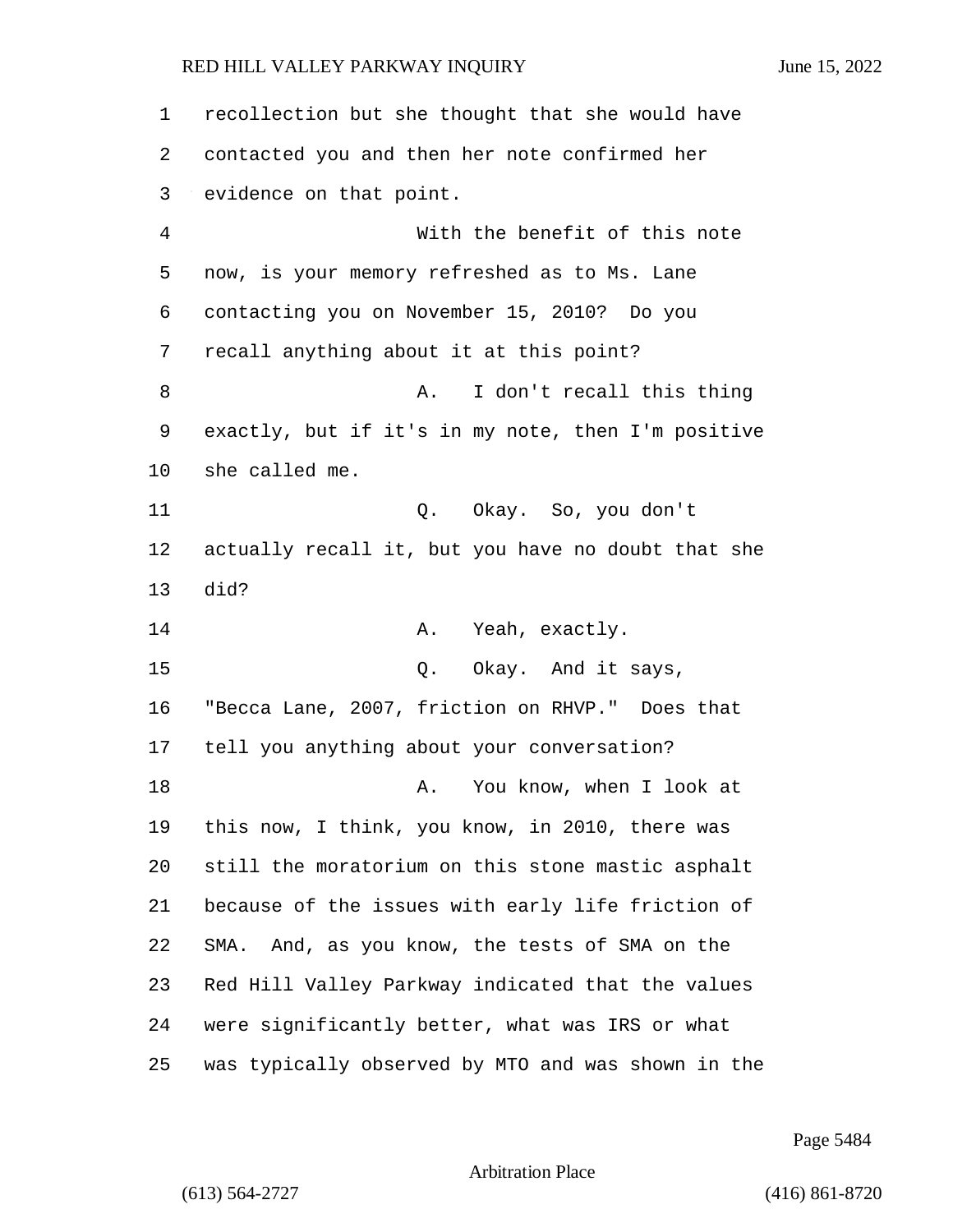recollection but she thought that she would have contacted you and then her note confirmed her evidence on that point.

With the benefit of this note now, is your memory refreshed as to Ms. Lane contacting you on November 15, 2010? Do you recall anything about it at this point?

A. I don't recall this thing exactly, but if it's in my note, then I'm positive she called me.

Q. Okay. So, you don't actually recall it, but you have no doubt that she did?

A. Yeah, exactly.

Q. Okay. And it says, "Becca Lane, 2007, friction on RHVP." Does that tell you anything about your conversation?

A. You know, when I look at this now, I think, you know, in 2010, there was still the moratorium on this stone mastic asphalt because of the issues with early life friction of SMA. And, as you know, the tests of SMA on the Red Hill Valley Parkway indicated that the values were significantly better, what was IRS or what was typically observed by MTO and was shown in the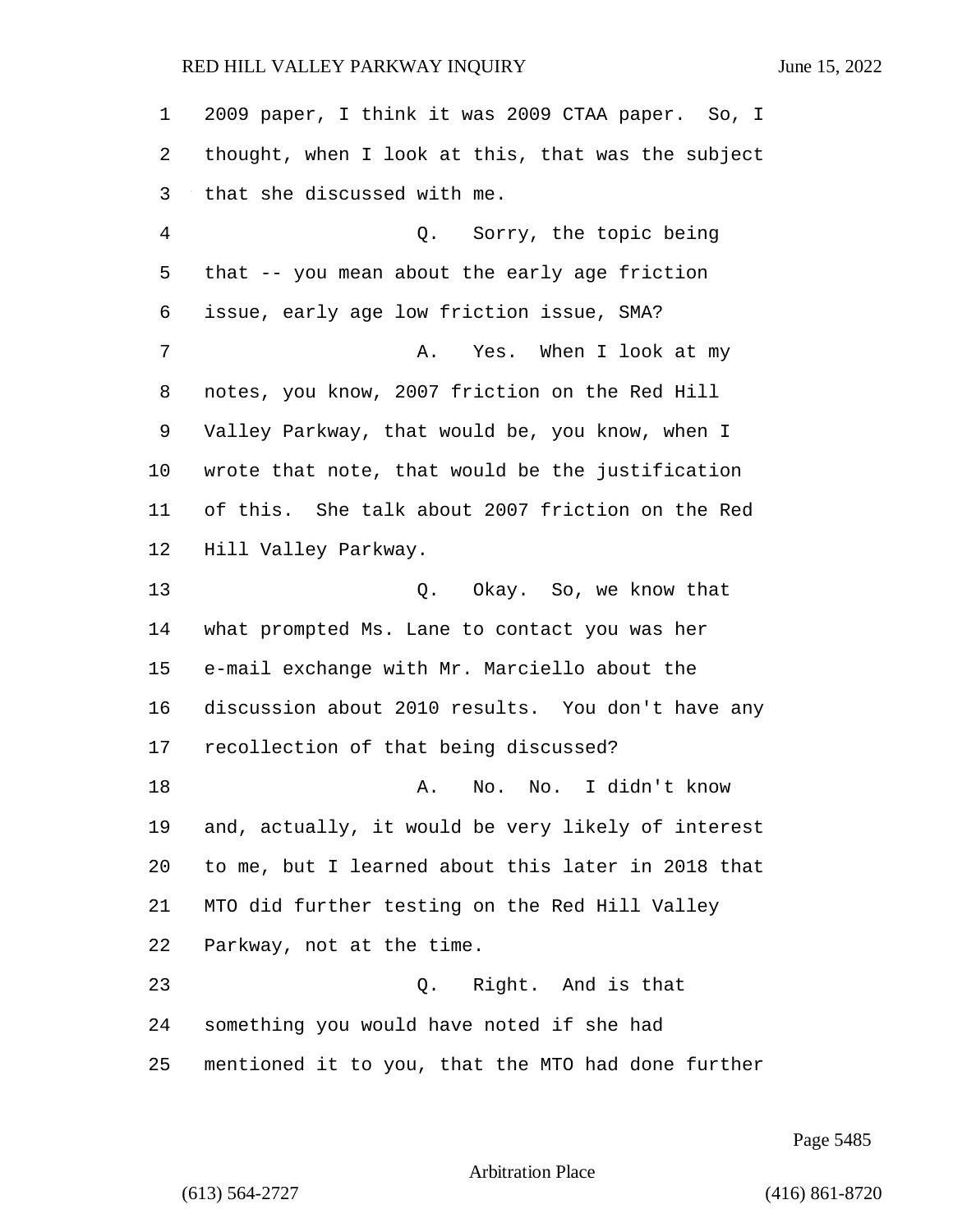2009 paper, I think it was 2009 CTAA paper. So, I thought, when I look at this, that was the subject that she discussed with me.

Q. Sorry, the topic being that -- you mean about the early age friction issue, early age low friction issue, SMA?

A. Yes. When I look at my notes, you know, 2007 friction on the Red Hill Valley Parkway, that would be, you know, when I wrote that note, that would be the justification of this. She talk about 2007 friction on the Red Hill Valley Parkway.

Q. Okay. So, we know that what prompted Ms. Lane to contact you was her e-mail exchange with Mr. Marciello about the discussion about 2010 results. You don't have any recollection of that being discussed?

A. No. No. I didn't know and, actually, it would be very likely of interest to me, but I learned about this later in 2018 that MTO did further testing on the Red Hill Valley Parkway, not at the time.

Q. Right. And is that something you would have noted if she had mentioned it to you, that the MTO had done further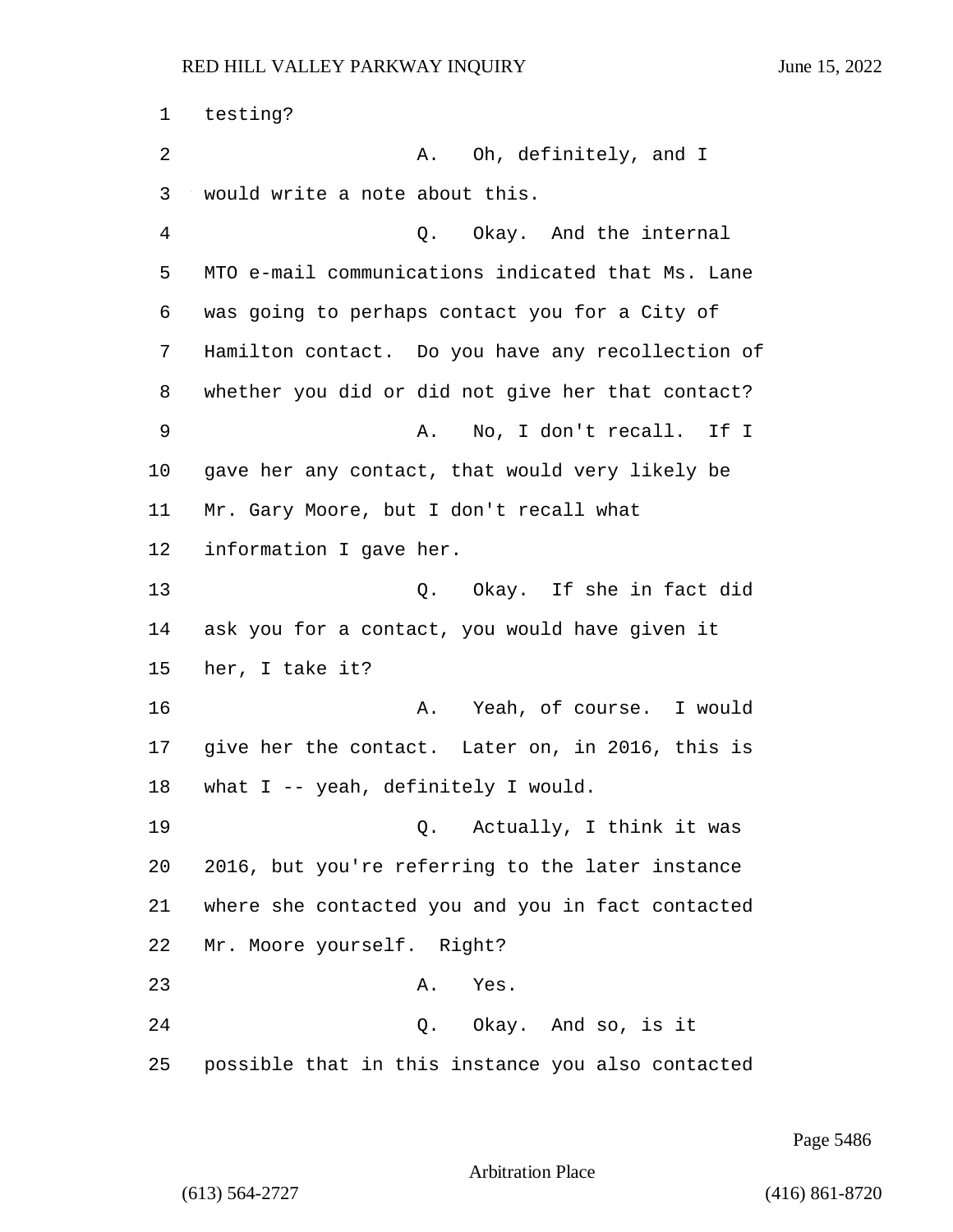1 testing?

2 A. Oh, definitely, and I

3 would write a note about this.

4 Q. Okay. And the internal

5 MTO e-mail communications indicated that Ms. Lane

6 was going to perhaps contact you for a City of

7 Hamilton contact. Do you have any recollection of

8 whether you did or did not give her that contact?

9 A. No, I don't recall. If I

10 gave her any contact, that would very likely be

11 Mr. Gary Moore, but I don't recall what

12 information I gave her.

13 Q. Okay. If she in fact did

14 ask you for a contact, you would have given it

15 her, I take it?

16 A. Yeah, of course. I would

17 give her the contact. Later on, in 2016, this is

18 what I -- yeah, definitely I would.

19 Q. Actually, I think it was

20 2016, but you're referring to the later instance

21 where she contacted you and you in fact contacted

22 Mr. Moore yourself. Right?

23 A. Yes.

24 Q. Okay. And so, is it

25 possible that in this instance you also contacted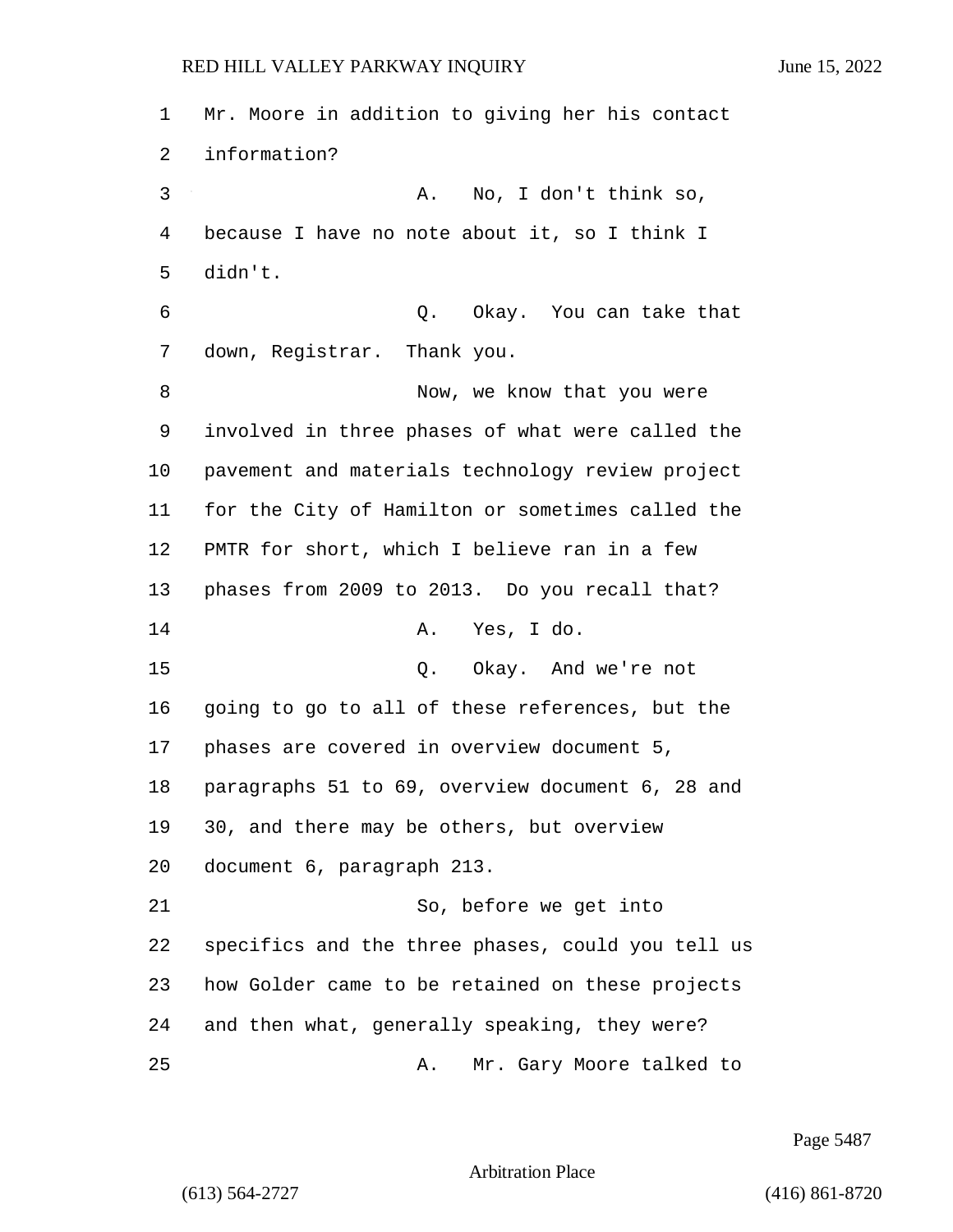Mr. Moore in addition to giving her his contact information?

A. No, I don't think so, because I have no note about it, so I think I didn't.

Q. Okay. You can take that down, Registrar. Thank you.

Now, we know that you were involved in three phases of what were called the pavement and materials technology review project for the City of Hamilton or sometimes called the PMTR for short, which I believe ran in a few phases from 2009 to 2013. Do you recall that?

A. Yes, I do.

Q. Okay. And we're not going to go to all of these references, but the phases are covered in overview document 5, paragraphs 51 to 69, overview document 6, 28 and 30, and there may be others, but overview document 6, paragraph 213.

So, before we get into specifics and the three phases, could you tell us how Golder came to be retained on these projects and then what, generally speaking, they were?

A. Mr. Gary Moore talked to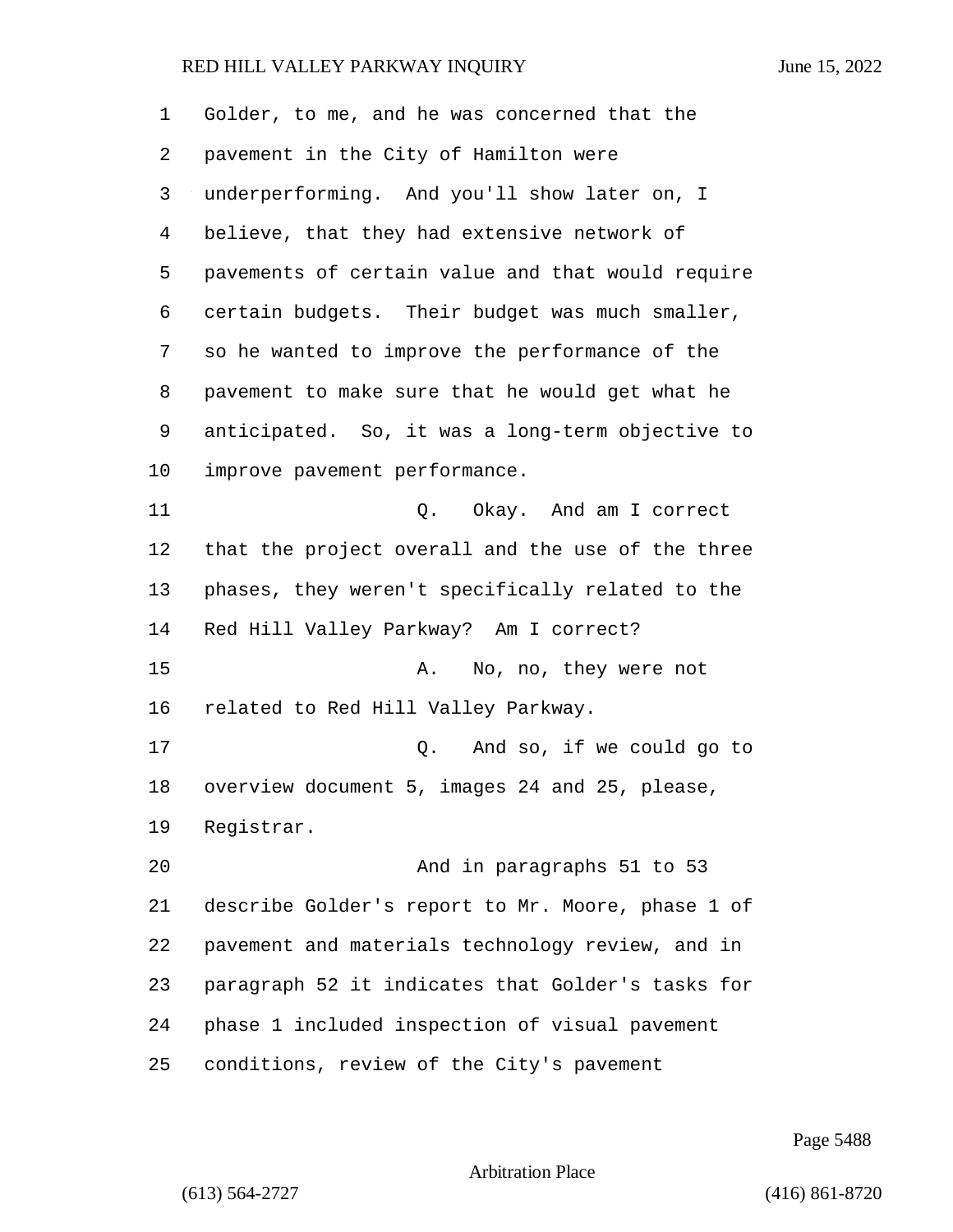Golder, to me, and he was concerned that the pavement in the City of Hamilton were underperforming. And you'll show later on, I believe, that they had extensive network of pavements of certain value and that would require certain budgets. Their budget was much smaller, so he wanted to improve the performance of the pavement to make sure that he would get what he anticipated. So, it was a long-term objective to improve pavement performance.

Q. Okay. And am I correct that the project overall and the use of the three phases, they weren't specifically related to the Red Hill Valley Parkway? Am I correct?

A. No, no, they were not related to Red Hill Valley Parkway.

Q. And so, if we could go to overview document 5, images 24 and 25, please, Registrar.

And in paragraphs 51 to 53 describe Golder's report to Mr. Moore, phase 1 of pavement and materials technology review, and in paragraph 52 it indicates that Golder's tasks for phase 1 included inspection of visual pavement conditions, review of the City's pavement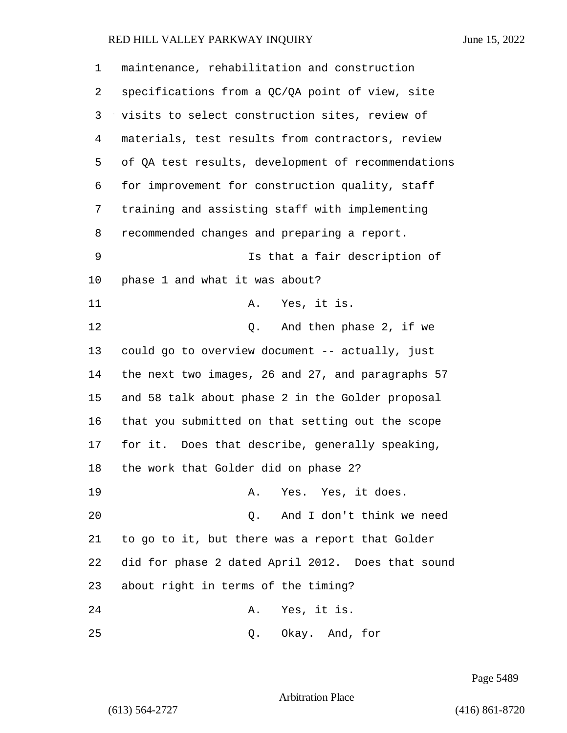maintenance, rehabilitation and construction specifications from a QC/QA point of view, site visits to select construction sites, review of materials, test results from contractors, review of QA test results, development of recommendations for improvement for construction quality, staff training and assisting staff with implementing recommended changes and preparing a report.

Is that a fair description of phase 1 and what it was about?

A. Yes, it is.

Q. And then phase 2, if we could go to overview document -- actually, just the next two images, 26 and 27, and paragraphs 57 and 58 talk about phase 2 in the Golder proposal that you submitted on that setting out the scope for it. Does that describe, generally speaking, the work that Golder did on phase 2?

A. Yes. Yes, it does.

Q. And I don't think we need to go to it, but there was a report that Golder did for phase 2 dated April 2012. Does that sound about right in terms of the timing?

A. Yes, it is.

Q. Okay. And, for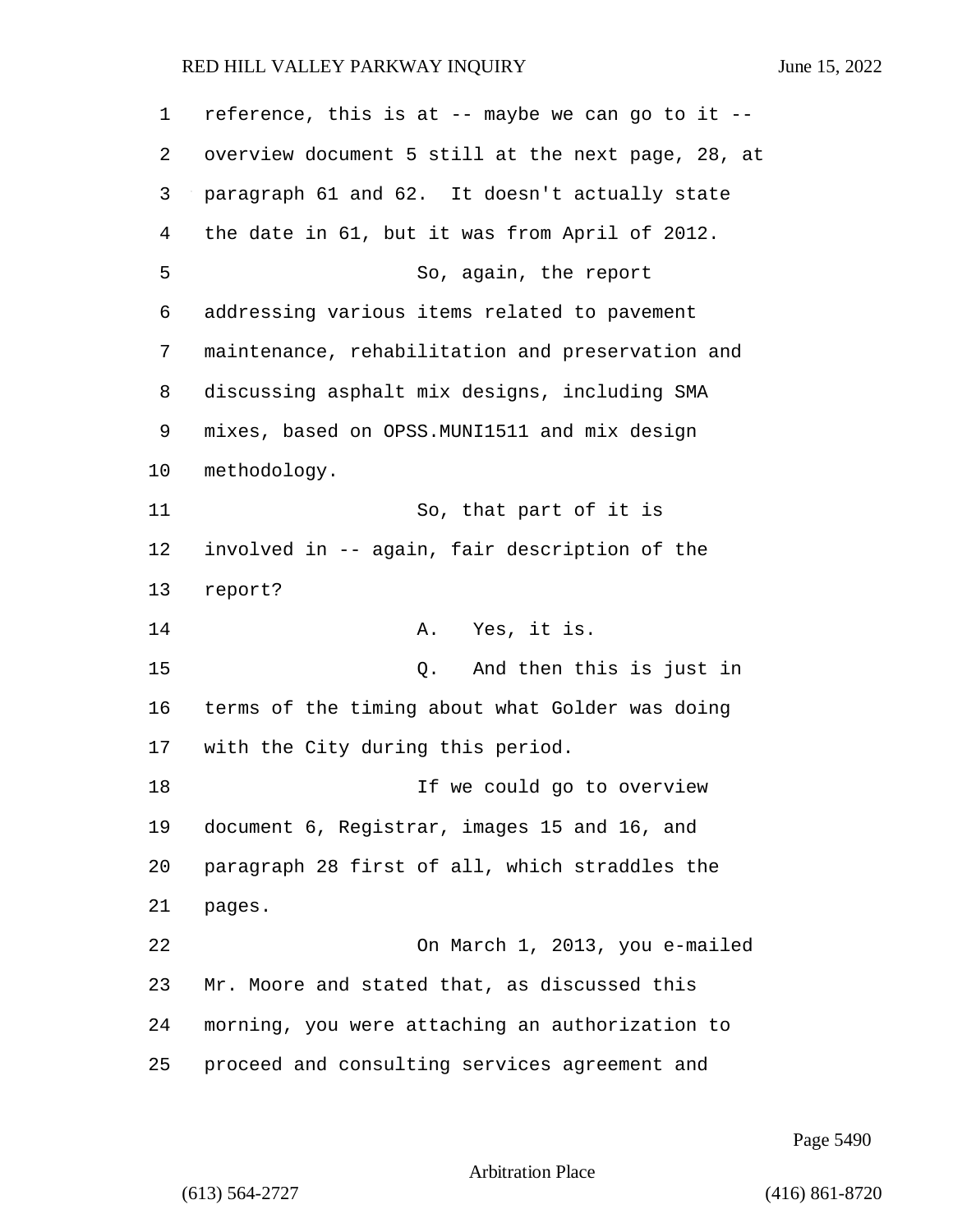reference, this is at -- maybe we can go to it -- overview document 5 still at the next page, 28, at paragraph 61 and 62. It doesn't actually state the date in 61, but it was from April of 2012.

So, again, the report addressing various items related to pavement maintenance, rehabilitation and preservation and discussing asphalt mix designs, including SMA mixes, based on OPSS.MUNI1511 and mix design methodology.

So, that part of it is involved in -- again, fair description of the report?

A. Yes, it is.

Q. And then this is just in terms of the timing about what Golder was doing with the City during this period.

If we could go to overview document 6, Registrar, images 15 and 16, and paragraph 28 first of all, which straddles the pages.

On March 1, 2013, you e-mailed Mr. Moore and stated that, as discussed this morning, you were attaching an authorization to proceed and consulting services agreement and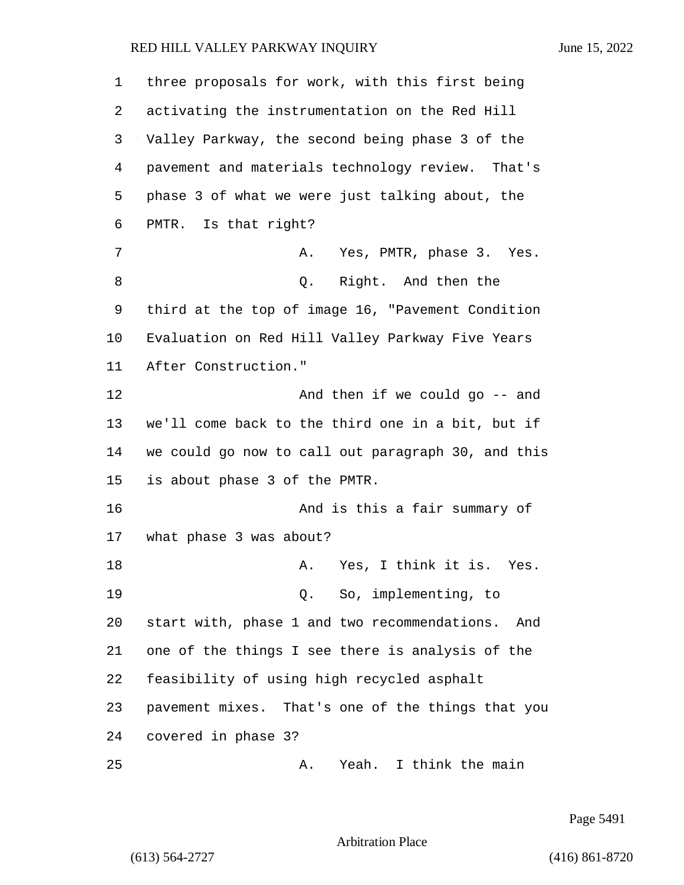three proposals for work, with this first being activating the instrumentation on the Red Hill Valley Parkway, the second being phase 3 of the pavement and materials technology review. That's phase 3 of what we were just talking about, the PMTR. Is that right?

A. Yes, PMTR, phase 3. Yes.

Q. Right. And then the third at the top of image 16, "Pavement Condition Evaluation on Red Hill Valley Parkway Five Years After Construction."

And then if we could go -- and we'll come back to the third one in a bit, but if we could go now to call out paragraph 30, and this is about phase 3 of the PMTR.

And is this a fair summary of what phase 3 was about?

A. Yes, I think it is. Yes.

Q. So, implementing, to start with, phase 1 and two recommendations. And one of the things I see there is analysis of the feasibility of using high recycled asphalt pavement mixes. That's one of the things that you covered in phase 3?

A. Yeah. I think the main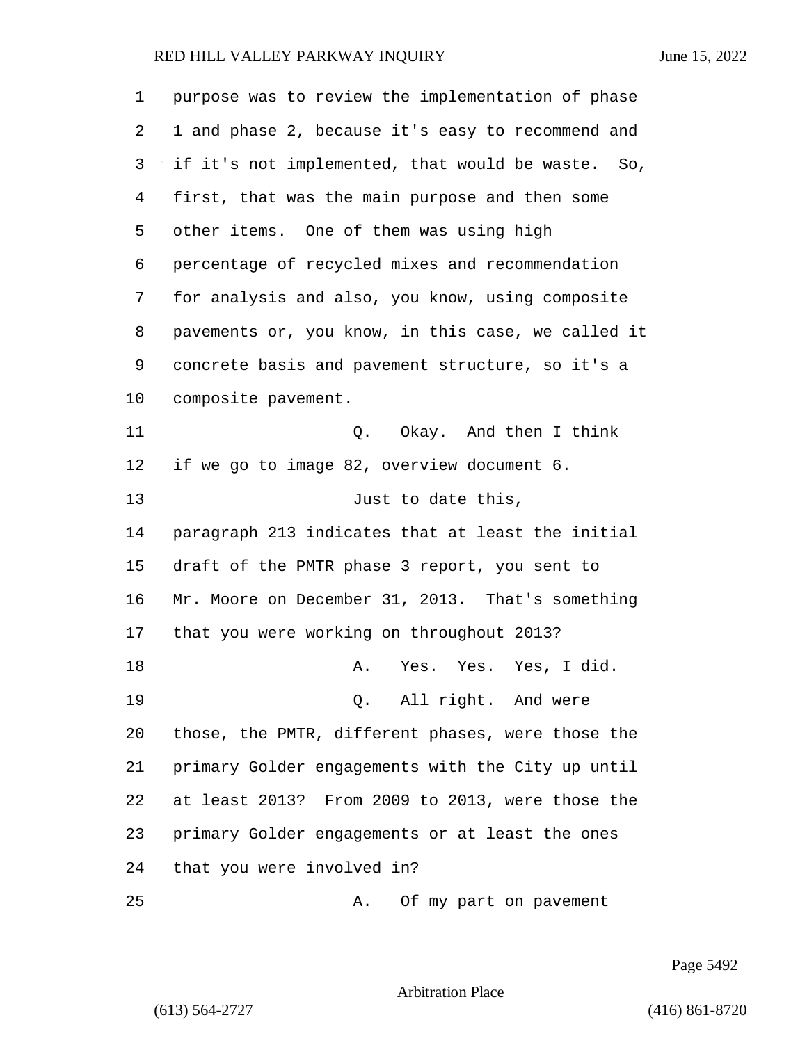purpose was to review the implementation of phase 1 and phase 2, because it's easy to recommend and if it's not implemented, that would be waste. So, first, that was the main purpose and then some other items. One of them was using high percentage of recycled mixes and recommendation for analysis and also, you know, using composite pavements or, you know, in this case, we called it concrete basis and pavement structure, so it's a composite pavement.

Q. Okay. And then I think if we go to image 82, overview document 6.

Just to date this, paragraph 213 indicates that at least the initial draft of the PMTR phase 3 report, you sent to Mr. Moore on December 31, 2013. That's something that you were working on throughout 2013?

A. Yes. Yes. Yes, I did.

Q. All right. And were those, the PMTR, different phases, were those the primary Golder engagements with the City up until at least 2013? From 2009 to 2013, were those the primary Golder engagements or at least the ones that you were involved in?

A. Of my part on pavement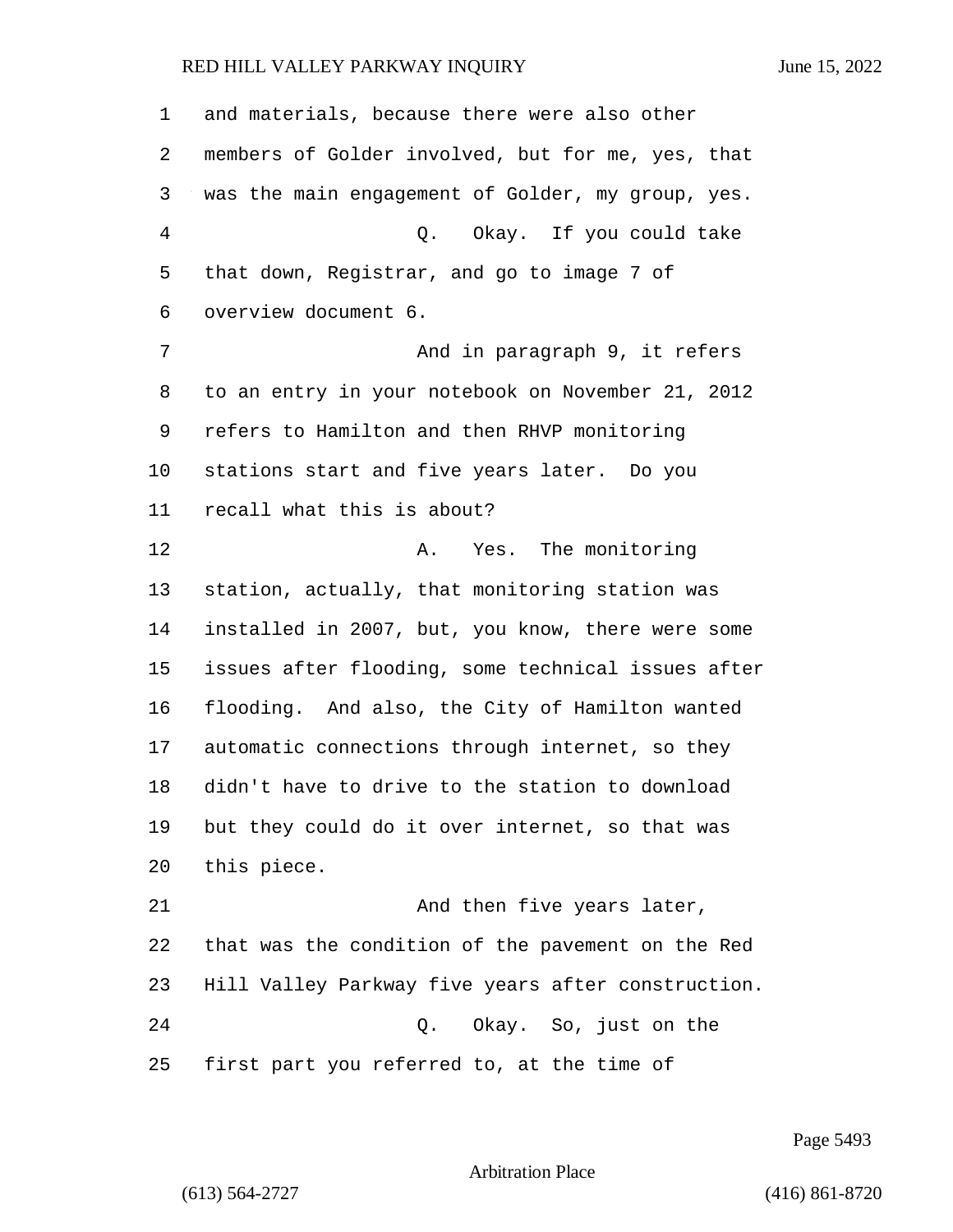and materials, because there were also other members of Golder involved, but for me, yes, that was the main engagement of Golder, my group, yes.

Q. Okay. If you could take that down, Registrar, and go to image 7 of overview document 6.

And in paragraph 9, it refers to an entry in your notebook on November 21, 2012 refers to Hamilton and then RHVP monitoring stations start and five years later. Do you recall what this is about?

A. Yes. The monitoring station, actually, that monitoring station was installed in 2007, but, you know, there were some issues after flooding, some technical issues after flooding. And also, the City of Hamilton wanted automatic connections through internet, so they didn't have to drive to the station to download but they could do it over internet, so that was this piece.

And then five years later, that was the condition of the pavement on the Red Hill Valley Parkway five years after construction.

Q. Okay. So, just on the first part you referred to, at the time of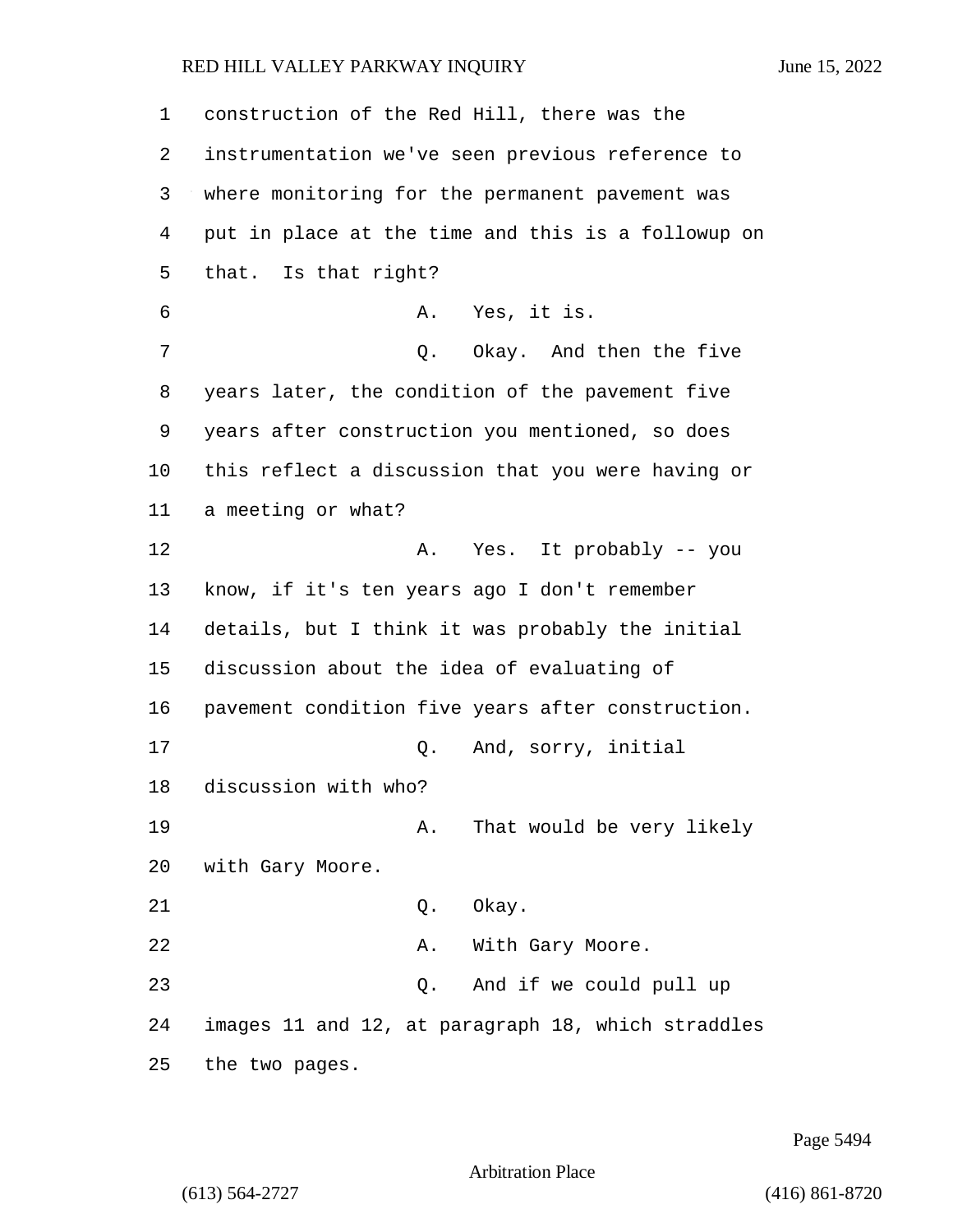construction of the Red Hill, there was the instrumentation we've seen previous reference to where monitoring for the permanent pavement was put in place at the time and this is a followup on that. Is that right?

A. Yes, it is.

Q. Okay. And then the five years later, the condition of the pavement five years after construction you mentioned, so does this reflect a discussion that you were having or a meeting or what?

A. Yes. It probably -- you know, if it's ten years ago I don't remember details, but I think it was probably the initial discussion about the idea of evaluating of pavement condition five years after construction.

Q. And, sorry, initial discussion with who?

A. That would be very likely with Gary Moore.

Q. Okay.

A. With Gary Moore.

Q. And if we could pull up images 11 and 12, at paragraph 18, which straddles the two pages.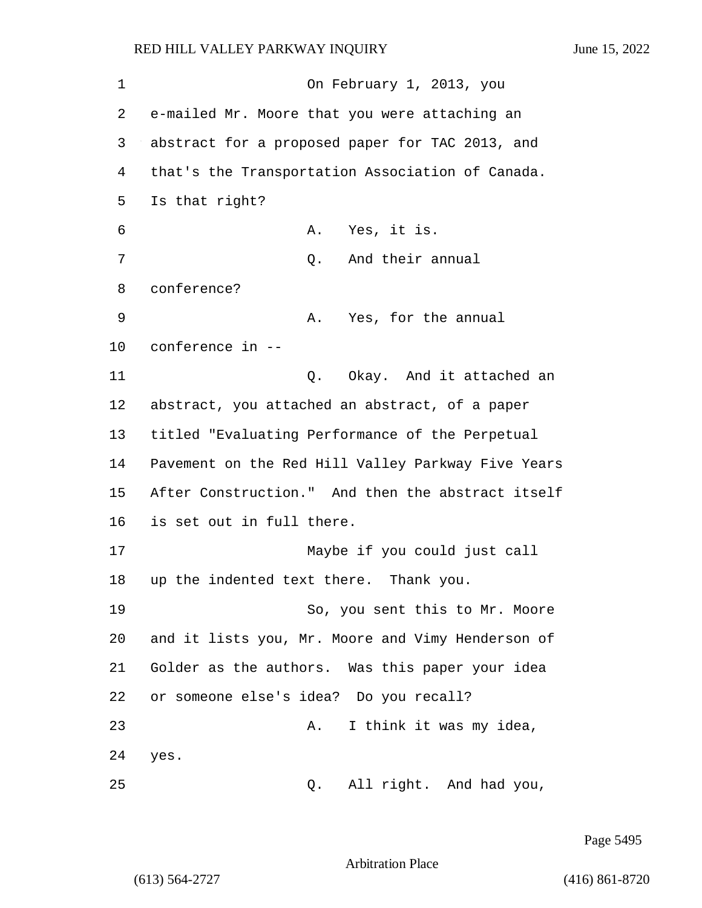On February 1, 2013, you e-mailed Mr. Moore that you were attaching an abstract for a proposed paper for TAC 2013, and that's the Transportation Association of Canada. Is that right?

A. Yes, it is.

Q. And their annual conference?

A. Yes, for the annual conference in --

Q. Okay. And it attached an abstract, you attached an abstract, of a paper titled "Evaluating Performance of the Perpetual Pavement on the Red Hill Valley Parkway Five Years After Construction." And then the abstract itself is set out in full there.

Maybe if you could just call up the indented text there. Thank you.

So, you sent this to Mr. Moore and it lists you, Mr. Moore and Vimy Henderson of Golder as the authors. Was this paper your idea or someone else's idea? Do you recall?

A. I think it was my idea, yes.

Q. All right. And had you,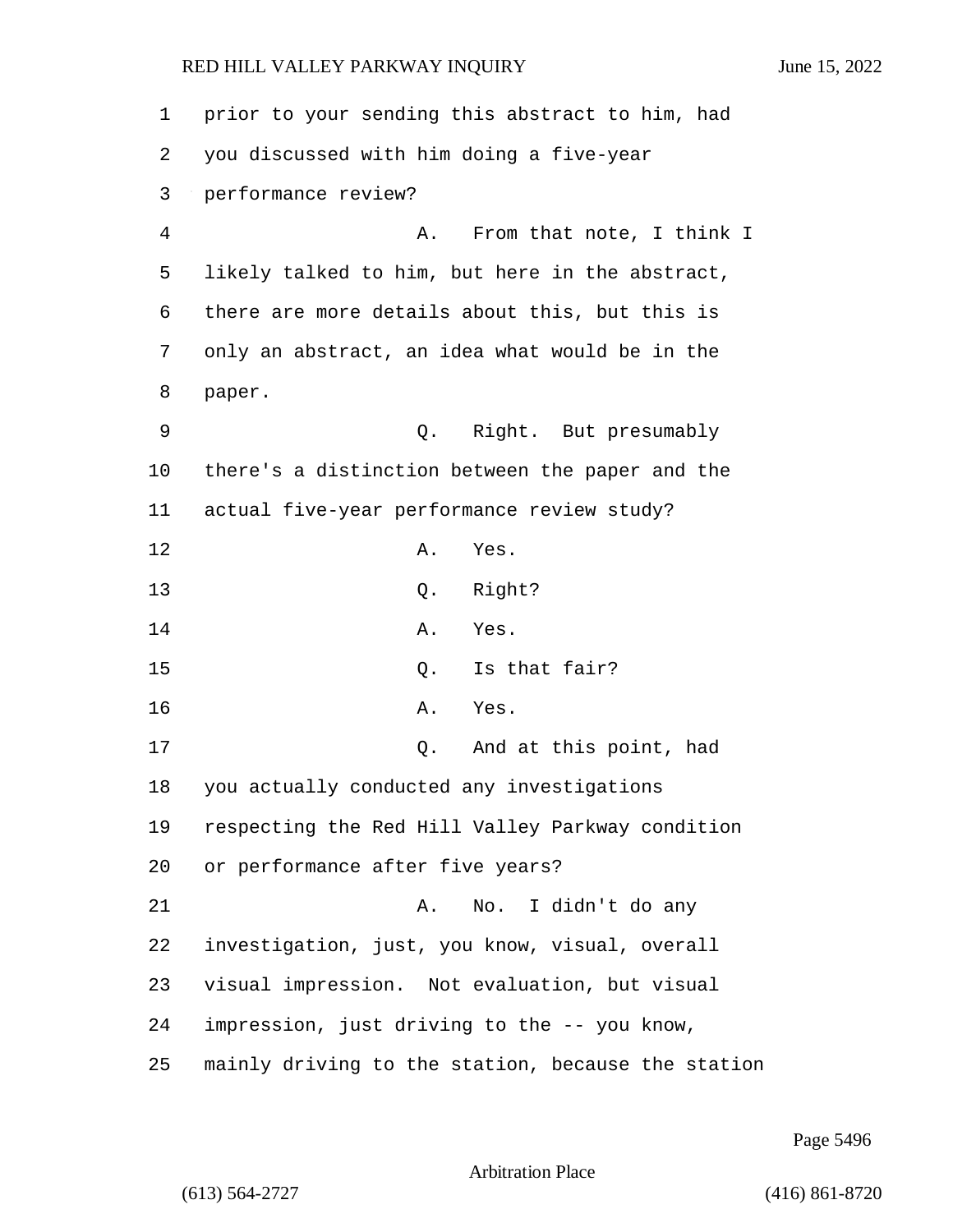prior to your sending this abstract to him, had you discussed with him doing a five-year performance review?

A. From that note, I think I likely talked to him, but here in the abstract, there are more details about this, but this is only an abstract, an idea what would be in the paper.

Q. Right. But presumably there's a distinction between the paper and the actual five-year performance review study?

A. Yes.

Q. Right?

A. Yes.

Q. Is that fair?

A. Yes.

Q. And at this point, had you actually conducted any investigations respecting the Red Hill Valley Parkway condition or performance after five years?

A. No. I didn't do any investigation, just, you know, visual, overall visual impression. Not evaluation, but visual impression, just driving to the -- you know, mainly driving to the station, because the station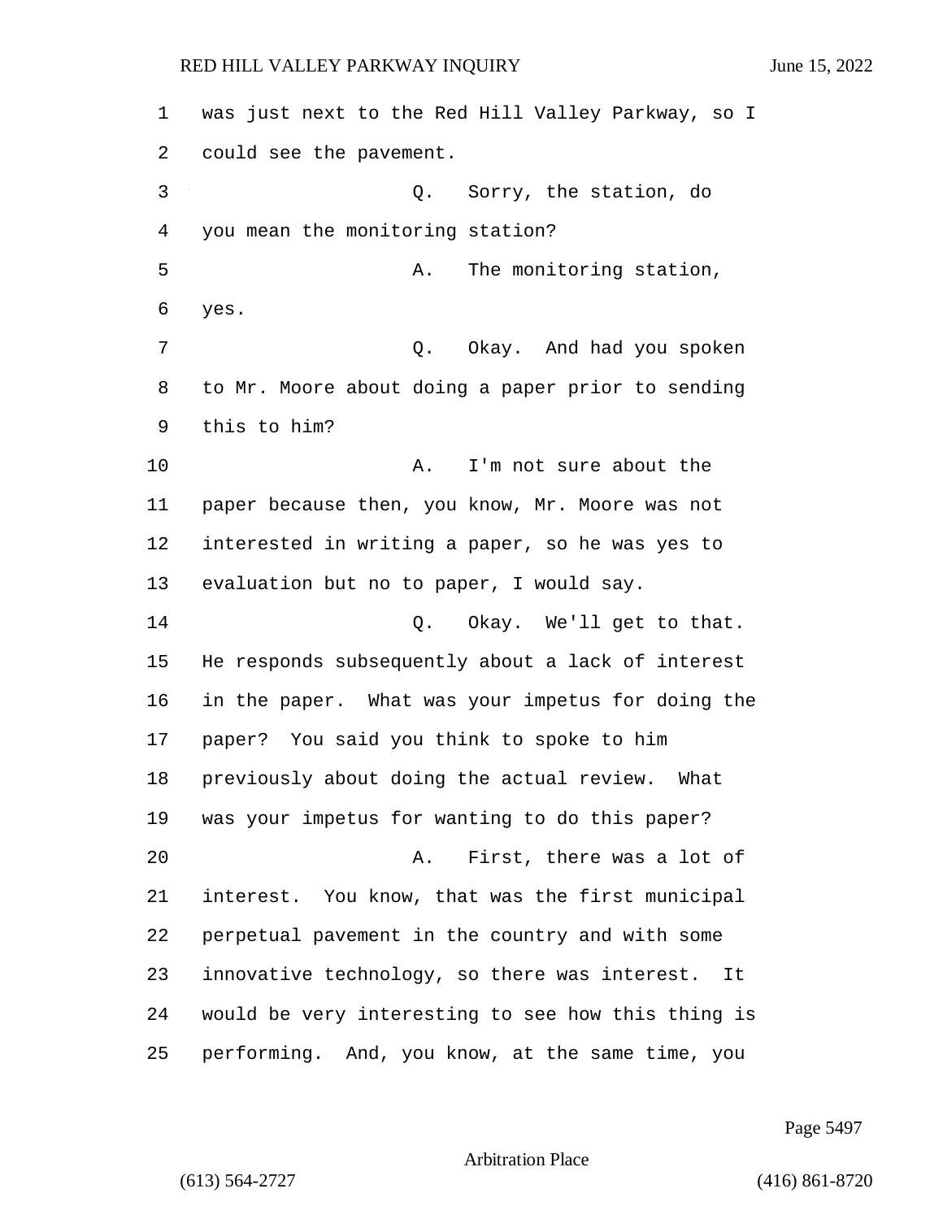was just next to the Red Hill Valley Parkway, so I could see the pavement.

Q. Sorry, the station, do you mean the monitoring station?

A. The monitoring station, yes.

Q. Okay. And had you spoken to Mr. Moore about doing a paper prior to sending this to him?

A. I'm not sure about the paper because then, you know, Mr. Moore was not interested in writing a paper, so he was yes to evaluation but no to paper, I would say.

Q. Okay. We'll get to that. He responds subsequently about a lack of interest in the paper. What was your impetus for doing the paper? You said you think to spoke to him previously about doing the actual review. What was your impetus for wanting to do this paper?

A. First, there was a lot of interest. You know, that was the first municipal perpetual pavement in the country and with some innovative technology, so there was interest. It would be very interesting to see how this thing is performing. And, you know, at the same time, you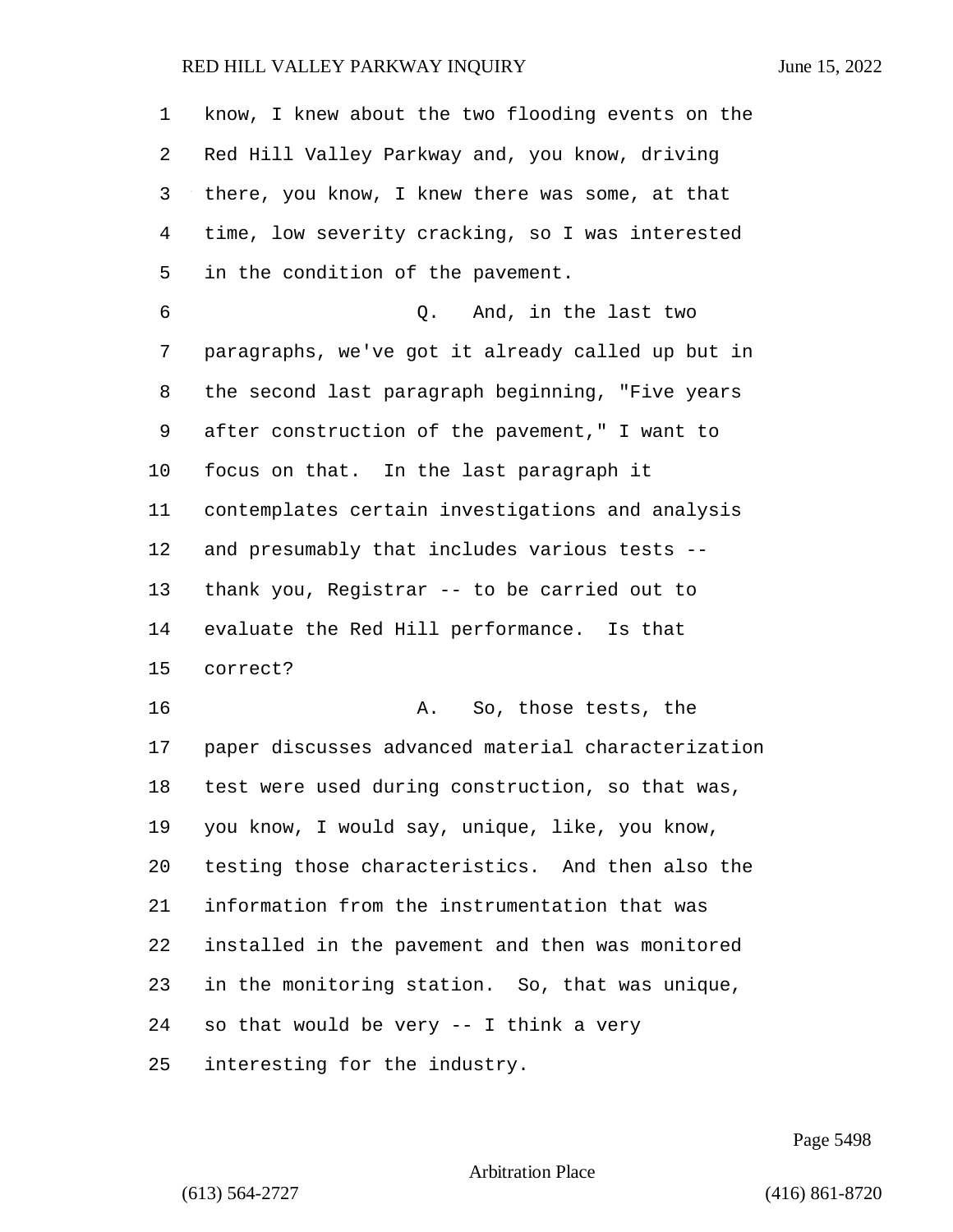know, I knew about the two flooding events on the Red Hill Valley Parkway and, you know, driving there, you know, I knew there was some, at that time, low severity cracking, so I was interested in the condition of the pavement.

Q. And, in the last two paragraphs, we've got it already called up but in the second last paragraph beginning, "Five years after construction of the pavement," I want to focus on that. In the last paragraph it contemplates certain investigations and analysis and presumably that includes various tests -- thank you, Registrar -- to be carried out to evaluate the Red Hill performance. Is that correct?

A. So, those tests, the paper discusses advanced material characterization test were used during construction, so that was, you know, I would say, unique, like, you know, testing those characteristics. And then also the information from the instrumentation that was installed in the pavement and then was monitored in the monitoring station. So, that was unique, so that would be very -- I think a very interesting for the industry.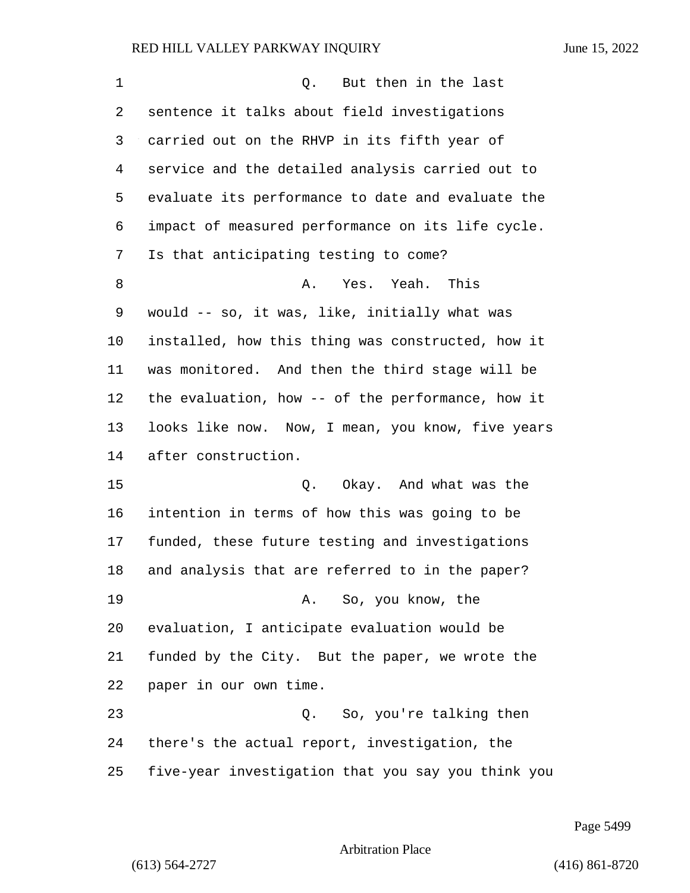Q. But then in the last sentence it talks about field investigations carried out on the RHVP in its fifth year of service and the detailed analysis carried out to evaluate its performance to date and evaluate the impact of measured performance on its life cycle. Is that anticipating testing to come?

A. Yes. Yeah. This would -- so, it was, like, initially what was installed, how this thing was constructed, how it was monitored. And then the third stage will be the evaluation, how -- of the performance, how it looks like now. Now, I mean, you know, five years after construction.

Q. Okay. And what was the intention in terms of how this was going to be funded, these future testing and investigations and analysis that are referred to in the paper?

A. So, you know, the evaluation, I anticipate evaluation would be funded by the City. But the paper, we wrote the paper in our own time.

Q. So, you're talking then there's the actual report, investigation, the five-year investigation that you say you think you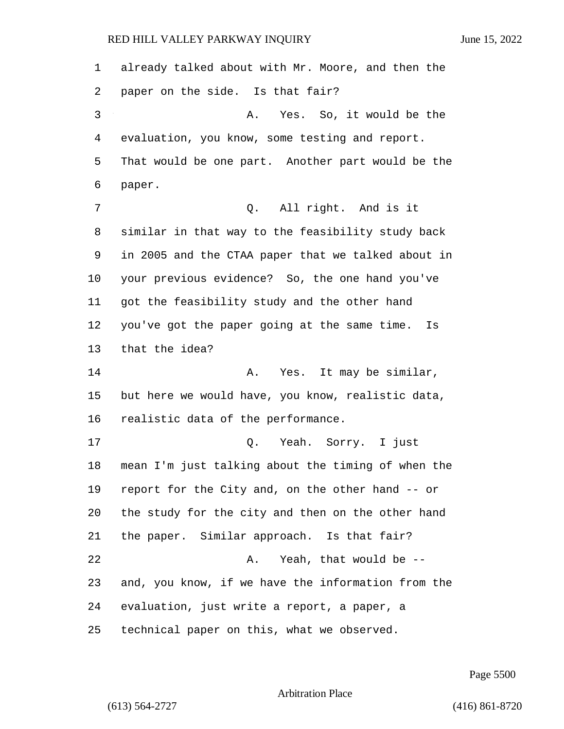already talked about with Mr. Moore, and then the paper on the side. Is that fair?

A. Yes. So, it would be the evaluation, you know, some testing and report. That would be one part. Another part would be the paper.

Q. All right. And is it similar in that way to the feasibility study back in 2005 and the CTAA paper that we talked about in your previous evidence? So, the one hand you've got the feasibility study and the other hand you've got the paper going at the same time. Is that the idea?

A. Yes. It may be similar, but here we would have, you know, realistic data, realistic data of the performance.

Q. Yeah. Sorry. I just mean I'm just talking about the timing of when the report for the City and, on the other hand -- or the study for the city and then on the other hand the paper. Similar approach. Is that fair?

A. Yeah, that would be -- and, you know, if we have the information from the evaluation, just write a report, a paper, a technical paper on this, what we observed.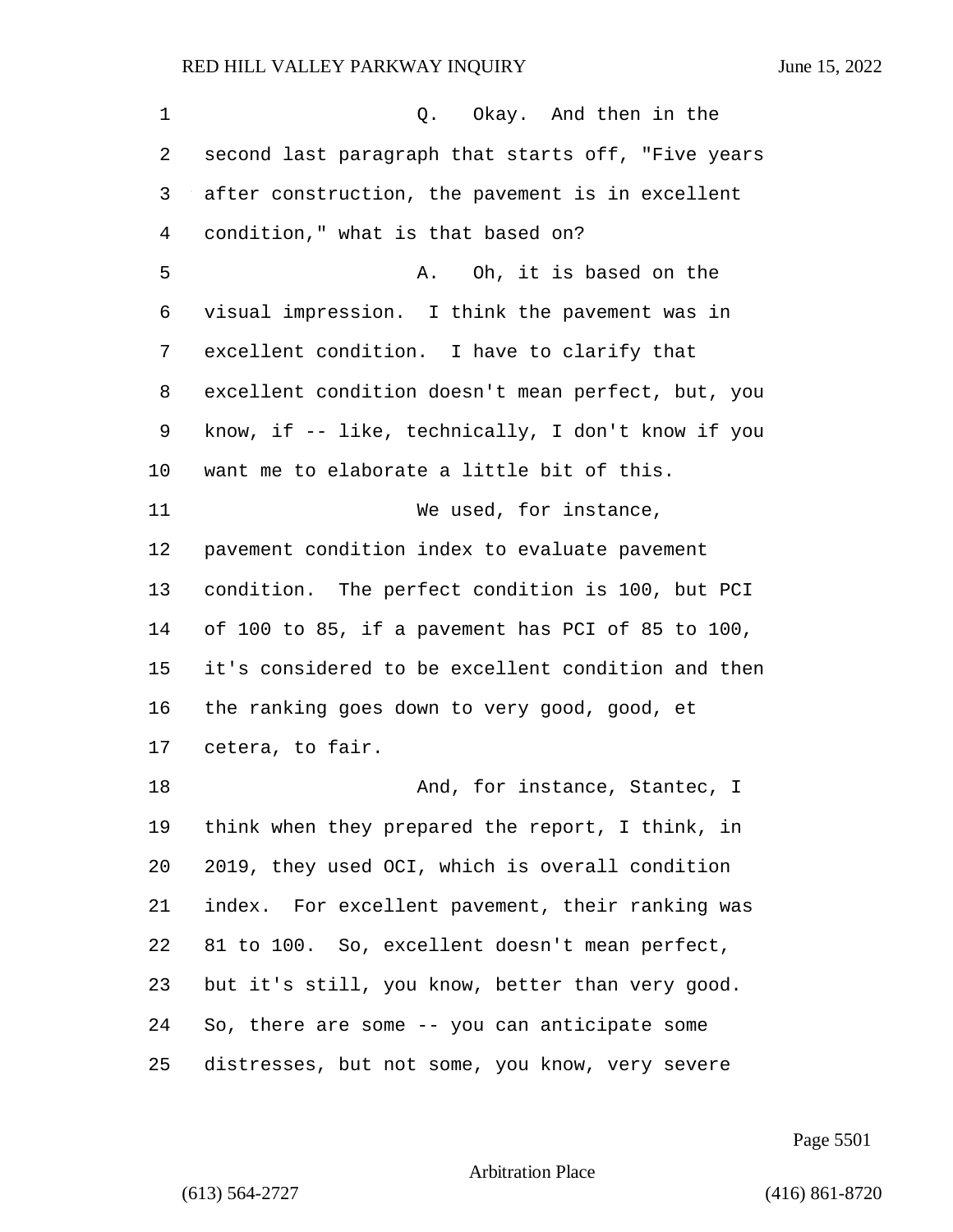Q. Okay. And then in the second last paragraph that starts off, "Five years after construction, the pavement is in excellent condition," what is that based on?

A. Oh, it is based on the visual impression. I think the pavement was in excellent condition. I have to clarify that excellent condition doesn't mean perfect, but, you know, if -- like, technically, I don't know if you want me to elaborate a little bit of this.

We used, for instance, pavement condition index to evaluate pavement condition. The perfect condition is 100, but PCI of 100 to 85, if a pavement has PCI of 85 to 100, it's considered to be excellent condition and then the ranking goes down to very good, good, et cetera, to fair.

And, for instance, Stantec, I think when they prepared the report, I think, in 2019, they used OCI, which is overall condition index. For excellent pavement, their ranking was 81 to 100. So, excellent doesn't mean perfect, but it's still, you know, better than very good. So, there are some -- you can anticipate some distresses, but not some, you know, very severe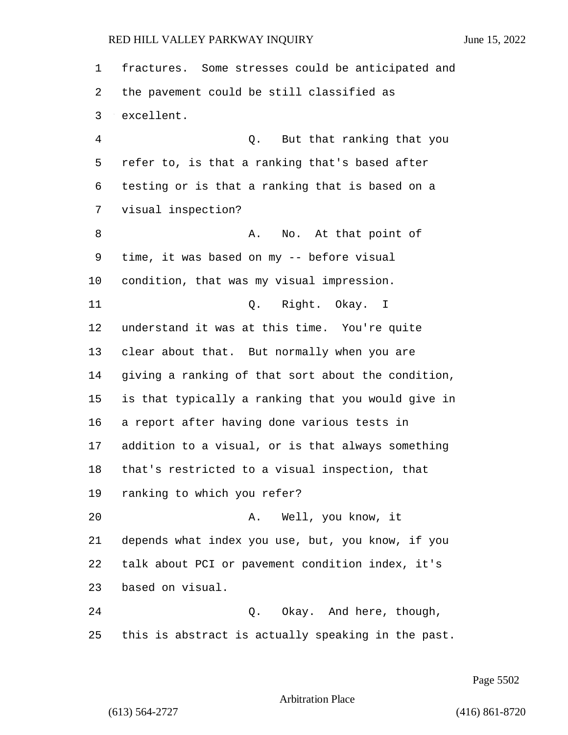fractures. Some stresses could be anticipated and the pavement could be still classified as excellent.

Q. But that ranking that you refer to, is that a ranking that's based after testing or is that a ranking that is based on a visual inspection?

A. No. At that point of time, it was based on my -- before visual condition, that was my visual impression.

Q. Right. Okay. I understand it was at this time. You're quite clear about that. But normally when you are giving a ranking of that sort about the condition, is that typically a ranking that you would give in a report after having done various tests in addition to a visual, or is that always something that's restricted to a visual inspection, that ranking to which you refer?

A. Well, you know, it depends what index you use, but, you know, if you talk about PCI or pavement condition index, it's based on visual.

Q. Okay. And here, though, this is abstract is actually speaking in the past.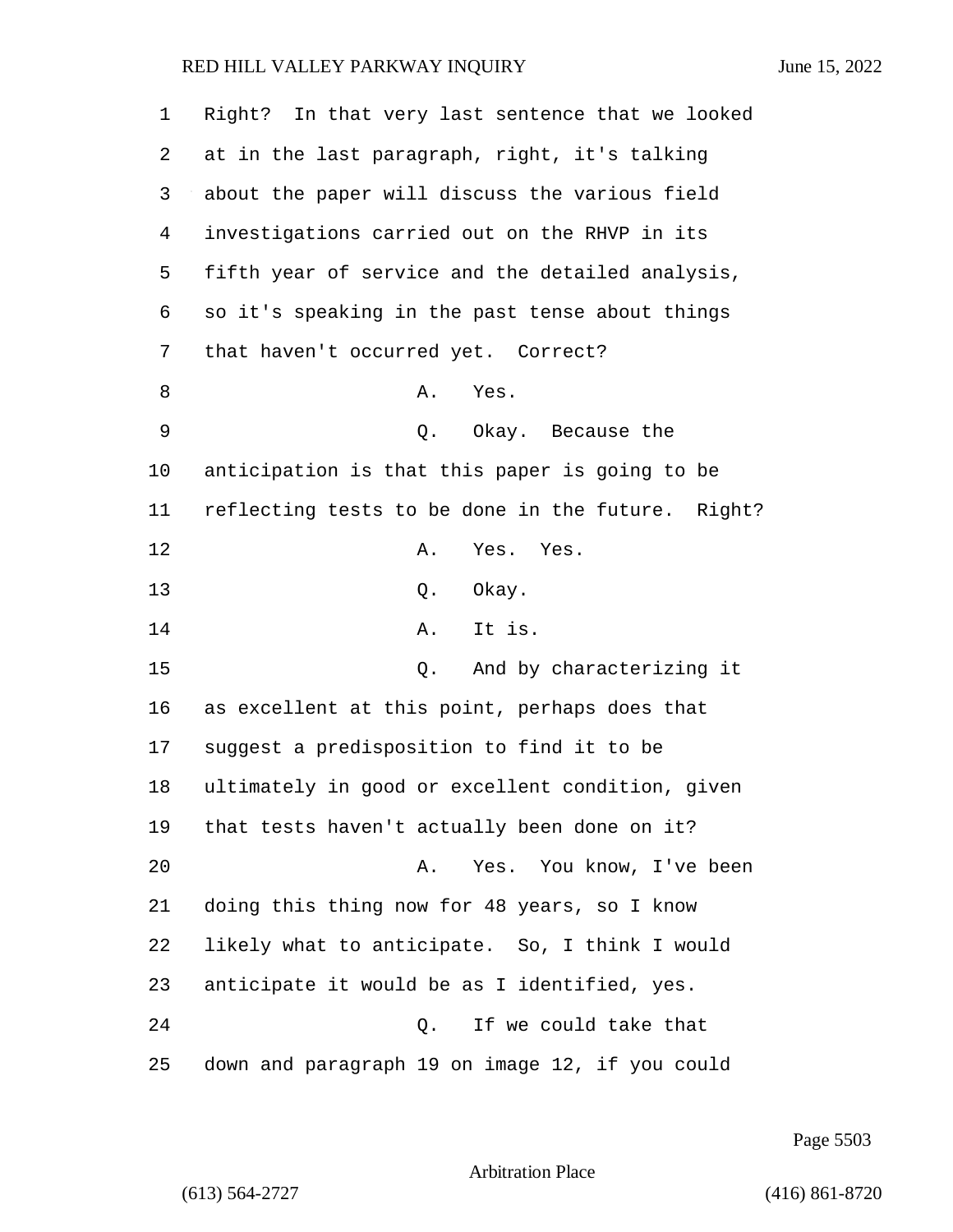Right? In that very last sentence that we looked at in the last paragraph, right, it's talking about the paper will discuss the various field investigations carried out on the RHVP in its fifth year of service and the detailed analysis, so it's speaking in the past tense about things that haven't occurred yet. Correct?

A. Yes.

Q. Okay. Because the anticipation is that this paper is going to be reflecting tests to be done in the future. Right?

A. Yes. Yes.

Q. Okay.

A. It is.

Q. And by characterizing it as excellent at this point, perhaps does that suggest a predisposition to find it to be ultimately in good or excellent condition, given that tests haven't actually been done on it?

A. Yes. You know, I've been doing this thing now for 48 years, so I know likely what to anticipate. So, I think I would anticipate it would be as I identified, yes.

Q. If we could take that down and paragraph 19 on image 12, if you could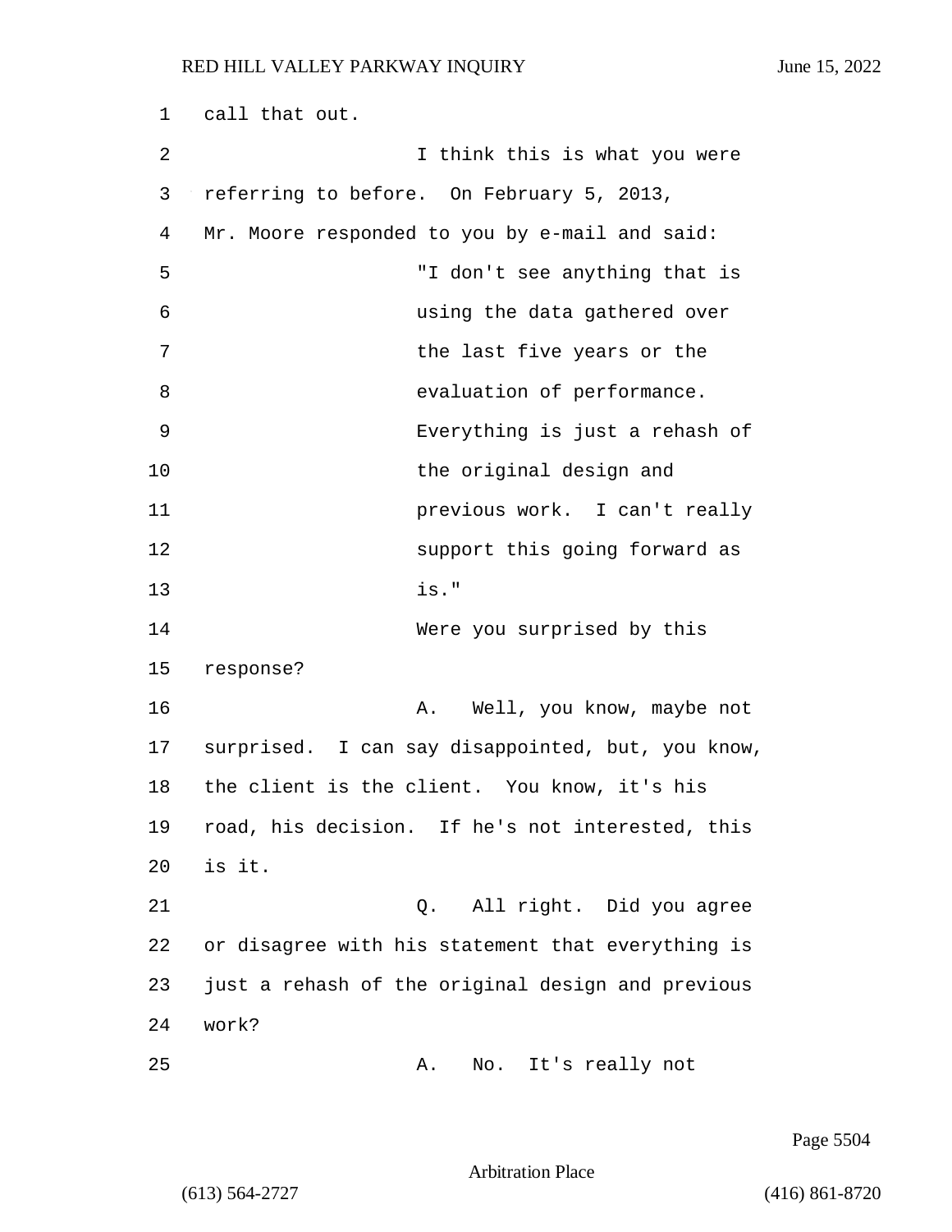call that out.

I think this is what you were referring to before. On February 5, 2013, Mr. Moore responded to you by e-mail and said:

> "I don't see anything that is using the data gathered over the last five years or the evaluation of performance. Everything is just a rehash of the original design and previous work. I can't really support this going forward as is."

Were you surprised by this response?

A. Well, you know, maybe not surprised. I can say disappointed, but, you know, the client is the client. You know, it's his road, his decision. If he's not interested, this is it.

Q. All right. Did you agree or disagree with his statement that everything is just a rehash of the original design and previous work?

A. No. It's really not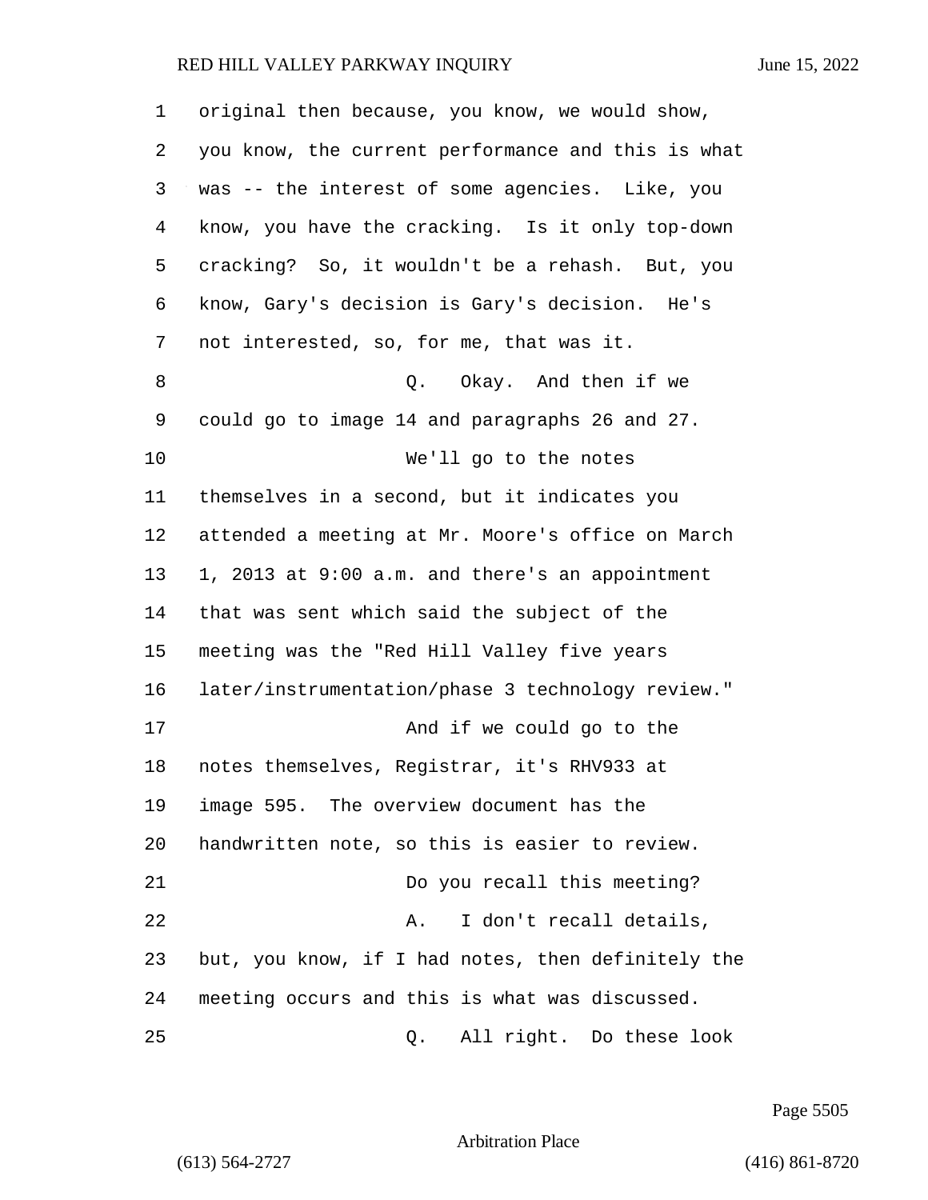original then because, you know, we would show, you know, the current performance and this is what was -- the interest of some agencies. Like, you know, you have the cracking. Is it only top-down cracking? So, it wouldn't be a rehash. But, you know, Gary's decision is Gary's decision. He's not interested, so, for me, that was it.

Q. Okay. And then if we could go to image 14 and paragraphs 26 and 27.

We'll go to the notes themselves in a second, but it indicates you attended a meeting at Mr. Moore's office on March 1, 2013 at 9:00 a.m. and there's an appointment that was sent which said the subject of the meeting was the "Red Hill Valley five years later/instrumentation/phase 3 technology review."

And if we could go to the notes themselves, Registrar, it's RHV933 at image 595. The overview document has the handwritten note, so this is easier to review.

Do you recall this meeting?

A. I don't recall details, but, you know, if I had notes, then definitely the meeting occurs and this is what was discussed.

Q. All right. Do these look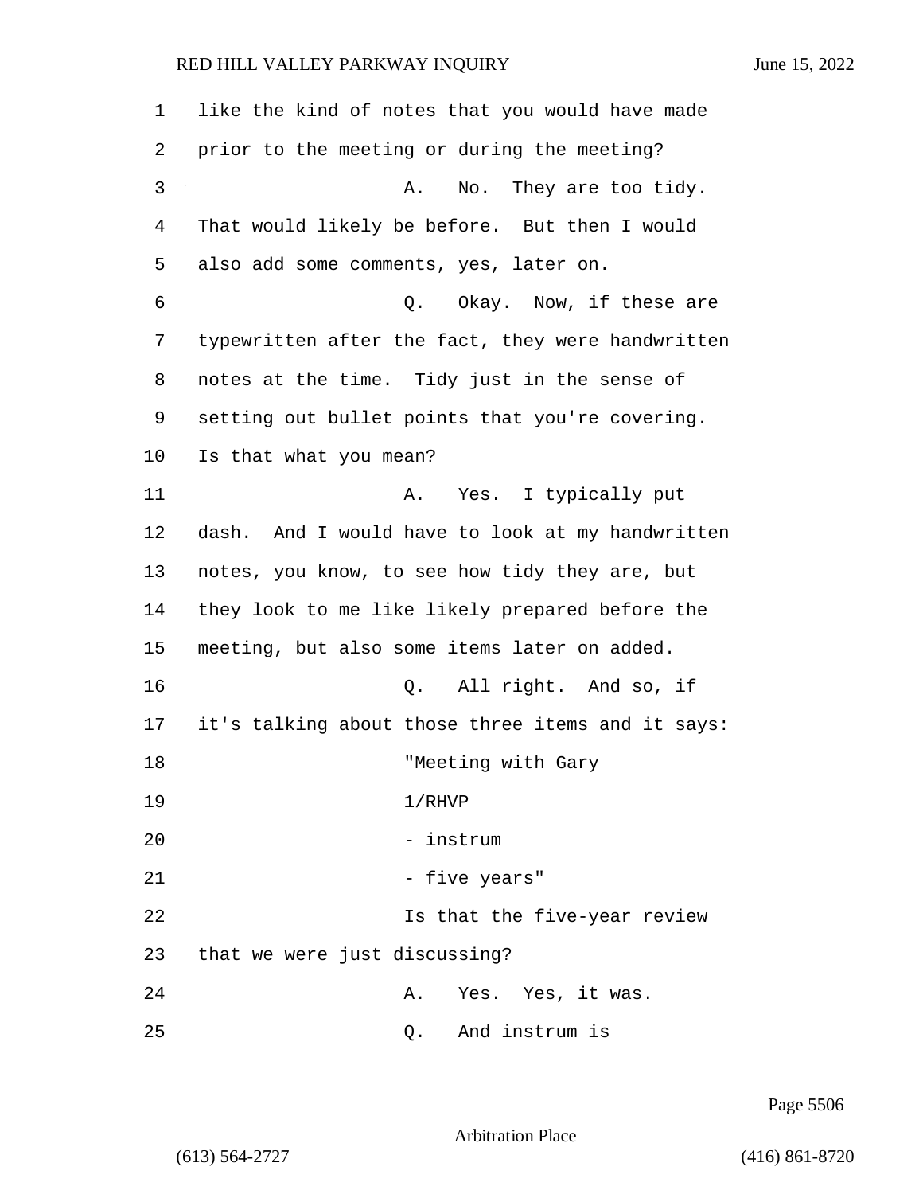like the kind of notes that you would have made prior to the meeting or during the meeting?

A. No. They are too tidy. That would likely be before. But then I would also add some comments, yes, later on.

Q. Okay. Now, if these are typewritten after the fact, they were handwritten notes at the time. Tidy just in the sense of setting out bullet points that you're covering. Is that what you mean?

A. Yes. I typically put dash. And I would have to look at my handwritten notes, you know, to see how tidy they are, but they look to me like likely prepared before the meeting, but also some items later on added.

Q. All right. And so, if it's talking about those three items and it says:

"Meeting with Gary
1/RHVP
- instrum
- five years"

Is that the five-year review that we were just discussing?

A. Yes. Yes, it was.

Q. And instrum is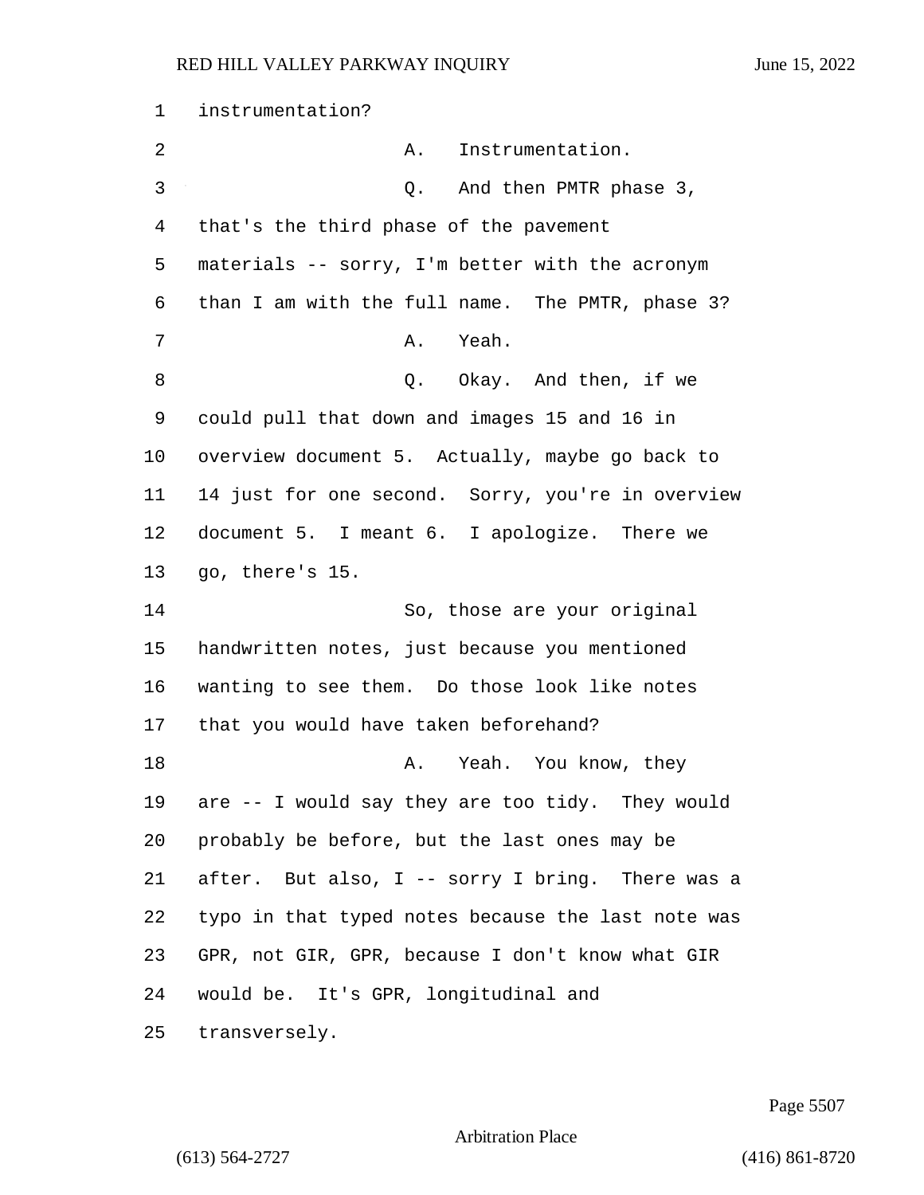instrumentation?

A. Instrumentation.

Q. And then PMTR phase 3, that's the third phase of the pavement materials -- sorry, I'm better with the acronym than I am with the full name. The PMTR, phase 3?

A. Yeah.

Q. Okay. And then, if we could pull that down and images 15 and 16 in overview document 5. Actually, maybe go back to 14 just for one second. Sorry, you're in overview document 5. I meant 6. I apologize. There we go, there's 15.

So, those are your original handwritten notes, just because you mentioned wanting to see them. Do those look like notes that you would have taken beforehand?

A. Yeah. You know, they are -- I would say they are too tidy. They would probably be before, but the last ones may be after. But also, I -- sorry I bring. There was a typo in that typed notes because the last note was GPR, not GIR, GPR, because I don't know what GIR would be. It's GPR, longitudinal and transversely.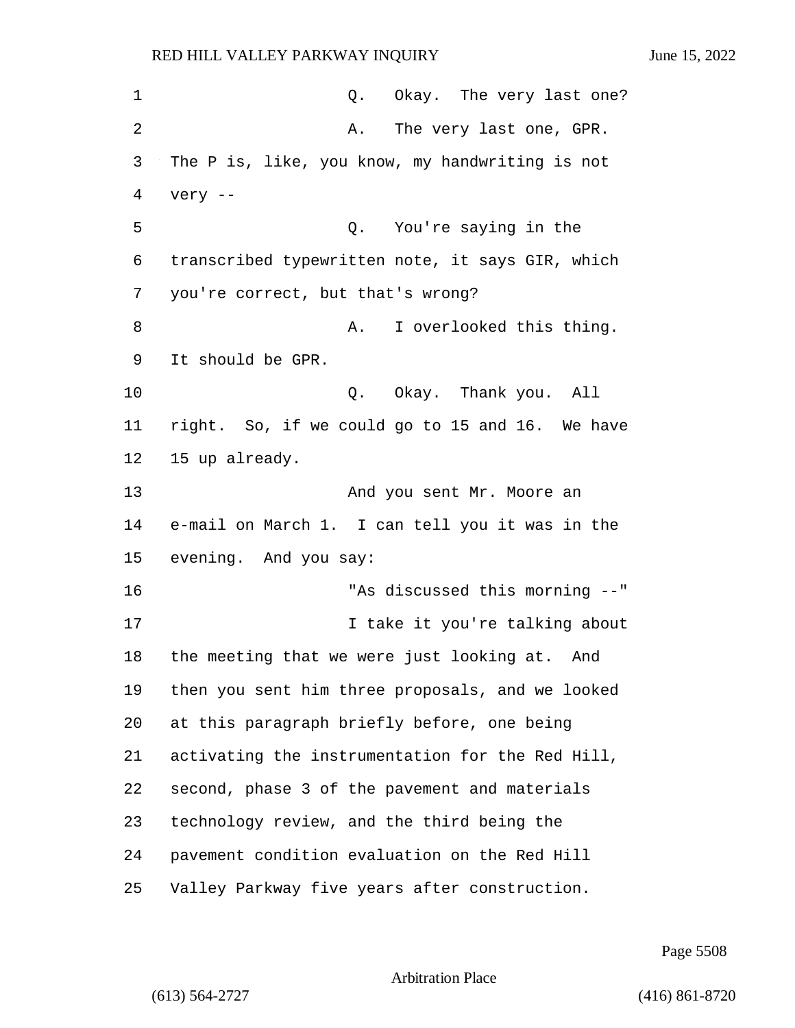Q. Okay. The very last one?

A. The very last one, GPR. The P is, like, you know, my handwriting is not very --

Q. You're saying in the transcribed typewritten note, it says GIR, which you're correct, but that's wrong?

A. I overlooked this thing. It should be GPR.

Q. Okay. Thank you. All right. So, if we could go to 15 and 16. We have 15 up already.

And you sent Mr. Moore an e-mail on March 1. I can tell you it was in the evening. And you say:

"As discussed this morning --"

I take it you're talking about the meeting that we were just looking at. And then you sent him three proposals, and we looked at this paragraph briefly before, one being activating the instrumentation for the Red Hill, second, phase 3 of the pavement and materials technology review, and the third being the pavement condition evaluation on the Red Hill Valley Parkway five years after construction.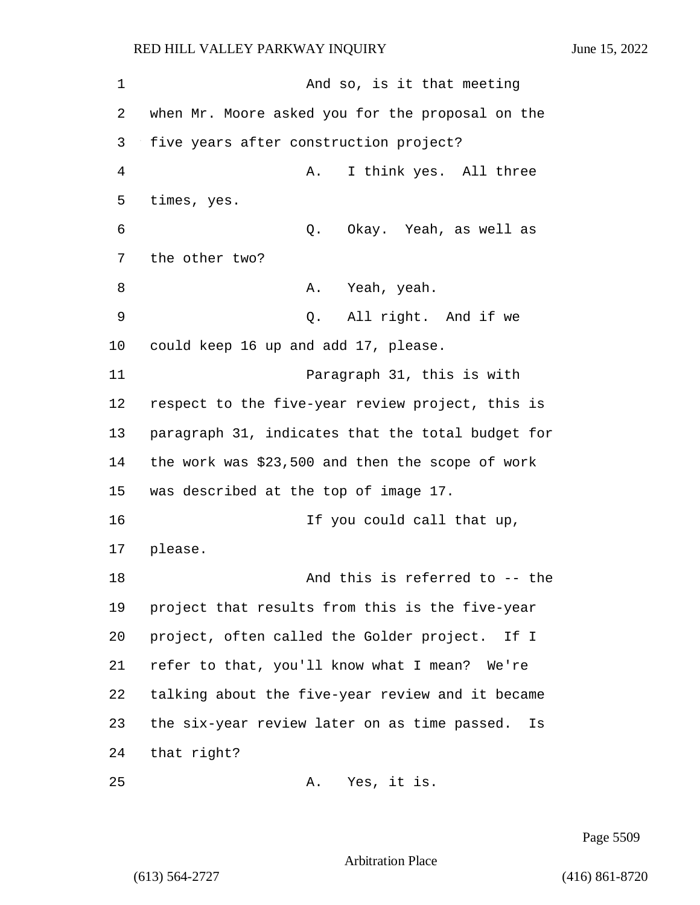And so, is it that meeting when Mr. Moore asked you for the proposal on the five years after construction project?

A. I think yes. All three times, yes.

Q. Okay. Yeah, as well as the other two?

A. Yeah, yeah.

Q. All right. And if we could keep 16 up and add 17, please.

Paragraph 31, this is with respect to the five-year review project, this is paragraph 31, indicates that the total budget for the work was $23,500 and then the scope of work was described at the top of image 17.

If you could call that up, please.

And this is referred to -- the project that results from this is the five-year project, often called the Golder project. If I refer to that, you'll know what I mean? We're talking about the five-year review and it became the six-year review later on as time passed. Is that right?

A. Yes, it is.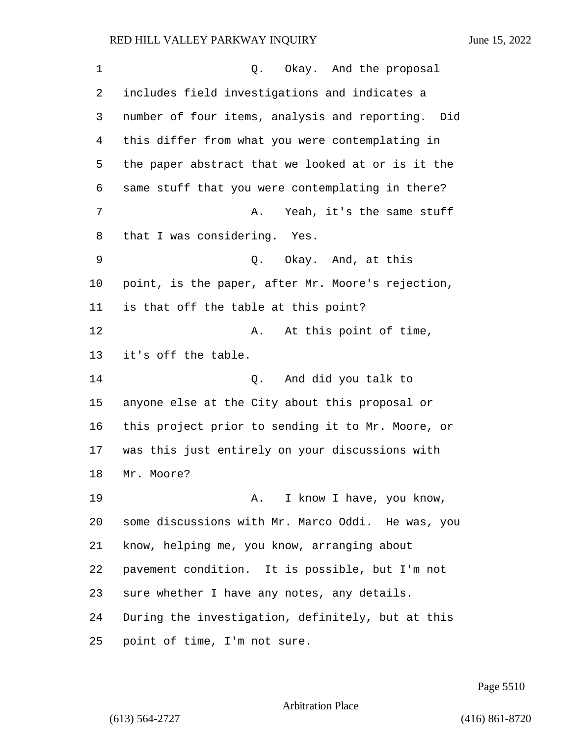Q. Okay. And the proposal includes field investigations and indicates a number of four items, analysis and reporting. Did this differ from what you were contemplating in the paper abstract that we looked at or is it the same stuff that you were contemplating in there?

A. Yeah, it's the same stuff that I was considering. Yes.

Q. Okay. And, at this point, is the paper, after Mr. Moore's rejection, is that off the table at this point?

A. At this point of time, it's off the table.

Q. And did you talk to anyone else at the City about this proposal or this project prior to sending it to Mr. Moore, or was this just entirely on your discussions with Mr. Moore?

A. I know I have, you know, some discussions with Mr. Marco Oddi. He was, you know, helping me, you know, arranging about pavement condition. It is possible, but I'm not sure whether I have any notes, any details. During the investigation, definitely, but at this point of time, I'm not sure.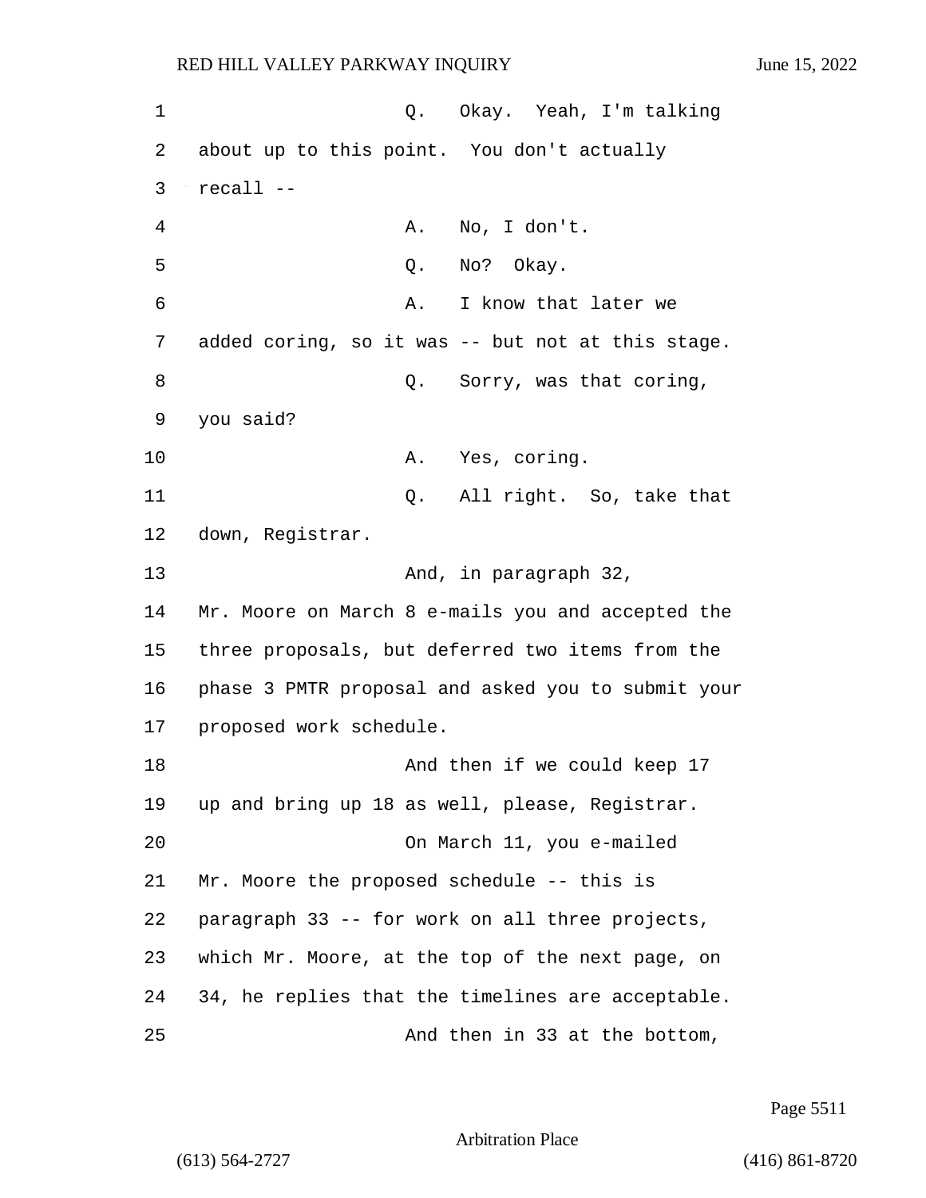Q. Okay. Yeah, I'm talking about up to this point. You don't actually recall --

A. No, I don't.

Q. No? Okay.

A. I know that later we added coring, so it was -- but not at this stage.

Q. Sorry, was that coring, you said?

A. Yes, coring.

Q. All right. So, take that down, Registrar.

And, in paragraph 32, Mr. Moore on March 8 e-mails you and accepted the three proposals, but deferred two items from the phase 3 PMTR proposal and asked you to submit your proposed work schedule.

And then if we could keep 17 up and bring up 18 as well, please, Registrar.

On March 11, you e-mailed Mr. Moore the proposed schedule -- this is paragraph 33 -- for work on all three projects, which Mr. Moore, at the top of the next page, on 34, he replies that the timelines are acceptable.

And then in 33 at the bottom,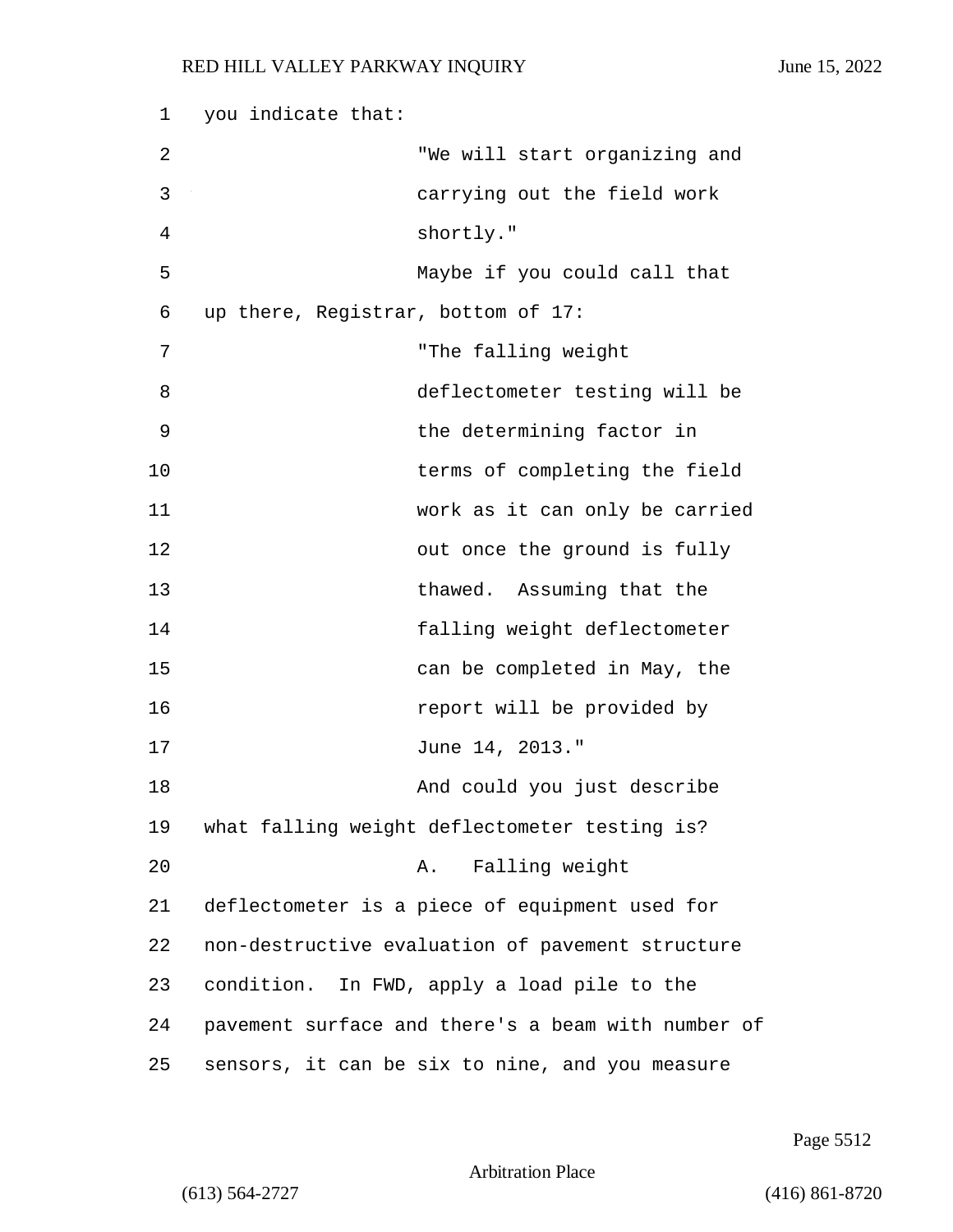you indicate that:

"We will start organizing and carrying out the field work shortly."

Maybe if you could call that up there, Registrar, bottom of 17:

"The falling weight deflectometer testing will be the determining factor in terms of completing the field work as it can only be carried out once the ground is fully thawed. Assuming that the falling weight deflectometer can be completed in May, the report will be provided by June 14, 2013."

And could you just describe what falling weight deflectometer testing is?

A. Falling weight deflectometer is a piece of equipment used for non-destructive evaluation of pavement structure condition. In FWD, apply a load pile to the pavement surface and there's a beam with number of sensors, it can be six to nine, and you measure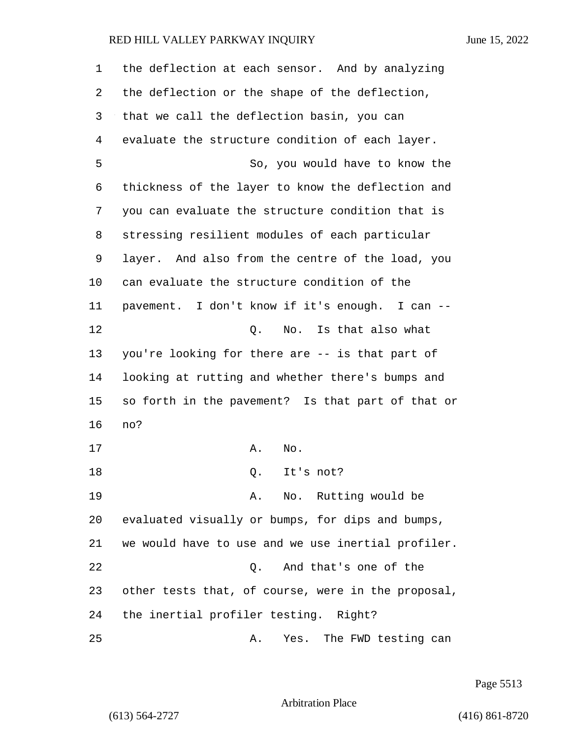the deflection at each sensor. And by analyzing the deflection or the shape of the deflection, that we call the deflection basin, you can evaluate the structure condition of each layer.

So, you would have to know the thickness of the layer to know the deflection and you can evaluate the structure condition that is stressing resilient modules of each particular layer. And also from the centre of the load, you can evaluate the structure condition of the pavement. I don't know if it's enough. I can --

Q. No. Is that also what you're looking for there are -- is that part of looking at rutting and whether there's bumps and so forth in the pavement? Is that part of that or no?

A. No.

Q. It's not?

A. No. Rutting would be evaluated visually or bumps, for dips and bumps, we would have to use and we use inertial profiler.

Q. And that's one of the other tests that, of course, were in the proposal, the inertial profiler testing. Right?

A. Yes. The FWD testing can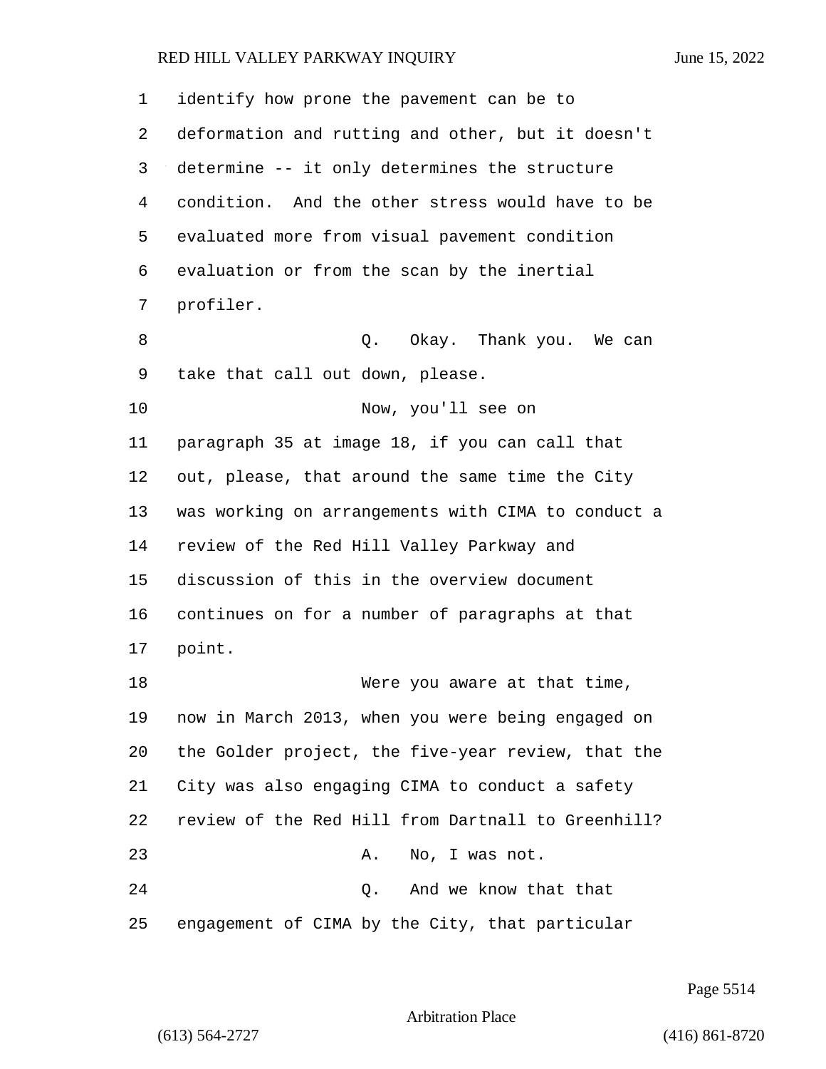identify how prone the pavement can be to deformation and rutting and other, but it doesn't determine -- it only determines the structure condition. And the other stress would have to be evaluated more from visual pavement condition evaluation or from the scan by the inertial profiler.

Q. Okay. Thank you. We can take that call out down, please.

Now, you'll see on paragraph 35 at image 18, if you can call that out, please, that around the same time the City was working on arrangements with CIMA to conduct a review of the Red Hill Valley Parkway and discussion of this in the overview document continues on for a number of paragraphs at that point.

Were you aware at that time, now in March 2013, when you were being engaged on the Golder project, the five-year review, that the City was also engaging CIMA to conduct a safety review of the Red Hill from Dartnall to Greenhill?

A. No, I was not.

Q. And we know that that engagement of CIMA by the City, that particular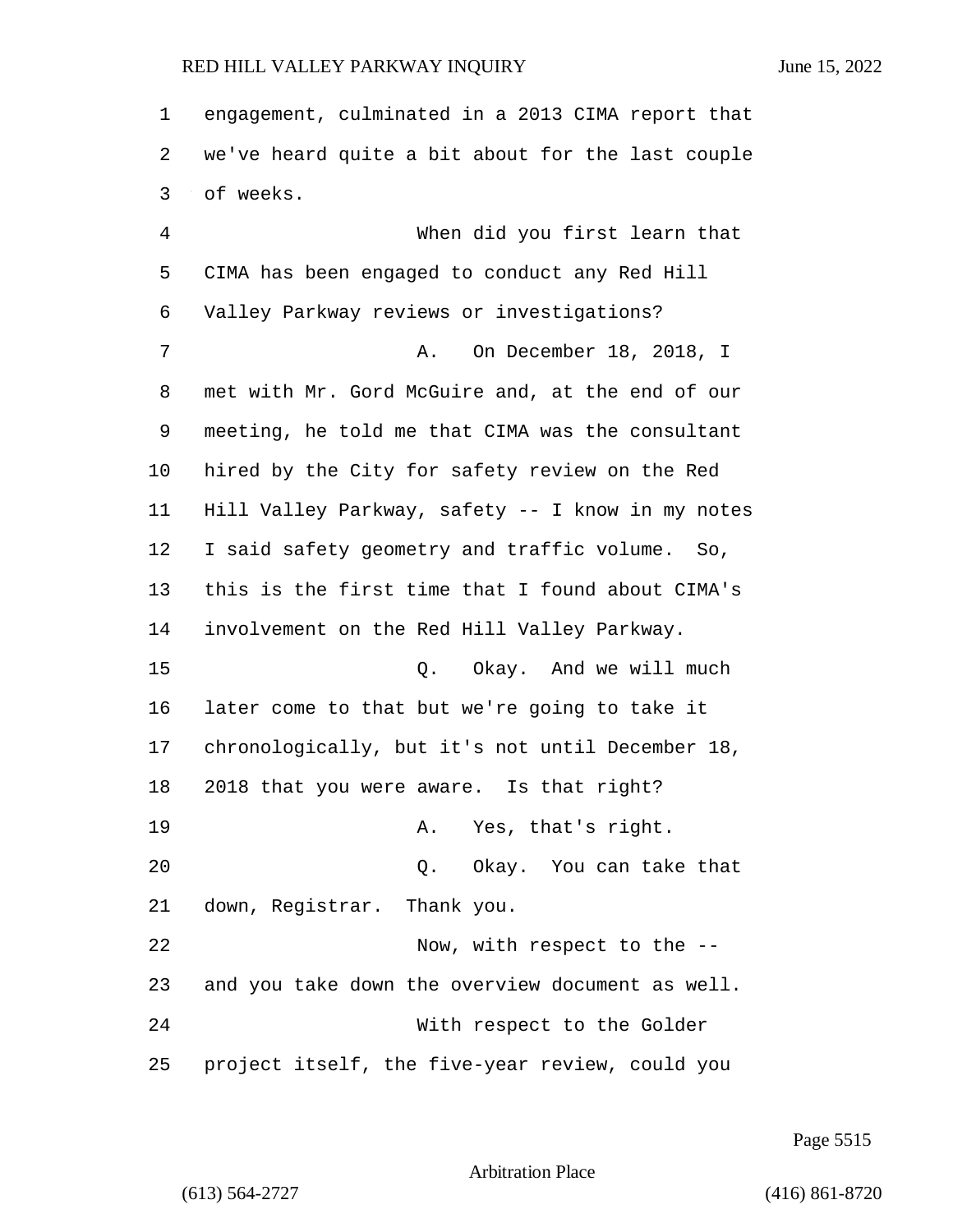engagement, culminated in a 2013 CIMA report that we've heard quite a bit about for the last couple of weeks.

When did you first learn that CIMA has been engaged to conduct any Red Hill Valley Parkway reviews or investigations?

A. On December 18, 2018, I met with Mr. Gord McGuire and, at the end of our meeting, he told me that CIMA was the consultant hired by the City for safety review on the Red Hill Valley Parkway, safety -- I know in my notes I said safety geometry and traffic volume. So, this is the first time that I found about CIMA's involvement on the Red Hill Valley Parkway.

Q. Okay. And we will much later come to that but we're going to take it chronologically, but it's not until December 18, 2018 that you were aware. Is that right?

A. Yes, that's right.

Q. Okay. You can take that down, Registrar. Thank you.

Now, with respect to the -- and you take down the overview document as well.

With respect to the Golder project itself, the five-year review, could you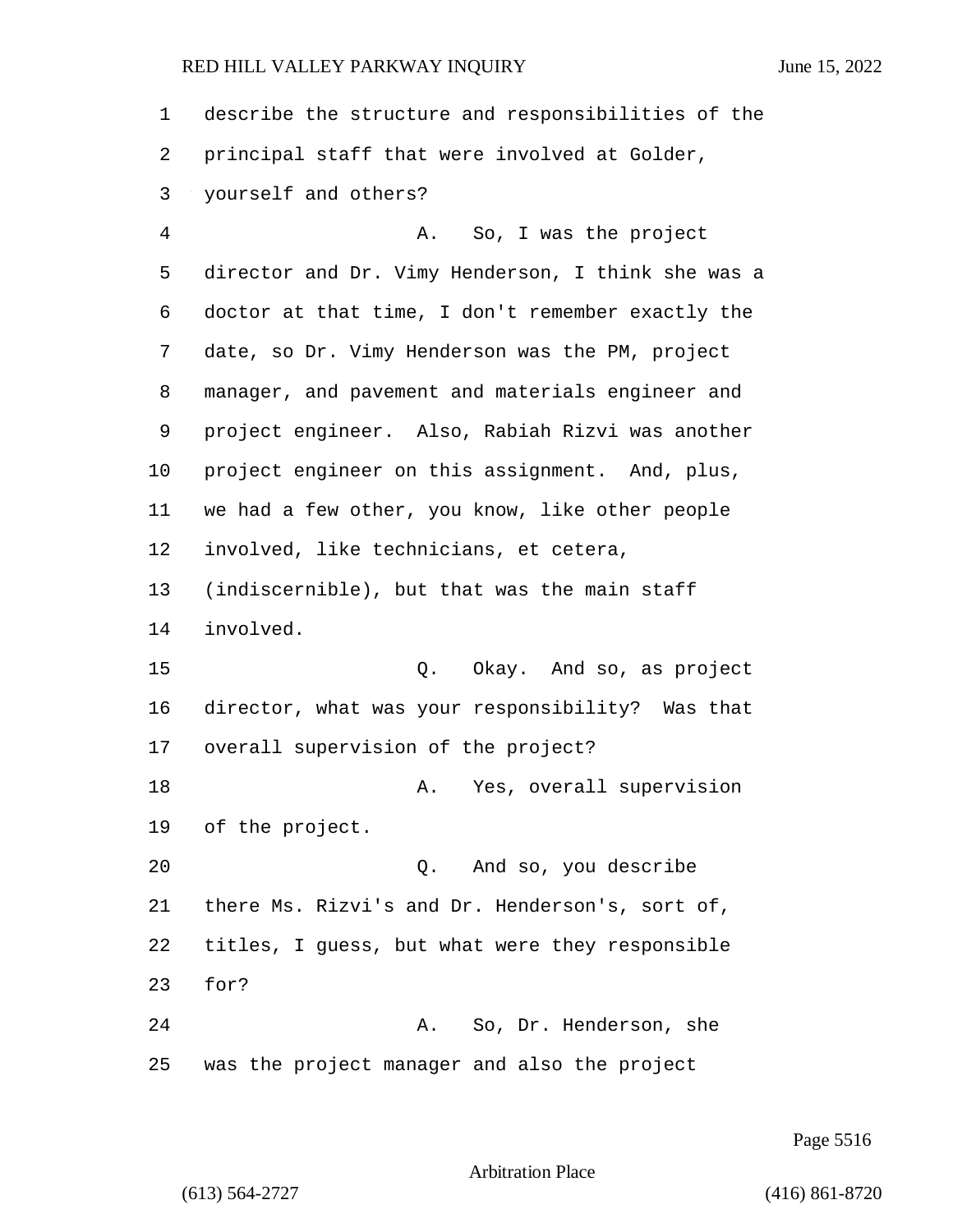describe the structure and responsibilities of the principal staff that were involved at Golder, yourself and others?

A. So, I was the project director and Dr. Vimy Henderson, I think she was a doctor at that time, I don't remember exactly the date, so Dr. Vimy Henderson was the PM, project manager, and pavement and materials engineer and project engineer. Also, Rabiah Rizvi was another project engineer on this assignment. And, plus, we had a few other, you know, like other people involved, like technicians, et cetera, (indiscernible), but that was the main staff involved.

Q. Okay. And so, as project director, what was your responsibility? Was that overall supervision of the project?

A. Yes, overall supervision of the project.

Q. And so, you describe there Ms. Rizvi's and Dr. Henderson's, sort of, titles, I guess, but what were they responsible for?

A. So, Dr. Henderson, she was the project manager and also the project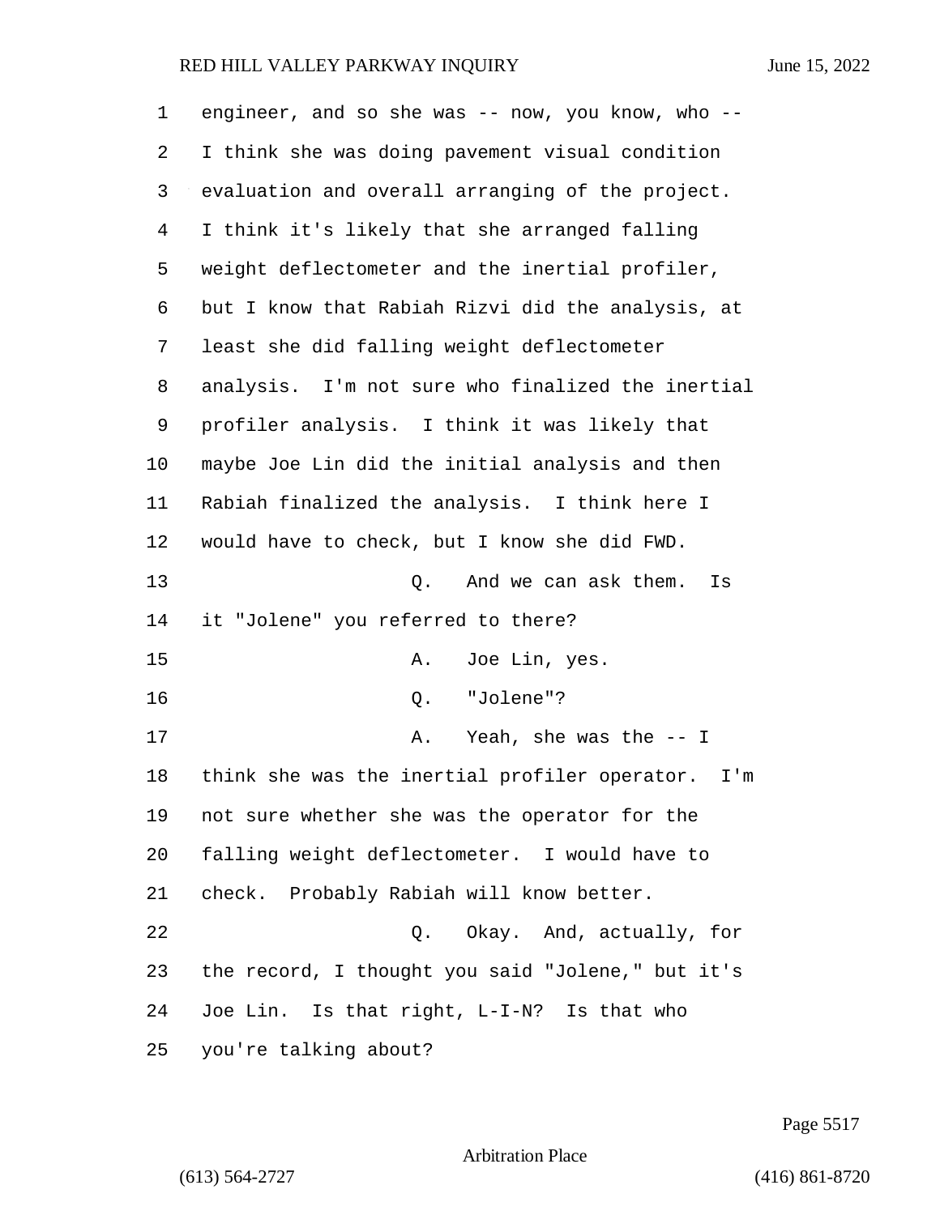engineer, and so she was -- now, you know, who -- I think she was doing pavement visual condition evaluation and overall arranging of the project. I think it's likely that she arranged falling weight deflectometer and the inertial profiler, but I know that Rabiah Rizvi did the analysis, at least she did falling weight deflectometer analysis. I'm not sure who finalized the inertial profiler analysis. I think it was likely that maybe Joe Lin did the initial analysis and then Rabiah finalized the analysis. I think here I would have to check, but I know she did FWD.

Q. And we can ask them. Is it "Jolene" you referred to there?

A. Joe Lin, yes.

Q. "Jolene"?

A. Yeah, she was the -- I think she was the inertial profiler operator. I'm not sure whether she was the operator for the falling weight deflectometer. I would have to check. Probably Rabiah will know better.

Q. Okay. And, actually, for the record, I thought you said "Jolene," but it's Joe Lin. Is that right, L-I-N? Is that who you're talking about?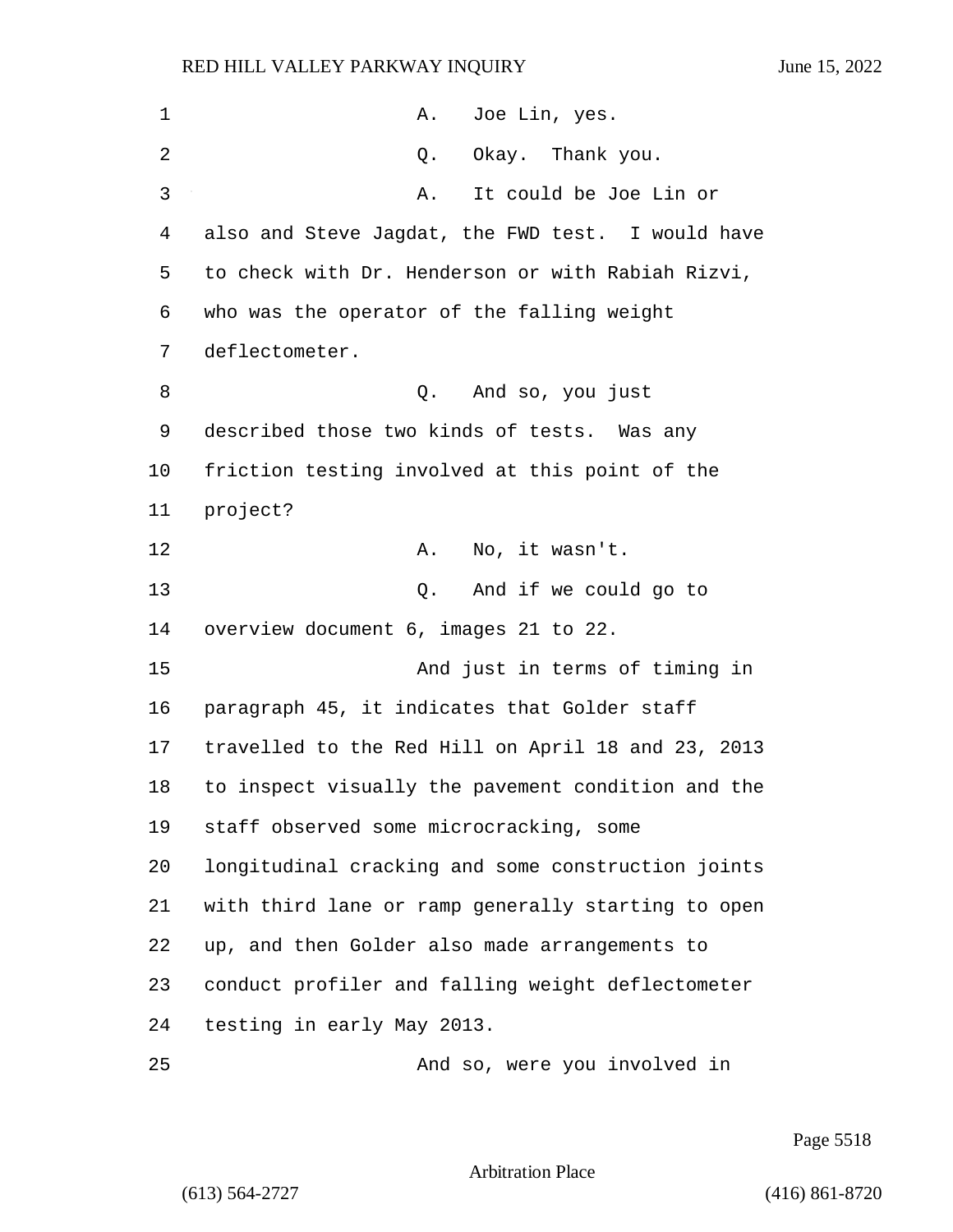A. Joe Lin, yes.

Q. Okay. Thank you.

A. It could be Joe Lin or also and Steve Jagdat, the FWD test. I would have to check with Dr. Henderson or with Rabiah Rizvi, who was the operator of the falling weight deflectometer.

Q. And so, you just described those two kinds of tests. Was any friction testing involved at this point of the project?

A. No, it wasn't.

Q. And if we could go to overview document 6, images 21 to 22.

And just in terms of timing in paragraph 45, it indicates that Golder staff travelled to the Red Hill on April 18 and 23, 2013 to inspect visually the pavement condition and the staff observed some microcracking, some longitudinal cracking and some construction joints with third lane or ramp generally starting to open up, and then Golder also made arrangements to conduct profiler and falling weight deflectometer testing in early May 2013.

And so, were you involved in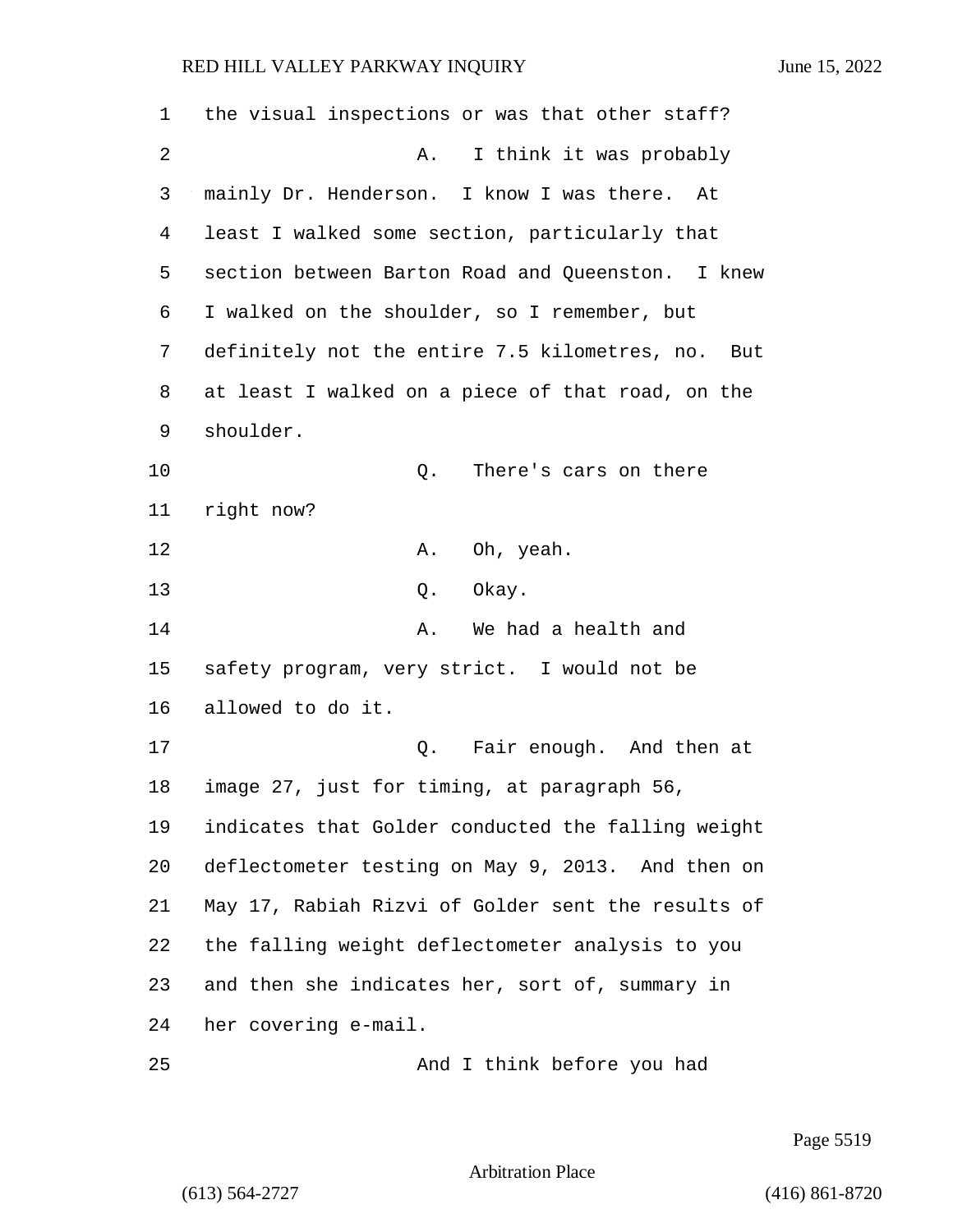the visual inspections or was that other staff?

A. I think it was probably mainly Dr. Henderson. I know I was there. At least I walked some section, particularly that section between Barton Road and Queenston. I knew I walked on the shoulder, so I remember, but definitely not the entire 7.5 kilometres, no. But at least I walked on a piece of that road, on the shoulder.

Q. There's cars on there right now?

A. Oh, yeah.

Q. Okay.

A. We had a health and safety program, very strict. I would not be allowed to do it.

Q. Fair enough. And then at image 27, just for timing, at paragraph 56, indicates that Golder conducted the falling weight deflectometer testing on May 9, 2013. And then on May 17, Rabiah Rizvi of Golder sent the results of the falling weight deflectometer analysis to you and then she indicates her, sort of, summary in her covering e-mail.

And I think before you had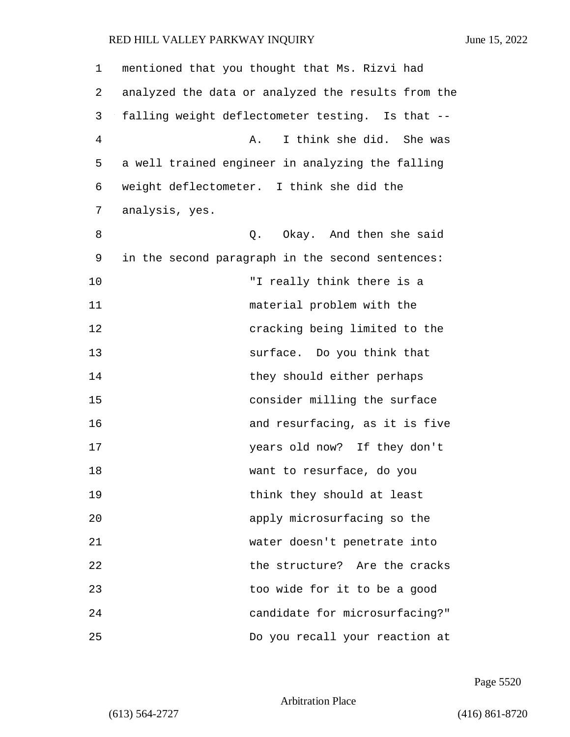mentioned that you thought that Ms. Rizvi had analyzed the data or analyzed the results from the falling weight deflectometer testing. Is that --

A. I think she did. She was a well trained engineer in analyzing the falling weight deflectometer. I think she did the analysis, yes.

Q. Okay. And then she said in the second paragraph in the second sentences:

> "I really think there is a material problem with the cracking being limited to the surface. Do you think that they should either perhaps consider milling the surface and resurfacing, as it is five years old now? If they don't want to resurface, do you think they should at least apply microsurfacing so the water doesn't penetrate into the structure? Are the cracks too wide for it to be a good candidate for microsurfacing?"

Do you recall your reaction at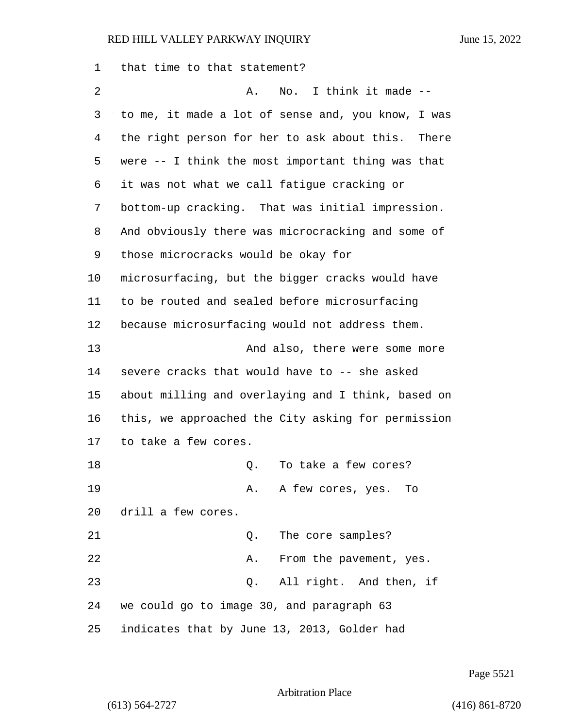1 that time to that statement?

2 A. No. I think it made --

3 to me, it made a lot of sense and, you know, I was

4 the right person for her to ask about this. There

5 were -- I think the most important thing was that

6 it was not what we call fatigue cracking or

7 bottom-up cracking. That was initial impression.

8 And obviously there was microcracking and some of

9 those microcracks would be okay for

10 microsurfacing, but the bigger cracks would have

11 to be routed and sealed before microsurfacing

12 because microsurfacing would not address them.

13 And also, there were some more

14 severe cracks that would have to -- she asked

15 about milling and overlaying and I think, based on

16 this, we approached the City asking for permission

17 to take a few cores.

18 Q. To take a few cores?

19 A. A few cores, yes. To

20 drill a few cores.

21 Q. The core samples?

22 A. From the pavement, yes.

23 Q. All right. And then, if

24 we could go to image 30, and paragraph 63

25 indicates that by June 13, 2013, Golder had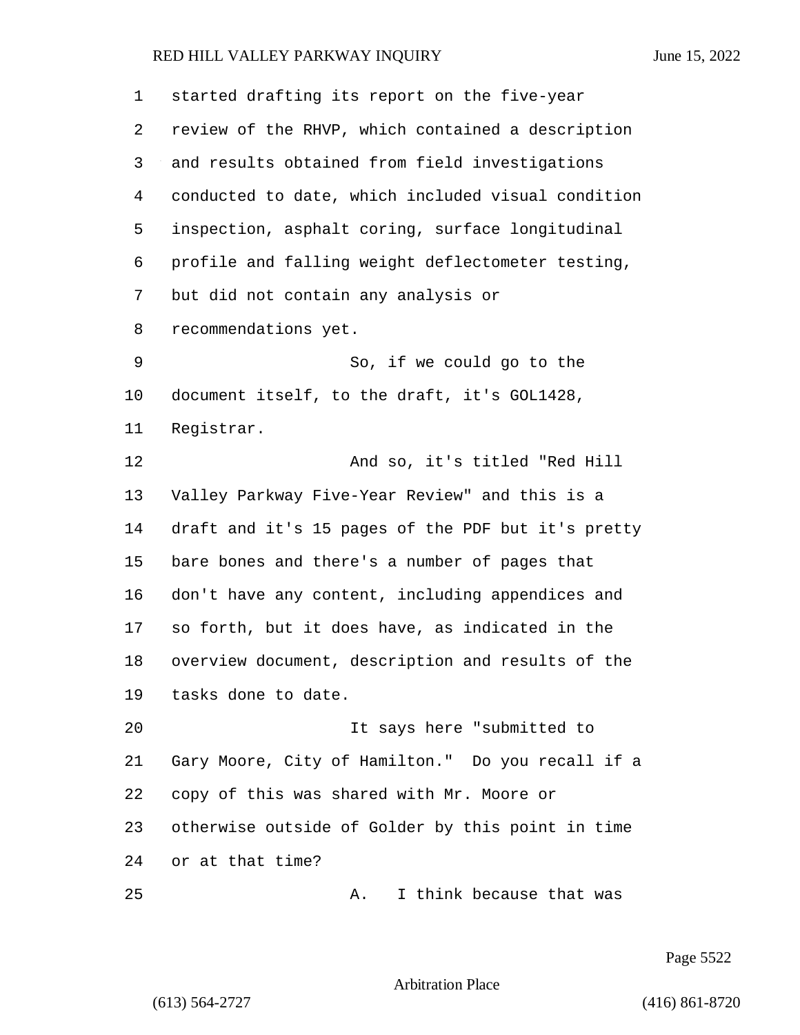started drafting its report on the five-year review of the RHVP, which contained a description and results obtained from field investigations conducted to date, which included visual condition inspection, asphalt coring, surface longitudinal profile and falling weight deflectometer testing, but did not contain any analysis or recommendations yet.

So, if we could go to the document itself, to the draft, it's GOL1428, Registrar.

And so, it's titled "Red Hill Valley Parkway Five-Year Review" and this is a draft and it's 15 pages of the PDF but it's pretty bare bones and there's a number of pages that don't have any content, including appendices and so forth, but it does have, as indicated in the overview document, description and results of the tasks done to date.

It says here "submitted to Gary Moore, City of Hamilton." Do you recall if a copy of this was shared with Mr. Moore or otherwise outside of Golder by this point in time or at that time?

A. I think because that was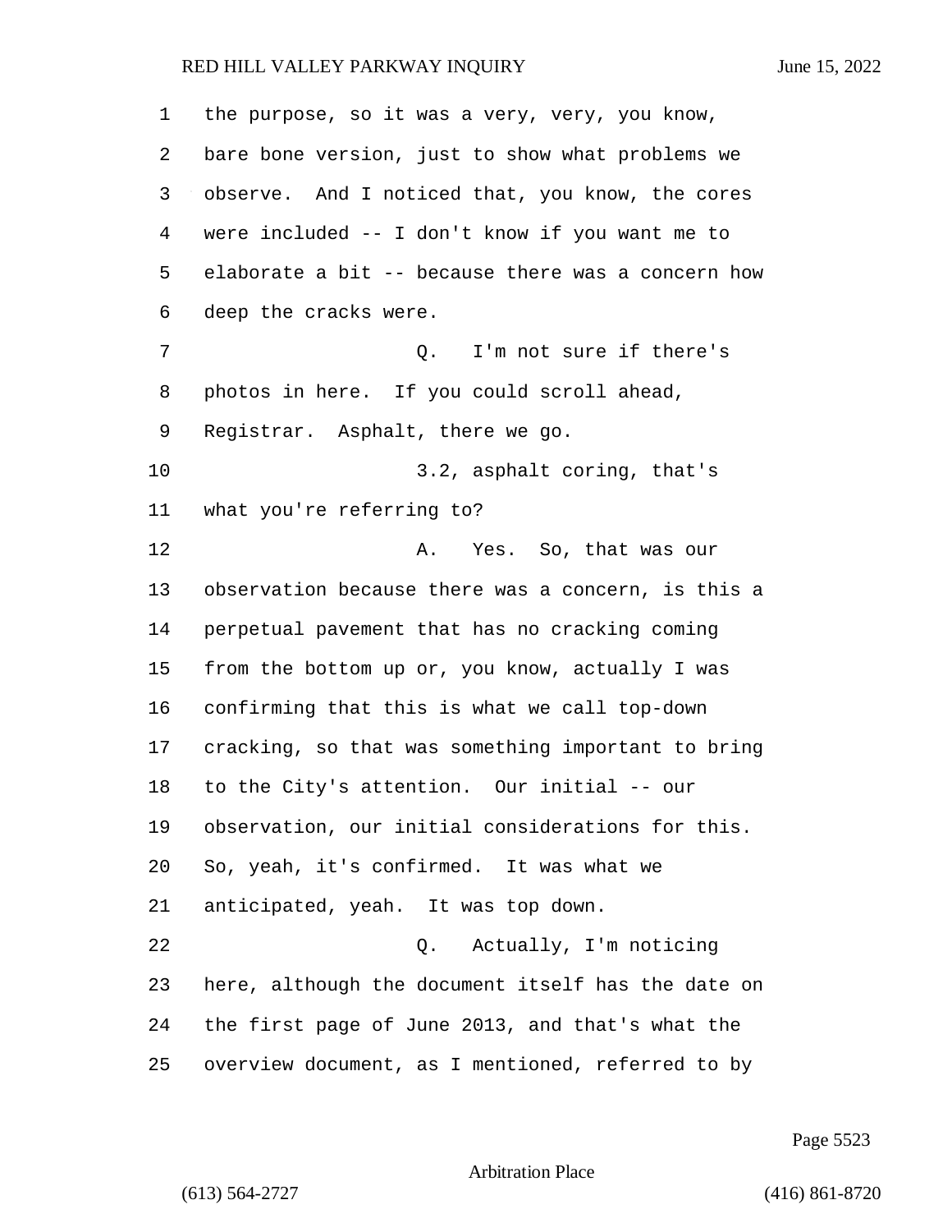the purpose, so it was a very, very, you know, bare bone version, just to show what problems we observe. And I noticed that, you know, the cores were included -- I don't know if you want me to elaborate a bit -- because there was a concern how deep the cracks were.

Q. I'm not sure if there's photos in here. If you could scroll ahead, Registrar. Asphalt, there we go.

3.2, asphalt coring, that's what you're referring to?

A. Yes. So, that was our observation because there was a concern, is this a perpetual pavement that has no cracking coming from the bottom up or, you know, actually I was confirming that this is what we call top-down cracking, so that was something important to bring to the City's attention. Our initial -- our observation, our initial considerations for this. So, yeah, it's confirmed. It was what we anticipated, yeah. It was top down.

Q. Actually, I'm noticing here, although the document itself has the date on the first page of June 2013, and that's what the overview document, as I mentioned, referred to by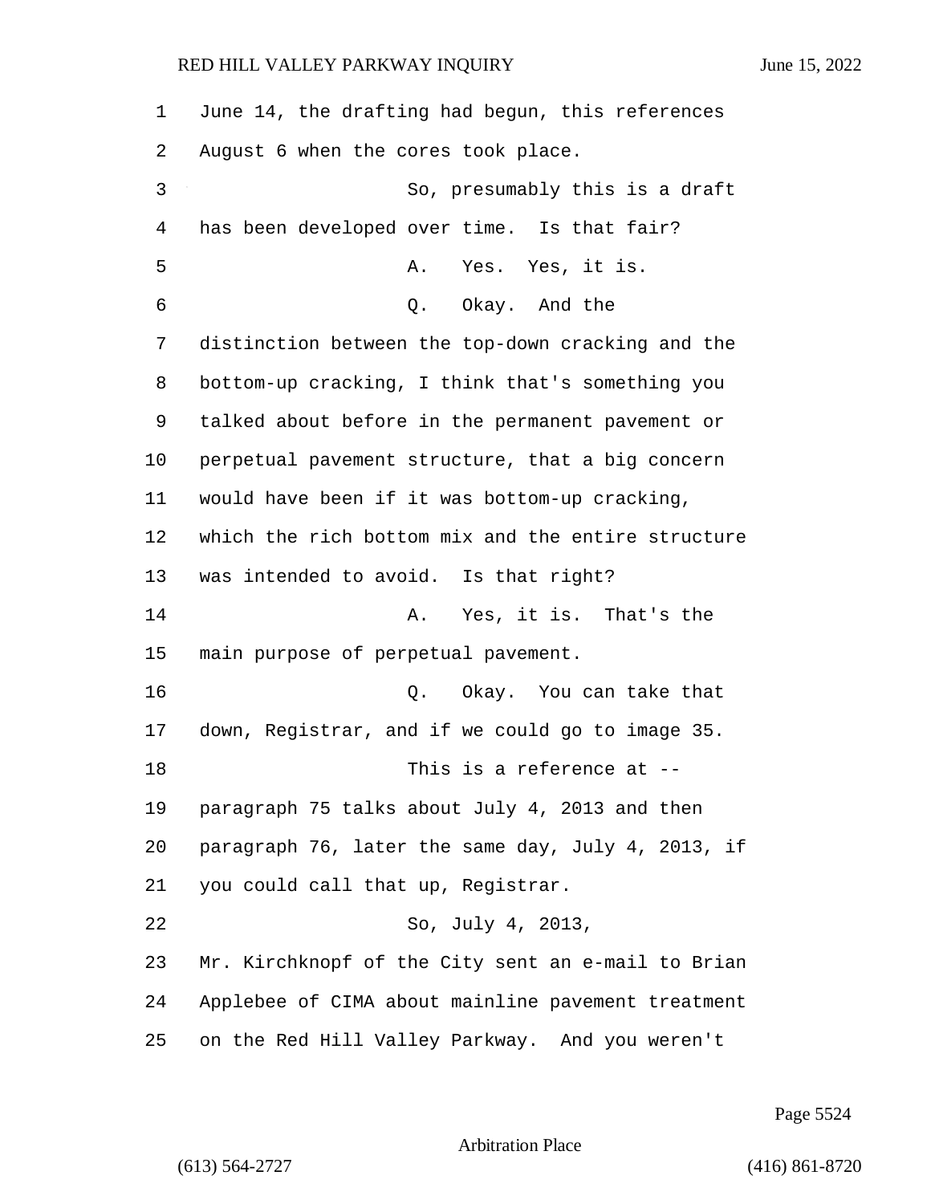June 14, the drafting had begun, this references August 6 when the cores took place.

So, presumably this is a draft has been developed over time. Is that fair?

A. Yes. Yes, it is.

Q. Okay. And the distinction between the top-down cracking and the bottom-up cracking, I think that's something you talked about before in the permanent pavement or perpetual pavement structure, that a big concern would have been if it was bottom-up cracking, which the rich bottom mix and the entire structure was intended to avoid. Is that right?

A. Yes, it is. That's the main purpose of perpetual pavement.

Q. Okay. You can take that down, Registrar, and if we could go to image 35.

This is a reference at -- paragraph 75 talks about July 4, 2013 and then paragraph 76, later the same day, July 4, 2013, if you could call that up, Registrar.

So, July 4, 2013, Mr. Kirchknopf of the City sent an e-mail to Brian Applebee of CIMA about mainline pavement treatment on the Red Hill Valley Parkway. And you weren't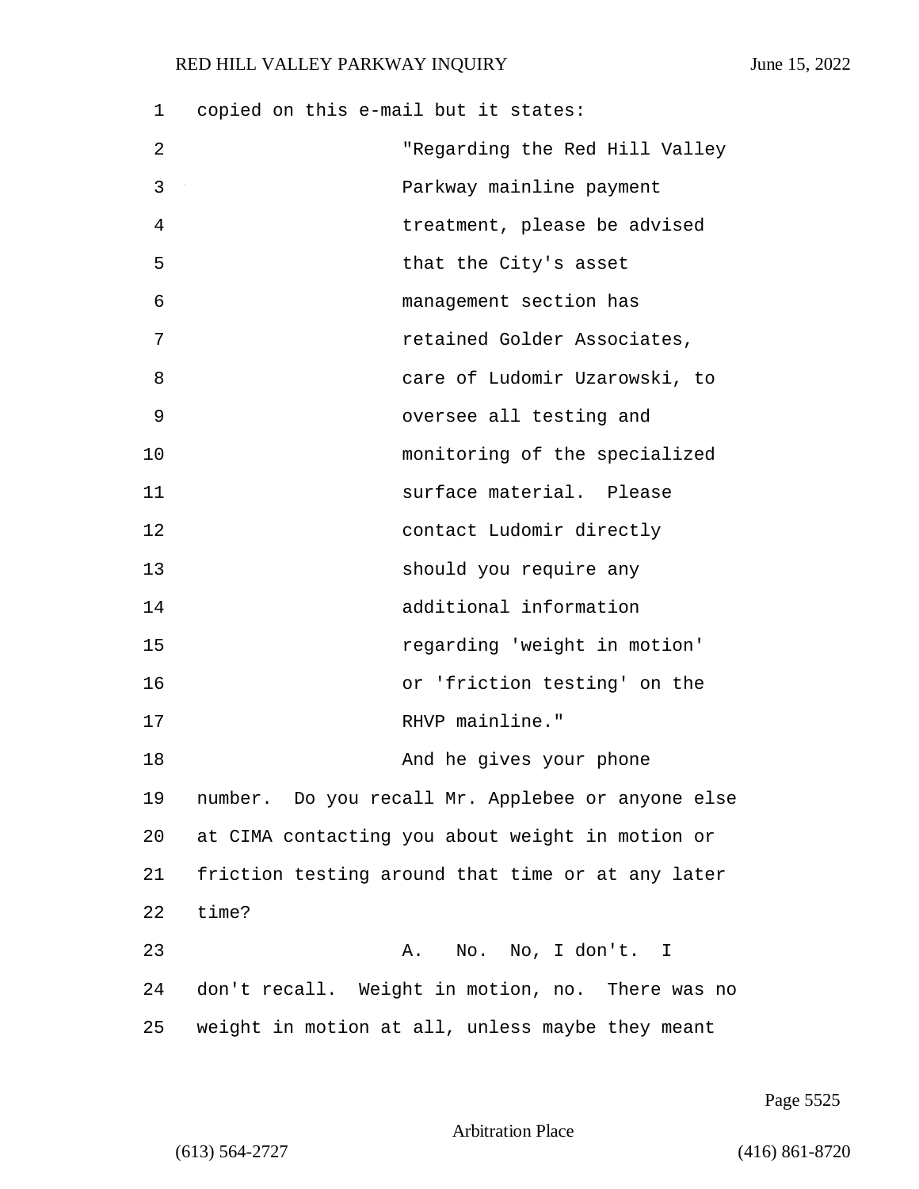copied on this e-mail but it states:

"Regarding the Red Hill Valley Parkway mainline payment treatment, please be advised that the City's asset management section has retained Golder Associates, care of Ludomir Uzarowski, to oversee all testing and monitoring of the specialized surface material. Please contact Ludomir directly should you require any additional information regarding 'weight in motion' or 'friction testing' on the RHVP mainline."

And he gives your phone number. Do you recall Mr. Applebee or anyone else at CIMA contacting you about weight in motion or friction testing around that time or at any later time?

A. No. No, I don't. I don't recall. Weight in motion, no. There was no weight in motion at all, unless maybe they meant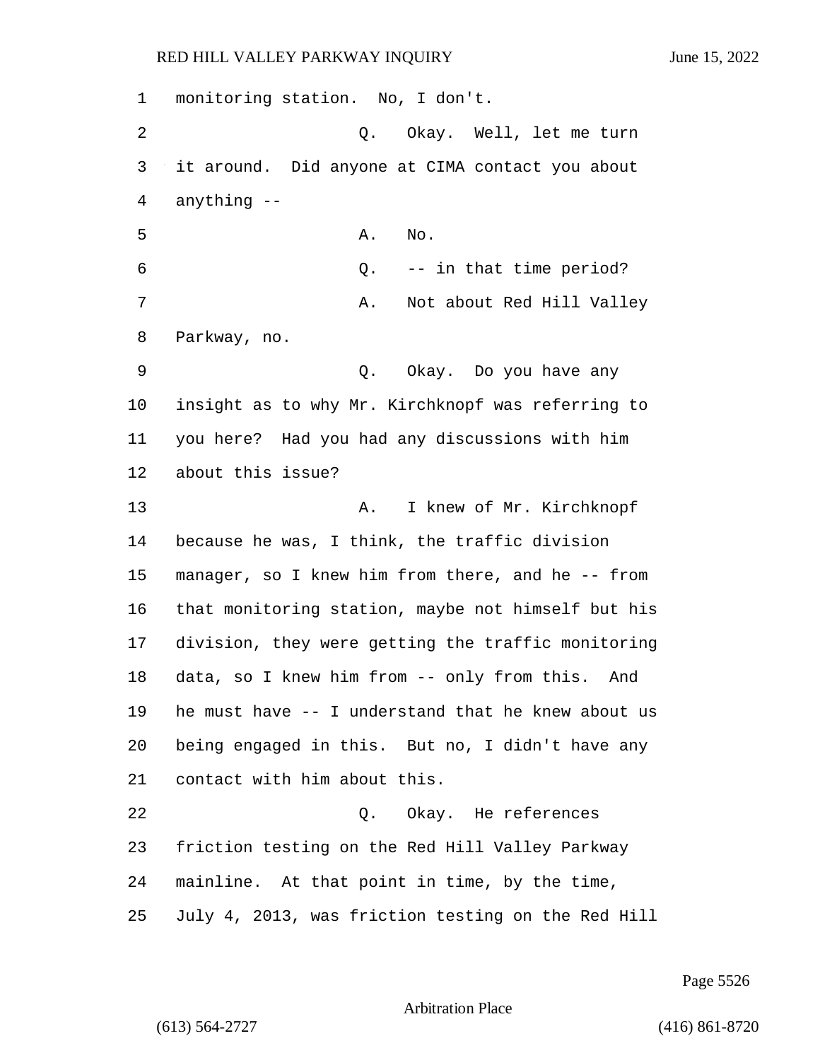monitoring station. No, I don't.

Q. Okay. Well, let me turn it around. Did anyone at CIMA contact you about anything --

A. No.

Q. -- in that time period?

A. Not about Red Hill Valley Parkway, no.

Q. Okay. Do you have any insight as to why Mr. Kirchknopf was referring to you here? Had you had any discussions with him about this issue?

A. I knew of Mr. Kirchknopf because he was, I think, the traffic division manager, so I knew him from there, and he -- from that monitoring station, maybe not himself but his division, they were getting the traffic monitoring data, so I knew him from -- only from this. And he must have -- I understand that he knew about us being engaged in this. But no, I didn't have any contact with him about this.

Q. Okay. He references friction testing on the Red Hill Valley Parkway mainline. At that point in time, by the time, July 4, 2013, was friction testing on the Red Hill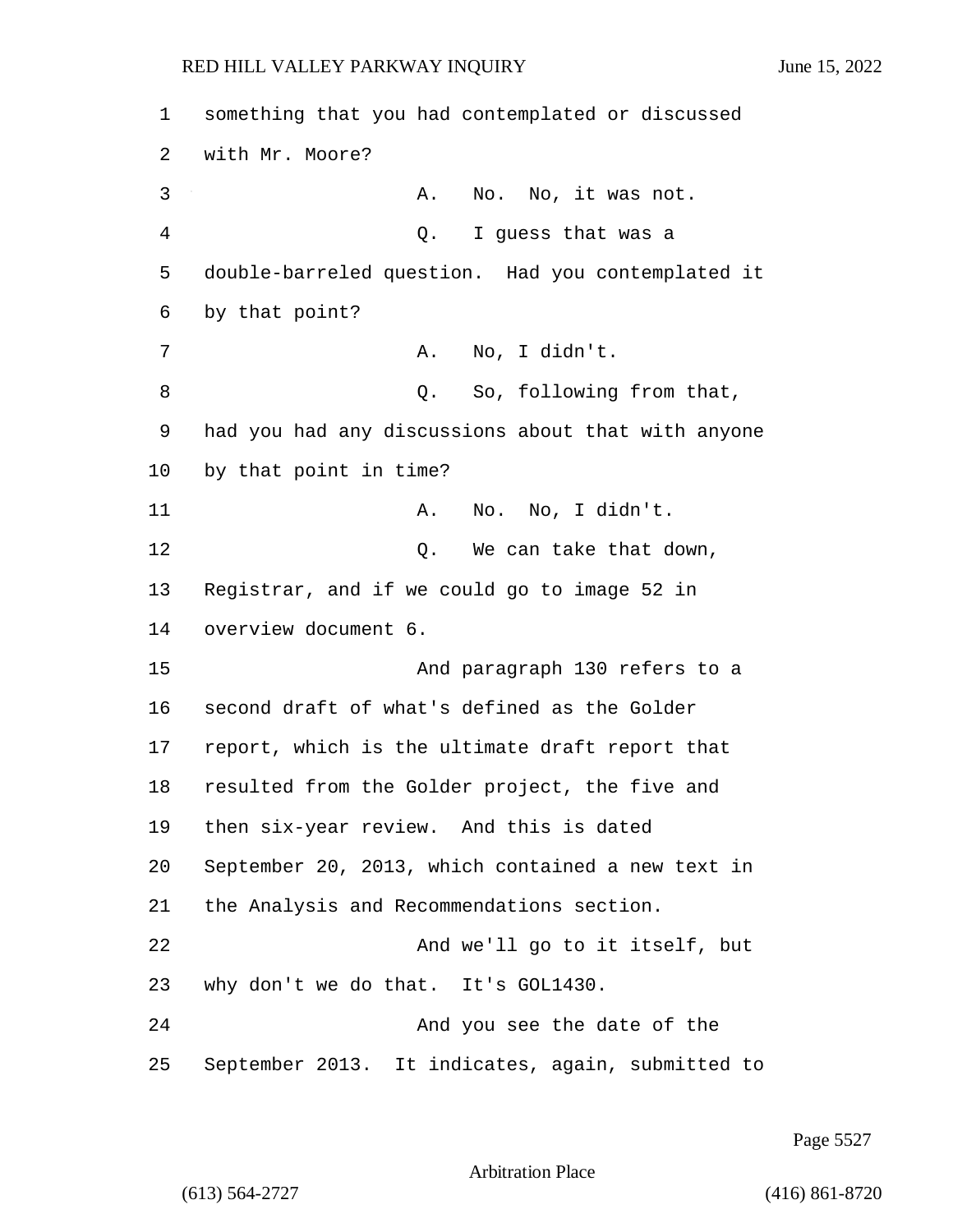something that you had contemplated or discussed with Mr. Moore?

A. No. No, it was not.

Q. I guess that was a double-barreled question. Had you contemplated it by that point?

A. No, I didn't.

Q. So, following from that, had you had any discussions about that with anyone by that point in time?

A. No. No, I didn't.

Q. We can take that down, Registrar, and if we could go to image 52 in overview document 6.

And paragraph 130 refers to a second draft of what's defined as the Golder report, which is the ultimate draft report that resulted from the Golder project, the five and then six-year review. And this is dated September 20, 2013, which contained a new text in the Analysis and Recommendations section.

And we'll go to it itself, but why don't we do that. It's GOL1430.

And you see the date of the September 2013. It indicates, again, submitted to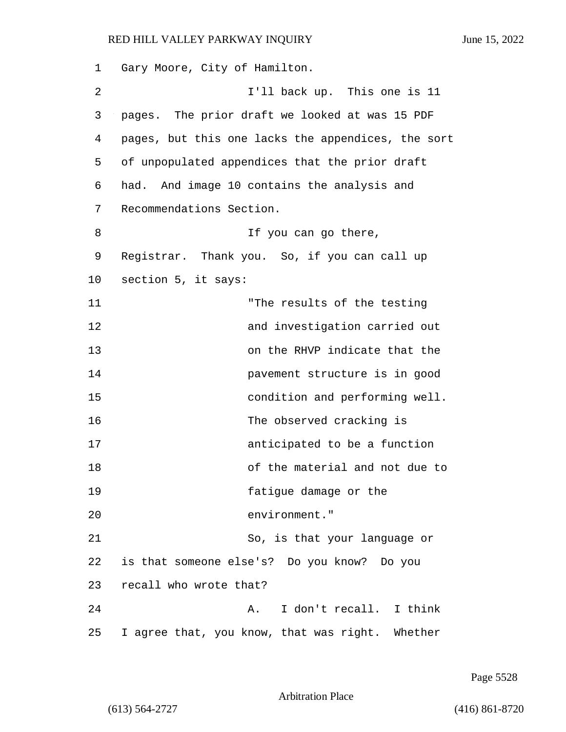Gary Moore, City of Hamilton.

I'll back up. This one is 11 pages. The prior draft we looked at was 15 PDF pages, but this one lacks the appendices, the sort of unpopulated appendices that the prior draft had. And image 10 contains the analysis and Recommendations Section.

If you can go there, Registrar. Thank you. So, if you can call up section 5, it says:

> "The results of the testing and investigation carried out on the RHVP indicate that the pavement structure is in good condition and performing well. The observed cracking is anticipated to be a function of the material and not due to fatigue damage or the environment."

So, is that your language or is that someone else's? Do you know? Do you recall who wrote that?

A. I don't recall. I think I agree that, you know, that was right. Whether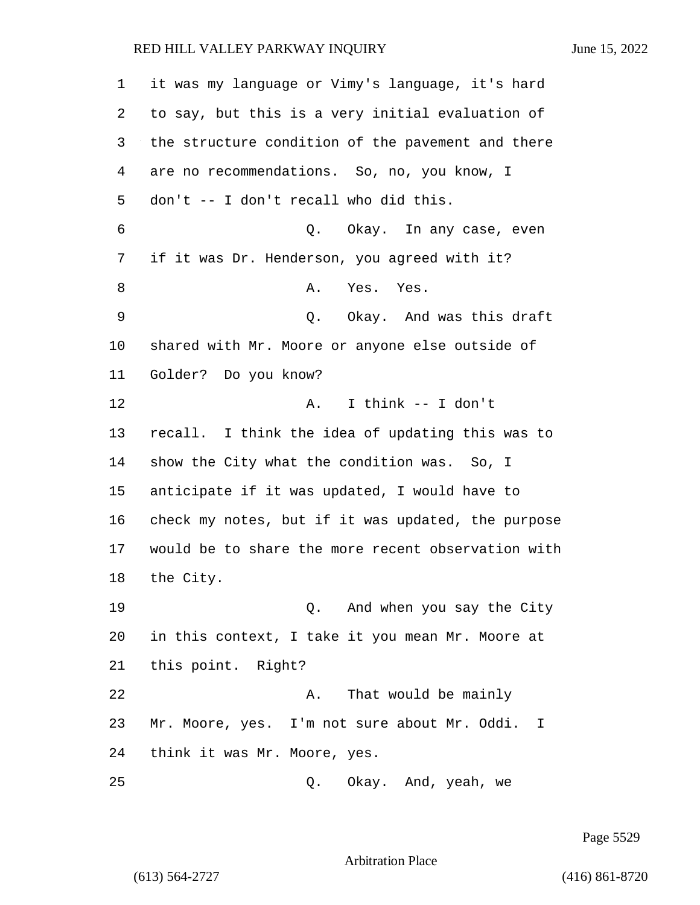it was my language or Vimy's language, it's hard to say, but this is a very initial evaluation of the structure condition of the pavement and there are no recommendations. So, no, you know, I don't -- I don't recall who did this.

Q. Okay. In any case, even if it was Dr. Henderson, you agreed with it?

A. Yes. Yes.

Q. Okay. And was this draft shared with Mr. Moore or anyone else outside of Golder? Do you know?

A. I think -- I don't recall. I think the idea of updating this was to show the City what the condition was. So, I anticipate if it was updated, I would have to check my notes, but if it was updated, the purpose would be to share the more recent observation with the City.

Q. And when you say the City in this context, I take it you mean Mr. Moore at this point. Right?

A. That would be mainly Mr. Moore, yes. I'm not sure about Mr. Oddi. I think it was Mr. Moore, yes.

Q. Okay. And, yeah, we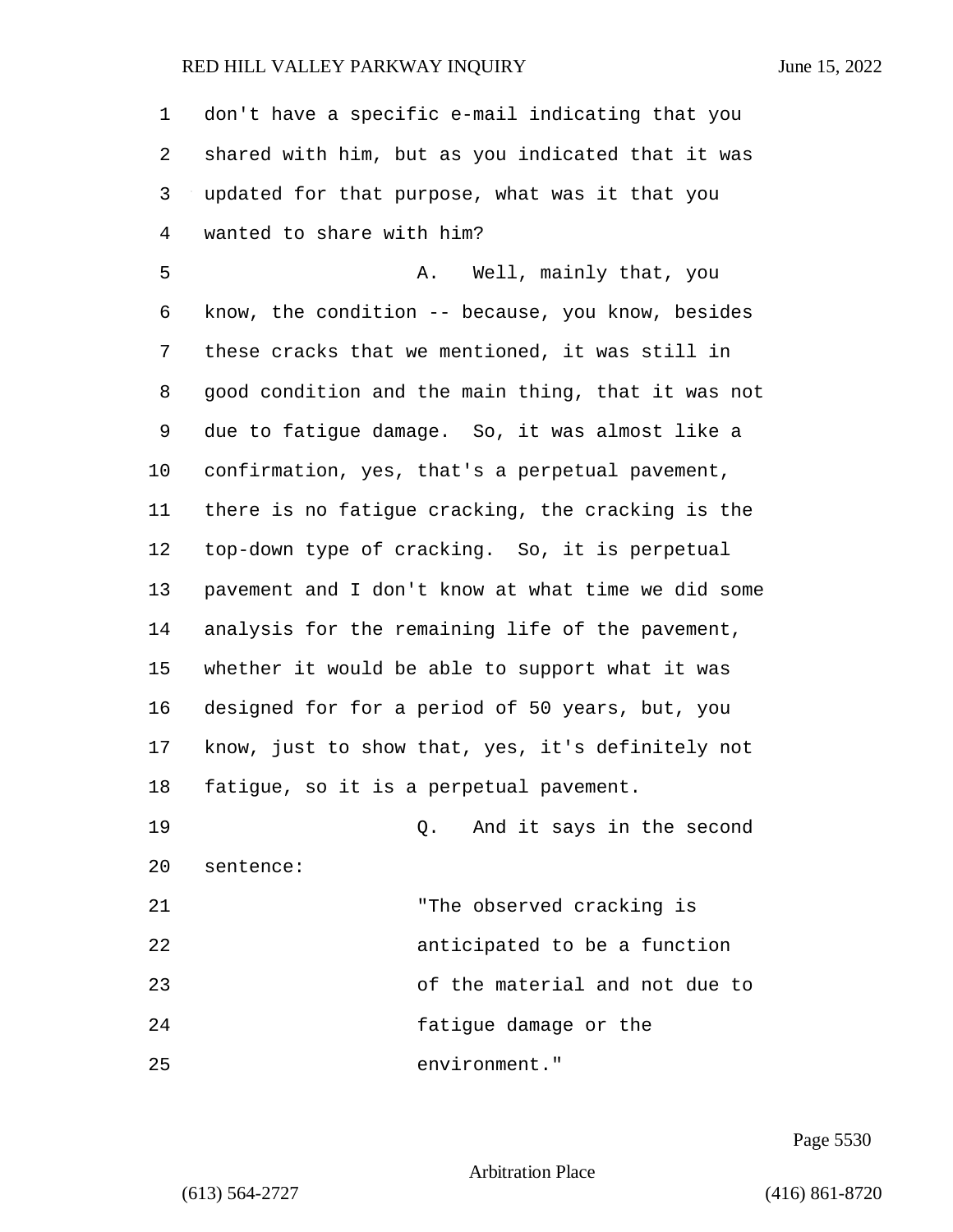don't have a specific e-mail indicating that you shared with him, but as you indicated that it was updated for that purpose, what was it that you wanted to share with him?

A. Well, mainly that, you know, the condition -- because, you know, besides these cracks that we mentioned, it was still in good condition and the main thing, that it was not due to fatigue damage. So, it was almost like a confirmation, yes, that's a perpetual pavement, there is no fatigue cracking, the cracking is the top-down type of cracking. So, it is perpetual pavement and I don't know at what time we did some analysis for the remaining life of the pavement, whether it would be able to support what it was designed for for a period of 50 years, but, you know, just to show that, yes, it's definitely not fatigue, so it is a perpetual pavement.

Q. And it says in the second sentence:

"The observed cracking is anticipated to be a function of the material and not due to fatigue damage or the environment."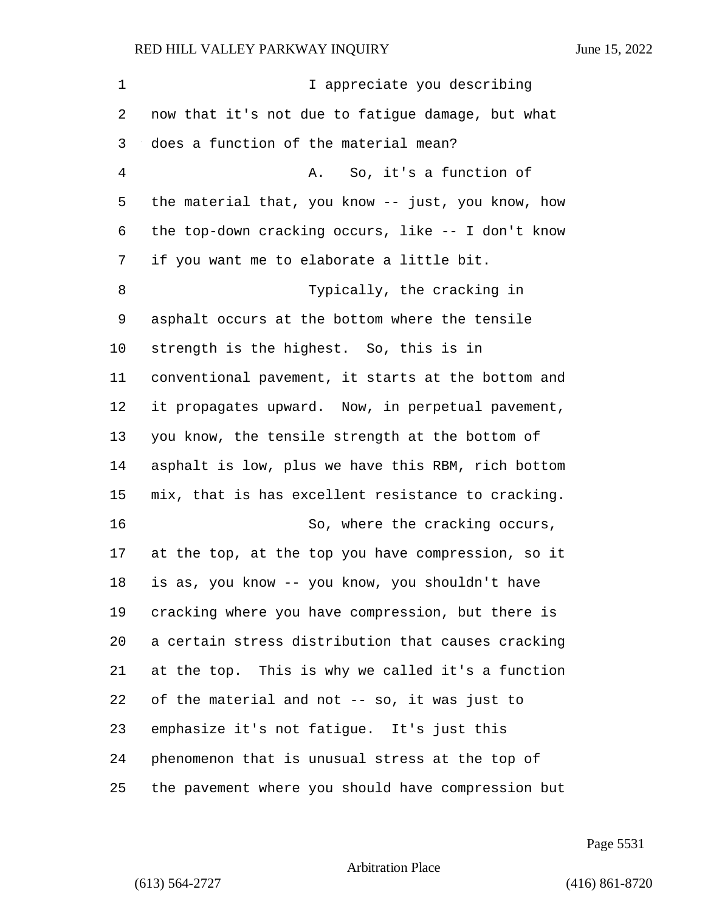I appreciate you describing now that it's not due to fatigue damage, but what does a function of the material mean?

A. So, it's a function of the material that, you know -- just, you know, how the top-down cracking occurs, like -- I don't know if you want me to elaborate a little bit.

Typically, the cracking in asphalt occurs at the bottom where the tensile strength is the highest. So, this is in conventional pavement, it starts at the bottom and it propagates upward. Now, in perpetual pavement, you know, the tensile strength at the bottom of asphalt is low, plus we have this RBM, rich bottom mix, that is has excellent resistance to cracking.

So, where the cracking occurs, at the top, at the top you have compression, so it is as, you know -- you know, you shouldn't have cracking where you have compression, but there is a certain stress distribution that causes cracking at the top. This is why we called it's a function of the material and not -- so, it was just to emphasize it's not fatigue. It's just this phenomenon that is unusual stress at the top of the pavement where you should have compression but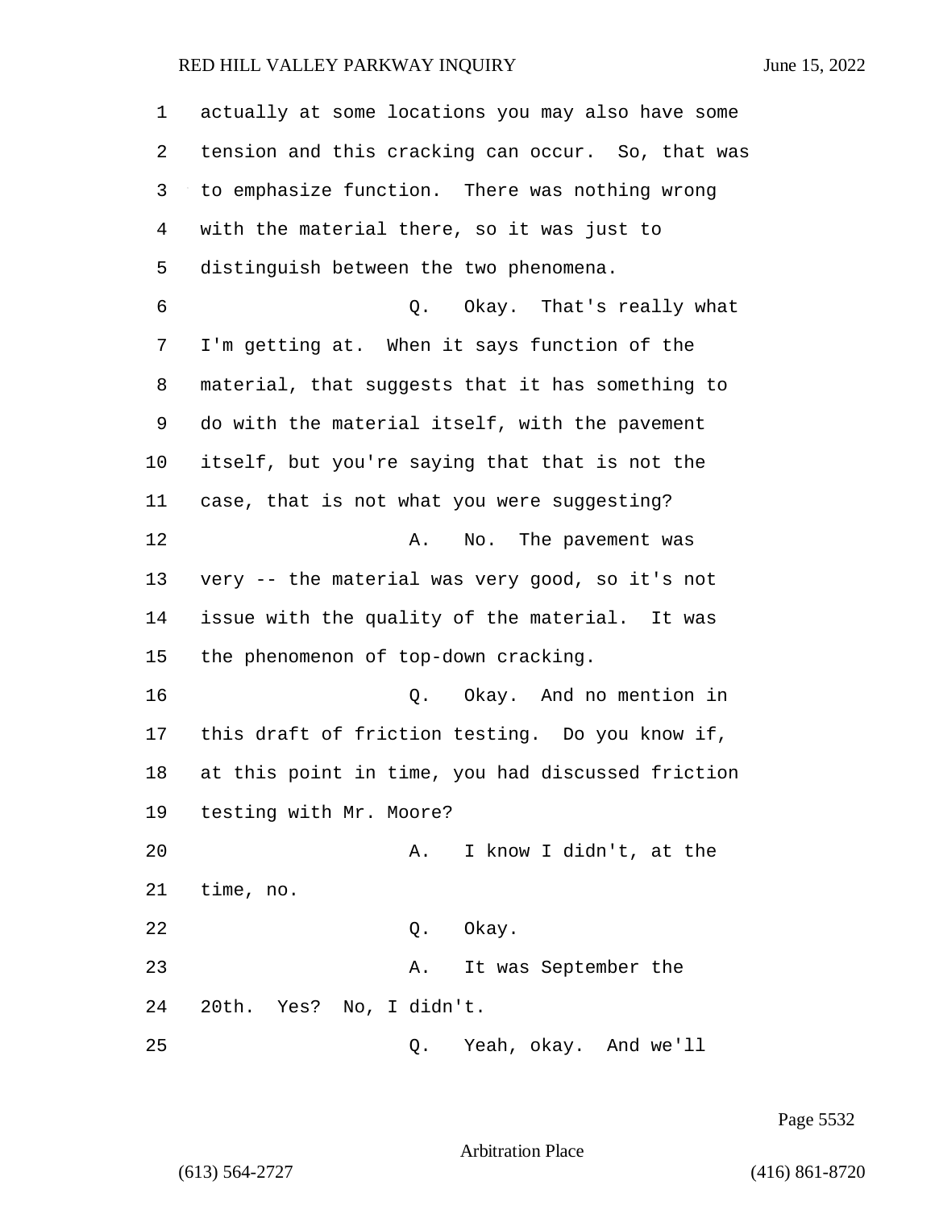actually at some locations you may also have some tension and this cracking can occur. So, that was to emphasize function. There was nothing wrong with the material there, so it was just to distinguish between the two phenomena.

Q. Okay. That's really what I'm getting at. When it says function of the material, that suggests that it has something to do with the material itself, with the pavement itself, but you're saying that that is not the case, that is not what you were suggesting?

A. No. The pavement was very -- the material was very good, so it's not issue with the quality of the material. It was the phenomenon of top-down cracking.

Q. Okay. And no mention in this draft of friction testing. Do you know if, at this point in time, you had discussed friction testing with Mr. Moore?

A. I know I didn't, at the time, no.

Q. Okay.

A. It was September the 20th. Yes? No, I didn't.

Q. Yeah, okay. And we'll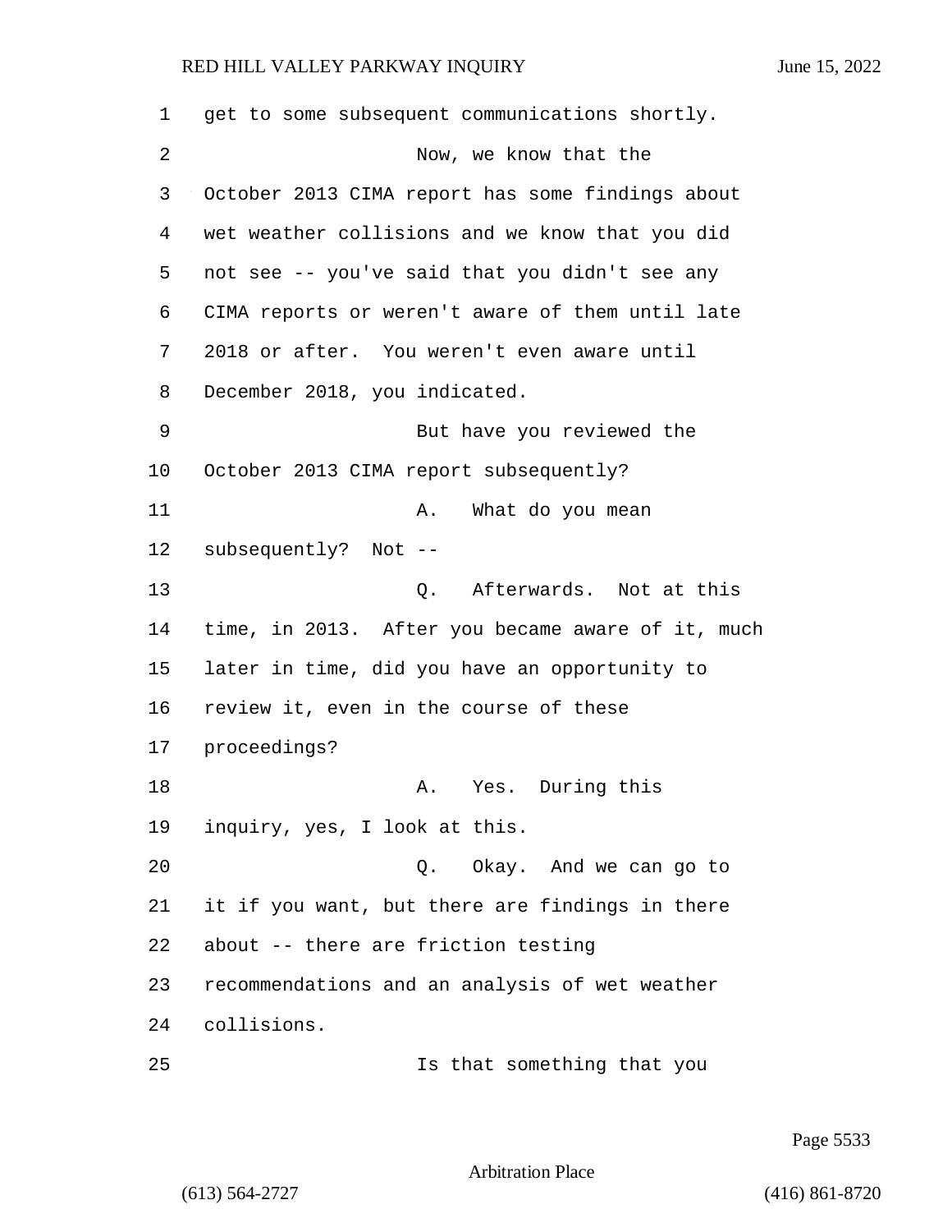get to some subsequent communications shortly.

Now, we know that the October 2013 CIMA report has some findings about wet weather collisions and we know that you did not see -- you've said that you didn't see any CIMA reports or weren't aware of them until late 2018 or after. You weren't even aware until December 2018, you indicated.

But have you reviewed the October 2013 CIMA report subsequently?

A. What do you mean subsequently? Not --

Q. Afterwards. Not at this time, in 2013. After you became aware of it, much later in time, did you have an opportunity to review it, even in the course of these proceedings?

A. Yes. During this inquiry, yes, I look at this.

Q. Okay. And we can go to it if you want, but there are findings in there about -- there are friction testing recommendations and an analysis of wet weather collisions.

Is that something that you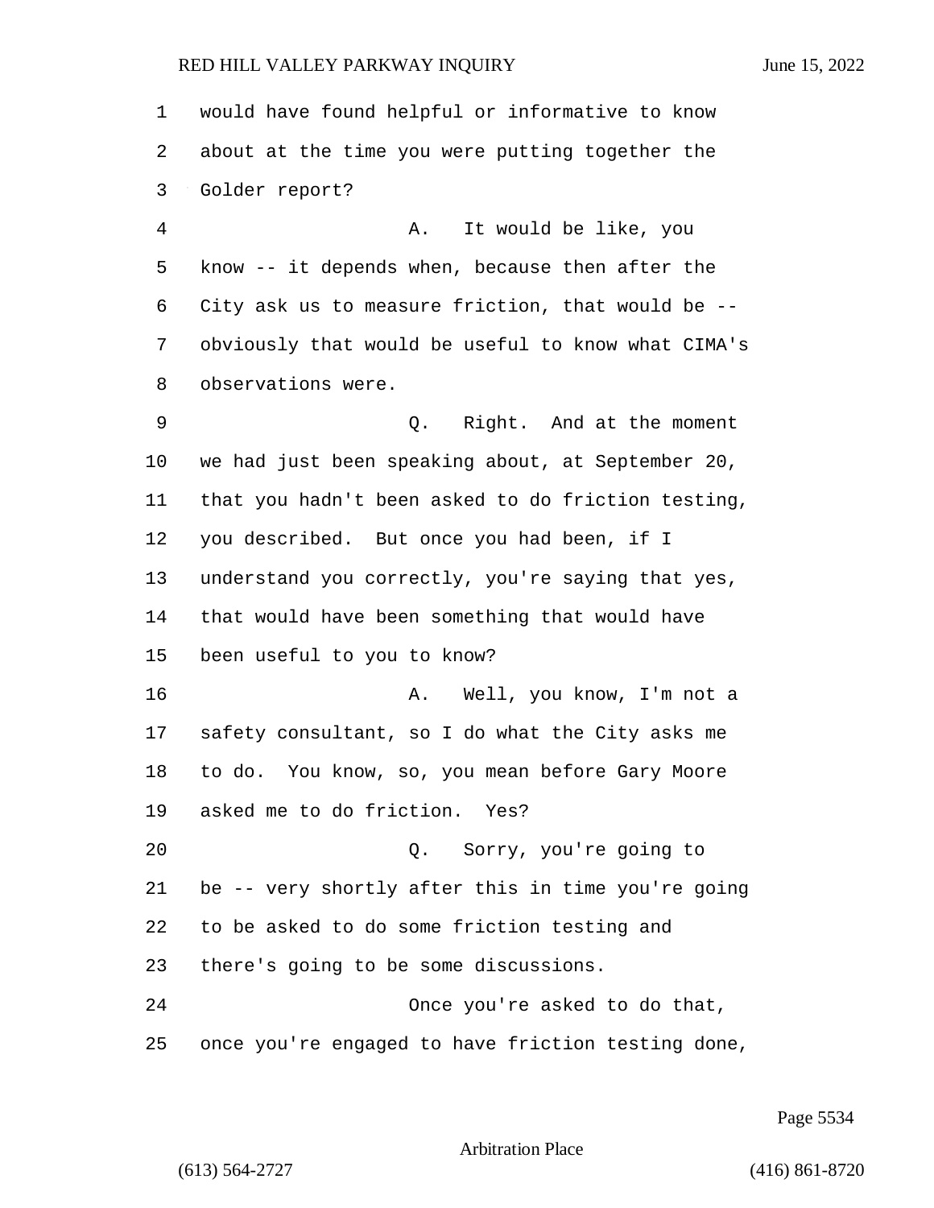would have found helpful or informative to know about at the time you were putting together the Golder report?

A. It would be like, you know -- it depends when, because then after the City ask us to measure friction, that would be -- obviously that would be useful to know what CIMA's observations were.

Q. Right. And at the moment we had just been speaking about, at September 20, that you hadn't been asked to do friction testing, you described. But once you had been, if I understand you correctly, you're saying that yes, that would have been something that would have been useful to you to know?

A. Well, you know, I'm not a safety consultant, so I do what the City asks me to do. You know, so, you mean before Gary Moore asked me to do friction. Yes?

Q. Sorry, you're going to be -- very shortly after this in time you're going to be asked to do some friction testing and there's going to be some discussions.

Once you're asked to do that, once you're engaged to have friction testing done,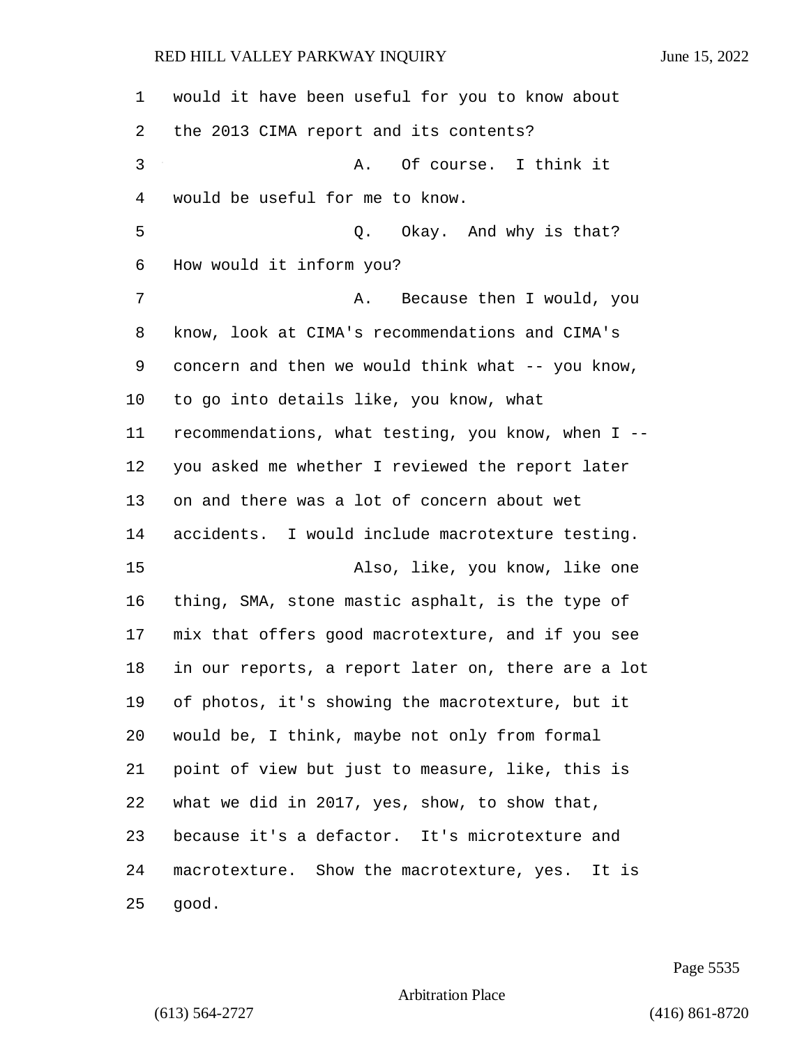would it have been useful for you to know about the 2013 CIMA report and its contents?

A. Of course. I think it would be useful for me to know.

Q. Okay. And why is that? How would it inform you?

A. Because then I would, you know, look at CIMA's recommendations and CIMA's concern and then we would think what -- you know, to go into details like, you know, what recommendations, what testing, you know, when I -- you asked me whether I reviewed the report later on and there was a lot of concern about wet accidents. I would include macrotexture testing.

Also, like, you know, like one thing, SMA, stone mastic asphalt, is the type of mix that offers good macrotexture, and if you see in our reports, a report later on, there are a lot of photos, it's showing the macrotexture, but it would be, I think, maybe not only from formal point of view but just to measure, like, this is what we did in 2017, yes, show, to show that, because it's a defactor. It's microtexture and macrotexture. Show the macrotexture, yes. It is good.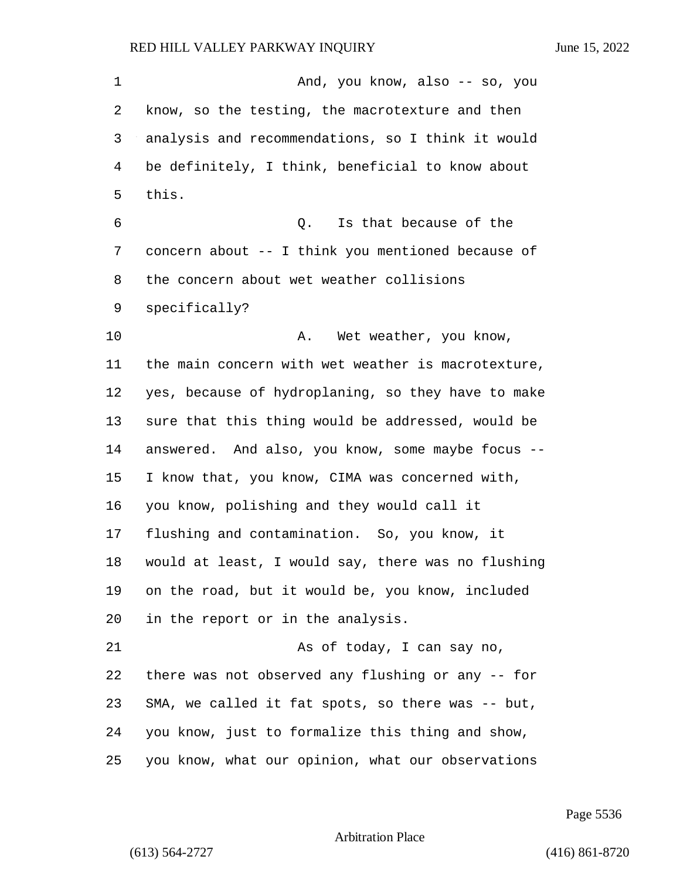And, you know, also -- so, you know, so the testing, the macrotexture and then analysis and recommendations, so I think it would be definitely, I think, beneficial to know about this.

Q. Is that because of the concern about -- I think you mentioned because of the concern about wet weather collisions specifically?

A. Wet weather, you know, the main concern with wet weather is macrotexture, yes, because of hydroplaning, so they have to make sure that this thing would be addressed, would be answered. And also, you know, some maybe focus -- I know that, you know, CIMA was concerned with, you know, polishing and they would call it flushing and contamination. So, you know, it would at least, I would say, there was no flushing on the road, but it would be, you know, included in the report or in the analysis.

As of today, I can say no, there was not observed any flushing or any -- for SMA, we called it fat spots, so there was -- but, you know, just to formalize this thing and show, you know, what our opinion, what our observations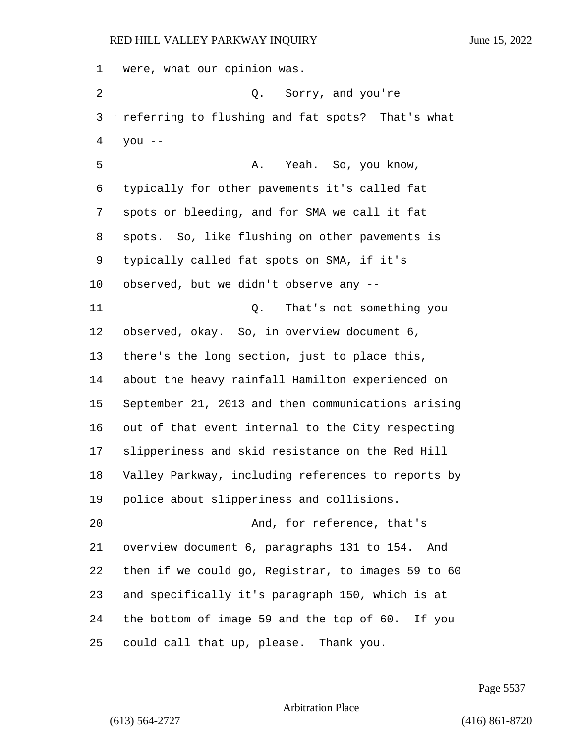were, what our opinion was.

Q. Sorry, and you're referring to flushing and fat spots? That's what you --

A. Yeah. So, you know, typically for other pavements it's called fat spots or bleeding, and for SMA we call it fat spots. So, like flushing on other pavements is typically called fat spots on SMA, if it's observed, but we didn't observe any --

Q. That's not something you observed, okay. So, in overview document 6, there's the long section, just to place this, about the heavy rainfall Hamilton experienced on September 21, 2013 and then communications arising out of that event internal to the City respecting slipperiness and skid resistance on the Red Hill Valley Parkway, including references to reports by police about slipperiness and collisions.

And, for reference, that's overview document 6, paragraphs 131 to 154. And then if we could go, Registrar, to images 59 to 60 and specifically it's paragraph 150, which is at the bottom of image 59 and the top of 60. If you could call that up, please. Thank you.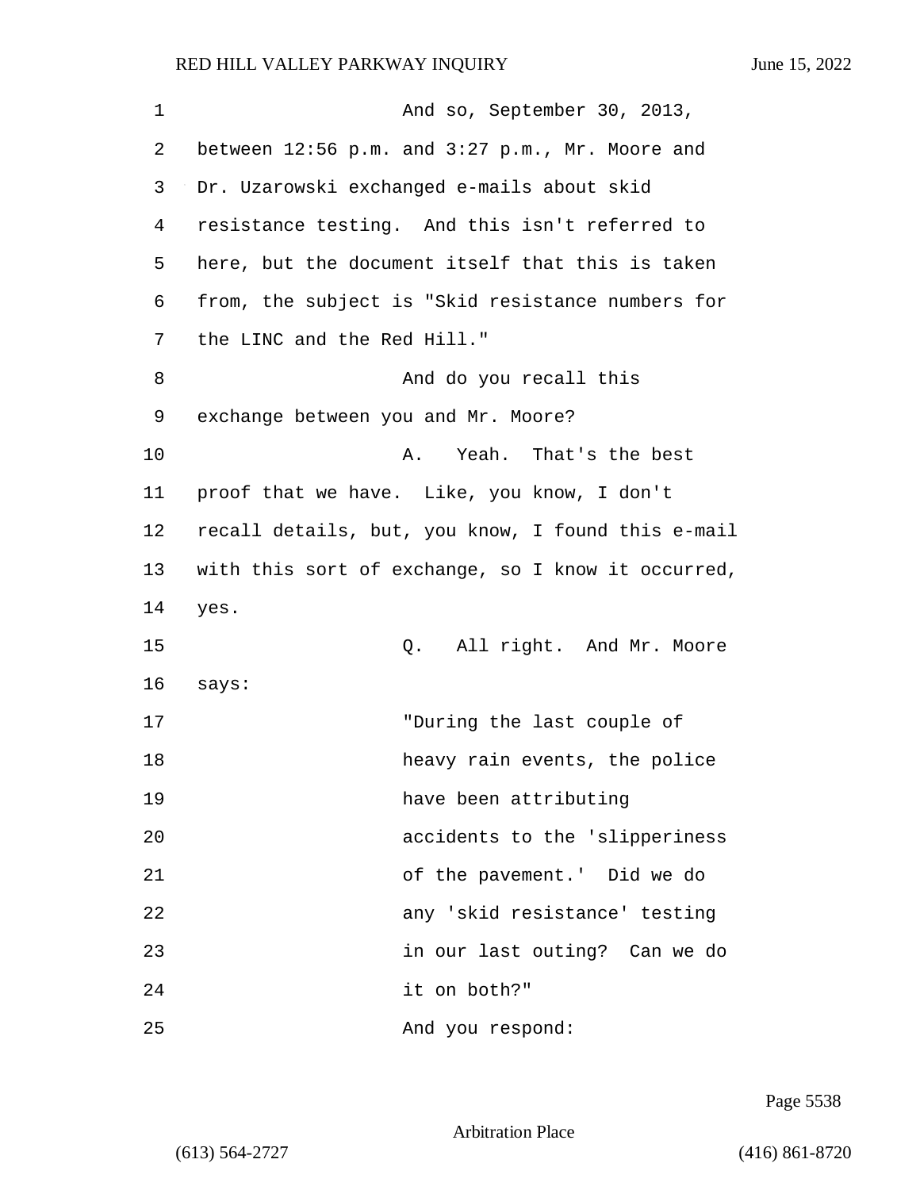And so, September 30, 2013, between 12:56 p.m. and 3:27 p.m., Mr. Moore and Dr. Uzarowski exchanged e-mails about skid resistance testing. And this isn't referred to here, but the document itself that this is taken from, the subject is "Skid resistance numbers for the LINC and the Red Hill."

And do you recall this exchange between you and Mr. Moore?

A. Yeah. That's the best proof that we have. Like, you know, I don't recall details, but, you know, I found this e-mail with this sort of exchange, so I know it occurred, yes.

Q. All right. And Mr. Moore says:

> "During the last couple of heavy rain events, the police have been attributing accidents to the 'slipperiness of the pavement.' Did we do any 'skid resistance' testing in our last outing? Can we do it on both?"

And you respond: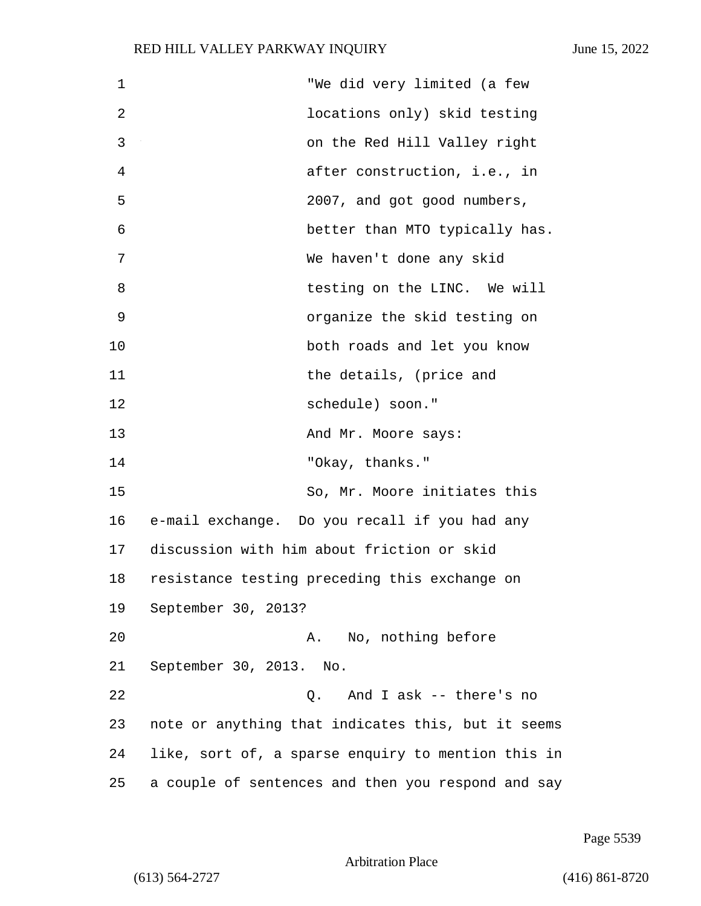"We did very limited (a few locations only) skid testing on the Red Hill Valley right after construction, i.e., in 2007, and got good numbers, better than MTO typically has. We haven't done any skid testing on the LINC. We will organize the skid testing on both roads and let you know the details, (price and schedule) soon."

And Mr. Moore says:

"Okay, thanks."

So, Mr. Moore initiates this e-mail exchange. Do you recall if you had any discussion with him about friction or skid resistance testing preceding this exchange on September 30, 2013?

A. No, nothing before September 30, 2013. No.

Q. And I ask -- there's no note or anything that indicates this, but it seems like, sort of, a sparse enquiry to mention this in a couple of sentences and then you respond and say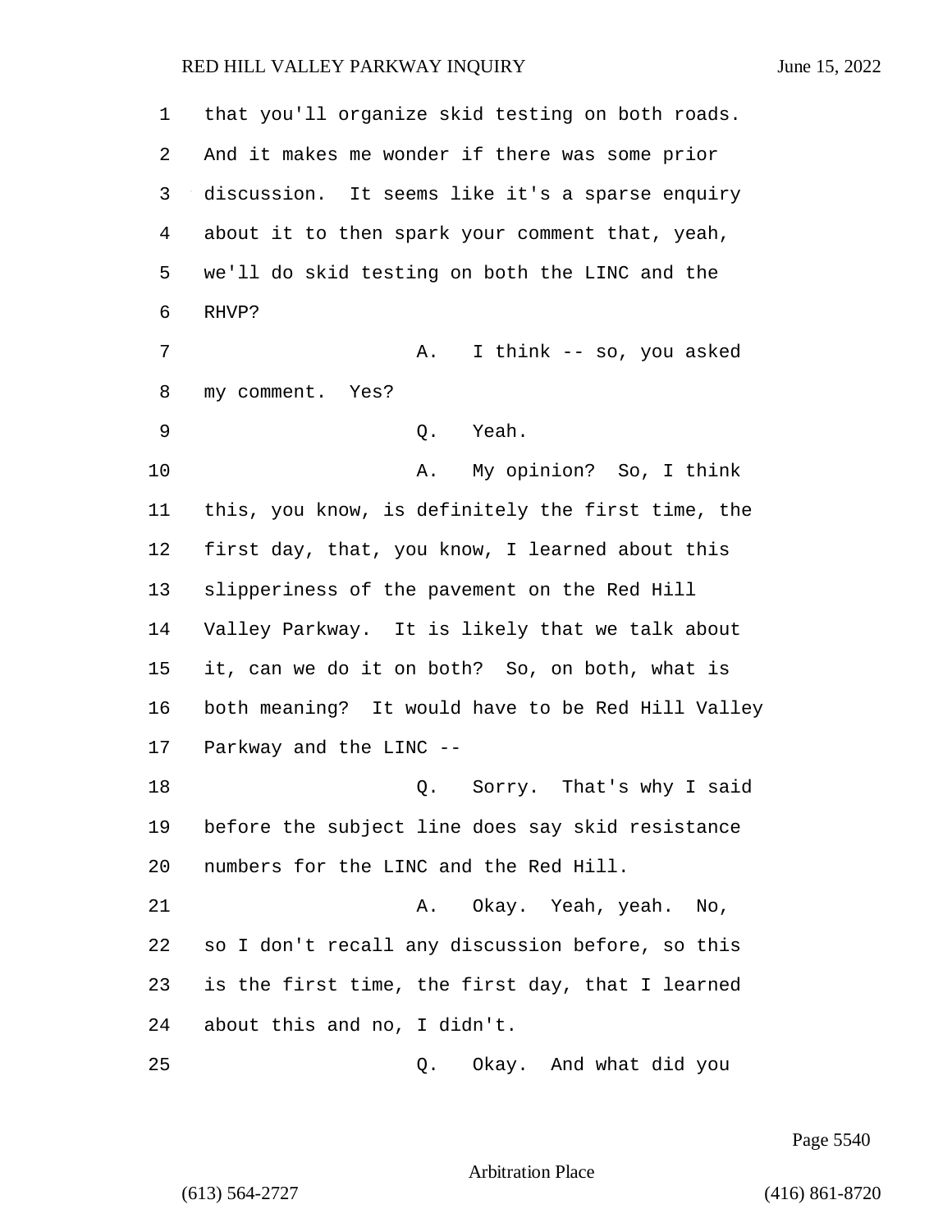that you'll organize skid testing on both roads. And it makes me wonder if there was some prior discussion. It seems like it's a sparse enquiry about it to then spark your comment that, yeah, we'll do skid testing on both the LINC and the RHVP?

A. I think -- so, you asked my comment. Yes?

Q. Yeah.

A. My opinion? So, I think this, you know, is definitely the first time, the first day, that, you know, I learned about this slipperiness of the pavement on the Red Hill Valley Parkway. It is likely that we talk about it, can we do it on both? So, on both, what is both meaning? It would have to be Red Hill Valley Parkway and the LINC --

Q. Sorry. That's why I said before the subject line does say skid resistance numbers for the LINC and the Red Hill.

A. Okay. Yeah, yeah. No, so I don't recall any discussion before, so this is the first time, the first day, that I learned about this and no, I didn't.

Q. Okay. And what did you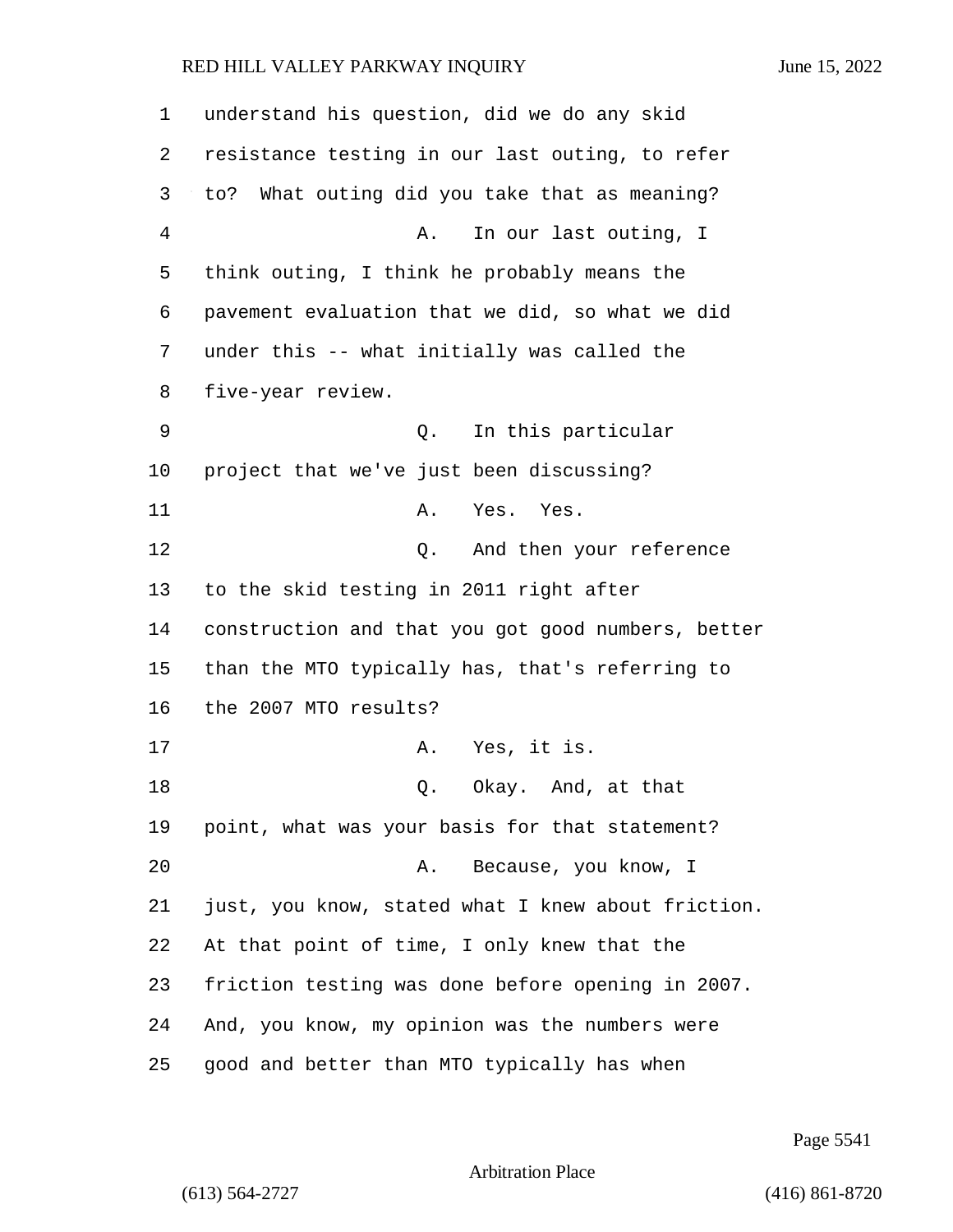understand his question, did we do any skid resistance testing in our last outing, to refer to? What outing did you take that as meaning?

A. In our last outing, I think outing, I think he probably means the pavement evaluation that we did, so what we did under this -- what initially was called the five-year review.

Q. In this particular project that we've just been discussing?

A. Yes. Yes.

Q. And then your reference to the skid testing in 2011 right after construction and that you got good numbers, better than the MTO typically has, that's referring to the 2007 MTO results?

A. Yes, it is.

Q. Okay. And, at that point, what was your basis for that statement?

A. Because, you know, I just, you know, stated what I knew about friction. At that point of time, I only knew that the friction testing was done before opening in 2007. And, you know, my opinion was the numbers were good and better than MTO typically has when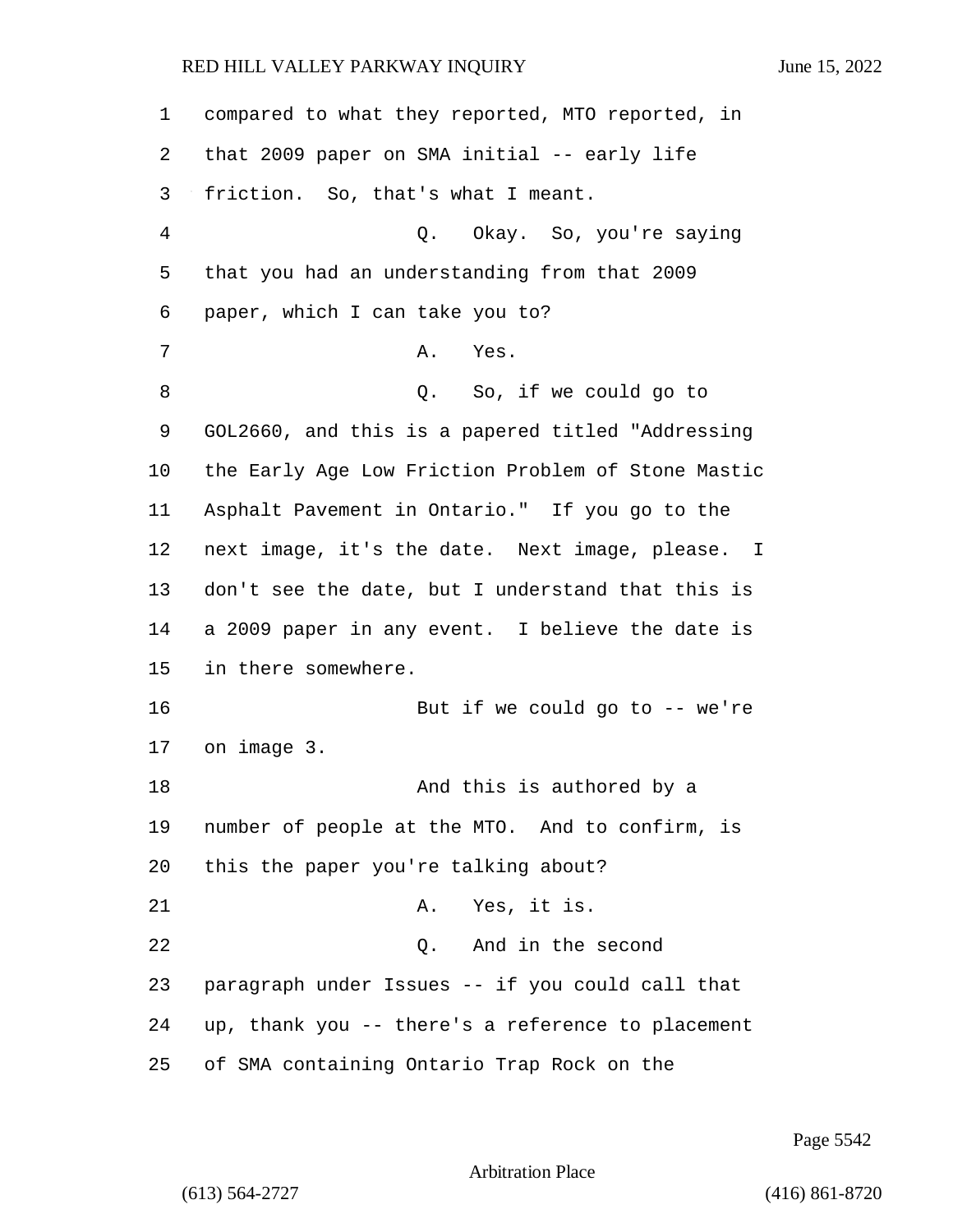compared to what they reported, MTO reported, in that 2009 paper on SMA initial -- early life friction. So, that's what I meant.

Q. Okay. So, you're saying that you had an understanding from that 2009 paper, which I can take you to?

A. Yes.

Q. So, if we could go to GOL2660, and this is a papered titled "Addressing the Early Age Low Friction Problem of Stone Mastic Asphalt Pavement in Ontario." If you go to the next image, it's the date. Next image, please. I don't see the date, but I understand that this is a 2009 paper in any event. I believe the date is in there somewhere.

But if we could go to -- we're on image 3.

And this is authored by a number of people at the MTO. And to confirm, is this the paper you're talking about?

A. Yes, it is.

Q. And in the second paragraph under Issues -- if you could call that up, thank you -- there's a reference to placement of SMA containing Ontario Trap Rock on the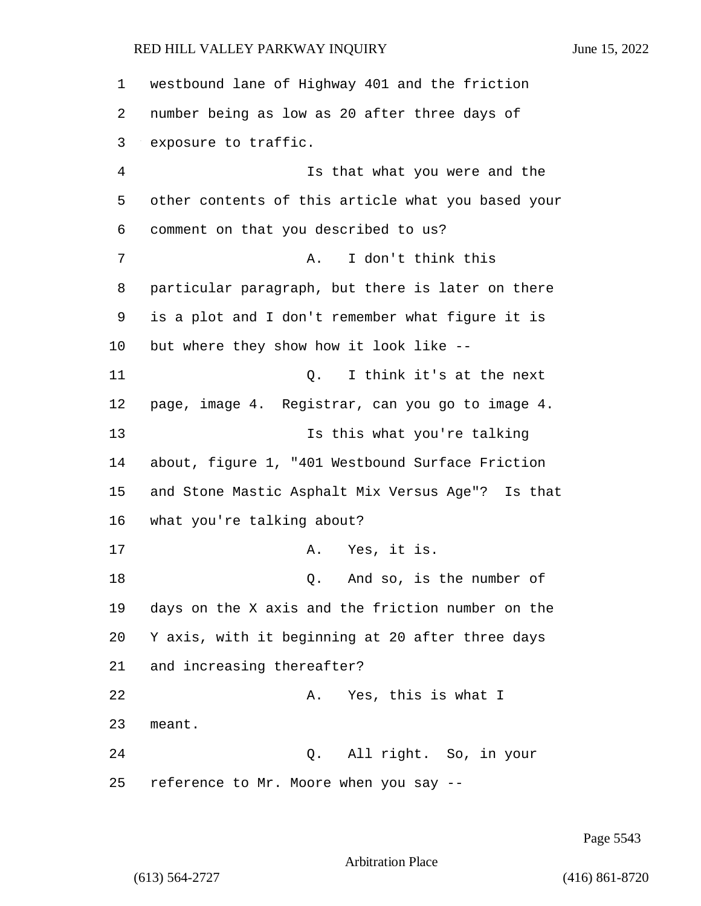westbound lane of Highway 401 and the friction number being as low as 20 after three days of exposure to traffic.

Is that what you were and the other contents of this article what you based your comment on that you described to us?

A. I don't think this particular paragraph, but there is later on there is a plot and I don't remember what figure it is but where they show how it look like --

Q. I think it's at the next page, image 4. Registrar, can you go to image 4.

Is this what you're talking about, figure 1, "401 Westbound Surface Friction and Stone Mastic Asphalt Mix Versus Age"? Is that what you're talking about?

A. Yes, it is.

Q. And so, is the number of days on the X axis and the friction number on the Y axis, with it beginning at 20 after three days and increasing thereafter?

A. Yes, this is what I meant.

Q. All right. So, in your reference to Mr. Moore when you say --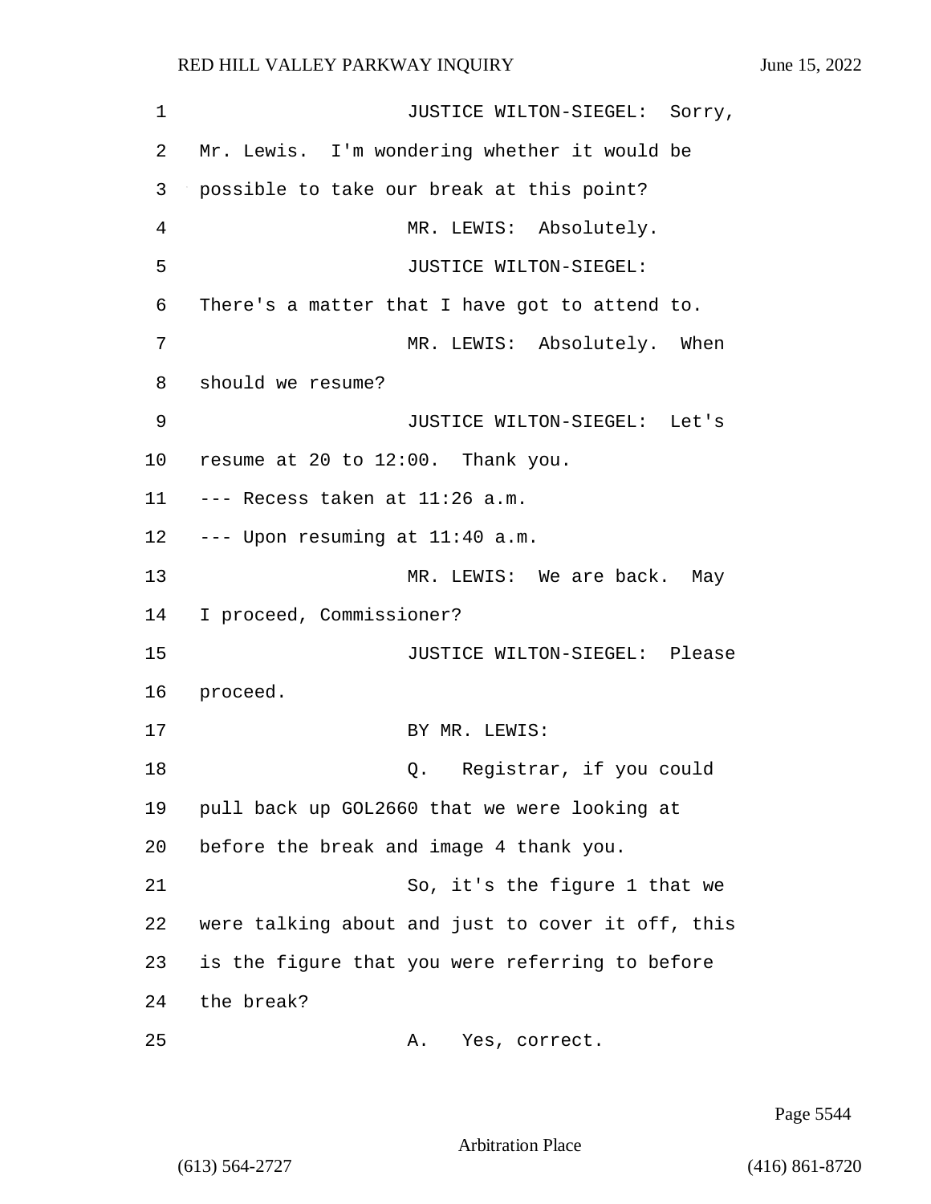JUSTICE WILTON-SIEGEL: Sorry, Mr. Lewis. I'm wondering whether it would be possible to take our break at this point?

MR. LEWIS: Absolutely.

JUSTICE WILTON-SIEGEL: There's a matter that I have got to attend to.

MR. LEWIS: Absolutely. When should we resume?

JUSTICE WILTON-SIEGEL: Let's resume at 20 to 12:00. Thank you.

--- Recess taken at 11:26 a.m.

--- Upon resuming at 11:40 a.m.

MR. LEWIS: We are back. May I proceed, Commissioner?

JUSTICE WILTON-SIEGEL: Please proceed.

BY MR. LEWIS:

Q. Registrar, if you could pull back up GOL2660 that we were looking at before the break and image 4 thank you.

So, it's the figure 1 that we were talking about and just to cover it off, this is the figure that you were referring to before the break?

A. Yes, correct.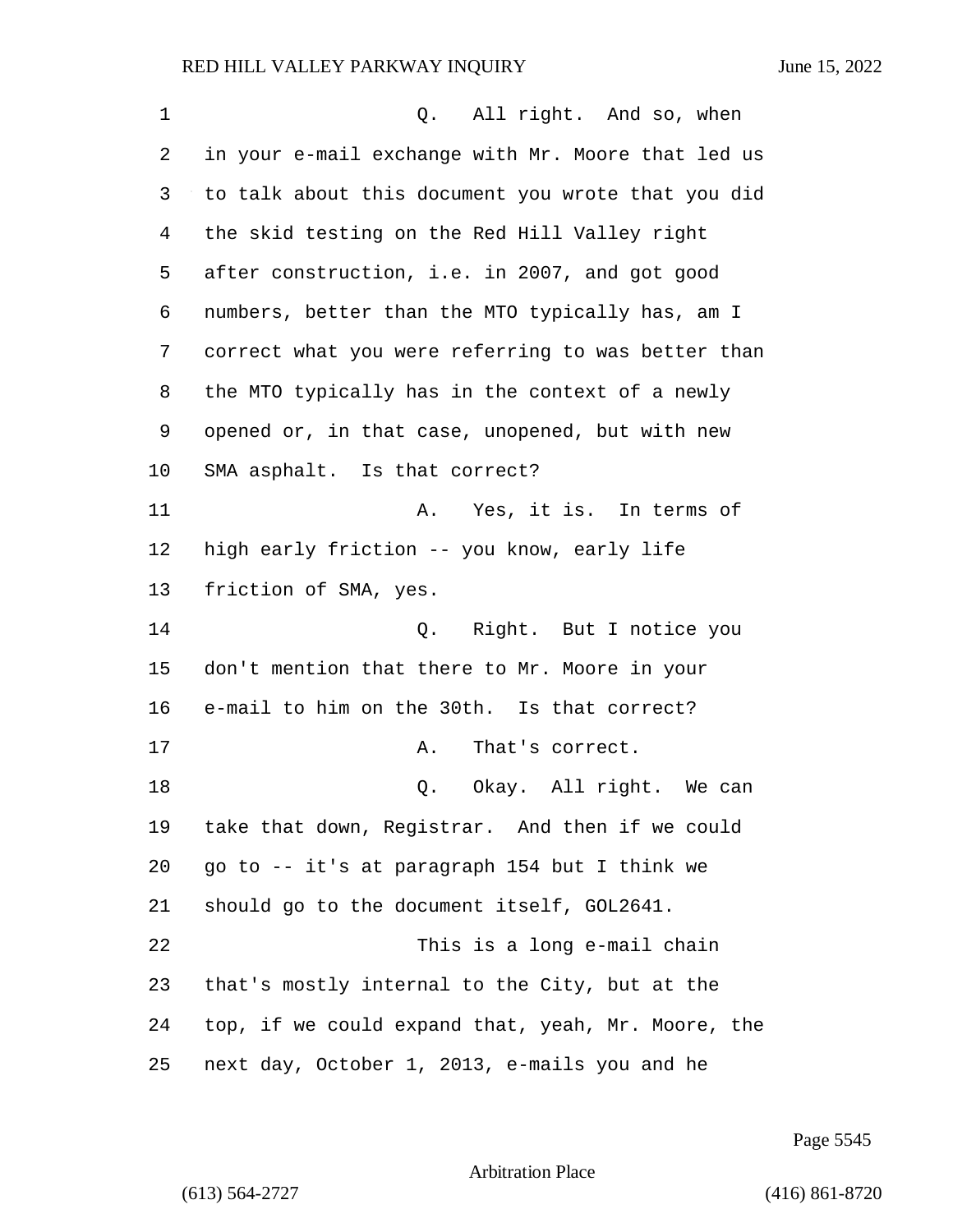Q. All right. And so, when in your e-mail exchange with Mr. Moore that led us to talk about this document you wrote that you did the skid testing on the Red Hill Valley right after construction, i.e. in 2007, and got good numbers, better than the MTO typically has, am I correct what you were referring to was better than the MTO typically has in the context of a newly opened or, in that case, unopened, but with new SMA asphalt. Is that correct?

A. Yes, it is. In terms of high early friction -- you know, early life friction of SMA, yes.

Q. Right. But I notice you don't mention that there to Mr. Moore in your e-mail to him on the 30th. Is that correct?

A. That's correct.

Q. Okay. All right. We can take that down, Registrar. And then if we could go to -- it's at paragraph 154 but I think we should go to the document itself, GOL2641.

This is a long e-mail chain that's mostly internal to the City, but at the top, if we could expand that, yeah, Mr. Moore, the next day, October 1, 2013, e-mails you and he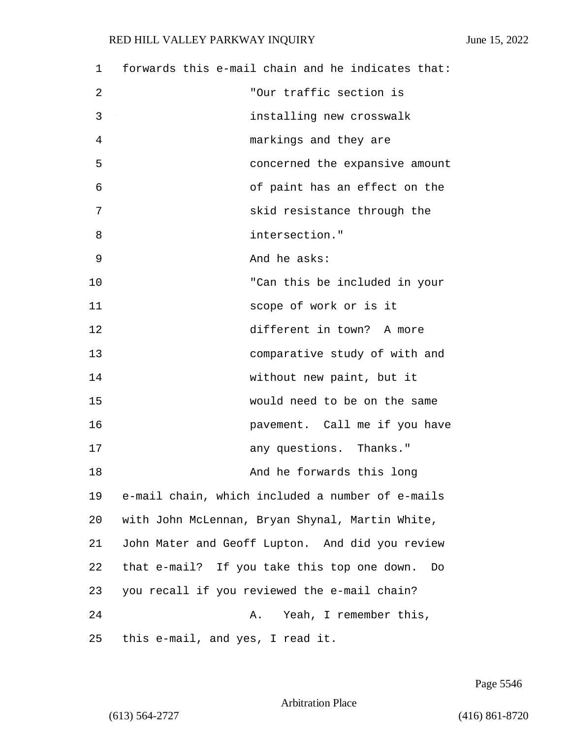forwards this e-mail chain and he indicates that:

"Our traffic section is installing new crosswalk markings and they are concerned the expansive amount of paint has an effect on the skid resistance through the intersection."

And he asks:

"Can this be included in your scope of work or is it different in town? A more comparative study of with and without new paint, but it would need to be on the same pavement. Call me if you have any questions. Thanks."

And he forwards this long e-mail chain, which included a number of e-mails with John McLennan, Bryan Shynal, Martin White, John Mater and Geoff Lupton. And did you review that e-mail? If you take this top one down. Do you recall if you reviewed the e-mail chain?

A. Yeah, I remember this, this e-mail, and yes, I read it.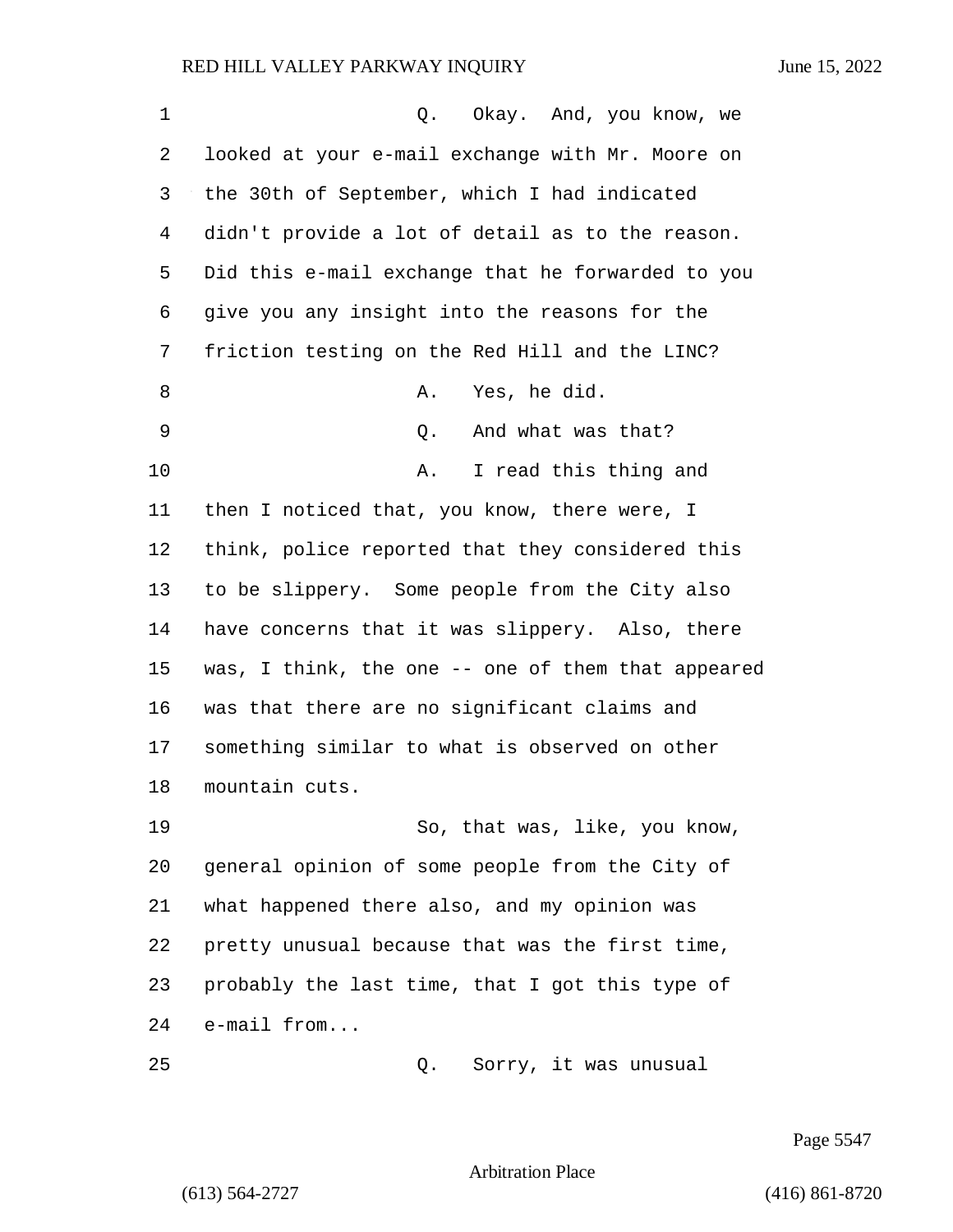Q. Okay. And, you know, we looked at your e-mail exchange with Mr. Moore on the 30th of September, which I had indicated didn't provide a lot of detail as to the reason. Did this e-mail exchange that he forwarded to you give you any insight into the reasons for the friction testing on the Red Hill and the LINC?

A. Yes, he did.

Q. And what was that?

A. I read this thing and then I noticed that, you know, there were, I think, police reported that they considered this to be slippery. Some people from the City also have concerns that it was slippery. Also, there was, I think, the one -- one of them that appeared was that there are no significant claims and something similar to what is observed on other mountain cuts.

So, that was, like, you know, general opinion of some people from the City of what happened there also, and my opinion was pretty unusual because that was the first time, probably the last time, that I got this type of e-mail from...

Q. Sorry, it was unusual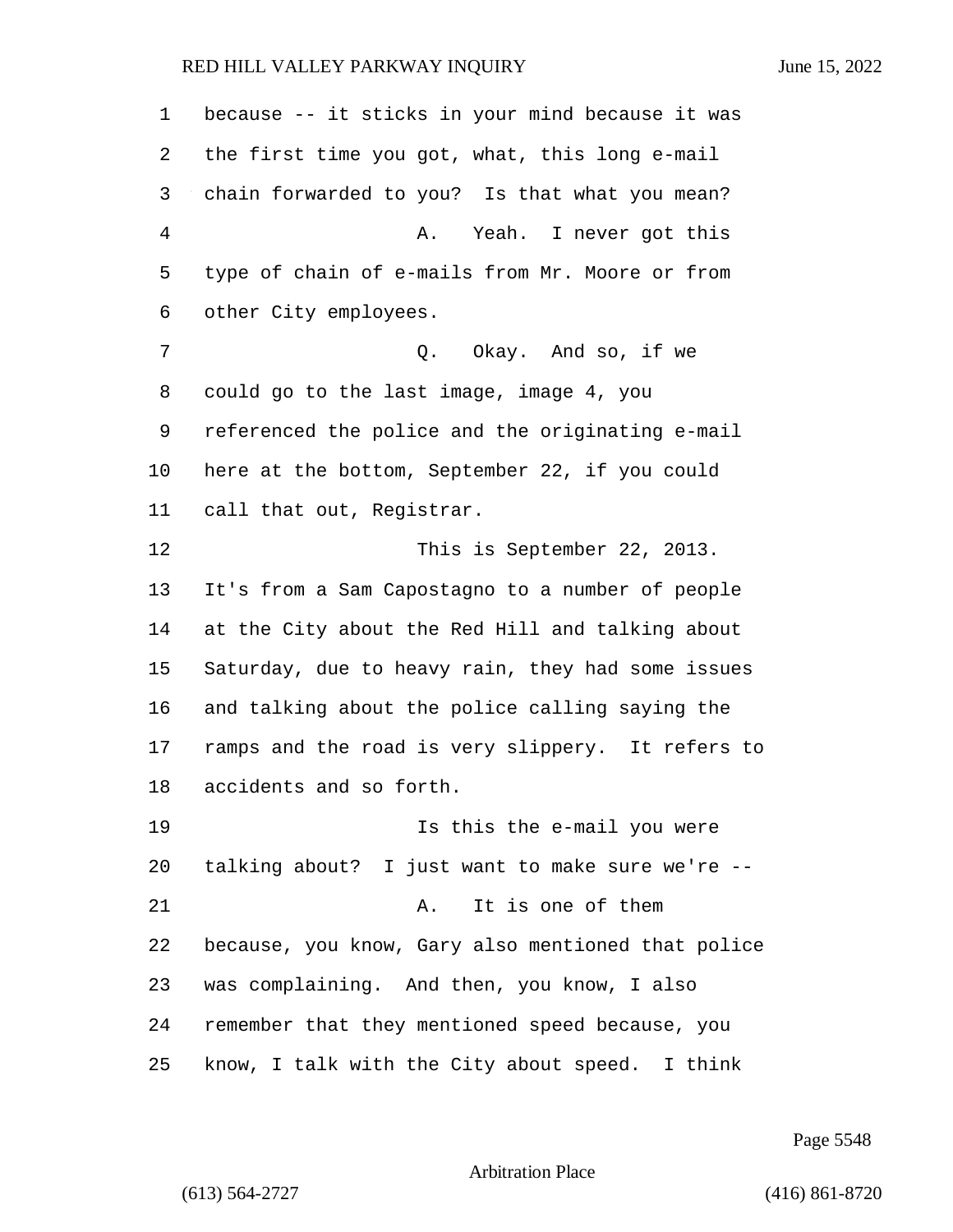because -- it sticks in your mind because it was the first time you got, what, this long e-mail chain forwarded to you? Is that what you mean?

A. Yeah. I never got this type of chain of e-mails from Mr. Moore or from other City employees.

Q. Okay. And so, if we could go to the last image, image 4, you referenced the police and the originating e-mail here at the bottom, September 22, if you could call that out, Registrar.

This is September 22, 2013. It's from a Sam Capostagno to a number of people at the City about the Red Hill and talking about Saturday, due to heavy rain, they had some issues and talking about the police calling saying the ramps and the road is very slippery. It refers to accidents and so forth.

Is this the e-mail you were talking about? I just want to make sure we're --

A. It is one of them because, you know, Gary also mentioned that police was complaining. And then, you know, I also remember that they mentioned speed because, you know, I talk with the City about speed. I think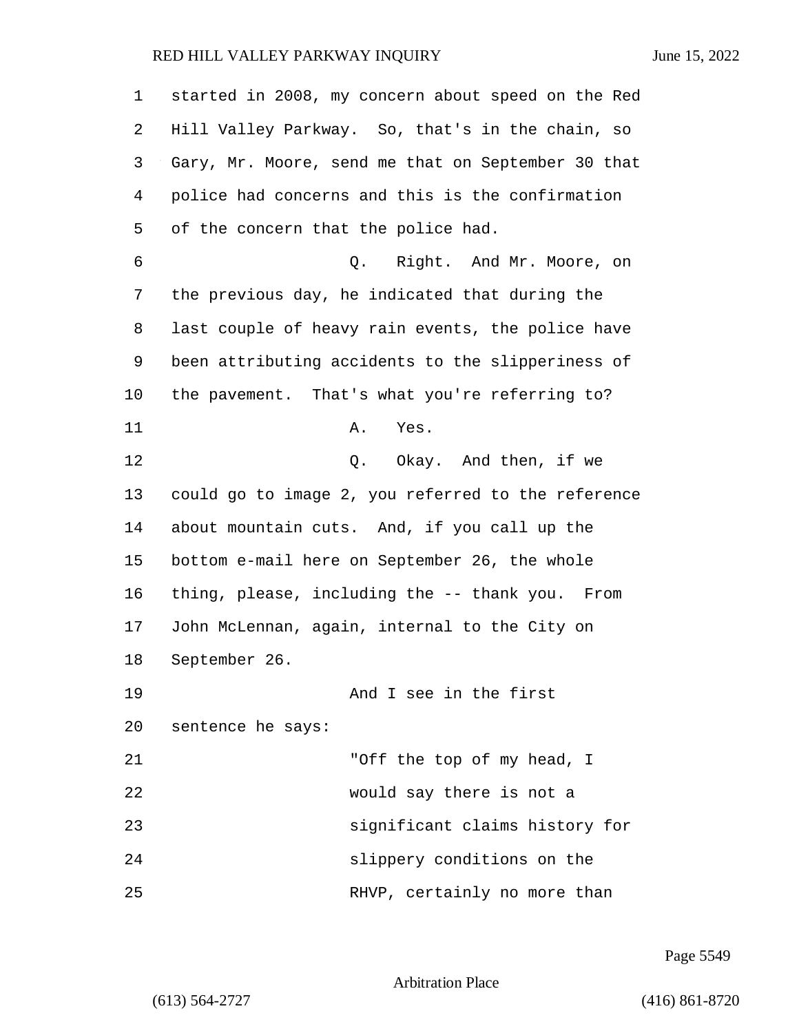started in 2008, my concern about speed on the Red Hill Valley Parkway. So, that's in the chain, so Gary, Mr. Moore, send me that on September 30 that police had concerns and this is the confirmation of the concern that the police had.

Q. Right. And Mr. Moore, on the previous day, he indicated that during the last couple of heavy rain events, the police have been attributing accidents to the slipperiness of the pavement. That's what you're referring to?

A. Yes.

Q. Okay. And then, if we could go to image 2, you referred to the reference about mountain cuts. And, if you call up the bottom e-mail here on September 26, the whole thing, please, including the -- thank you. From John McLennan, again, internal to the City on September 26.

And I see in the first sentence he says:

"Off the top of my head, I would say there is not a significant claims history for slippery conditions on the RHVP, certainly no more than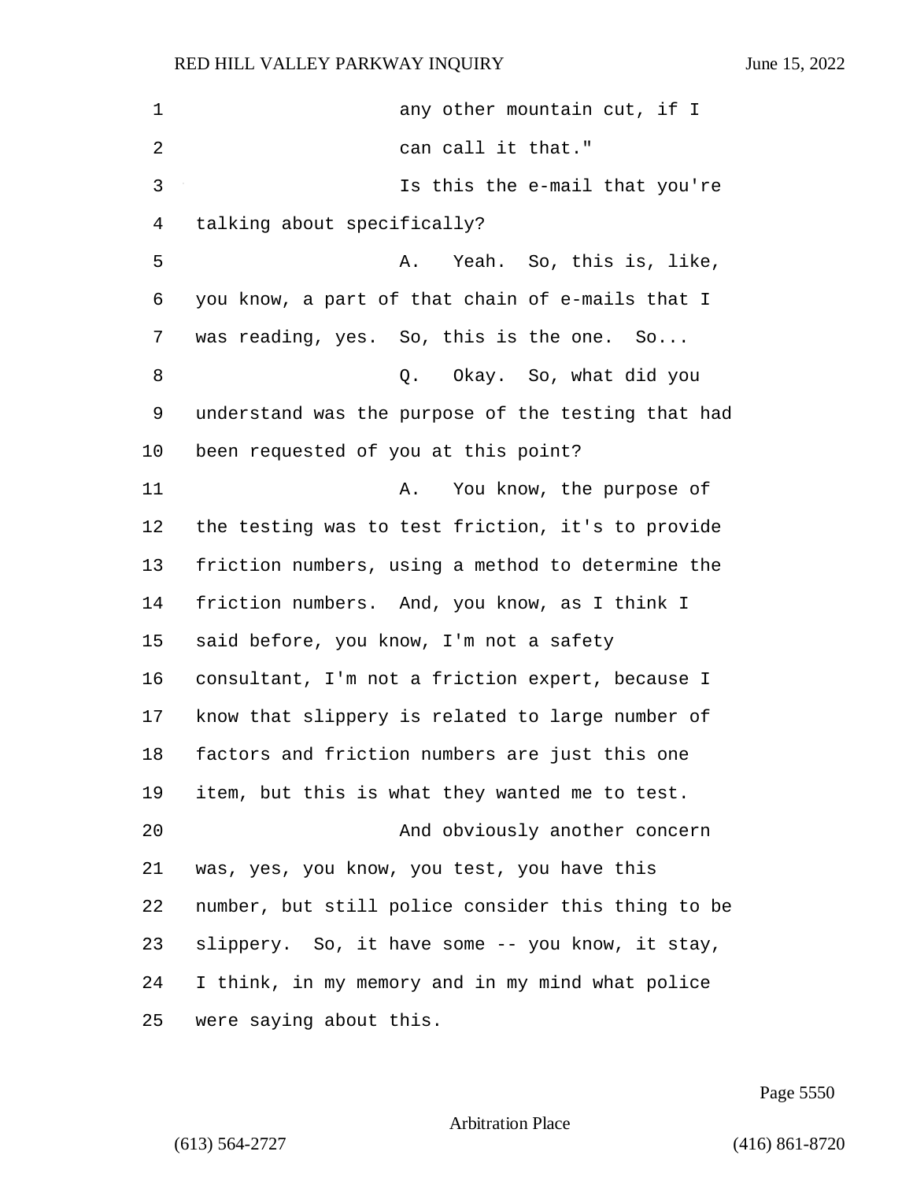any other mountain cut, if I can call it that."

Is this the e-mail that you're talking about specifically?

A. Yeah. So, this is, like, you know, a part of that chain of e-mails that I was reading, yes. So, this is the one. So...

Q. Okay. So, what did you understand was the purpose of the testing that had been requested of you at this point?

A. You know, the purpose of the testing was to test friction, it's to provide friction numbers, using a method to determine the friction numbers. And, you know, as I think I said before, you know, I'm not a safety consultant, I'm not a friction expert, because I know that slippery is related to large number of factors and friction numbers are just this one item, but this is what they wanted me to test.

And obviously another concern was, yes, you know, you test, you have this number, but still police consider this thing to be slippery. So, it have some -- you know, it stay, I think, in my memory and in my mind what police were saying about this.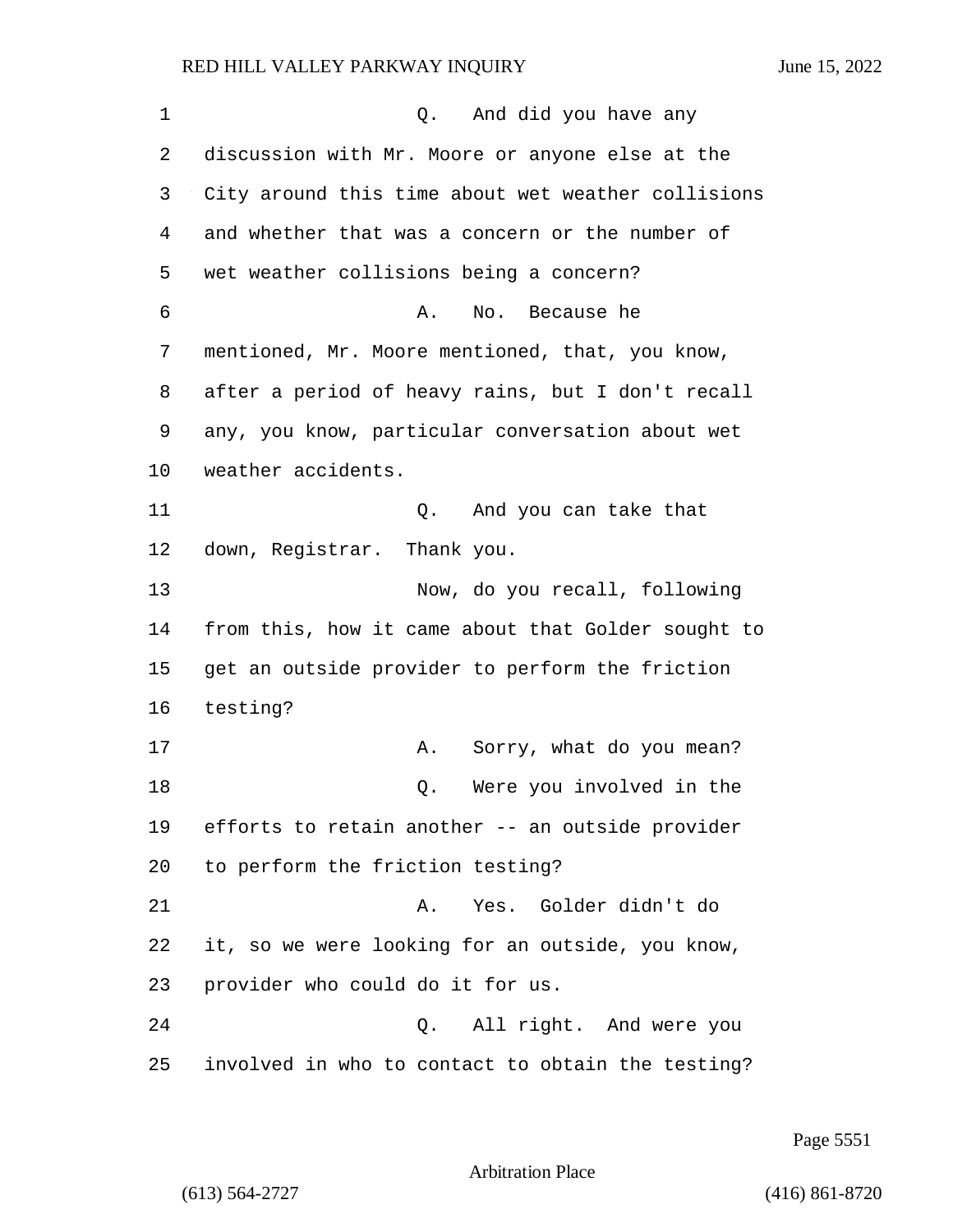Q. And did you have any discussion with Mr. Moore or anyone else at the City around this time about wet weather collisions and whether that was a concern or the number of wet weather collisions being a concern?

A. No. Because he mentioned, Mr. Moore mentioned, that, you know, after a period of heavy rains, but I don't recall any, you know, particular conversation about wet weather accidents.

Q. And you can take that down, Registrar. Thank you.

Now, do you recall, following from this, how it came about that Golder sought to get an outside provider to perform the friction testing?

A. Sorry, what do you mean?

Q. Were you involved in the efforts to retain another -- an outside provider to perform the friction testing?

A. Yes. Golder didn't do it, so we were looking for an outside, you know, provider who could do it for us.

Q. All right. And were you involved in who to contact to obtain the testing?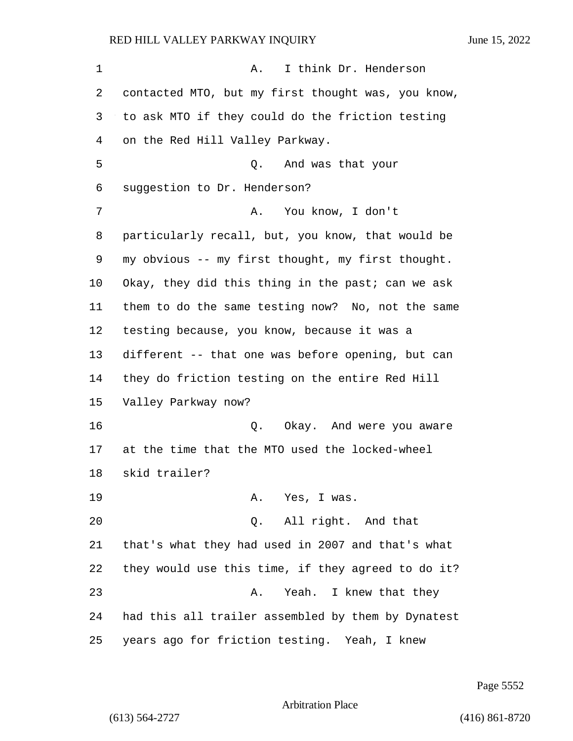A. I think Dr. Henderson contacted MTO, but my first thought was, you know, to ask MTO if they could do the friction testing on the Red Hill Valley Parkway.

Q. And was that your suggestion to Dr. Henderson?

A. You know, I don't particularly recall, but, you know, that would be my obvious -- my first thought, my first thought. Okay, they did this thing in the past; can we ask them to do the same testing now? No, not the same testing because, you know, because it was a different -- that one was before opening, but can they do friction testing on the entire Red Hill Valley Parkway now?

Q. Okay. And were you aware at the time that the MTO used the locked-wheel skid trailer?

A. Yes, I was.

Q. All right. And that that's what they had used in 2007 and that's what they would use this time, if they agreed to do it?

A. Yeah. I knew that they had this all trailer assembled by them by Dynatest years ago for friction testing. Yeah, I knew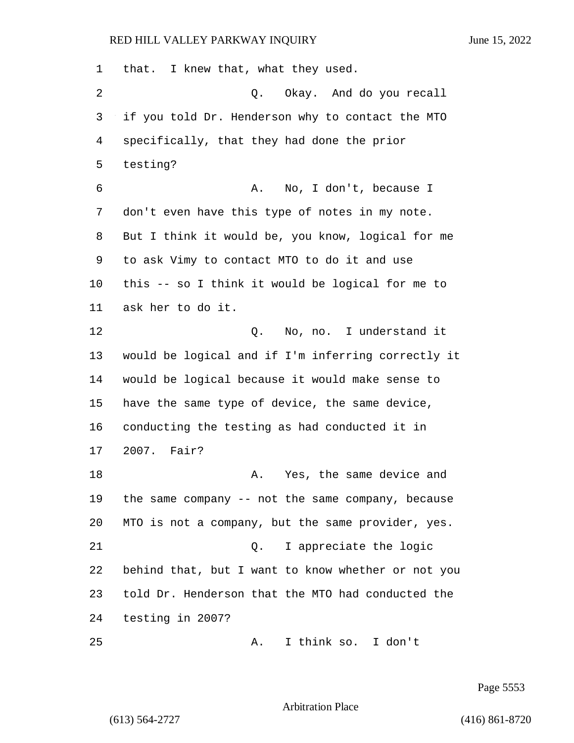that. I knew that, what they used.

Q. Okay. And do you recall if you told Dr. Henderson why to contact the MTO specifically, that they had done the prior testing?

A. No, I don't, because I don't even have this type of notes in my note. But I think it would be, you know, logical for me to ask Vimy to contact MTO to do it and use this -- so I think it would be logical for me to ask her to do it.

Q. No, no. I understand it would be logical and if I'm inferring correctly it would be logical because it would make sense to have the same type of device, the same device, conducting the testing as had conducted it in 2007. Fair?

A. Yes, the same device and the same company -- not the same company, because MTO is not a company, but the same provider, yes.

Q. I appreciate the logic behind that, but I want to know whether or not you told Dr. Henderson that the MTO had conducted the testing in 2007?

A. I think so. I don't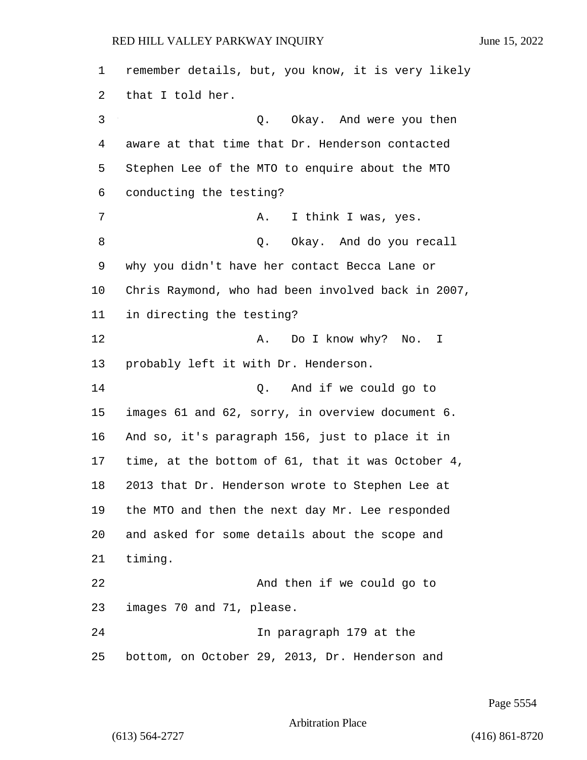remember details, but, you know, it is very likely that I told her.

Q. Okay. And were you then aware at that time that Dr. Henderson contacted Stephen Lee of the MTO to enquire about the MTO conducting the testing?

A. I think I was, yes.

Q. Okay. And do you recall why you didn't have her contact Becca Lane or Chris Raymond, who had been involved back in 2007, in directing the testing?

A. Do I know why? No. I probably left it with Dr. Henderson.

Q. And if we could go to images 61 and 62, sorry, in overview document 6. And so, it's paragraph 156, just to place it in time, at the bottom of 61, that it was October 4, 2013 that Dr. Henderson wrote to Stephen Lee at the MTO and then the next day Mr. Lee responded and asked for some details about the scope and timing.

And then if we could go to images 70 and 71, please.

In paragraph 179 at the bottom, on October 29, 2013, Dr. Henderson and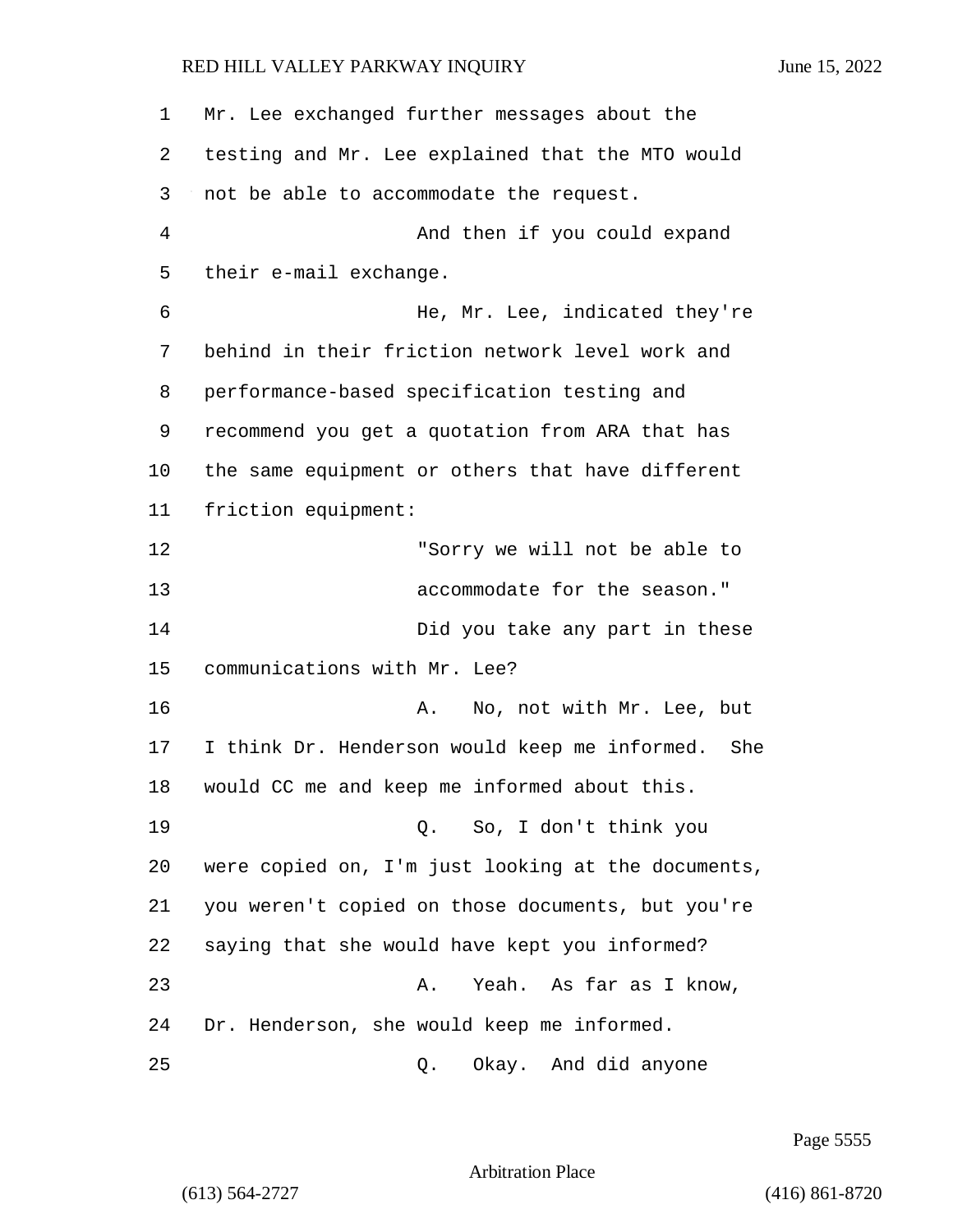Mr. Lee exchanged further messages about the testing and Mr. Lee explained that the MTO would not be able to accommodate the request.

And then if you could expand their e-mail exchange.

He, Mr. Lee, indicated they're behind in their friction network level work and performance-based specification testing and recommend you get a quotation from ARA that has the same equipment or others that have different friction equipment:

"Sorry we will not be able to accommodate for the season."

Did you take any part in these communications with Mr. Lee?

A. No, not with Mr. Lee, but I think Dr. Henderson would keep me informed. She would CC me and keep me informed about this.

Q. So, I don't think you were copied on, I'm just looking at the documents, you weren't copied on those documents, but you're saying that she would have kept you informed?

A. Yeah. As far as I know, Dr. Henderson, she would keep me informed.

Q. Okay. And did anyone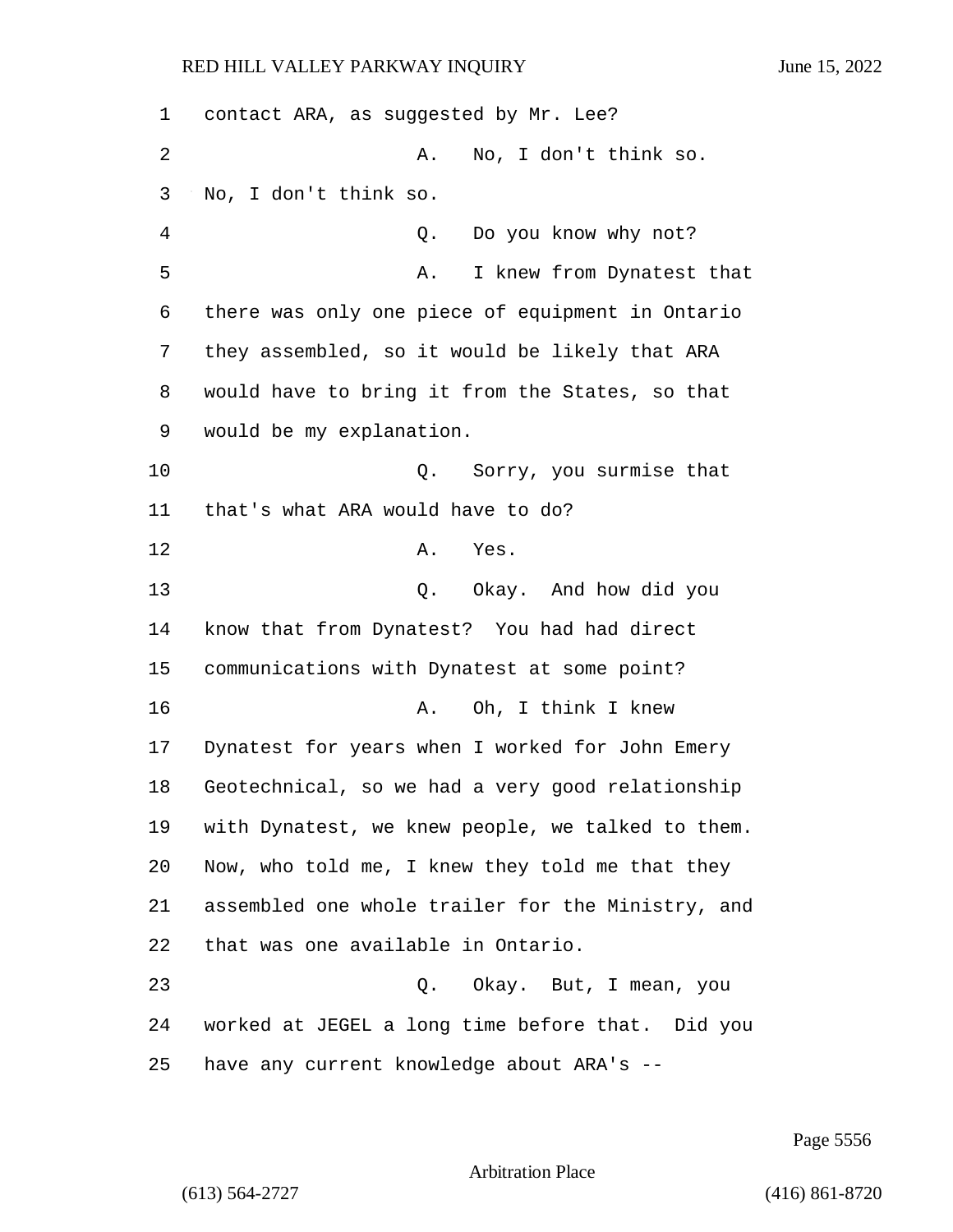contact ARA, as suggested by Mr. Lee?

A. No, I don't think so. No, I don't think so.

Q. Do you know why not?

A. I knew from Dynatest that there was only one piece of equipment in Ontario they assembled, so it would be likely that ARA would have to bring it from the States, so that would be my explanation.

Q. Sorry, you surmise that that's what ARA would have to do?

A. Yes.

Q. Okay. And how did you know that from Dynatest? You had had direct communications with Dynatest at some point?

A. Oh, I think I knew Dynatest for years when I worked for John Emery Geotechnical, so we had a very good relationship with Dynatest, we knew people, we talked to them. Now, who told me, I knew they told me that they assembled one whole trailer for the Ministry, and that was one available in Ontario.

Q. Okay. But, I mean, you worked at JEGEL a long time before that. Did you have any current knowledge about ARA's --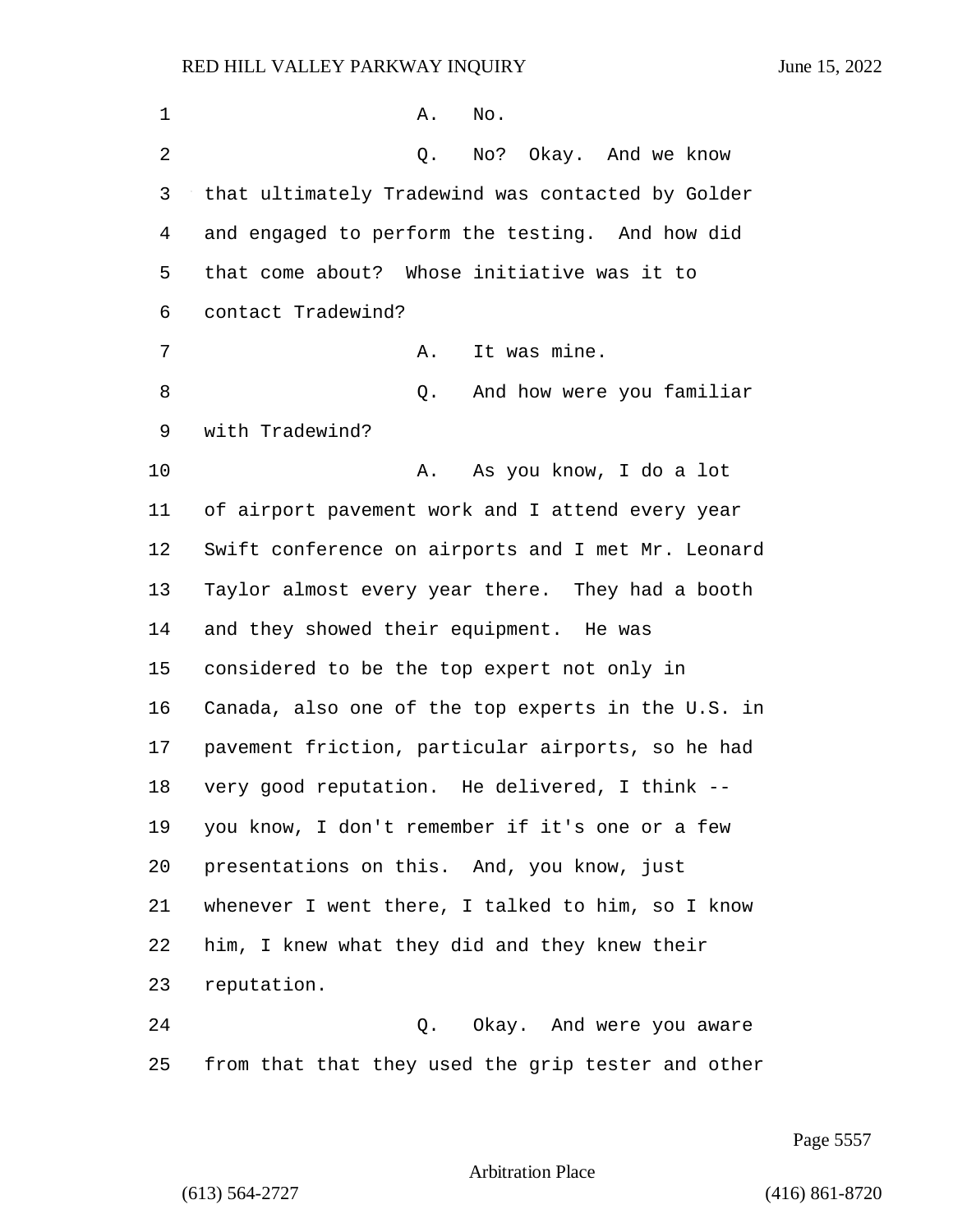A. No.

Q. No? Okay. And we know that ultimately Tradewind was contacted by Golder and engaged to perform the testing. And how did that come about? Whose initiative was it to contact Tradewind?

A. It was mine.

Q. And how were you familiar with Tradewind?

A. As you know, I do a lot of airport pavement work and I attend every year Swift conference on airports and I met Mr. Leonard Taylor almost every year there. They had a booth and they showed their equipment. He was considered to be the top expert not only in Canada, also one of the top experts in the U.S. in pavement friction, particular airports, so he had very good reputation. He delivered, I think -- you know, I don't remember if it's one or a few presentations on this. And, you know, just whenever I went there, I talked to him, so I know him, I knew what they did and they knew their reputation.

Q. Okay. And were you aware from that that they used the grip tester and other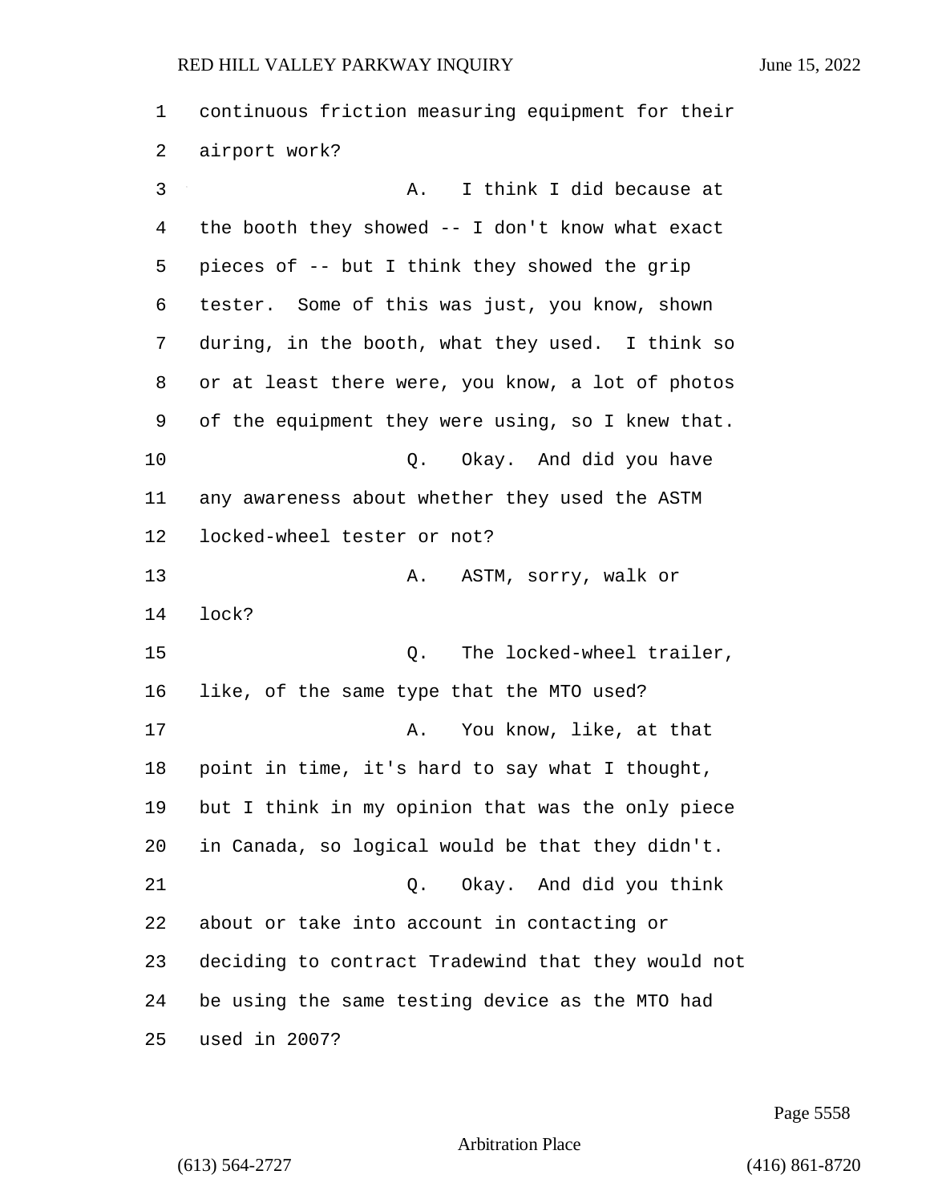continuous friction measuring equipment for their airport work?

A. I think I did because at the booth they showed -- I don't know what exact pieces of -- but I think they showed the grip tester. Some of this was just, you know, shown during, in the booth, what they used. I think so or at least there were, you know, a lot of photos of the equipment they were using, so I knew that.

Q. Okay. And did you have any awareness about whether they used the ASTM locked-wheel tester or not?

A. ASTM, sorry, walk or lock?

Q. The locked-wheel trailer, like, of the same type that the MTO used?

A. You know, like, at that point in time, it's hard to say what I thought, but I think in my opinion that was the only piece in Canada, so logical would be that they didn't.

Q. Okay. And did you think about or take into account in contacting or deciding to contract Tradewind that they would not be using the same testing device as the MTO had used in 2007?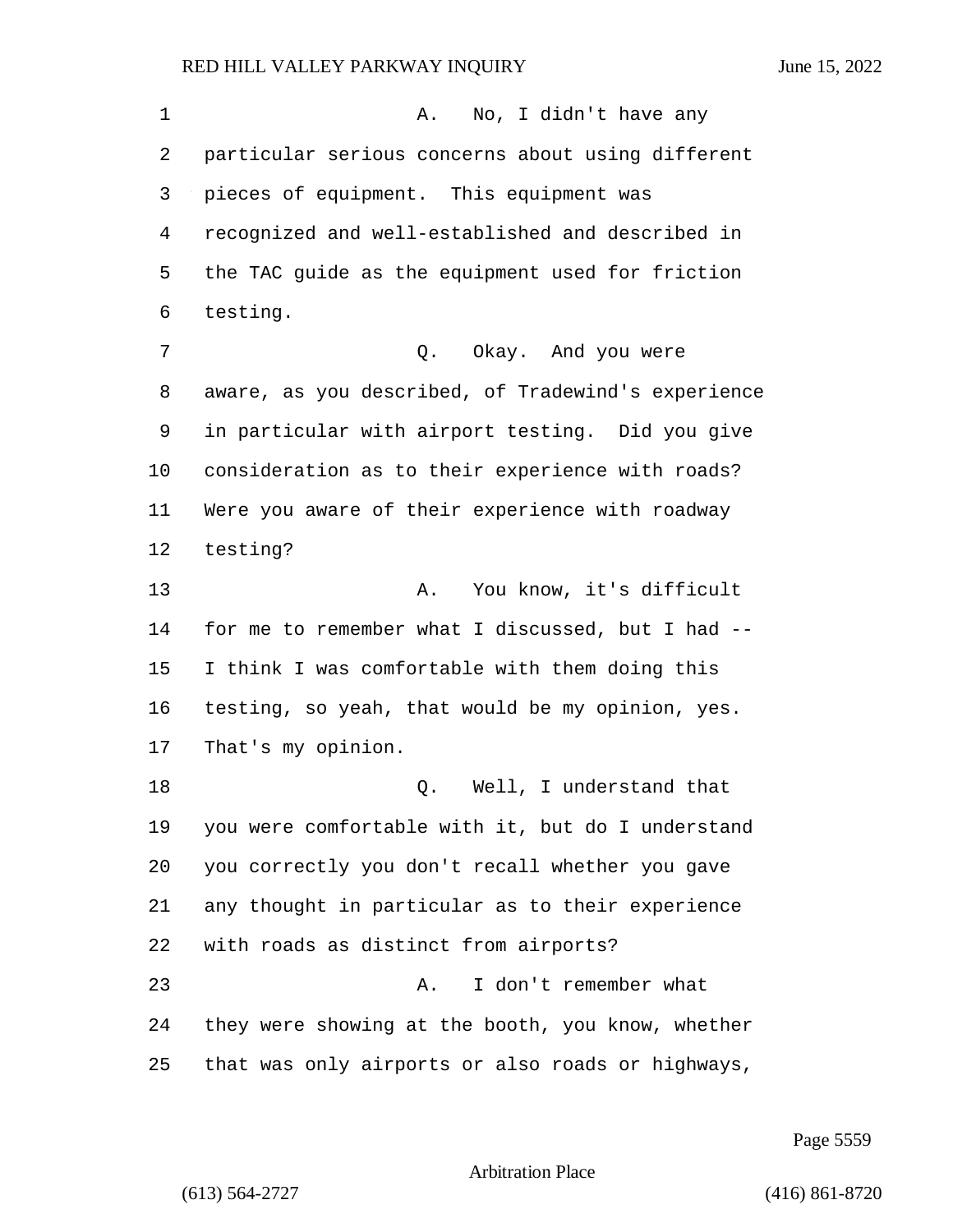A. No, I didn't have any particular serious concerns about using different pieces of equipment. This equipment was recognized and well-established and described in the TAC guide as the equipment used for friction testing.

Q. Okay. And you were aware, as you described, of Tradewind's experience in particular with airport testing. Did you give consideration as to their experience with roads? Were you aware of their experience with roadway testing?

A. You know, it's difficult for me to remember what I discussed, but I had -- I think I was comfortable with them doing this testing, so yeah, that would be my opinion, yes. That's my opinion.

Q. Well, I understand that you were comfortable with it, but do I understand you correctly you don't recall whether you gave any thought in particular as to their experience with roads as distinct from airports?

A. I don't remember what they were showing at the booth, you know, whether that was only airports or also roads or highways,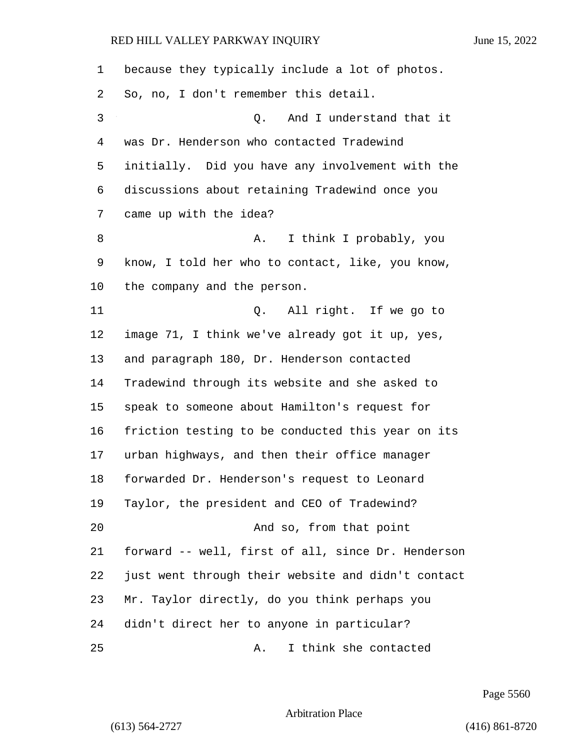because they typically include a lot of photos. So, no, I don't remember this detail.

Q. And I understand that it was Dr. Henderson who contacted Tradewind initially. Did you have any involvement with the discussions about retaining Tradewind once you came up with the idea?

A. I think I probably, you know, I told her who to contact, like, you know, the company and the person.

Q. All right. If we go to image 71, I think we've already got it up, yes, and paragraph 180, Dr. Henderson contacted Tradewind through its website and she asked to speak to someone about Hamilton's request for friction testing to be conducted this year on its urban highways, and then their office manager forwarded Dr. Henderson's request to Leonard Taylor, the president and CEO of Tradewind?

And so, from that point forward -- well, first of all, since Dr. Henderson just went through their website and didn't contact Mr. Taylor directly, do you think perhaps you didn't direct her to anyone in particular?

A. I think she contacted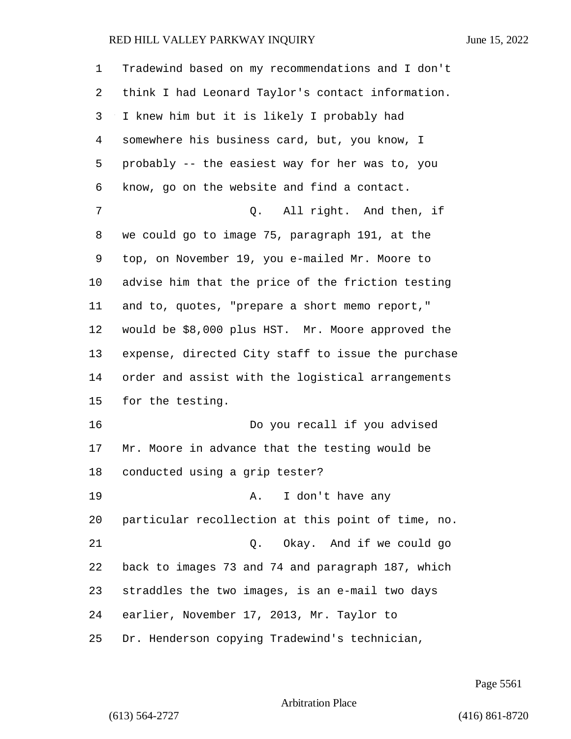Tradewind based on my recommendations and I don't think I had Leonard Taylor's contact information. I knew him but it is likely I probably had somewhere his business card, but, you know, I probably -- the easiest way for her was to, you know, go on the website and find a contact.

Q. All right. And then, if we could go to image 75, paragraph 191, at the top, on November 19, you e-mailed Mr. Moore to advise him that the price of the friction testing and to, quotes, "prepare a short memo report," would be $8,000 plus HST. Mr. Moore approved the expense, directed City staff to issue the purchase order and assist with the logistical arrangements for the testing.

Do you recall if you advised Mr. Moore in advance that the testing would be conducted using a grip tester?

A. I don't have any particular recollection at this point of time, no.

Q. Okay. And if we could go back to images 73 and 74 and paragraph 187, which straddles the two images, is an e-mail two days earlier, November 17, 2013, Mr. Taylor to Dr. Henderson copying Tradewind's technician,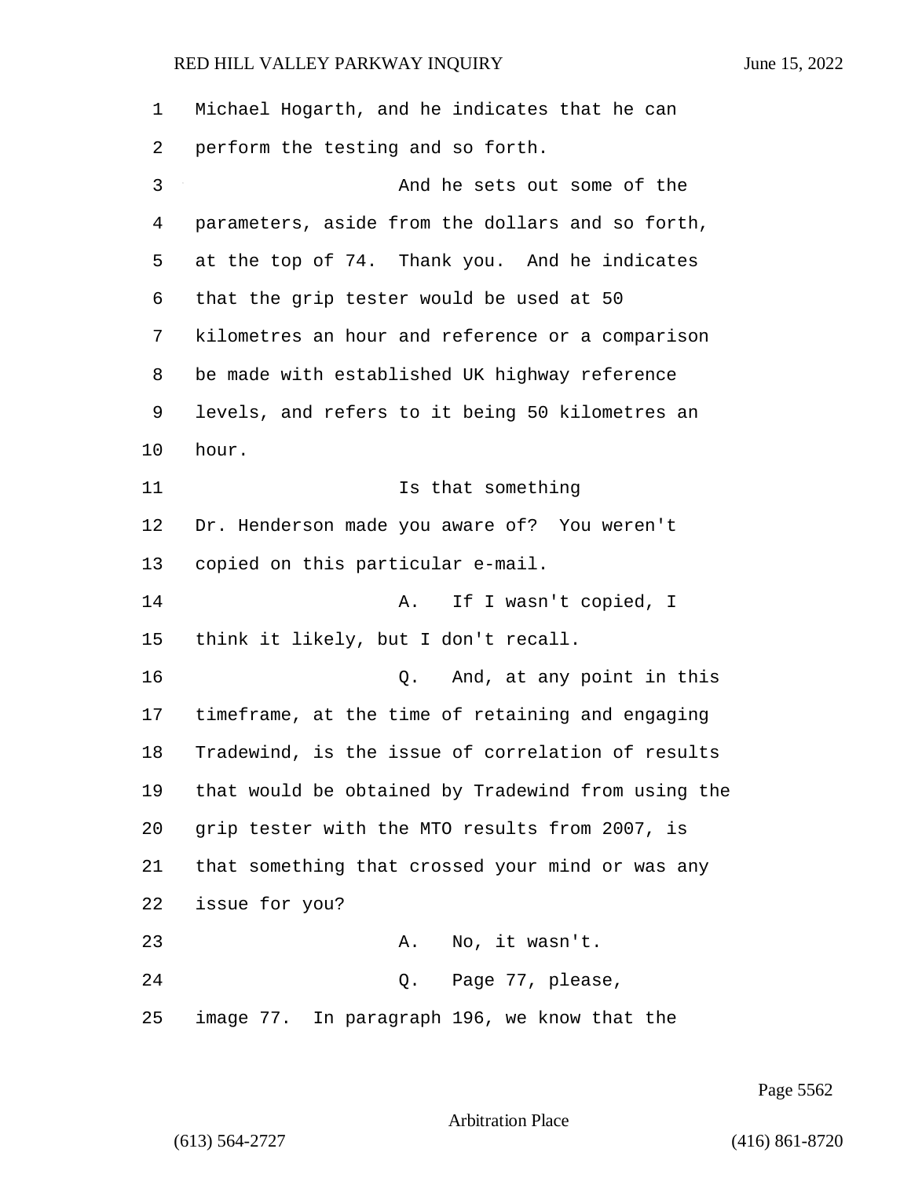Michael Hogarth, and he indicates that he can perform the testing and so forth.

And he sets out some of the parameters, aside from the dollars and so forth, at the top of 74. Thank you. And he indicates that the grip tester would be used at 50 kilometres an hour and reference or a comparison be made with established UK highway reference levels, and refers to it being 50 kilometres an hour.

Is that something Dr. Henderson made you aware of? You weren't copied on this particular e-mail.

A. If I wasn't copied, I think it likely, but I don't recall.

Q. And, at any point in this timeframe, at the time of retaining and engaging Tradewind, is the issue of correlation of results that would be obtained by Tradewind from using the grip tester with the MTO results from 2007, is that something that crossed your mind or was any issue for you?

A. No, it wasn't.

Q. Page 77, please, image 77. In paragraph 196, we know that the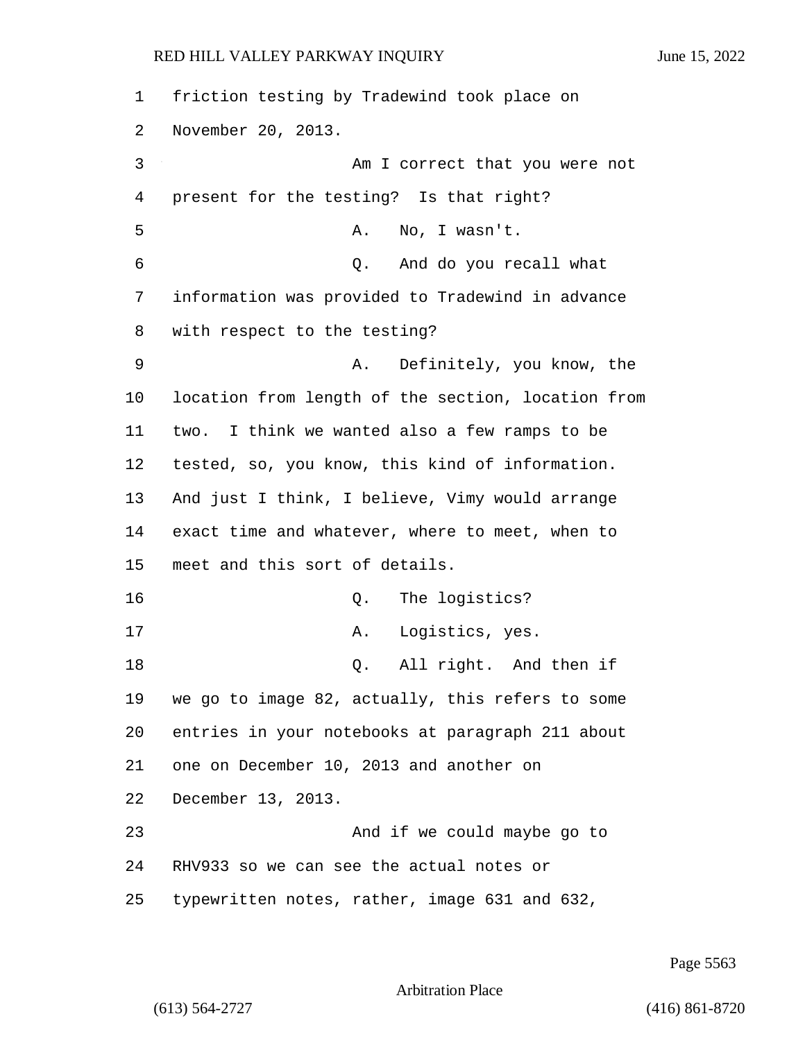friction testing by Tradewind took place on November 20, 2013.

Am I correct that you were not present for the testing? Is that right?

A. No, I wasn't.

Q. And do you recall what information was provided to Tradewind in advance with respect to the testing?

A. Definitely, you know, the location from length of the section, location from two. I think we wanted also a few ramps to be tested, so, you know, this kind of information. And just I think, I believe, Vimy would arrange exact time and whatever, where to meet, when to meet and this sort of details.

Q. The logistics?

A. Logistics, yes.

Q. All right. And then if we go to image 82, actually, this refers to some entries in your notebooks at paragraph 211 about one on December 10, 2013 and another on December 13, 2013.

And if we could maybe go to RHV933 so we can see the actual notes or typewritten notes, rather, image 631 and 632,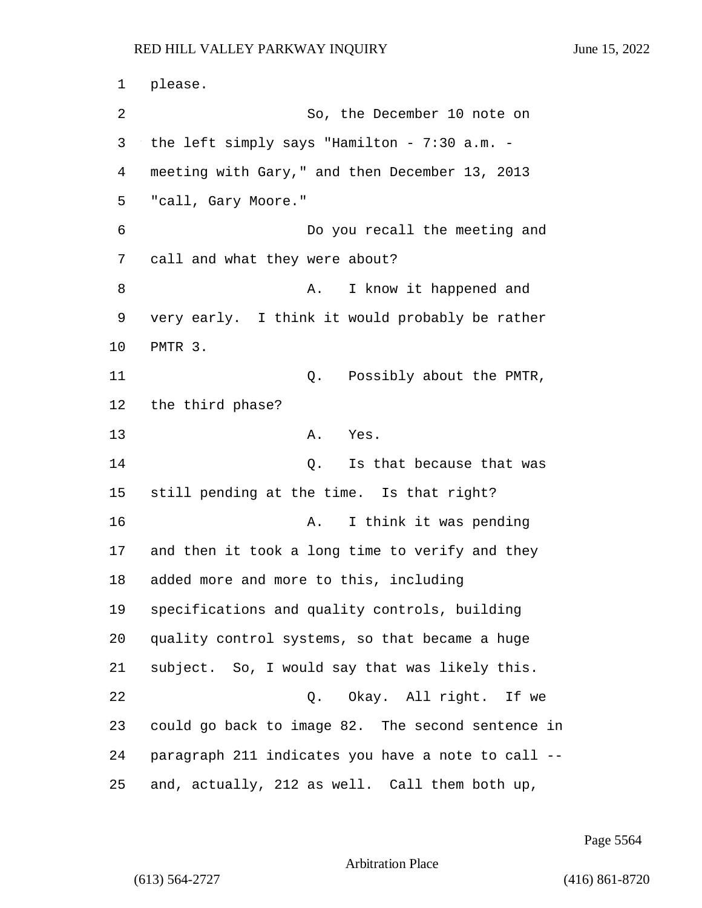please.

So, the December 10 note on the left simply says "Hamilton - 7:30 a.m. - meeting with Gary," and then December 13, 2013 "call, Gary Moore."

Do you recall the meeting and call and what they were about?

A. I know it happened and very early. I think it would probably be rather PMTR 3.

Q. Possibly about the PMTR, the third phase?

A. Yes.

Q. Is that because that was still pending at the time. Is that right?

A. I think it was pending and then it took a long time to verify and they added more and more to this, including specifications and quality controls, building quality control systems, so that became a huge subject. So, I would say that was likely this.

Q. Okay. All right. If we could go back to image 82. The second sentence in paragraph 211 indicates you have a note to call -- and, actually, 212 as well. Call them both up,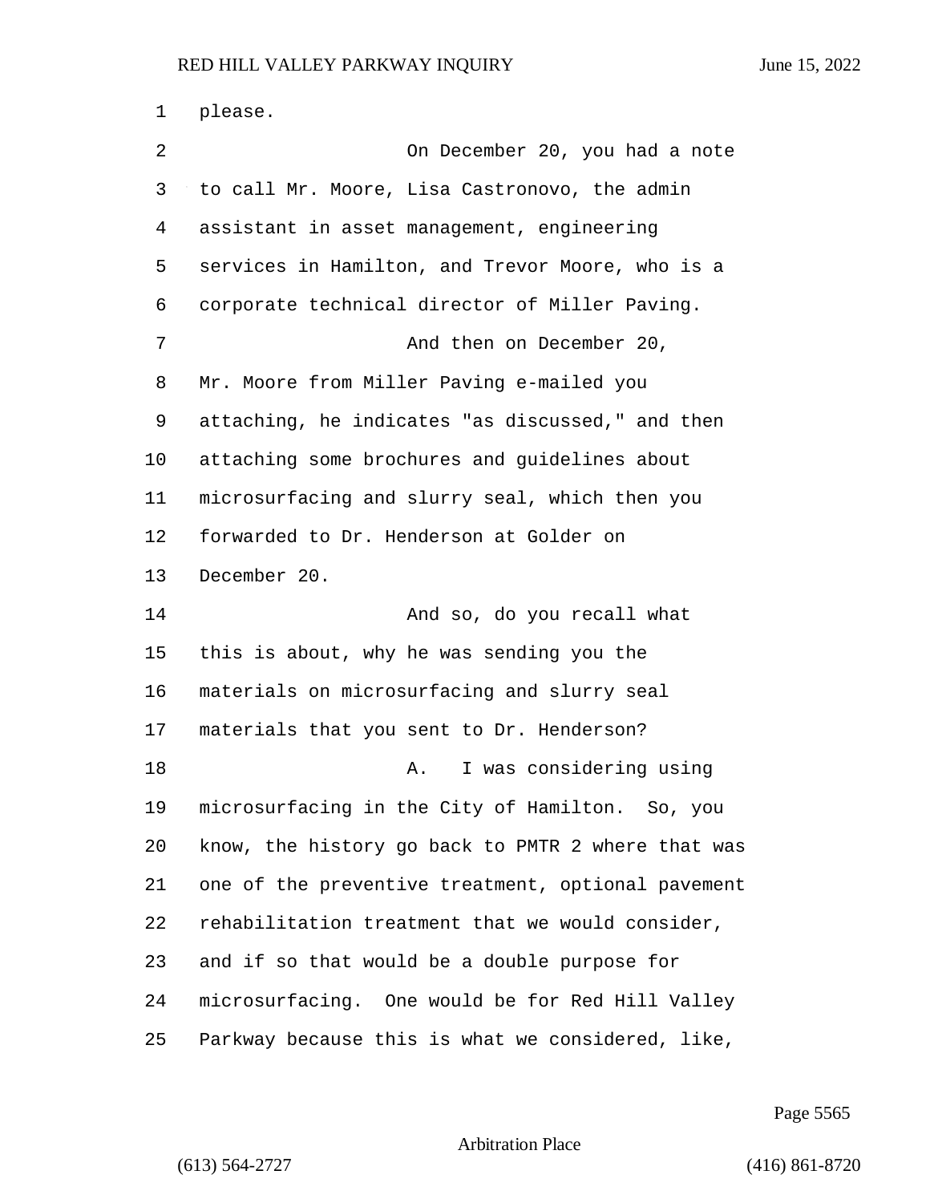please.

On December 20, you had a note to call Mr. Moore, Lisa Castronovo, the admin assistant in asset management, engineering services in Hamilton, and Trevor Moore, who is a corporate technical director of Miller Paving.

And then on December 20, Mr. Moore from Miller Paving e-mailed you attaching, he indicates "as discussed," and then attaching some brochures and guidelines about microsurfacing and slurry seal, which then you forwarded to Dr. Henderson at Golder on December 20.

And so, do you recall what this is about, why he was sending you the materials on microsurfacing and slurry seal materials that you sent to Dr. Henderson?

A. I was considering using microsurfacing in the City of Hamilton. So, you know, the history go back to PMTR 2 where that was one of the preventive treatment, optional pavement rehabilitation treatment that we would consider, and if so that would be a double purpose for microsurfacing. One would be for Red Hill Valley Parkway because this is what we considered, like,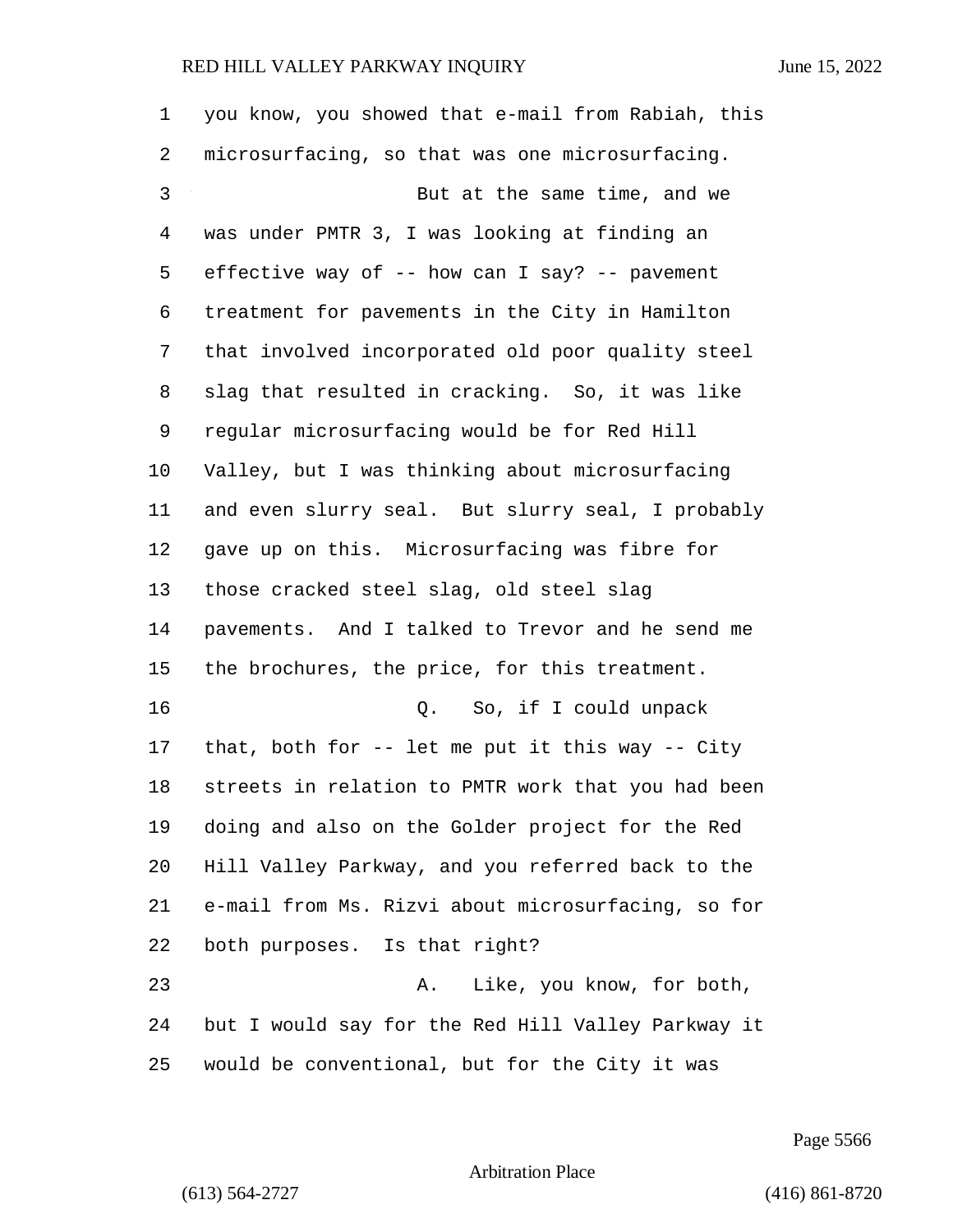you know, you showed that e-mail from Rabiah, this microsurfacing, so that was one microsurfacing.

But at the same time, and we was under PMTR 3, I was looking at finding an effective way of -- how can I say? -- pavement treatment for pavements in the City in Hamilton that involved incorporated old poor quality steel slag that resulted in cracking. So, it was like regular microsurfacing would be for Red Hill Valley, but I was thinking about microsurfacing and even slurry seal. But slurry seal, I probably gave up on this. Microsurfacing was fibre for those cracked steel slag, old steel slag pavements. And I talked to Trevor and he send me the brochures, the price, for this treatment.

Q. So, if I could unpack that, both for -- let me put it this way -- City streets in relation to PMTR work that you had been doing and also on the Golder project for the Red Hill Valley Parkway, and you referred back to the e-mail from Ms. Rizvi about microsurfacing, so for both purposes. Is that right?

A. Like, you know, for both, but I would say for the Red Hill Valley Parkway it would be conventional, but for the City it was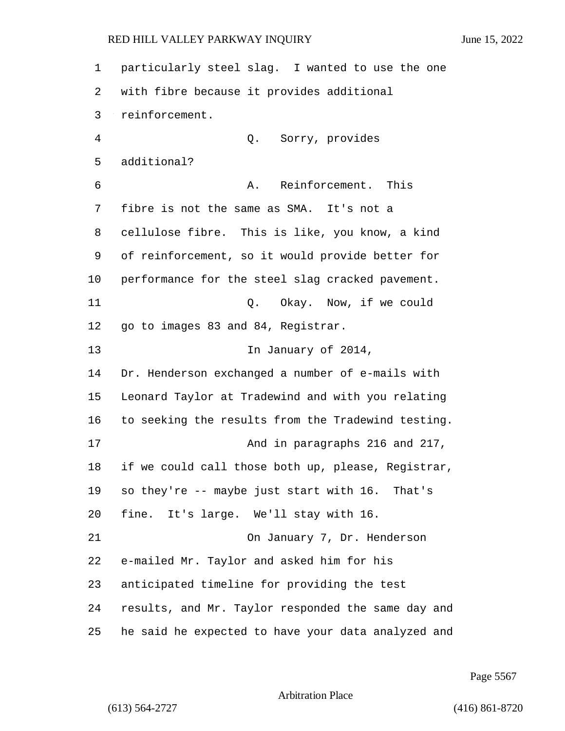particularly steel slag. I wanted to use the one with fibre because it provides additional reinforcement.

Q. Sorry, provides additional?

A. Reinforcement. This fibre is not the same as SMA. It's not a cellulose fibre. This is like, you know, a kind of reinforcement, so it would provide better for performance for the steel slag cracked pavement.

Q. Okay. Now, if we could go to images 83 and 84, Registrar.

In January of 2014, Dr. Henderson exchanged a number of e-mails with Leonard Taylor at Tradewind and with you relating to seeking the results from the Tradewind testing.

And in paragraphs 216 and 217, if we could call those both up, please, Registrar, so they're -- maybe just start with 16. That's fine. It's large. We'll stay with 16.

On January 7, Dr. Henderson e-mailed Mr. Taylor and asked him for his anticipated timeline for providing the test results, and Mr. Taylor responded the same day and he said he expected to have your data analyzed and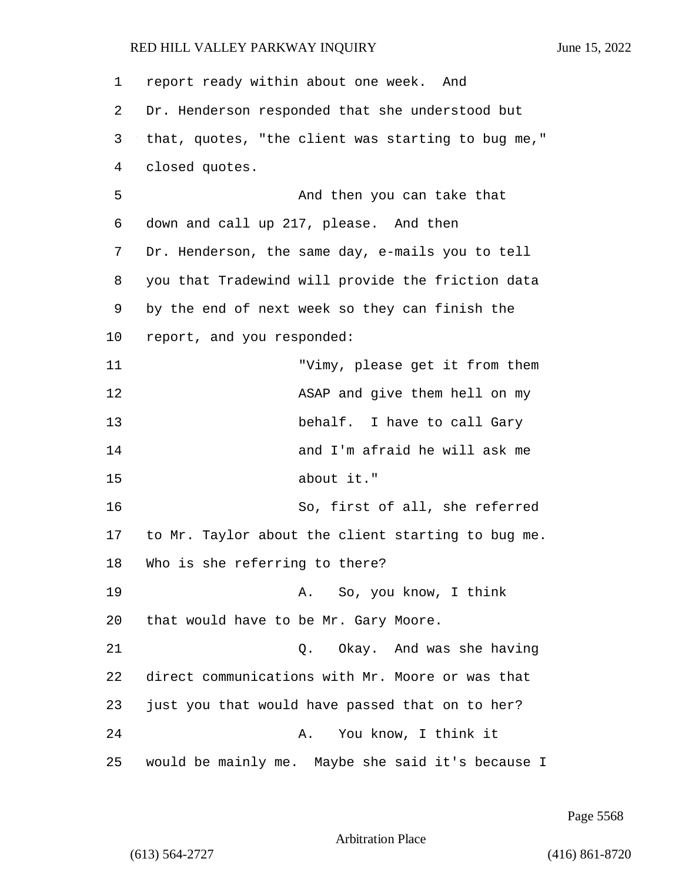report ready within about one week. And Dr. Henderson responded that she understood but that, quotes, "the client was starting to bug me," closed quotes.

And then you can take that down and call up 217, please. And then Dr. Henderson, the same day, e-mails you to tell you that Tradewind will provide the friction data by the end of next week so they can finish the report, and you responded:

> "Vimy, please get it from them ASAP and give them hell on my behalf. I have to call Gary and I'm afraid he will ask me about it."

So, first of all, she referred to Mr. Taylor about the client starting to bug me. Who is she referring to there?

A. So, you know, I think that would have to be Mr. Gary Moore.

Q. Okay. And was she having direct communications with Mr. Moore or was that just you that would have passed that on to her?

A. You know, I think it would be mainly me. Maybe she said it's because I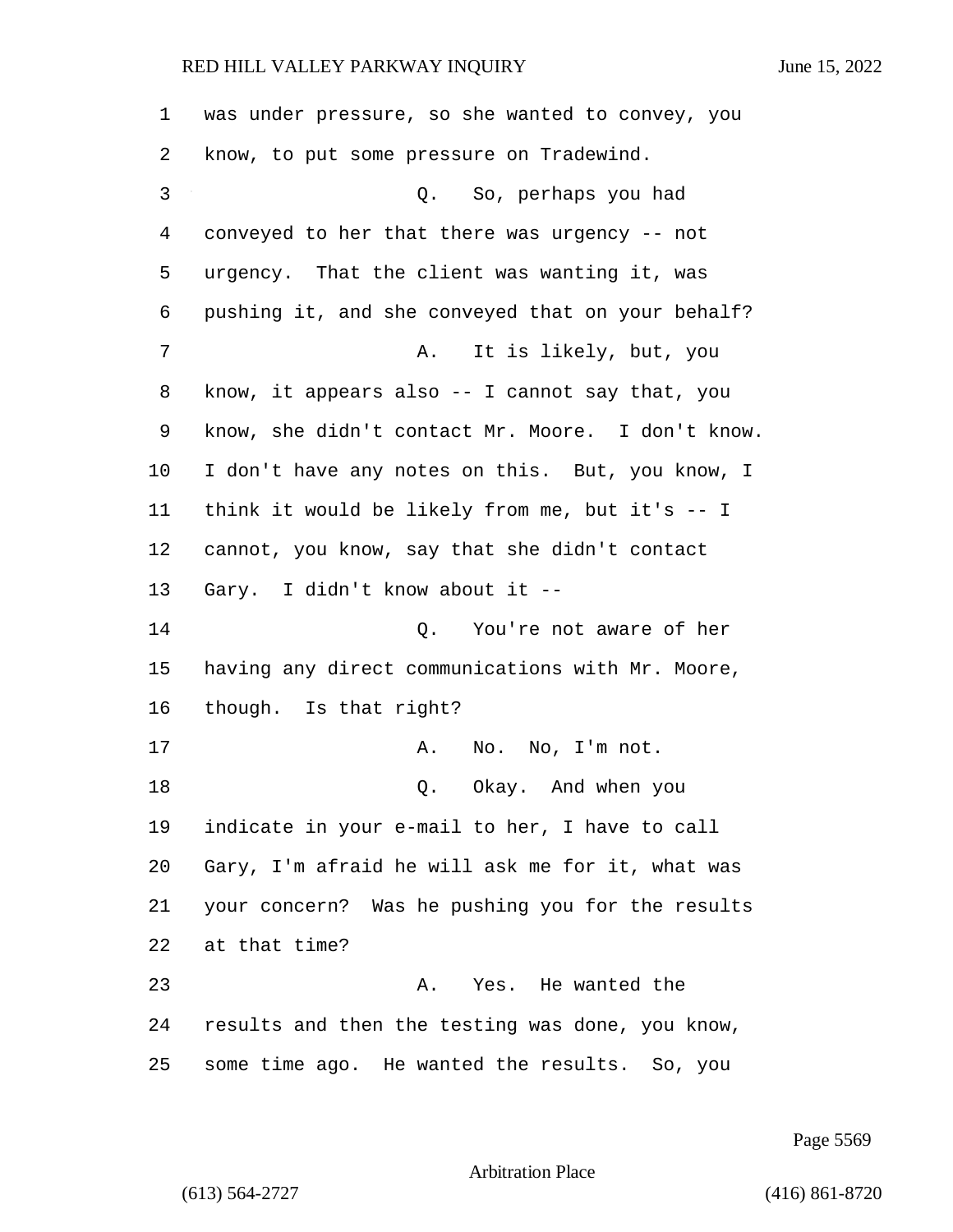was under pressure, so she wanted to convey, you know, to put some pressure on Tradewind.

Q. So, perhaps you had conveyed to her that there was urgency -- not urgency. That the client was wanting it, was pushing it, and she conveyed that on your behalf?

A. It is likely, but, you know, it appears also -- I cannot say that, you know, she didn't contact Mr. Moore. I don't know. I don't have any notes on this. But, you know, I think it would be likely from me, but it's -- I cannot, you know, say that she didn't contact Gary. I didn't know about it --

Q. You're not aware of her having any direct communications with Mr. Moore, though. Is that right?

A. No. No, I'm not.

Q. Okay. And when you indicate in your e-mail to her, I have to call Gary, I'm afraid he will ask me for it, what was your concern? Was he pushing you for the results at that time?

A. Yes. He wanted the results and then the testing was done, you know, some time ago. He wanted the results. So, you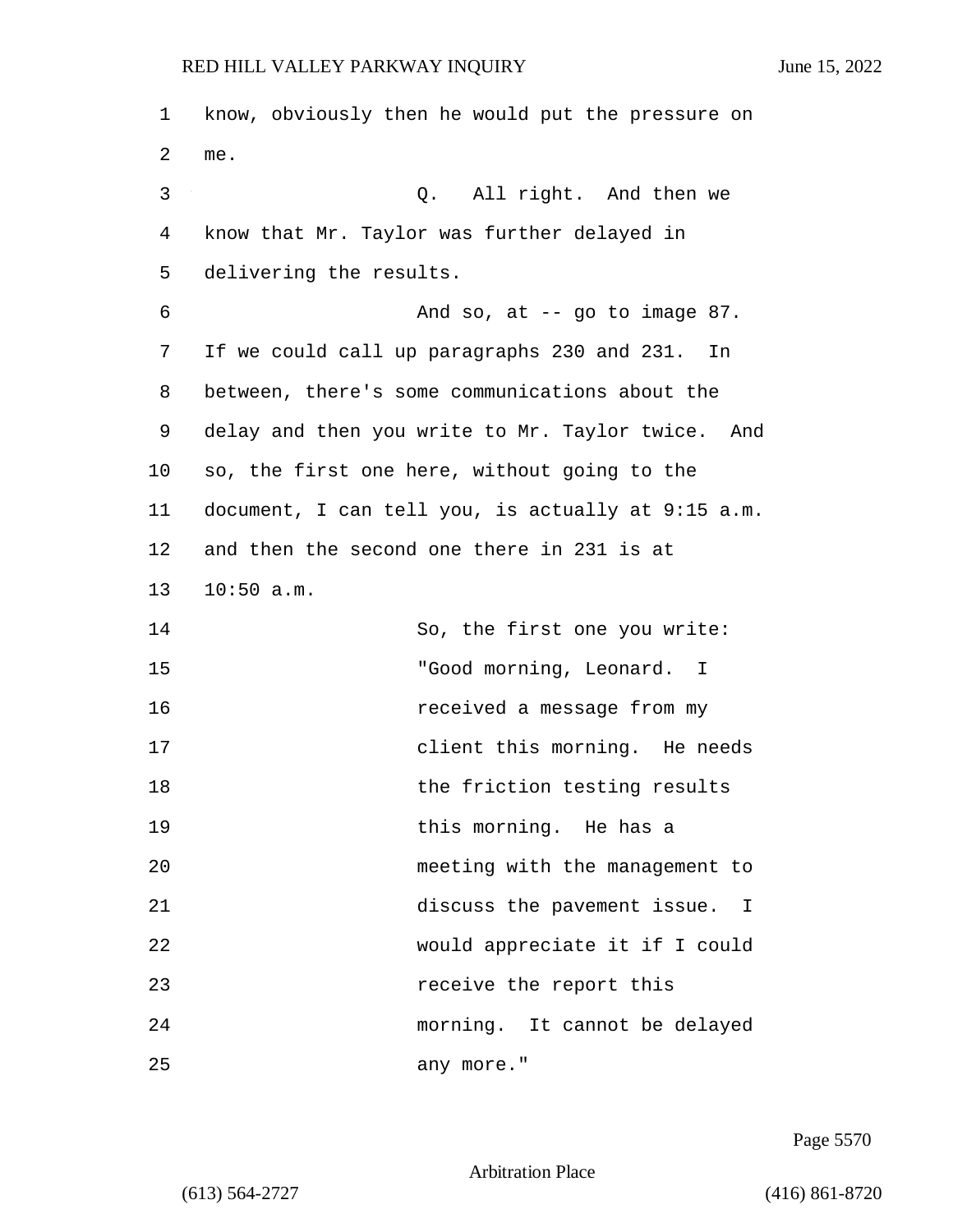know, obviously then he would put the pressure on me.

Q. All right. And then we know that Mr. Taylor was further delayed in delivering the results.

And so, at -- go to image 87. If we could call up paragraphs 230 and 231. In between, there's some communications about the delay and then you write to Mr. Taylor twice. And so, the first one here, without going to the document, I can tell you, is actually at 9:15 a.m. and then the second one there in 231 is at 10:50 a.m.

So, the first one you write:

> "Good morning, Leonard. I received a message from my client this morning. He needs the friction testing results this morning. He has a meeting with the management to discuss the pavement issue. I would appreciate it if I could receive the report this morning. It cannot be delayed any more."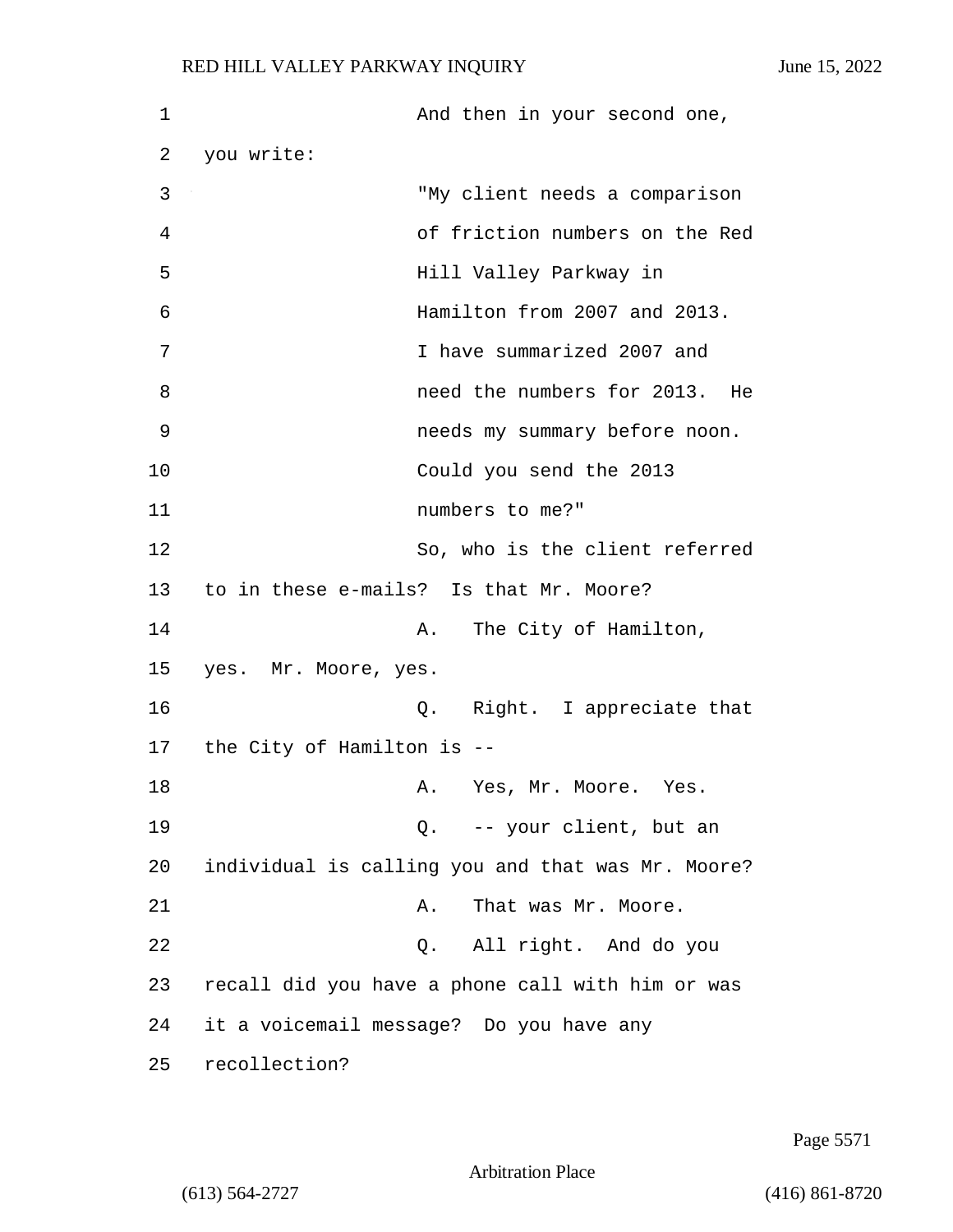And then in your second one, you write:

> "My client needs a comparison of friction numbers on the Red Hill Valley Parkway in Hamilton from 2007 and 2013. I have summarized 2007 and need the numbers for 2013. He needs my summary before noon. Could you send the 2013 numbers to me?"

So, who is the client referred to in these e-mails? Is that Mr. Moore?

A. The City of Hamilton, yes. Mr. Moore, yes.

Q. Right. I appreciate that the City of Hamilton is --

A. Yes, Mr. Moore. Yes.

Q. -- your client, but an individual is calling you and that was Mr. Moore?

A. That was Mr. Moore.

Q. All right. And do you recall did you have a phone call with him or was it a voicemail message? Do you have any recollection?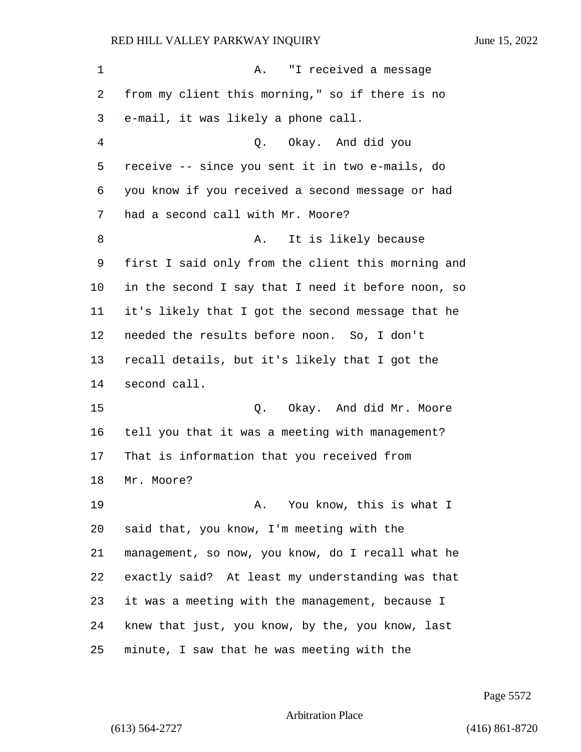A. "I received a message from my client this morning," so if there is no e-mail, it was likely a phone call.

Q. Okay. And did you receive -- since you sent it in two e-mails, do you know if you received a second message or had had a second call with Mr. Moore?

A. It is likely because first I said only from the client this morning and in the second I say that I need it before noon, so it's likely that I got the second message that he needed the results before noon. So, I don't recall details, but it's likely that I got the second call.

Q. Okay. And did Mr. Moore tell you that it was a meeting with management? That is information that you received from Mr. Moore?

A. You know, this is what I said that, you know, I'm meeting with the management, so now, you know, do I recall what he exactly said? At least my understanding was that it was a meeting with the management, because I knew that just, you know, by the, you know, last minute, I saw that he was meeting with the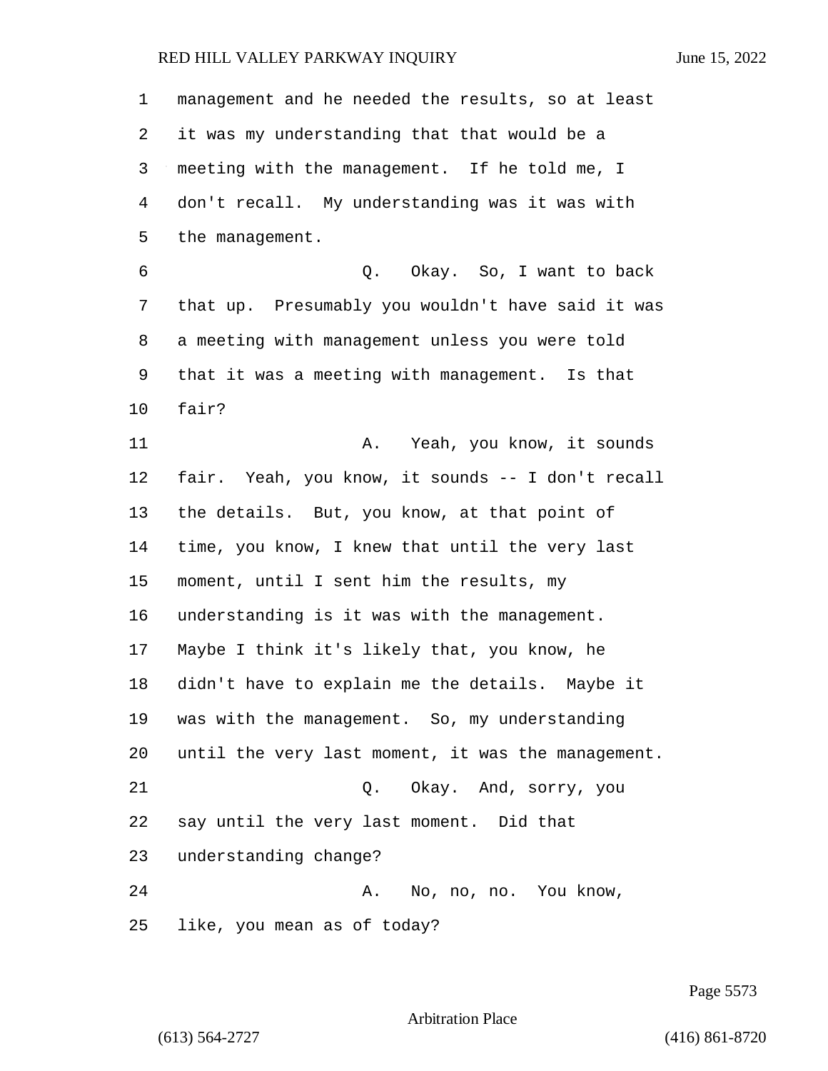management and he needed the results, so at least it was my understanding that that would be a meeting with the management. If he told me, I don't recall. My understanding was it was with the management.

Q. Okay. So, I want to back that up. Presumably you wouldn't have said it was a meeting with management unless you were told that it was a meeting with management. Is that fair?

A. Yeah, you know, it sounds fair. Yeah, you know, it sounds -- I don't recall the details. But, you know, at that point of time, you know, I knew that until the very last moment, until I sent him the results, my understanding is it was with the management. Maybe I think it's likely that, you know, he didn't have to explain me the details. Maybe it was with the management. So, my understanding until the very last moment, it was the management.

Q. Okay. And, sorry, you say until the very last moment. Did that understanding change?

A. No, no, no. You know, like, you mean as of today?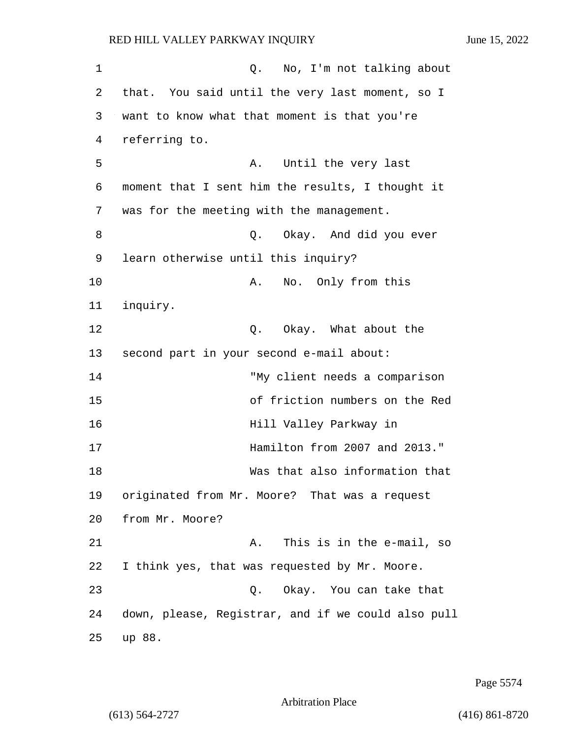Q. No, I'm not talking about that. You said until the very last moment, so I want to know what that moment is that you're referring to.

A. Until the very last moment that I sent him the results, I thought it was for the meeting with the management.

Q. Okay. And did you ever learn otherwise until this inquiry?

A. No. Only from this inquiry.

Q. Okay. What about the second part in your second e-mail about:

> "My client needs a comparison of friction numbers on the Red Hill Valley Parkway in Hamilton from 2007 and 2013."

Was that also information that originated from Mr. Moore? That was a request from Mr. Moore?

A. This is in the e-mail, so I think yes, that was requested by Mr. Moore.

Q. Okay. You can take that down, please, Registrar, and if we could also pull up 88.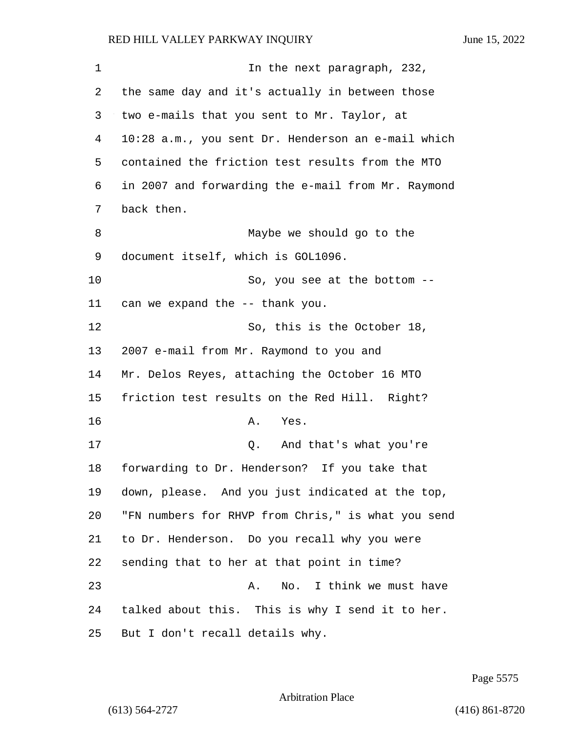In the next paragraph, 232, the same day and it's actually in between those two e-mails that you sent to Mr. Taylor, at 10:28 a.m., you sent Dr. Henderson an e-mail which contained the friction test results from the MTO in 2007 and forwarding the e-mail from Mr. Raymond back then.

Maybe we should go to the document itself, which is GOL1096.

So, you see at the bottom -- can we expand the -- thank you.

So, this is the October 18, 2007 e-mail from Mr. Raymond to you and Mr. Delos Reyes, attaching the October 16 MTO friction test results on the Red Hill. Right?

A. Yes.

Q. And that's what you're forwarding to Dr. Henderson? If you take that down, please. And you just indicated at the top, "FN numbers for RHVP from Chris," is what you send to Dr. Henderson. Do you recall why you were sending that to her at that point in time?

A. No. I think we must have talked about this. This is why I send it to her. But I don't recall details why.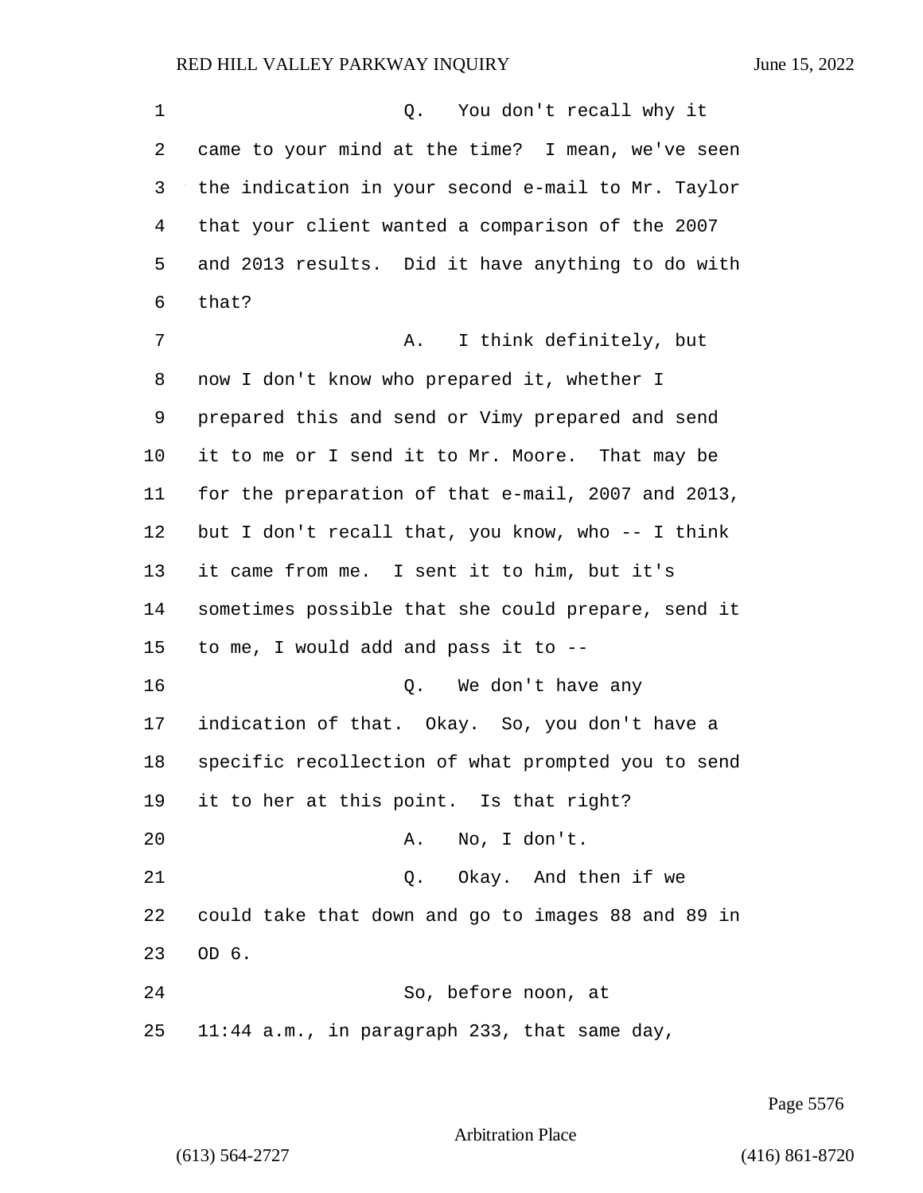Q. You don't recall why it came to your mind at the time? I mean, we've seen the indication in your second e-mail to Mr. Taylor that your client wanted a comparison of the 2007 and 2013 results. Did it have anything to do with that?

A. I think definitely, but now I don't know who prepared it, whether I prepared this and send or Vimy prepared and send it to me or I send it to Mr. Moore. That may be for the preparation of that e-mail, 2007 and 2013, but I don't recall that, you know, who -- I think it came from me. I sent it to him, but it's sometimes possible that she could prepare, send it to me, I would add and pass it to --

Q. We don't have any indication of that. Okay. So, you don't have a specific recollection of what prompted you to send it to her at this point. Is that right?

A. No, I don't.

Q. Okay. And then if we could take that down and go to images 88 and 89 in OD 6.

So, before noon, at 11:44 a.m., in paragraph 233, that same day,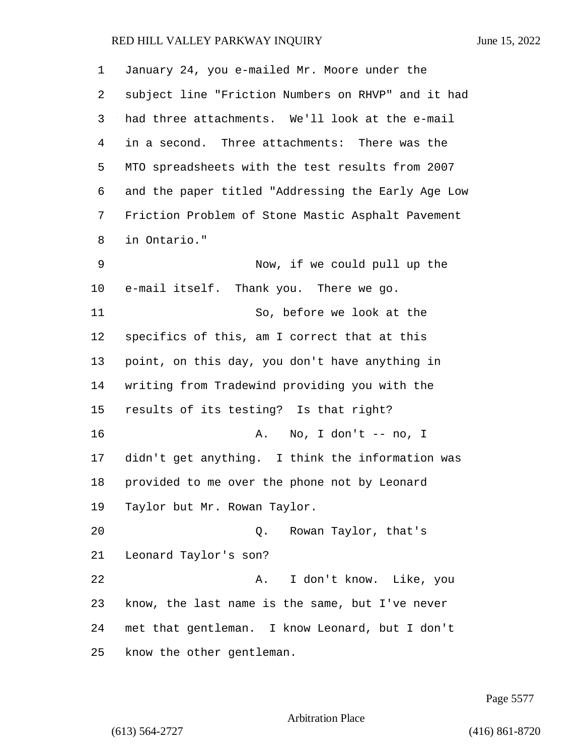January 24, you e-mailed Mr. Moore under the subject line "Friction Numbers on RHVP" and it had had three attachments. We'll look at the e-mail in a second. Three attachments: There was the MTO spreadsheets with the test results from 2007 and the paper titled "Addressing the Early Age Low Friction Problem of Stone Mastic Asphalt Pavement in Ontario."

Now, if we could pull up the e-mail itself. Thank you. There we go.

So, before we look at the specifics of this, am I correct that at this point, on this day, you don't have anything in writing from Tradewind providing you with the results of its testing? Is that right?

A. No, I don't -- no, I didn't get anything. I think the information was provided to me over the phone not by Leonard Taylor but Mr. Rowan Taylor.

Q. Rowan Taylor, that's Leonard Taylor's son?

A. I don't know. Like, you know, the last name is the same, but I've never met that gentleman. I know Leonard, but I don't know the other gentleman.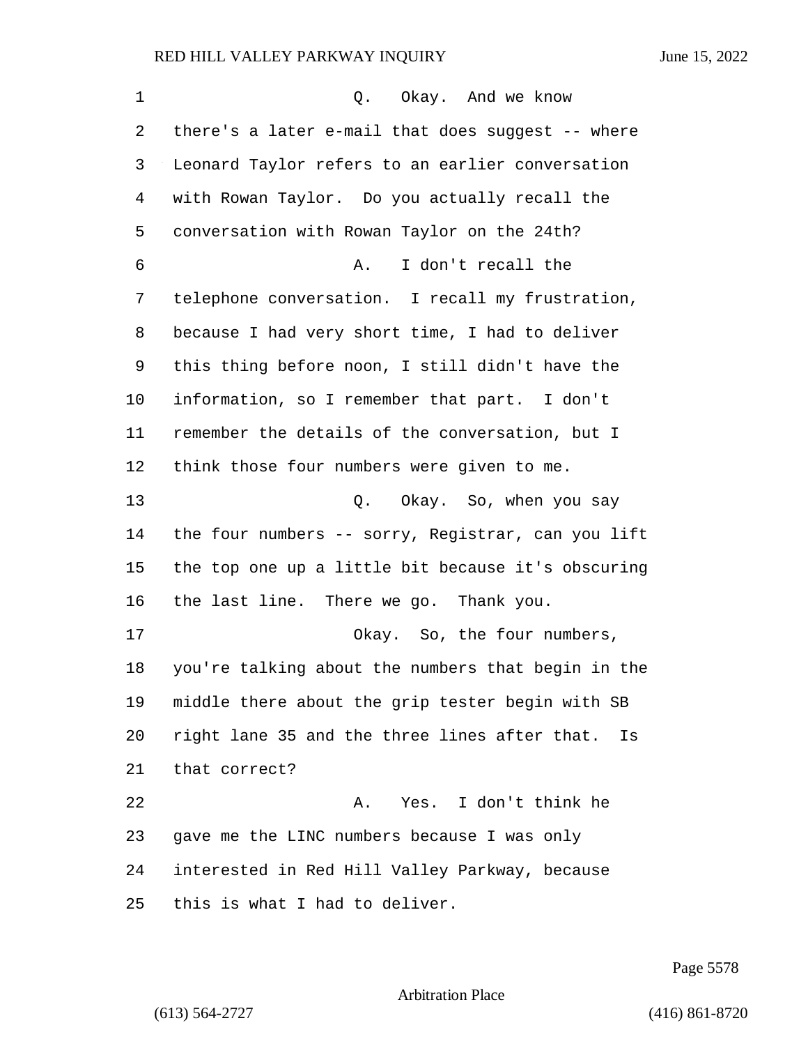Q. Okay. And we know there's a later e-mail that does suggest -- where Leonard Taylor refers to an earlier conversation with Rowan Taylor. Do you actually recall the conversation with Rowan Taylor on the 24th?

A. I don't recall the telephone conversation. I recall my frustration, because I had very short time, I had to deliver this thing before noon, I still didn't have the information, so I remember that part. I don't remember the details of the conversation, but I think those four numbers were given to me.

Q. Okay. So, when you say the four numbers -- sorry, Registrar, can you lift the top one up a little bit because it's obscuring the last line. There we go. Thank you.

Okay. So, the four numbers, you're talking about the numbers that begin in the middle there about the grip tester begin with SB right lane 35 and the three lines after that. Is that correct?

A. Yes. I don't think he gave me the LINC numbers because I was only interested in Red Hill Valley Parkway, because this is what I had to deliver.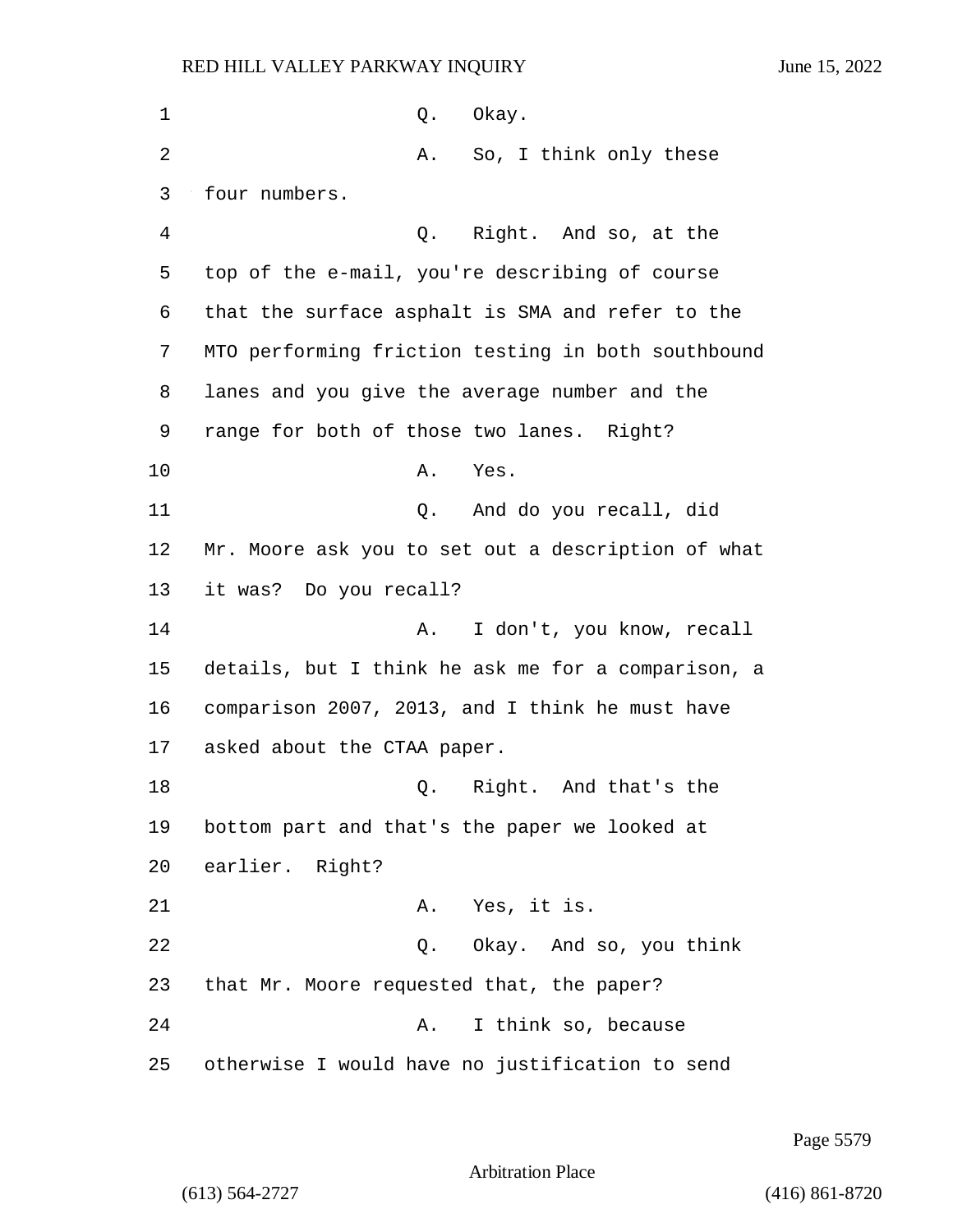1 Q. Okay.

2 A. So, I think only these

3 four numbers.

4 Q. Right. And so, at the

5 top of the e-mail, you're describing of course

6 that the surface asphalt is SMA and refer to the

7 MTO performing friction testing in both southbound

8 lanes and you give the average number and the

9 range for both of those two lanes. Right?

10 A. Yes.

11 Q. And do you recall, did

12 Mr. Moore ask you to set out a description of what

13 it was? Do you recall?

14 A. I don't, you know, recall

15 details, but I think he ask me for a comparison, a

16 comparison 2007, 2013, and I think he must have

17 asked about the CTAA paper.

18 Q. Right. And that's the

19 bottom part and that's the paper we looked at

20 earlier. Right?

21 A. Yes, it is.

22 Q. Okay. And so, you think

23 that Mr. Moore requested that, the paper?

24 A. I think so, because

25 otherwise I would have no justification to send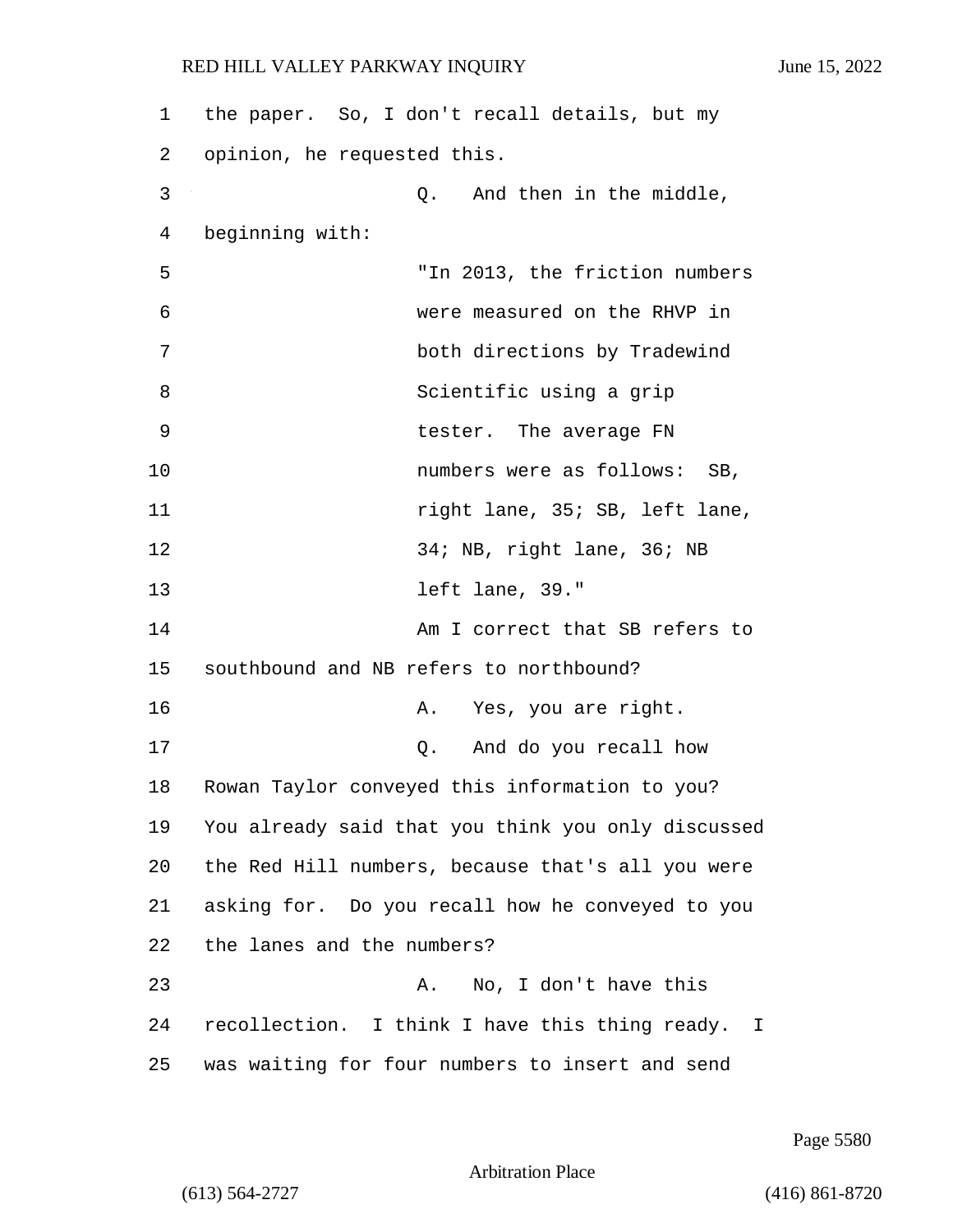the paper. So, I don't recall details, but my opinion, he requested this.

Q. And then in the middle, beginning with:

"In 2013, the friction numbers were measured on the RHVP in both directions by Tradewind Scientific using a grip tester. The average FN numbers were as follows: SB, right lane, 35; SB, left lane, 34; NB, right lane, 36; NB left lane, 39."

Am I correct that SB refers to southbound and NB refers to northbound?

A. Yes, you are right.

Q. And do you recall how Rowan Taylor conveyed this information to you? You already said that you think you only discussed the Red Hill numbers, because that's all you were asking for. Do you recall how he conveyed to you the lanes and the numbers?

A. No, I don't have this recollection. I think I have this thing ready. I was waiting for four numbers to insert and send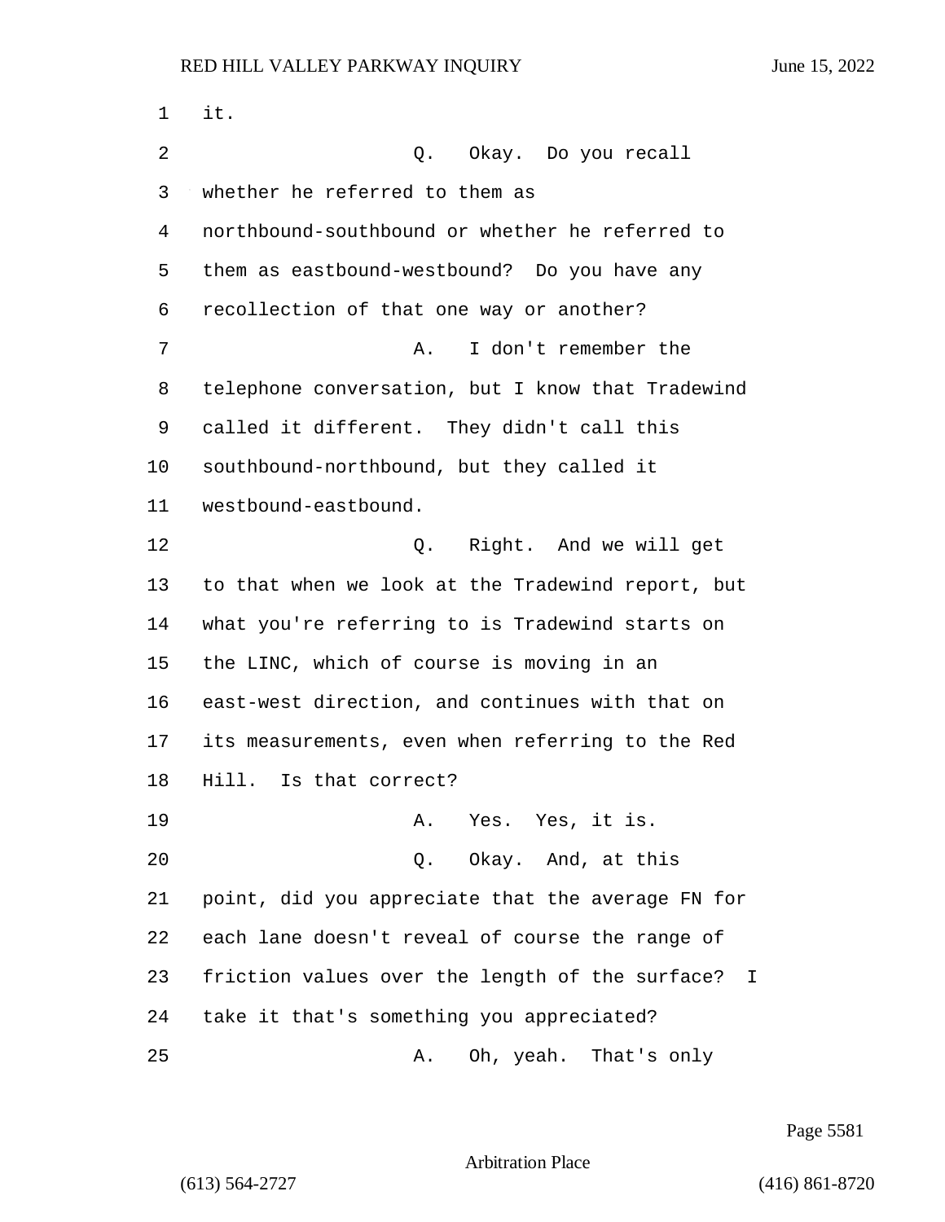it.

Q. Okay. Do you recall whether he referred to them as northbound-southbound or whether he referred to them as eastbound-westbound? Do you have any recollection of that one way or another?

A. I don't remember the telephone conversation, but I know that Tradewind called it different. They didn't call this southbound-northbound, but they called it westbound-eastbound.

Q. Right. And we will get to that when we look at the Tradewind report, but what you're referring to is Tradewind starts on the LINC, which of course is moving in an east-west direction, and continues with that on its measurements, even when referring to the Red Hill. Is that correct?

A. Yes. Yes, it is.

Q. Okay. And, at this point, did you appreciate that the average FN for each lane doesn't reveal of course the range of friction values over the length of the surface? I take it that's something you appreciated?

A. Oh, yeah. That's only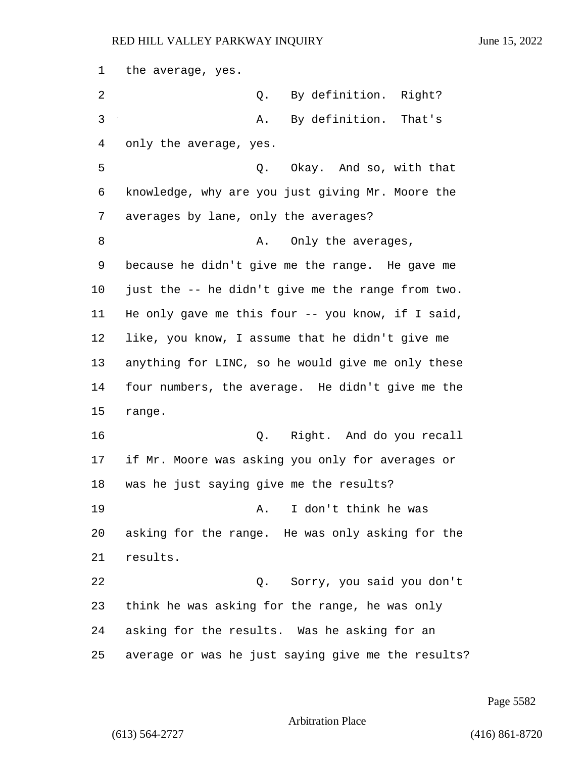the average, yes.

Q. By definition. Right?

A. By definition. That's only the average, yes.

Q. Okay. And so, with that knowledge, why are you just giving Mr. Moore the averages by lane, only the averages?

A. Only the averages, because he didn't give me the range. He gave me just the -- he didn't give me the range from two. He only gave me this four -- you know, if I said, like, you know, I assume that he didn't give me anything for LINC, so he would give me only these four numbers, the average. He didn't give me the range.

Q. Right. And do you recall if Mr. Moore was asking you only for averages or was he just saying give me the results?

A. I don't think he was asking for the range. He was only asking for the results.

Q. Sorry, you said you don't think he was asking for the range, he was only asking for the results. Was he asking for an average or was he just saying give me the results?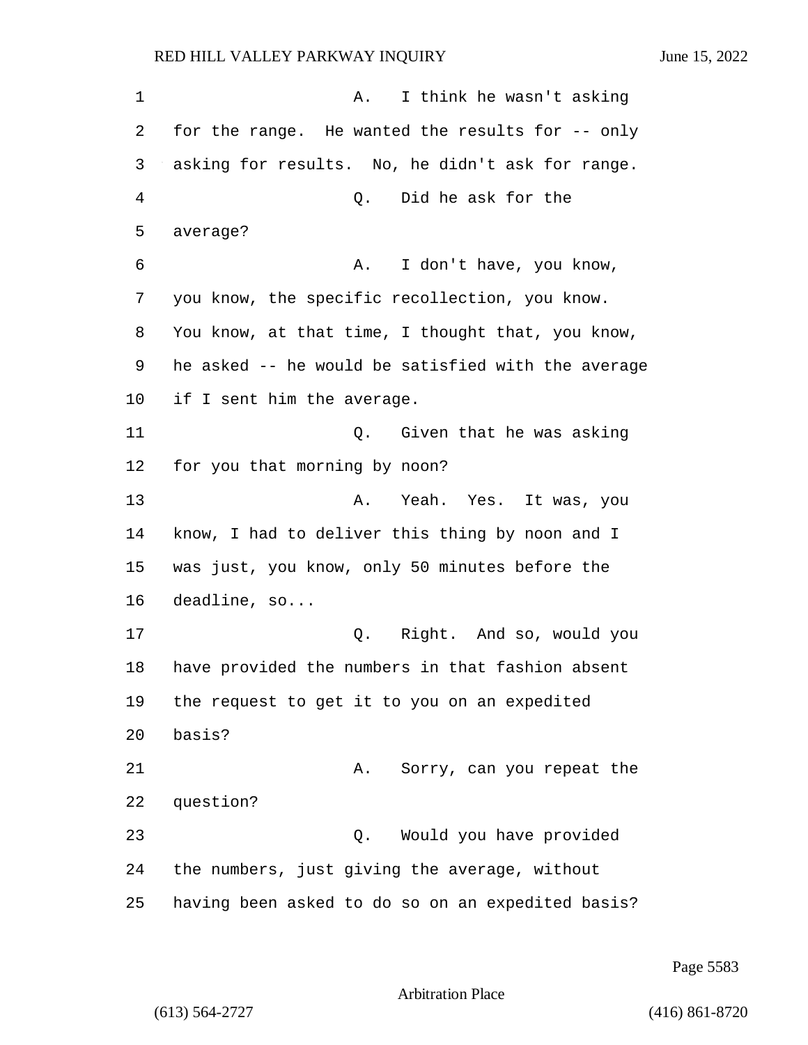A. I think he wasn't asking for the range. He wanted the results for -- only asking for results. No, he didn't ask for range.

Q. Did he ask for the average?

A. I don't have, you know, you know, the specific recollection, you know. You know, at that time, I thought that, you know, he asked -- he would be satisfied with the average if I sent him the average.

Q. Given that he was asking for you that morning by noon?

A. Yeah. Yes. It was, you know, I had to deliver this thing by noon and I was just, you know, only 50 minutes before the deadline, so...

Q. Right. And so, would you have provided the numbers in that fashion absent the request to get it to you on an expedited basis?

A. Sorry, can you repeat the question?

Q. Would you have provided the numbers, just giving the average, without having been asked to do so on an expedited basis?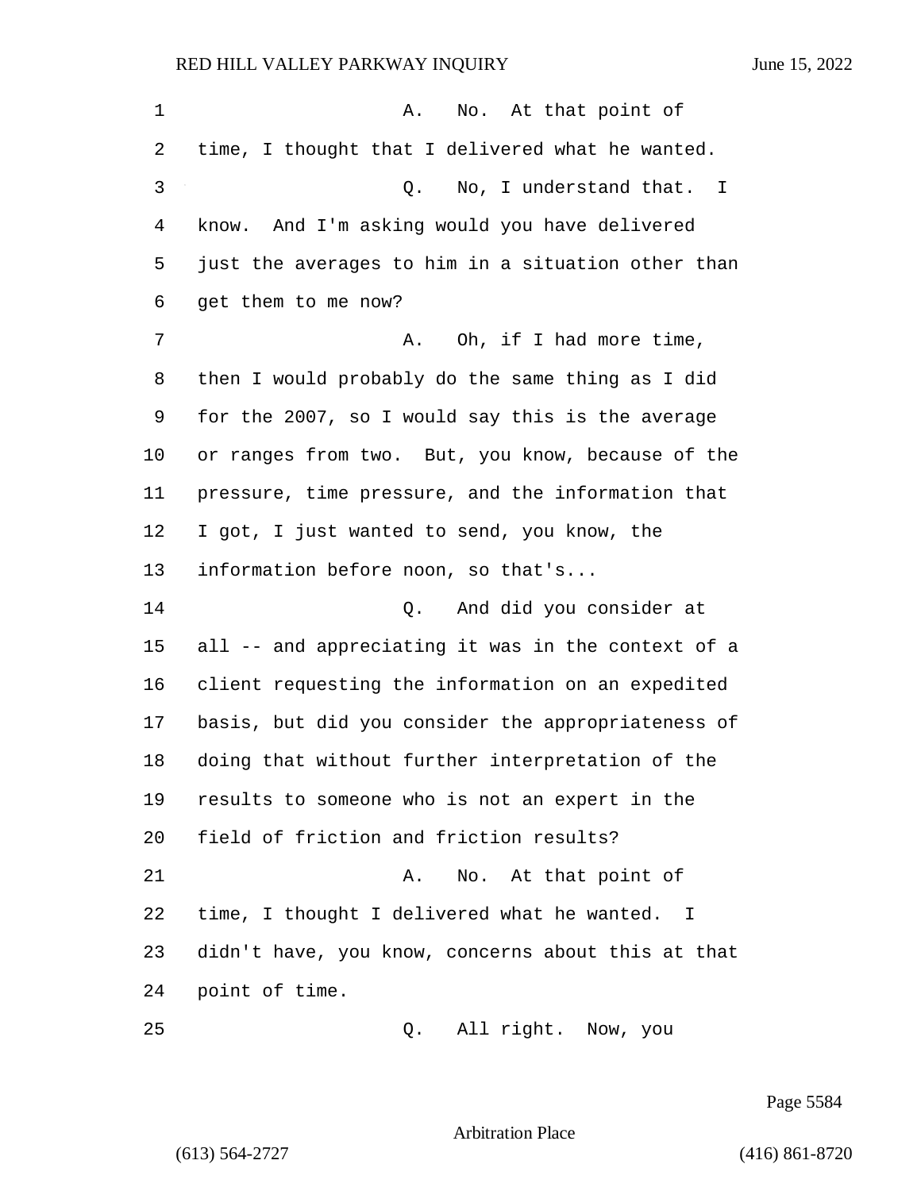A. No. At that point of time, I thought that I delivered what he wanted.

Q. No, I understand that. I know. And I'm asking would you have delivered just the averages to him in a situation other than get them to me now?

A. Oh, if I had more time, then I would probably do the same thing as I did for the 2007, so I would say this is the average or ranges from two. But, you know, because of the pressure, time pressure, and the information that I got, I just wanted to send, you know, the information before noon, so that's...

Q. And did you consider at all -- and appreciating it was in the context of a client requesting the information on an expedited basis, but did you consider the appropriateness of doing that without further interpretation of the results to someone who is not an expert in the field of friction and friction results?

A. No. At that point of time, I thought I delivered what he wanted. I didn't have, you know, concerns about this at that point of time.

Q. All right. Now, you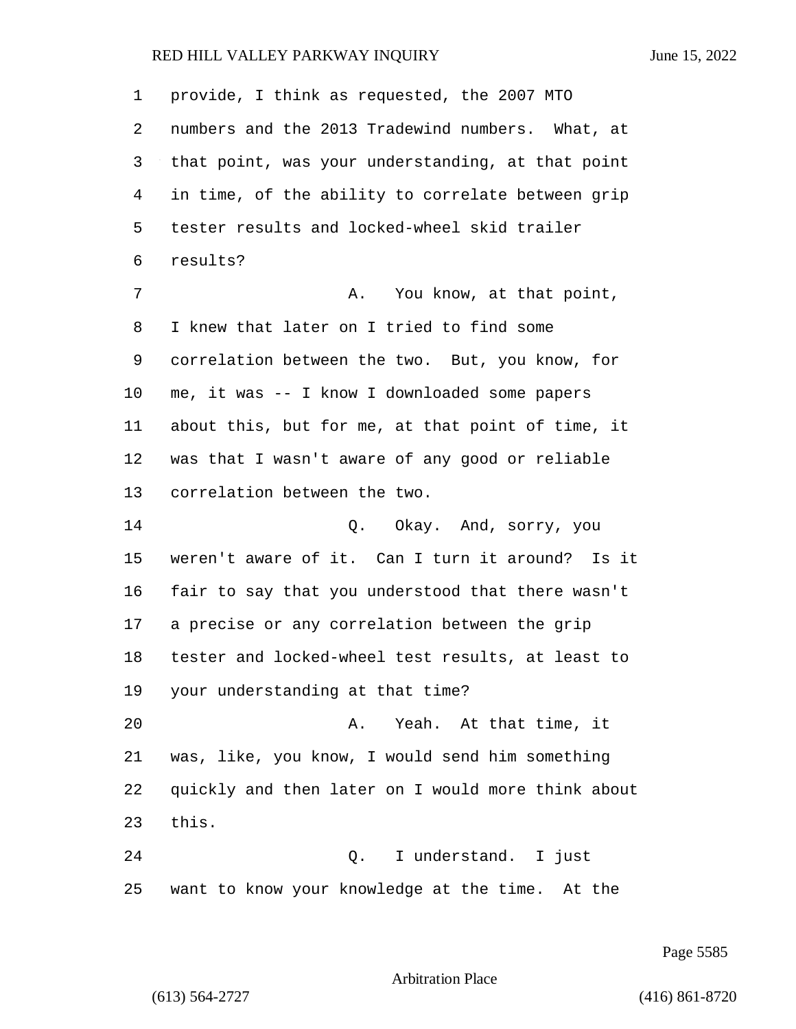provide, I think as requested, the 2007 MTO numbers and the 2013 Tradewind numbers. What, at that point, was your understanding, at that point in time, of the ability to correlate between grip tester results and locked-wheel skid trailer results?

A. You know, at that point, I knew that later on I tried to find some correlation between the two. But, you know, for me, it was -- I know I downloaded some papers about this, but for me, at that point of time, it was that I wasn't aware of any good or reliable correlation between the two.

Q. Okay. And, sorry, you weren't aware of it. Can I turn it around? Is it fair to say that you understood that there wasn't a precise or any correlation between the grip tester and locked-wheel test results, at least to your understanding at that time?

A. Yeah. At that time, it was, like, you know, I would send him something quickly and then later on I would more think about this.

Q. I understand. I just want to know your knowledge at the time. At the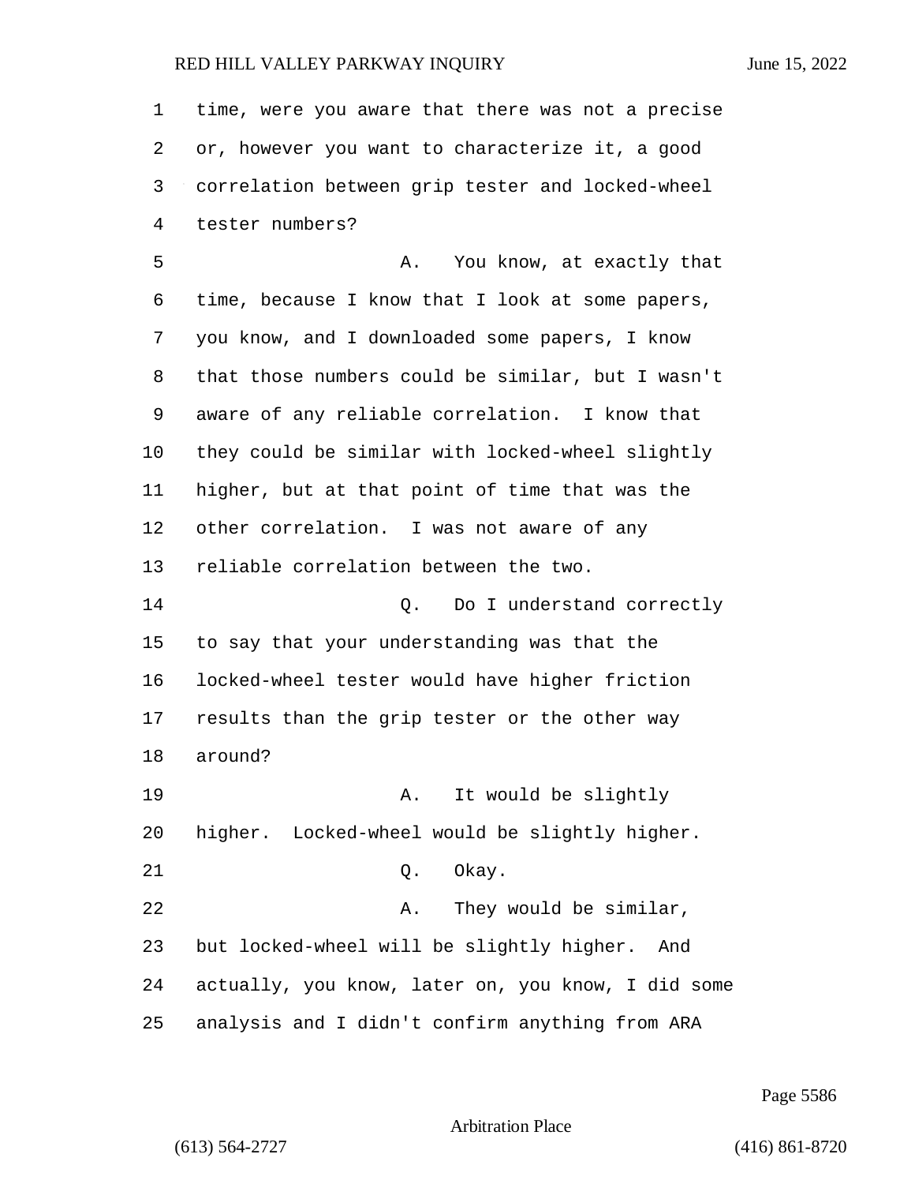time, were you aware that there was not a precise or, however you want to characterize it, a good correlation between grip tester and locked-wheel tester numbers?

A. You know, at exactly that time, because I know that I look at some papers, you know, and I downloaded some papers, I know that those numbers could be similar, but I wasn't aware of any reliable correlation. I know that they could be similar with locked-wheel slightly higher, but at that point of time that was the other correlation. I was not aware of any reliable correlation between the two.

Q. Do I understand correctly to say that your understanding was that the locked-wheel tester would have higher friction results than the grip tester or the other way around?

A. It would be slightly higher. Locked-wheel would be slightly higher.

Q. Okay.

A. They would be similar, but locked-wheel will be slightly higher. And actually, you know, later on, you know, I did some analysis and I didn't confirm anything from ARA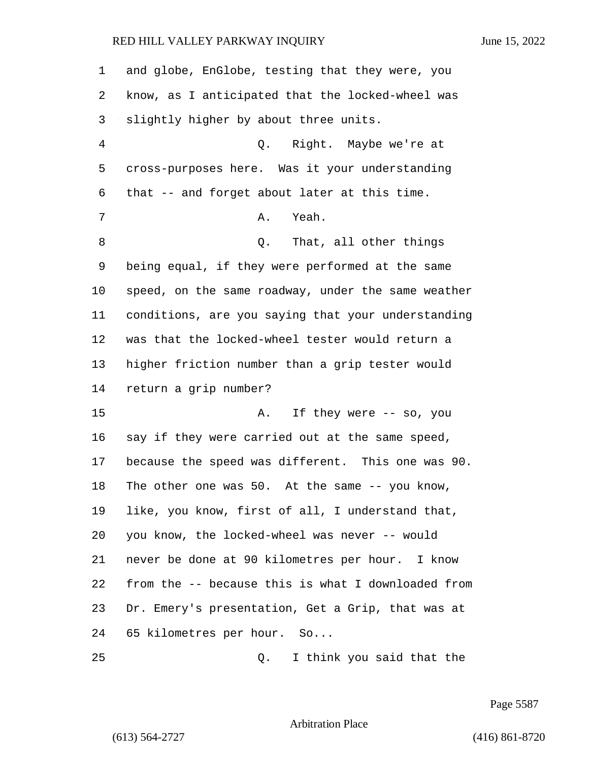1 and globe, EnGlobe, testing that they were, you
2 know, as I anticipated that the locked-wheel was
3 slightly higher by about three units.

4 Q. Right. Maybe we're at
5 cross-purposes here. Was it your understanding
6 that -- and forget about later at this time.

7 A. Yeah.

8 Q. That, all other things
9 being equal, if they were performed at the same
10 speed, on the same roadway, under the same weather
11 conditions, are you saying that your understanding
12 was that the locked-wheel tester would return a
13 higher friction number than a grip tester would
14 return a grip number?

15 A. If they were -- so, you
16 say if they were carried out at the same speed,
17 because the speed was different. This one was 90.
18 The other one was 50. At the same -- you know,
19 like, you know, first of all, I understand that,
20 you know, the locked-wheel was never -- would
21 never be done at 90 kilometres per hour. I know
22 from the -- because this is what I downloaded from
23 Dr. Emery's presentation, Get a Grip, that was at
24 65 kilometres per hour. So...

25 Q. I think you said that the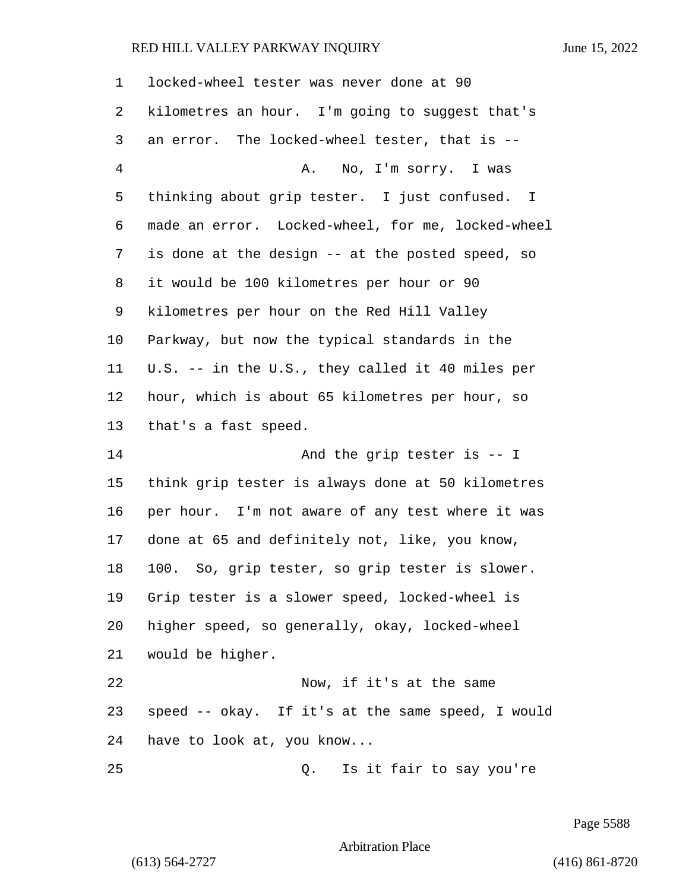locked-wheel tester was never done at 90 kilometres an hour. I'm going to suggest that's an error. The locked-wheel tester, that is --

A. No, I'm sorry. I was thinking about grip tester. I just confused. I made an error. Locked-wheel, for me, locked-wheel is done at the design -- at the posted speed, so it would be 100 kilometres per hour or 90 kilometres per hour on the Red Hill Valley Parkway, but now the typical standards in the U.S. -- in the U.S., they called it 40 miles per hour, which is about 65 kilometres per hour, so that's a fast speed.

And the grip tester is -- I think grip tester is always done at 50 kilometres per hour. I'm not aware of any test where it was done at 65 and definitely not, like, you know, 100. So, grip tester, so grip tester is slower. Grip tester is a slower speed, locked-wheel is higher speed, so generally, okay, locked-wheel would be higher.

Now, if it's at the same speed -- okay. If it's at the same speed, I would have to look at, you know...

Q. Is it fair to say you're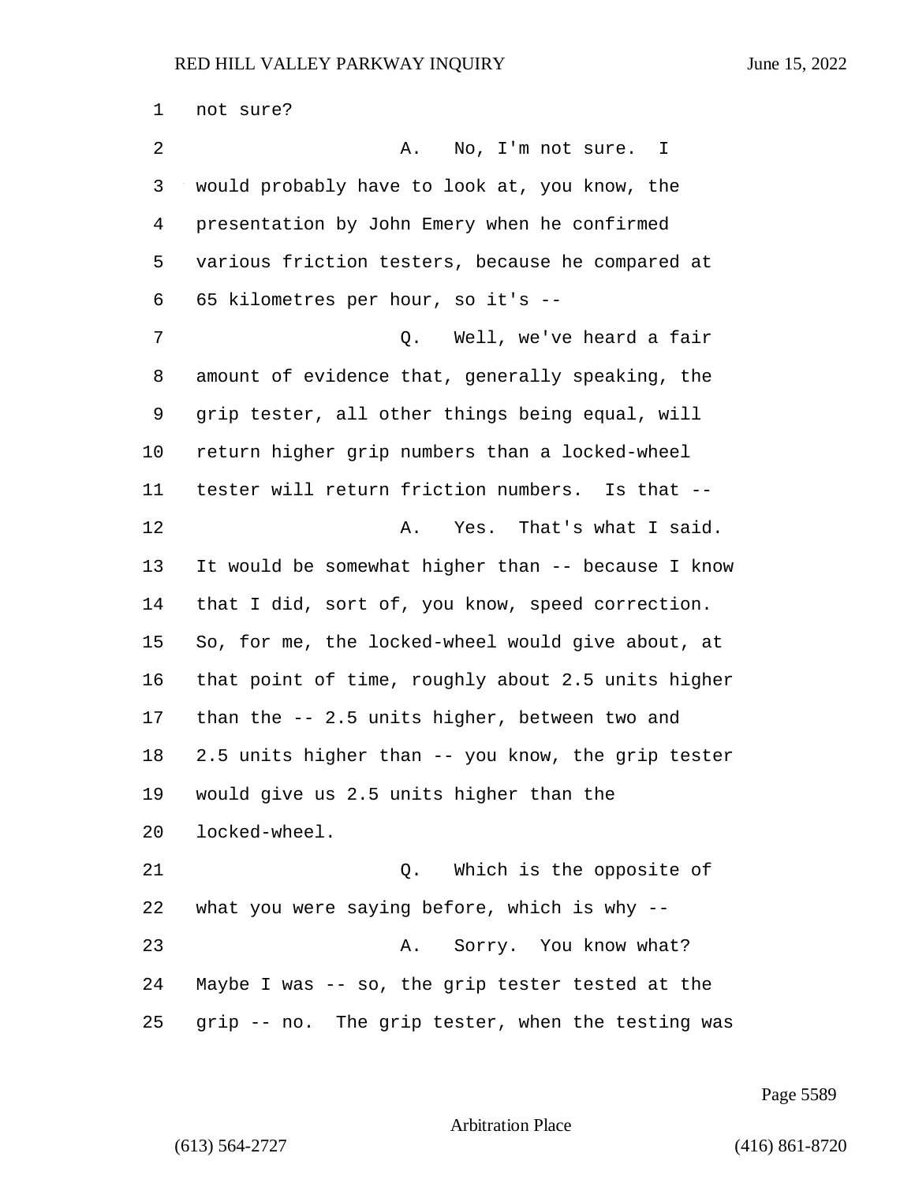not sure?

A. No, I'm not sure. I would probably have to look at, you know, the presentation by John Emery when he confirmed various friction testers, because he compared at 65 kilometres per hour, so it's --

Q. Well, we've heard a fair amount of evidence that, generally speaking, the grip tester, all other things being equal, will return higher grip numbers than a locked-wheel tester will return friction numbers. Is that --

A. Yes. That's what I said. It would be somewhat higher than -- because I know that I did, sort of, you know, speed correction. So, for me, the locked-wheel would give about, at that point of time, roughly about 2.5 units higher than the -- 2.5 units higher, between two and 2.5 units higher than -- you know, the grip tester would give us 2.5 units higher than the locked-wheel.

Q. Which is the opposite of what you were saying before, which is why --

A. Sorry. You know what? Maybe I was -- so, the grip tester tested at the grip -- no. The grip tester, when the testing was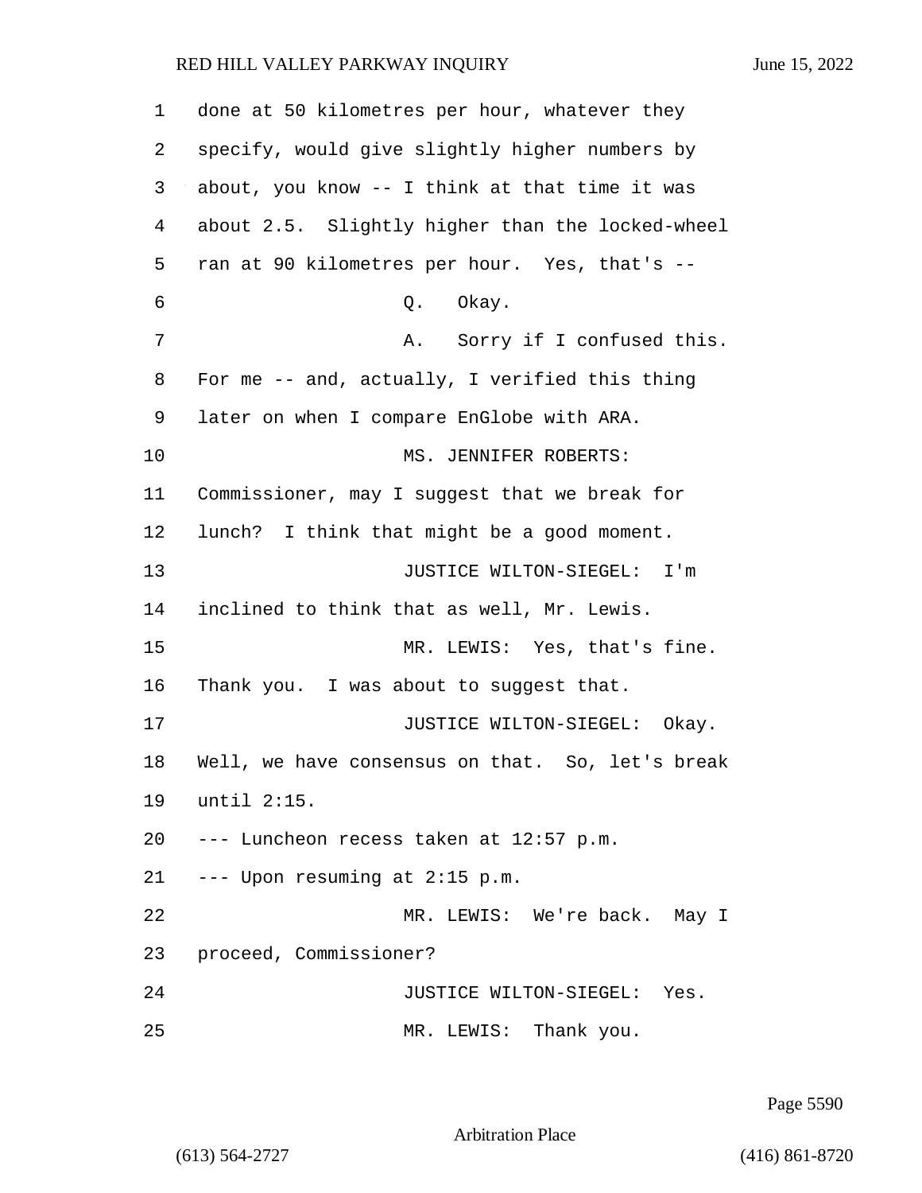done at 50 kilometres per hour, whatever they specify, would give slightly higher numbers by about, you know -- I think at that time it was about 2.5. Slightly higher than the locked-wheel ran at 90 kilometres per hour. Yes, that's --

Q. Okay.

A. Sorry if I confused this. For me -- and, actually, I verified this thing later on when I compare EnGlobe with ARA.

MS. JENNIFER ROBERTS: Commissioner, may I suggest that we break for lunch? I think that might be a good moment.

JUSTICE WILTON-SIEGEL: I'm inclined to think that as well, Mr. Lewis.

MR. LEWIS: Yes, that's fine. Thank you. I was about to suggest that.

JUSTICE WILTON-SIEGEL: Okay. Well, we have consensus on that. So, let's break until 2:15.

--- Luncheon recess taken at 12:57 p.m.

--- Upon resuming at 2:15 p.m.

MR. LEWIS: We're back. May I proceed, Commissioner?

JUSTICE WILTON-SIEGEL: Yes.

MR. LEWIS: Thank you.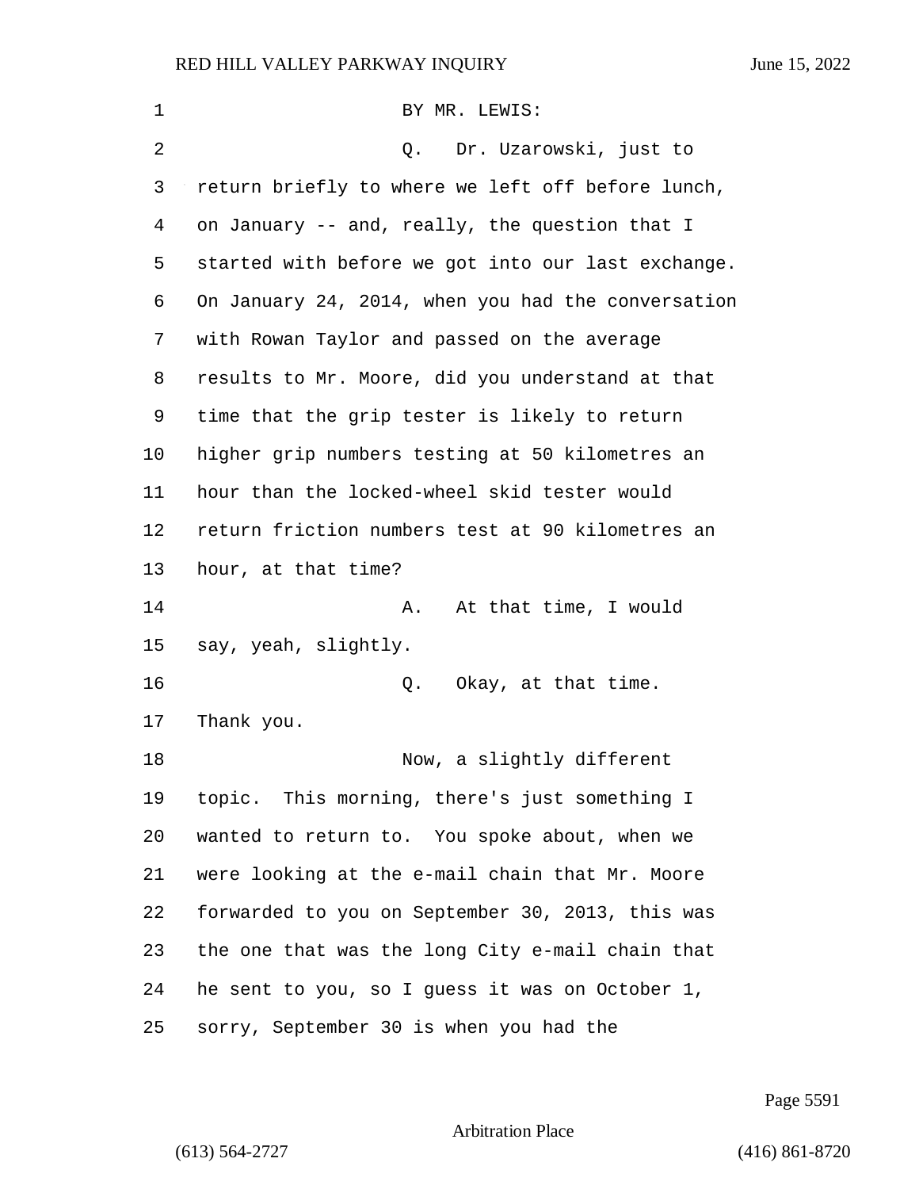BY MR. LEWIS:

Q. Dr. Uzarowski, just to return briefly to where we left off before lunch, on January -- and, really, the question that I started with before we got into our last exchange. On January 24, 2014, when you had the conversation with Rowan Taylor and passed on the average results to Mr. Moore, did you understand at that time that the grip tester is likely to return higher grip numbers testing at 50 kilometres an hour than the locked-wheel skid tester would return friction numbers test at 90 kilometres an hour, at that time?

A. At that time, I would say, yeah, slightly.

Q. Okay, at that time. Thank you.

Now, a slightly different topic. This morning, there's just something I wanted to return to. You spoke about, when we were looking at the e-mail chain that Mr. Moore forwarded to you on September 30, 2013, this was the one that was the long City e-mail chain that he sent to you, so I guess it was on October 1, sorry, September 30 is when you had the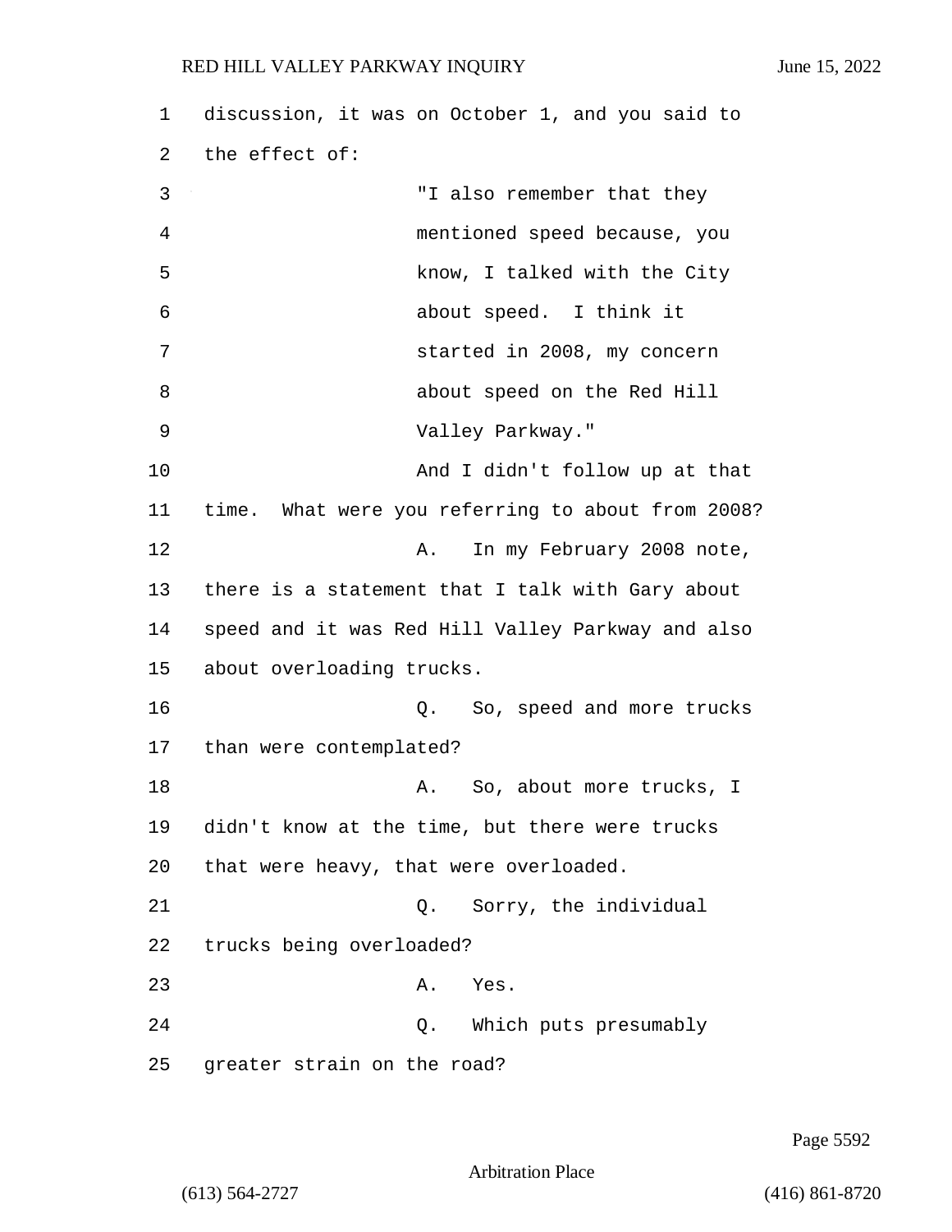discussion, it was on October 1, and you said to the effect of:

> "I also remember that they mentioned speed because, you know, I talked with the City about speed. I think it started in 2008, my concern about speed on the Red Hill Valley Parkway."

And I didn't follow up at that time. What were you referring to about from 2008?

A. In my February 2008 note, there is a statement that I talk with Gary about speed and it was Red Hill Valley Parkway and also about overloading trucks.

Q. So, speed and more trucks than were contemplated?

A. So, about more trucks, I didn't know at the time, but there were trucks that were heavy, that were overloaded.

Q. Sorry, the individual trucks being overloaded?

A. Yes.

Q. Which puts presumably greater strain on the road?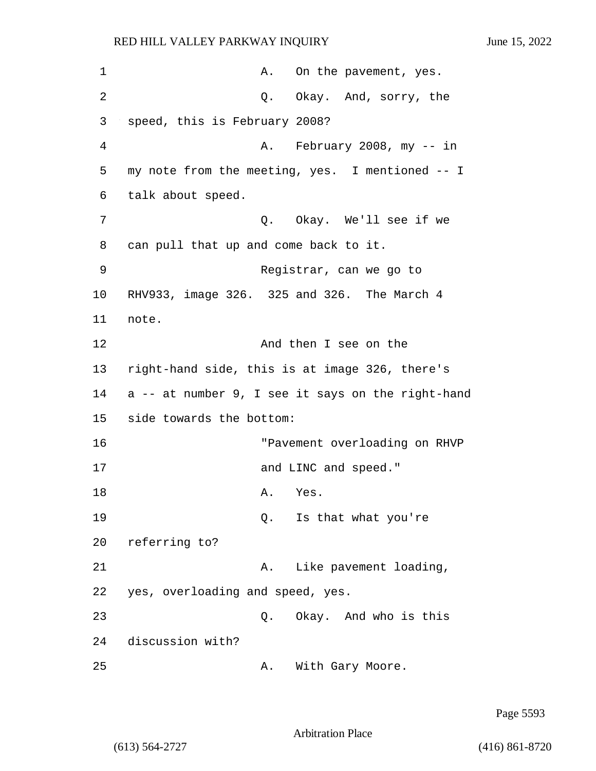A. On the pavement, yes.

Q. Okay. And, sorry, the speed, this is February 2008?

A. February 2008, my -- in my note from the meeting, yes. I mentioned -- I talk about speed.

Q. Okay. We'll see if we can pull that up and come back to it.

Registrar, can we go to RHV933, image 326. 325 and 326. The March 4 note.

And then I see on the right-hand side, this is at image 326, there's a -- at number 9, I see it says on the right-hand side towards the bottom:

"Pavement overloading on RHVP and LINC and speed."

A. Yes.

Q. Is that what you're referring to?

A. Like pavement loading, yes, overloading and speed, yes.

Q. Okay. And who is this discussion with?

A. With Gary Moore.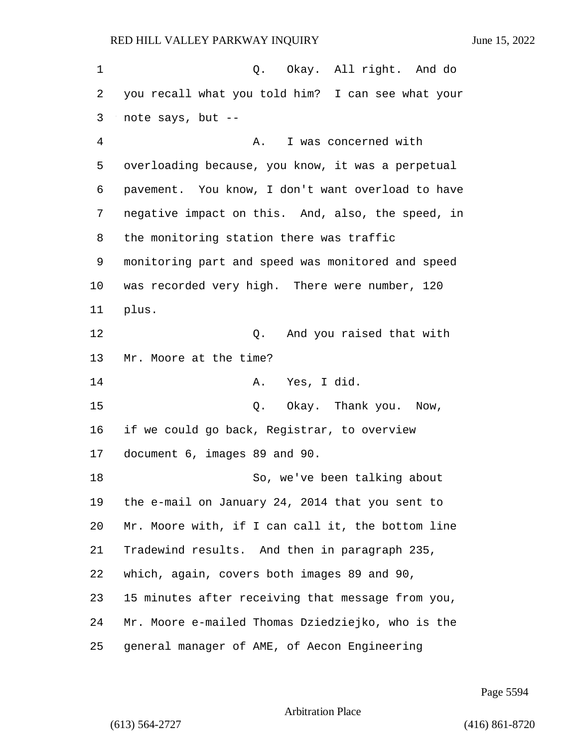Q. Okay. All right. And do you recall what you told him? I can see what your note says, but --

A. I was concerned with overloading because, you know, it was a perpetual pavement. You know, I don't want overload to have negative impact on this. And, also, the speed, in the monitoring station there was traffic monitoring part and speed was monitored and speed was recorded very high. There were number, 120 plus.

Q. And you raised that with Mr. Moore at the time?

A. Yes, I did.

Q. Okay. Thank you. Now, if we could go back, Registrar, to overview document 6, images 89 and 90.

So, we've been talking about the e-mail on January 24, 2014 that you sent to Mr. Moore with, if I can call it, the bottom line Tradewind results. And then in paragraph 235, which, again, covers both images 89 and 90, 15 minutes after receiving that message from you, Mr. Moore e-mailed Thomas Dziedziejko, who is the general manager of AME, of Aecon Engineering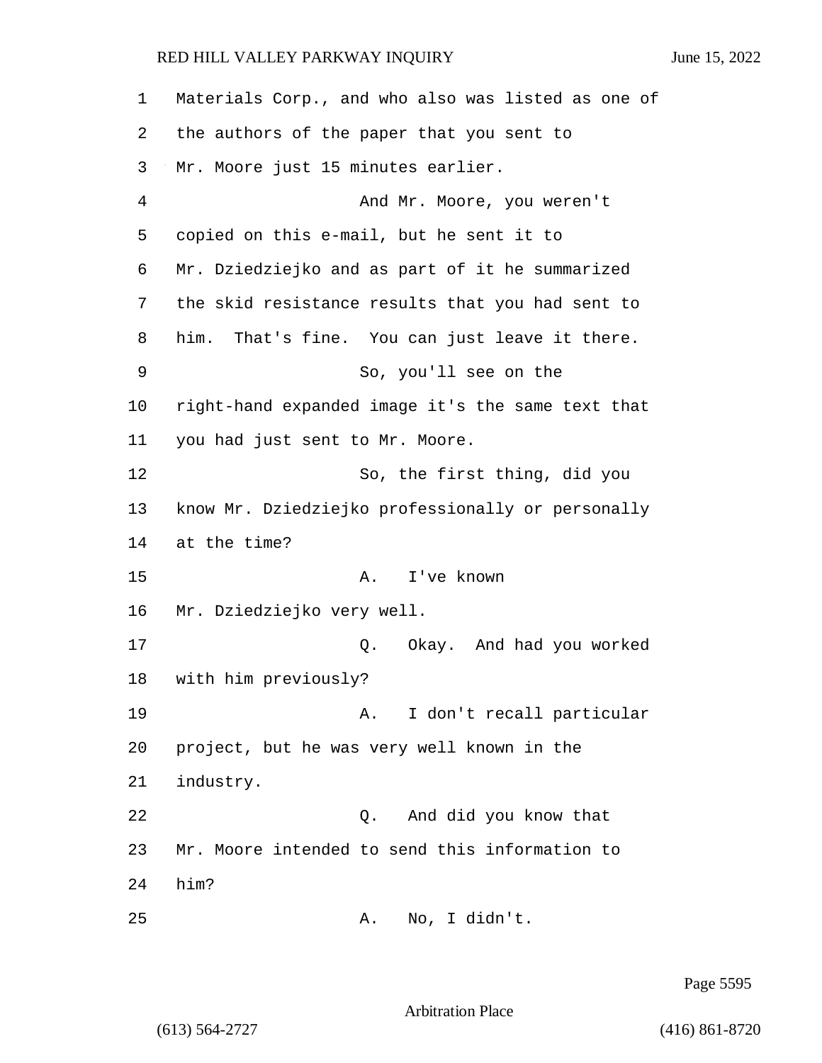Materials Corp., and who also was listed as one of the authors of the paper that you sent to Mr. Moore just 15 minutes earlier.

And Mr. Moore, you weren't copied on this e-mail, but he sent it to Mr. Dziedziejko and as part of it he summarized the skid resistance results that you had sent to him. That's fine. You can just leave it there.

So, you'll see on the right-hand expanded image it's the same text that you had just sent to Mr. Moore.

So, the first thing, did you know Mr. Dziedziejko professionally or personally at the time?

A. I've known Mr. Dziedziejko very well.

Q. Okay. And had you worked with him previously?

A. I don't recall particular project, but he was very well known in the industry.

Q. And did you know that Mr. Moore intended to send this information to him?

A. No, I didn't.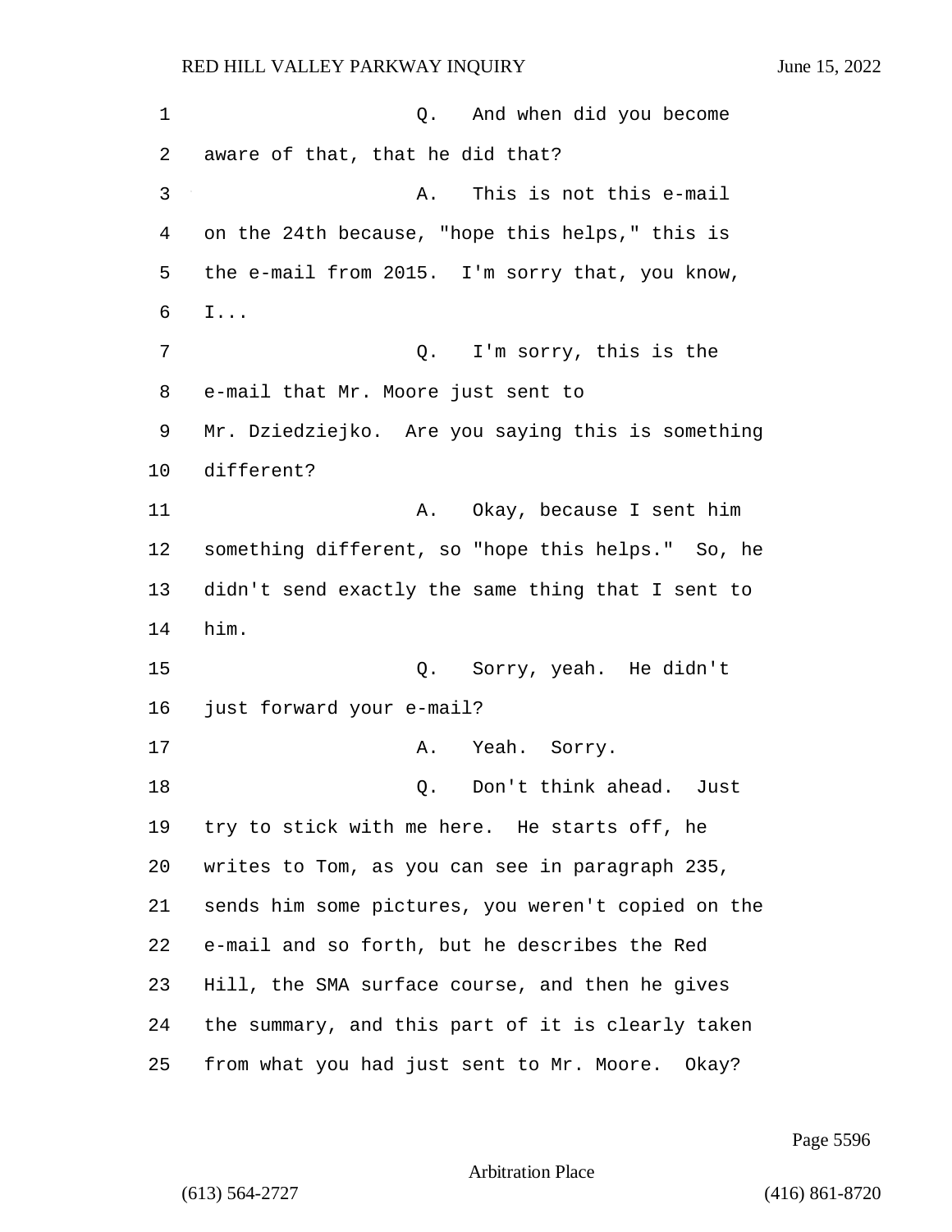Q. And when did you become aware of that, that he did that?

A. This is not this e-mail on the 24th because, "hope this helps," this is the e-mail from 2015. I'm sorry that, you know, I...

Q. I'm sorry, this is the e-mail that Mr. Moore just sent to Mr. Dziedziejko. Are you saying this is something different?

A. Okay, because I sent him something different, so "hope this helps." So, he didn't send exactly the same thing that I sent to him.

Q. Sorry, yeah. He didn't just forward your e-mail?

A. Yeah. Sorry.

Q. Don't think ahead. Just try to stick with me here. He starts off, he writes to Tom, as you can see in paragraph 235, sends him some pictures, you weren't copied on the e-mail and so forth, but he describes the Red Hill, the SMA surface course, and then he gives the summary, and this part of it is clearly taken from what you had just sent to Mr. Moore. Okay?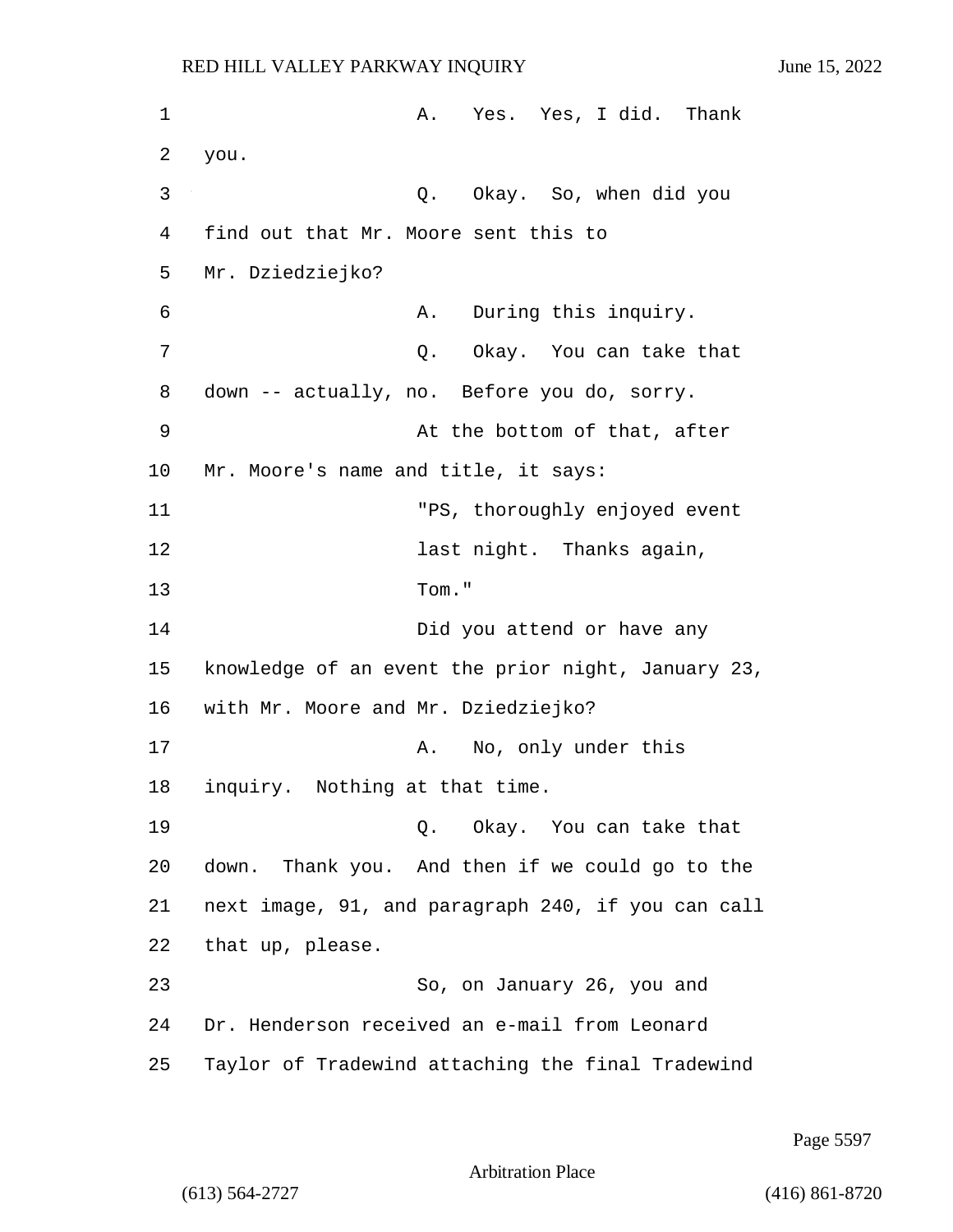A. Yes. Yes, I did. Thank you.

Q. Okay. So, when did you find out that Mr. Moore sent this to Mr. Dziedziejko?

A. During this inquiry.

Q. Okay. You can take that down -- actually, no. Before you do, sorry.

At the bottom of that, after Mr. Moore's name and title, it says:

"PS, thoroughly enjoyed event last night. Thanks again, Tom."

Did you attend or have any knowledge of an event the prior night, January 23, with Mr. Moore and Mr. Dziedziejko?

A. No, only under this inquiry. Nothing at that time.

Q. Okay. You can take that down. Thank you. And then if we could go to the next image, 91, and paragraph 240, if you can call that up, please.

So, on January 26, you and Dr. Henderson received an e-mail from Leonard Taylor of Tradewind attaching the final Tradewind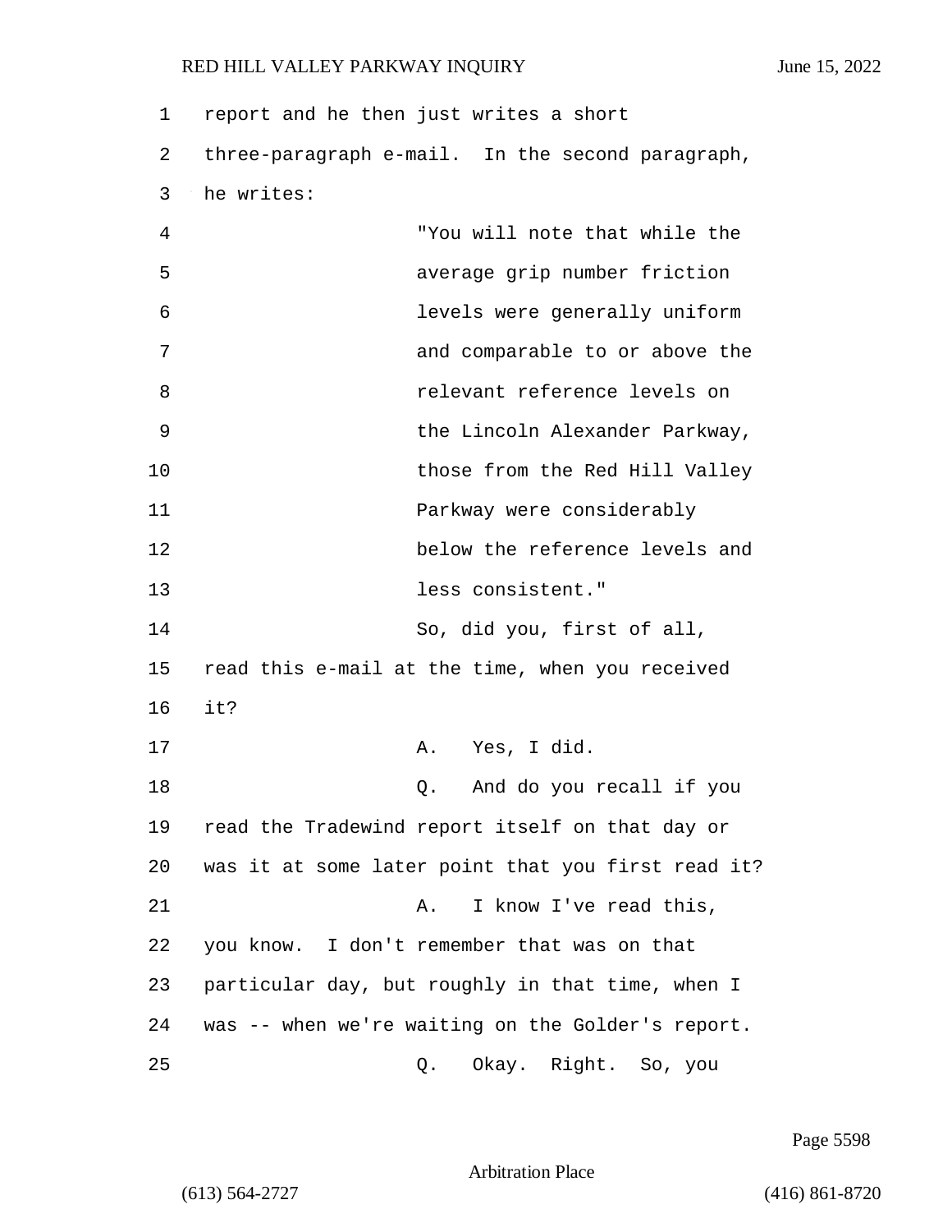report and he then just writes a short three-paragraph e-mail. In the second paragraph, he writes:

> "You will note that while the average grip number friction levels were generally uniform and comparable to or above the relevant reference levels on the Lincoln Alexander Parkway, those from the Red Hill Valley Parkway were considerably below the reference levels and less consistent."

So, did you, first of all, read this e-mail at the time, when you received it?

A. Yes, I did.

Q. And do you recall if you read the Tradewind report itself on that day or was it at some later point that you first read it?

A. I know I've read this, you know. I don't remember that was on that particular day, but roughly in that time, when I was -- when we're waiting on the Golder's report.

Q. Okay. Right. So, you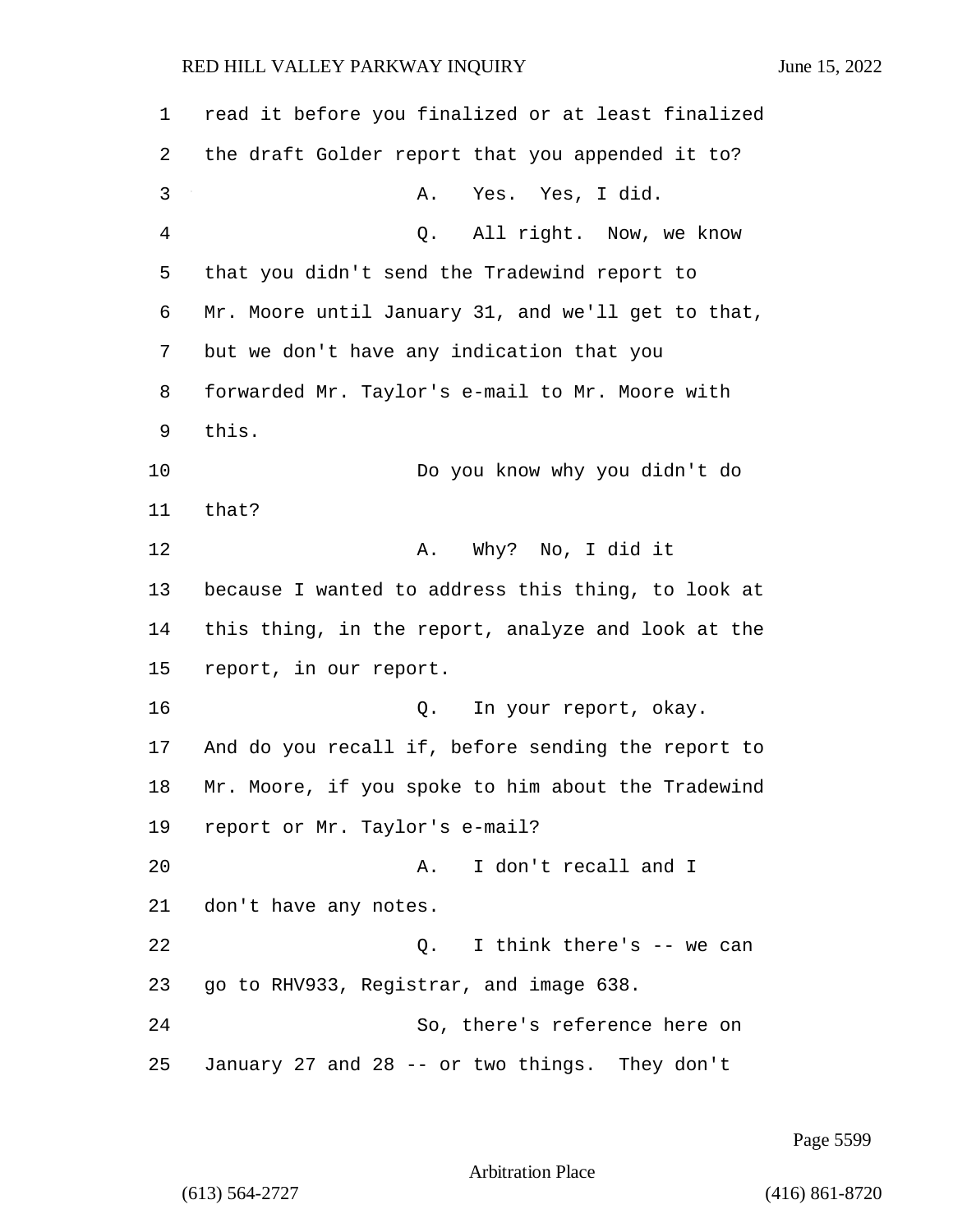read it before you finalized or at least finalized the draft Golder report that you appended it to?

A. Yes. Yes, I did.

Q. All right. Now, we know that you didn't send the Tradewind report to Mr. Moore until January 31, and we'll get to that, but we don't have any indication that you forwarded Mr. Taylor's e-mail to Mr. Moore with this.

Do you know why you didn't do that?

A. Why? No, I did it because I wanted to address this thing, to look at this thing, in the report, analyze and look at the report, in our report.

Q. In your report, okay. And do you recall if, before sending the report to Mr. Moore, if you spoke to him about the Tradewind report or Mr. Taylor's e-mail?

A. I don't recall and I don't have any notes.

Q. I think there's -- we can go to RHV933, Registrar, and image 638.

So, there's reference here on January 27 and 28 -- or two things. They don't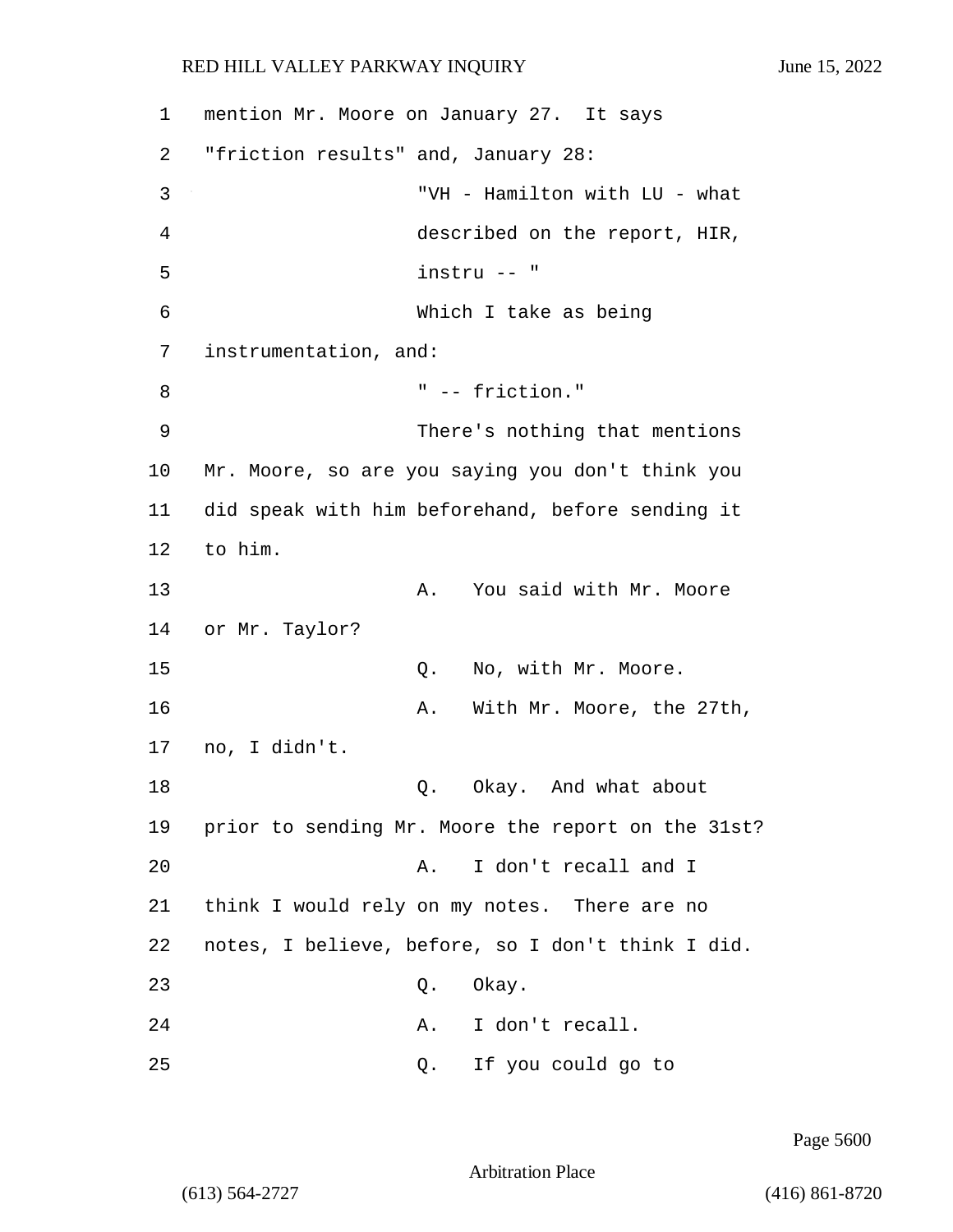mention Mr. Moore on January 27. It says "friction results" and, January 28:

"VH - Hamilton with LU - what described on the report, HIR, instru -- "

Which I take as being instrumentation, and:

" -- friction."

There's nothing that mentions Mr. Moore, so are you saying you don't think you did speak with him beforehand, before sending it to him.

A. You said with Mr. Moore or Mr. Taylor?

Q. No, with Mr. Moore.

A. With Mr. Moore, the 27th, no, I didn't.

Q. Okay. And what about prior to sending Mr. Moore the report on the 31st?

A. I don't recall and I think I would rely on my notes. There are no notes, I believe, before, so I don't think I did.

Q. Okay.

A. I don't recall.

Q. If you could go to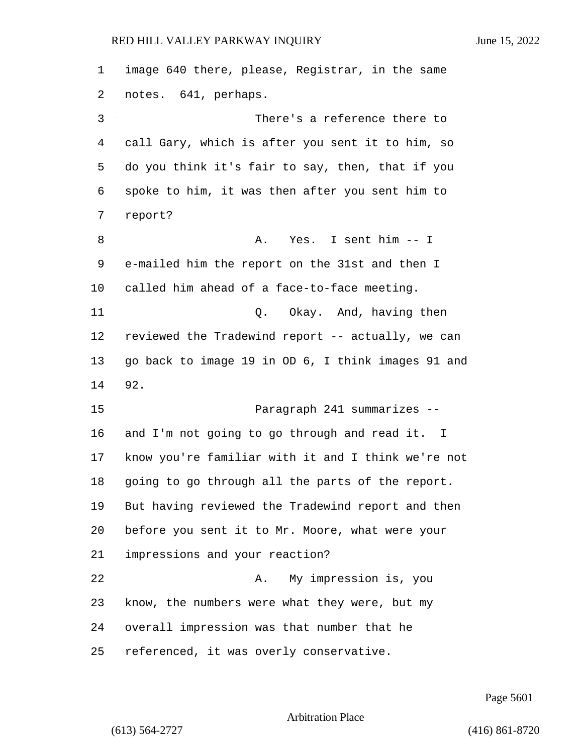image 640 there, please, Registrar, in the same notes. 641, perhaps.

There's a reference there to call Gary, which is after you sent it to him, so do you think it's fair to say, then, that if you spoke to him, it was then after you sent him to report?

A. Yes. I sent him -- I e-mailed him the report on the 31st and then I called him ahead of a face-to-face meeting.

Q. Okay. And, having then reviewed the Tradewind report -- actually, we can go back to image 19 in OD 6, I think images 91 and 92.

Paragraph 241 summarizes -- and I'm not going to go through and read it. I know you're familiar with it and I think we're not going to go through all the parts of the report. But having reviewed the Tradewind report and then before you sent it to Mr. Moore, what were your impressions and your reaction?

A. My impression is, you know, the numbers were what they were, but my overall impression was that number that he referenced, it was overly conservative.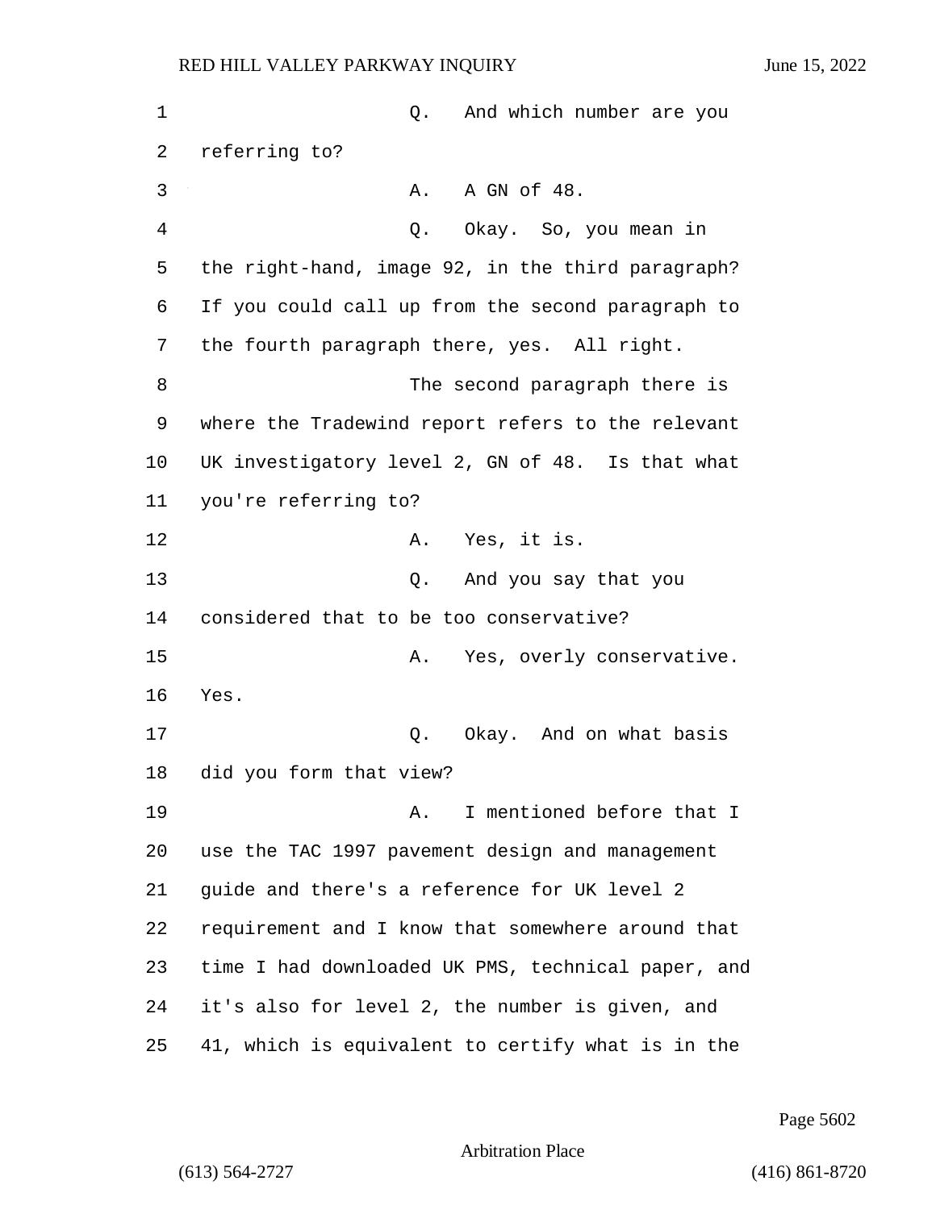Q. And which number are you referring to?

A. A GN of 48.

Q. Okay. So, you mean in the right-hand, image 92, in the third paragraph? If you could call up from the second paragraph to the fourth paragraph there, yes. All right.

The second paragraph there is where the Tradewind report refers to the relevant UK investigatory level 2, GN of 48. Is that what you're referring to?

A. Yes, it is.

Q. And you say that you considered that to be too conservative?

A. Yes, overly conservative. Yes.

Q. Okay. And on what basis did you form that view?

A. I mentioned before that I use the TAC 1997 pavement design and management guide and there's a reference for UK level 2 requirement and I know that somewhere around that time I had downloaded UK PMS, technical paper, and it's also for level 2, the number is given, and 41, which is equivalent to certify what is in the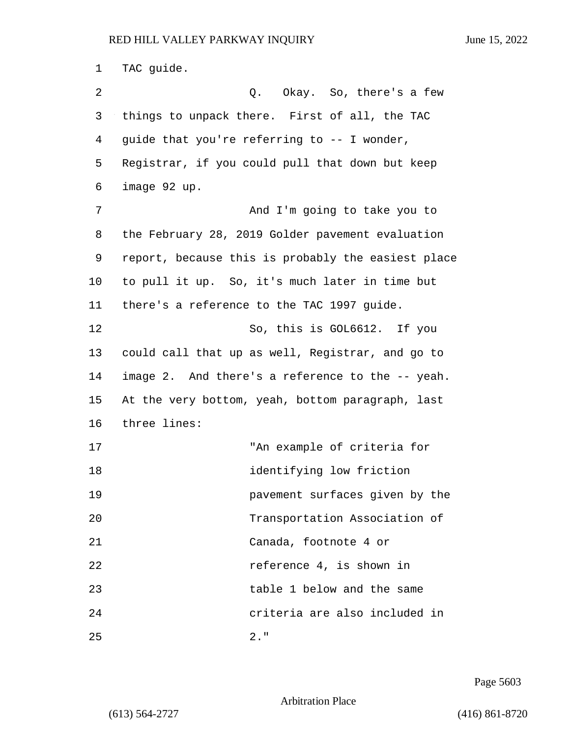TAC guide.

Q. Okay. So, there's a few things to unpack there. First of all, the TAC guide that you're referring to -- I wonder, Registrar, if you could pull that down but keep image 92 up.

And I'm going to take you to the February 28, 2019 Golder pavement evaluation report, because this is probably the easiest place to pull it up. So, it's much later in time but there's a reference to the TAC 1997 guide.

So, this is GOL6612. If you could call that up as well, Registrar, and go to image 2. And there's a reference to the -- yeah. At the very bottom, yeah, bottom paragraph, last three lines:

"An example of criteria for identifying low friction pavement surfaces given by the Transportation Association of Canada, footnote 4 or reference 4, is shown in table 1 below and the same criteria are also included in 2."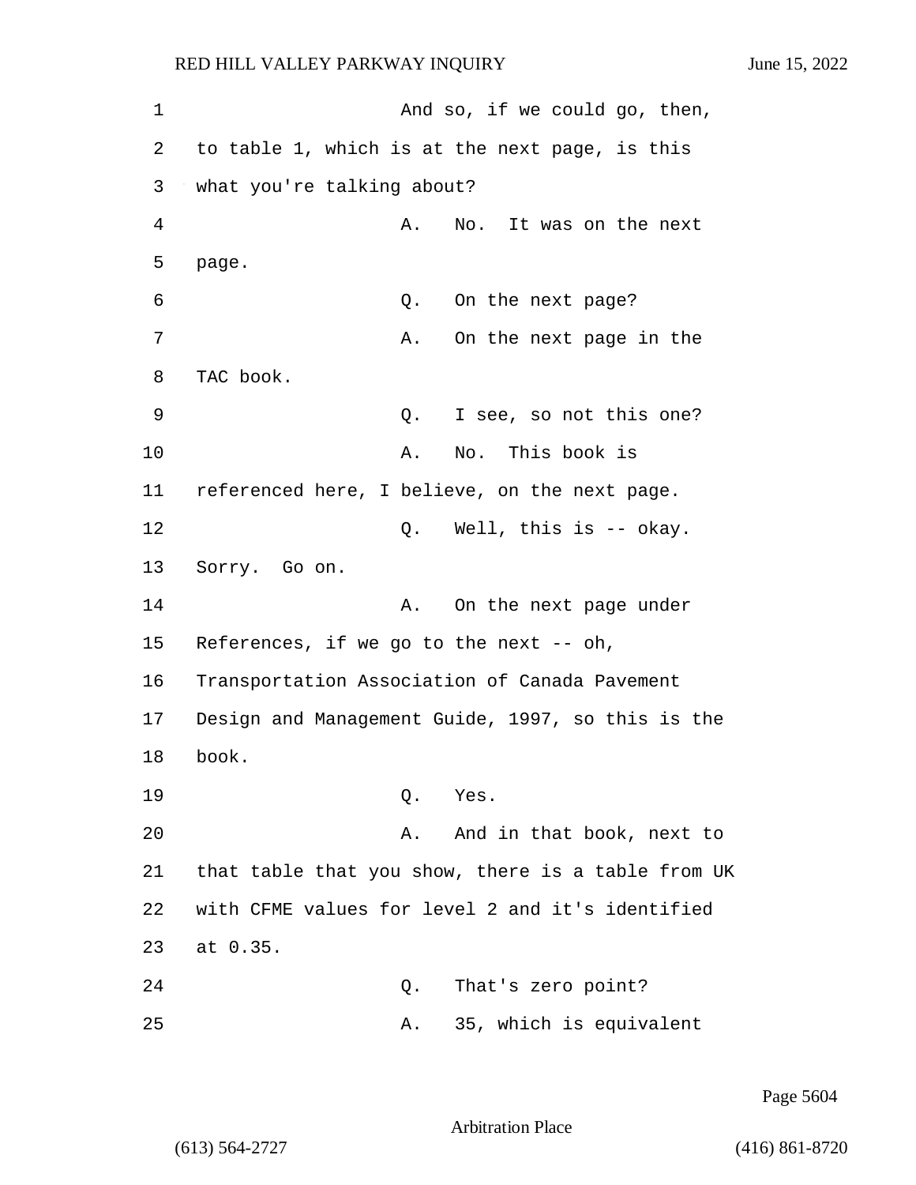And so, if we could go, then, to table 1, which is at the next page, is this what you're talking about?

A. No. It was on the next page.

Q. On the next page?

A. On the next page in the TAC book.

Q. I see, so not this one?

A. No. This book is referenced here, I believe, on the next page.

Q. Well, this is -- okay. Sorry. Go on.

A. On the next page under References, if we go to the next -- oh, Transportation Association of Canada Pavement Design and Management Guide, 1997, so this is the book.

Q. Yes.

A. And in that book, next to that table that you show, there is a table from UK with CFME values for level 2 and it's identified at 0.35.

Q. That's zero point?

A. 35, which is equivalent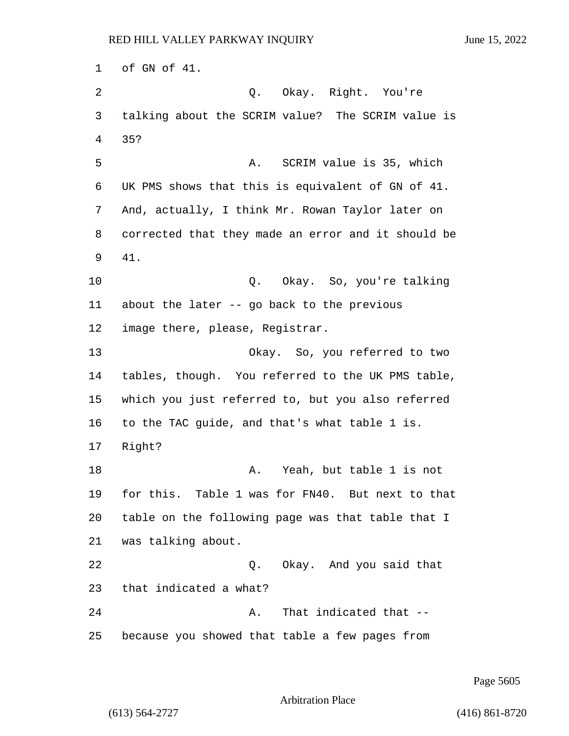of GN of 41.

Q. Okay. Right. You're talking about the SCRIM value? The SCRIM value is 35?

A. SCRIM value is 35, which UK PMS shows that this is equivalent of GN of 41. And, actually, I think Mr. Rowan Taylor later on corrected that they made an error and it should be 41.

Q. Okay. So, you're talking about the later -- go back to the previous image there, please, Registrar.

Okay. So, you referred to two tables, though. You referred to the UK PMS table, which you just referred to, but you also referred to the TAC guide, and that's what table 1 is. Right?

A. Yeah, but table 1 is not for this. Table 1 was for FN40. But next to that table on the following page was that table that I was talking about.

Q. Okay. And you said that that indicated a what?

A. That indicated that -- because you showed that table a few pages from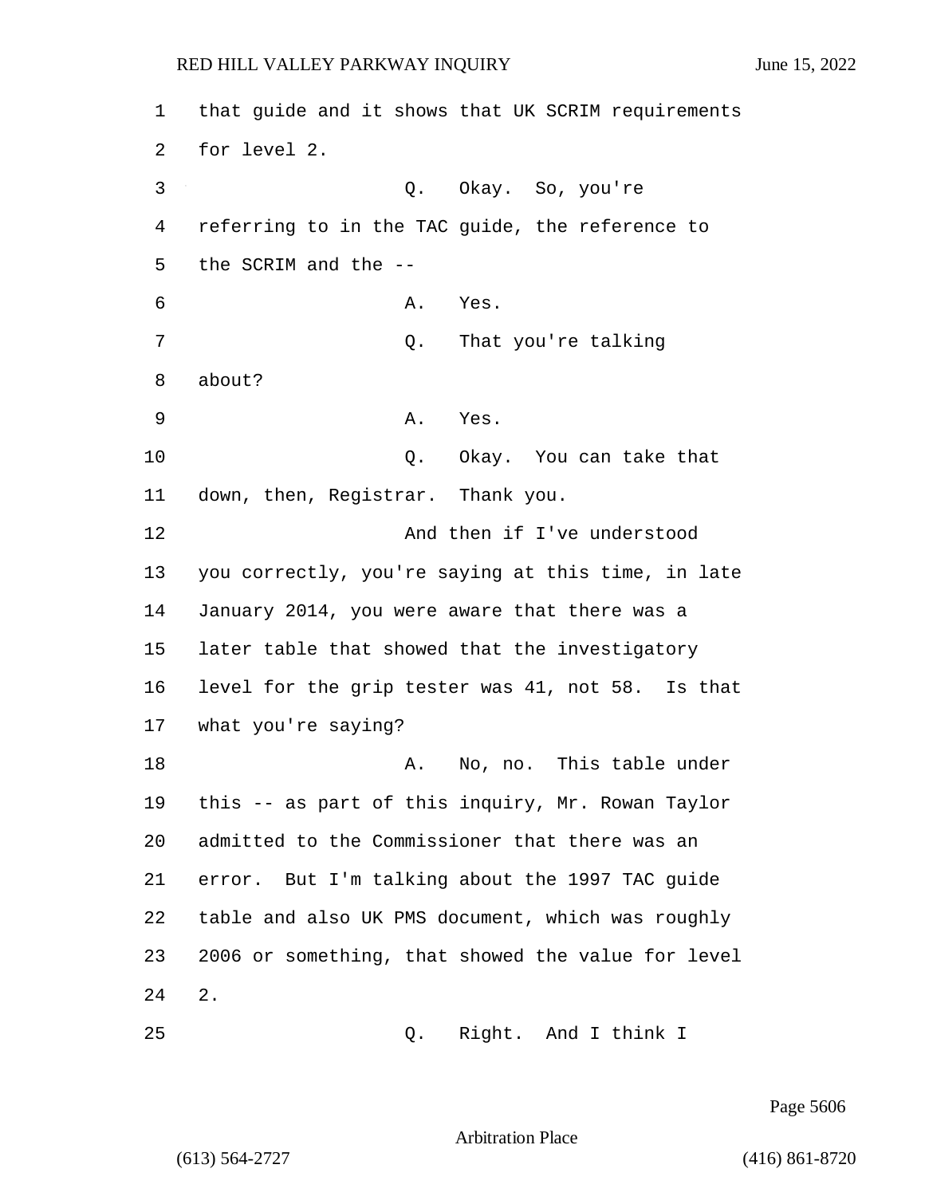that guide and it shows that UK SCRIM requirements for level 2.

Q. Okay. So, you're referring to in the TAC guide, the reference to the SCRIM and the --

A. Yes.

Q. That you're talking about?

A. Yes.

Q. Okay. You can take that down, then, Registrar. Thank you.

And then if I've understood you correctly, you're saying at this time, in late January 2014, you were aware that there was a later table that showed that the investigatory level for the grip tester was 41, not 58. Is that what you're saying?

A. No, no. This table under this -- as part of this inquiry, Mr. Rowan Taylor admitted to the Commissioner that there was an error. But I'm talking about the 1997 TAC guide table and also UK PMS document, which was roughly 2006 or something, that showed the value for level 2.

Q. Right. And I think I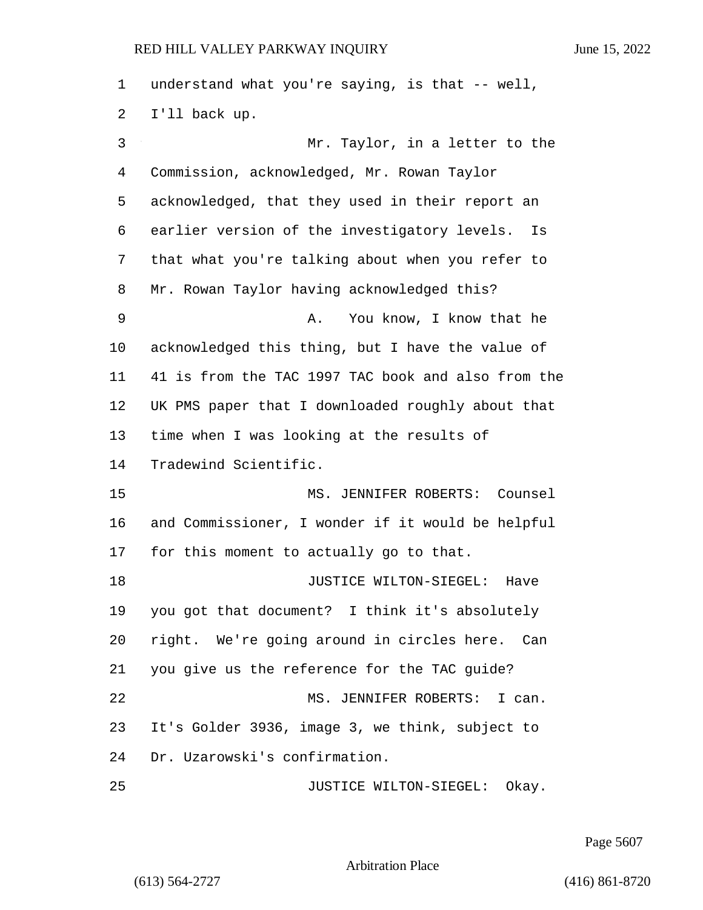understand what you're saying, is that -- well, I'll back up.

Mr. Taylor, in a letter to the Commission, acknowledged, Mr. Rowan Taylor acknowledged, that they used in their report an earlier version of the investigatory levels. Is that what you're talking about when you refer to Mr. Rowan Taylor having acknowledged this?

A. You know, I know that he acknowledged this thing, but I have the value of 41 is from the TAC 1997 TAC book and also from the UK PMS paper that I downloaded roughly about that time when I was looking at the results of Tradewind Scientific.

MS. JENNIFER ROBERTS: Counsel and Commissioner, I wonder if it would be helpful for this moment to actually go to that.

JUSTICE WILTON-SIEGEL: Have you got that document? I think it's absolutely right. We're going around in circles here. Can you give us the reference for the TAC guide?

MS. JENNIFER ROBERTS: I can. It's Golder 3936, image 3, we think, subject to Dr. Uzarowski's confirmation.

JUSTICE WILTON-SIEGEL: Okay.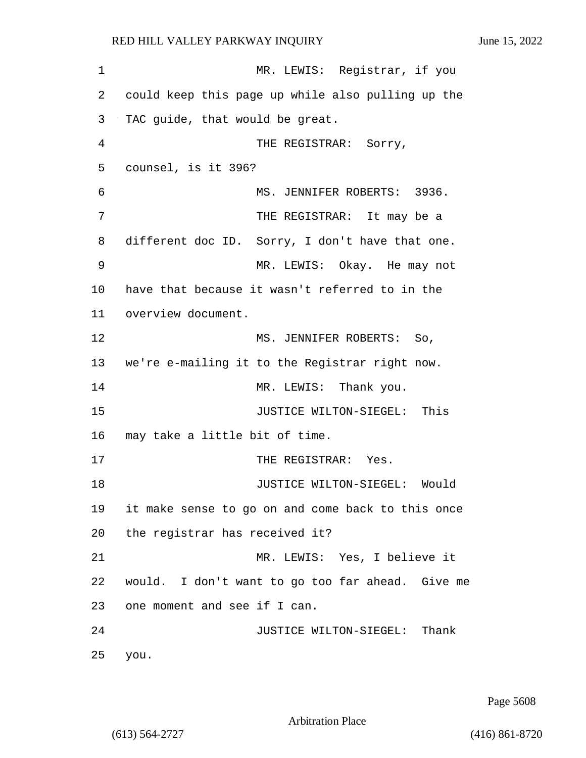MR. LEWIS: Registrar, if you could keep this page up while also pulling up the TAC guide, that would be great.

THE REGISTRAR: Sorry, counsel, is it 396?

MS. JENNIFER ROBERTS: 3936.

THE REGISTRAR: It may be a different doc ID. Sorry, I don't have that one.

MR. LEWIS: Okay. He may not have that because it wasn't referred to in the overview document.

MS. JENNIFER ROBERTS: So, we're e-mailing it to the Registrar right now.

MR. LEWIS: Thank you.

JUSTICE WILTON-SIEGEL: This may take a little bit of time.

THE REGISTRAR: Yes.

JUSTICE WILTON-SIEGEL: Would it make sense to go on and come back to this once the registrar has received it?

MR. LEWIS: Yes, I believe it would. I don't want to go too far ahead. Give me one moment and see if I can.

JUSTICE WILTON-SIEGEL: Thank you.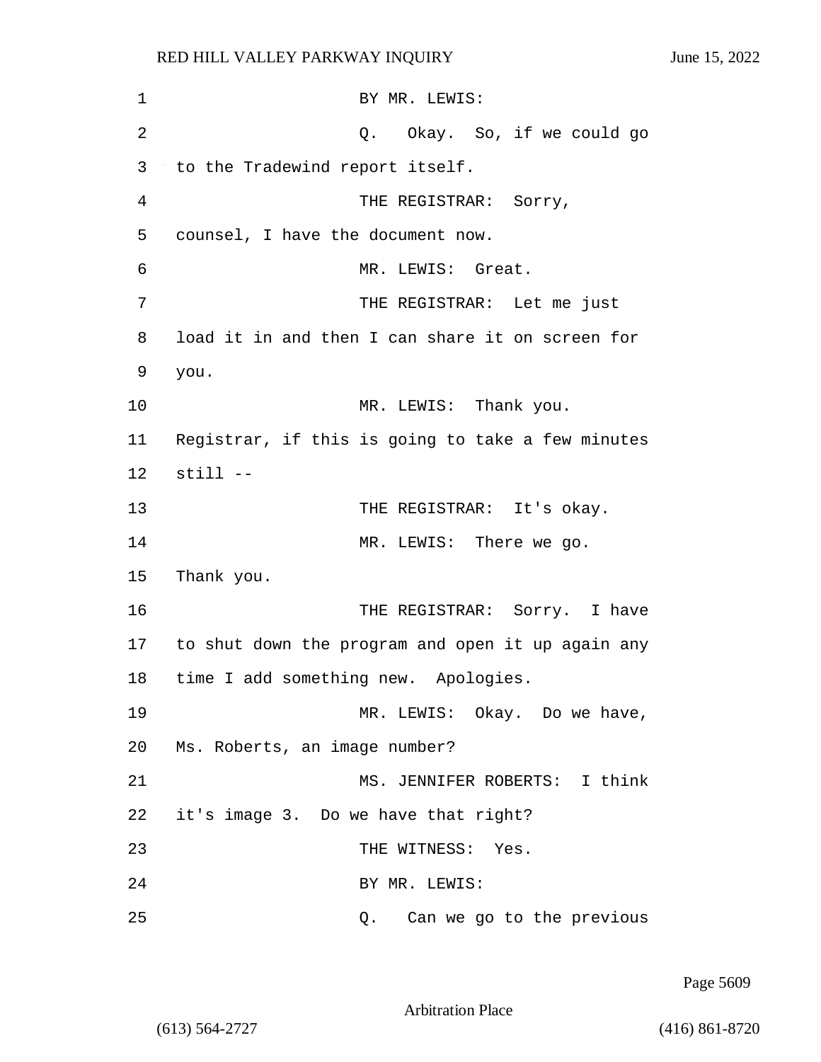1 BY MR. LEWIS:

2 Q. Okay. So, if we could go

3 to the Tradewind report itself.

4 THE REGISTRAR: Sorry,

5 counsel, I have the document now.

6 MR. LEWIS: Great.

7 THE REGISTRAR: Let me just

8 load it in and then I can share it on screen for

9 you.

10 MR. LEWIS: Thank you.

11 Registrar, if this is going to take a few minutes

12 still --

13 THE REGISTRAR: It's okay.

14 MR. LEWIS: There we go.

15 Thank you.

16 THE REGISTRAR: Sorry. I have

17 to shut down the program and open it up again any

18 time I add something new. Apologies.

19 MR. LEWIS: Okay. Do we have,

20 Ms. Roberts, an image number?

21 MS. JENNIFER ROBERTS: I think

22 it's image 3. Do we have that right?

23 THE WITNESS: Yes.

24 BY MR. LEWIS:

25 Q. Can we go to the previous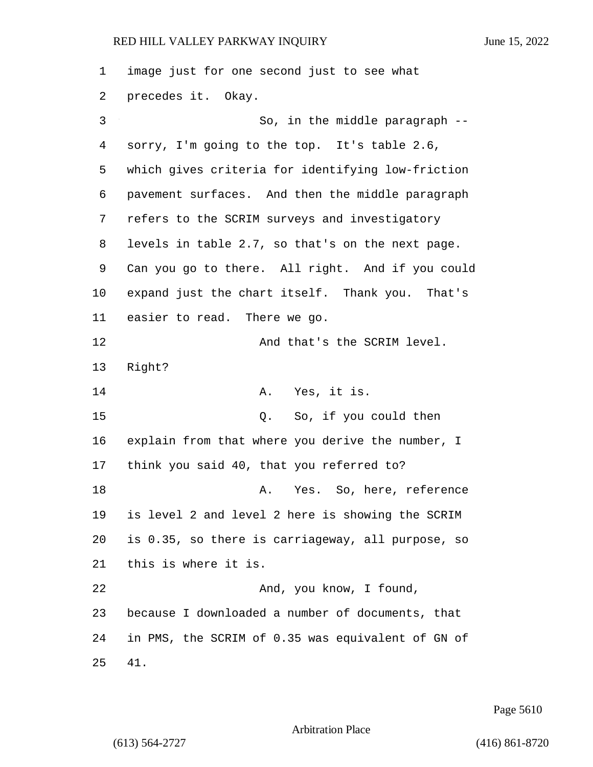image just for one second just to see what precedes it. Okay.

So, in the middle paragraph -- sorry, I'm going to the top. It's table 2.6, which gives criteria for identifying low-friction pavement surfaces. And then the middle paragraph refers to the SCRIM surveys and investigatory levels in table 2.7, so that's on the next page. Can you go to there. All right. And if you could expand just the chart itself. Thank you. That's easier to read. There we go.

And that's the SCRIM level. Right?

A. Yes, it is.

Q. So, if you could then explain from that where you derive the number, I think you said 40, that you referred to?

A. Yes. So, here, reference is level 2 and level 2 here is showing the SCRIM is 0.35, so there is carriageway, all purpose, so this is where it is.

And, you know, I found, because I downloaded a number of documents, that in PMS, the SCRIM of 0.35 was equivalent of GN of 41.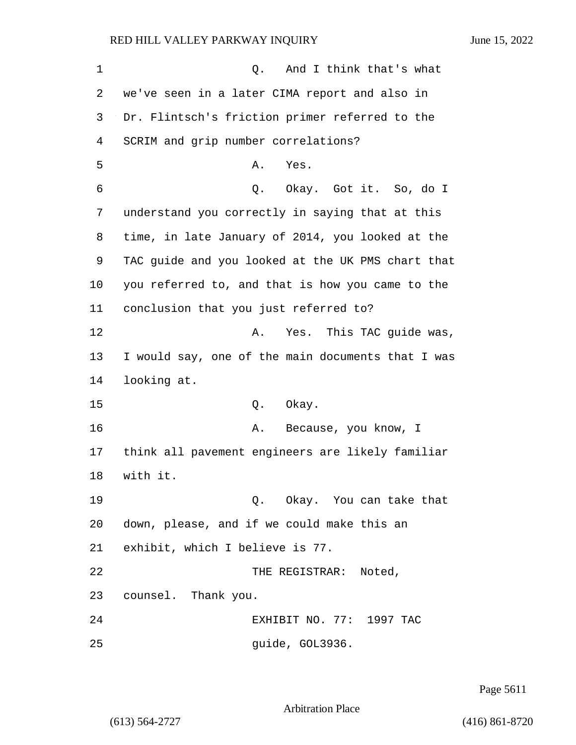Q. And I think that's what we've seen in a later CIMA report and also in Dr. Flintsch's friction primer referred to the SCRIM and grip number correlations?

A. Yes.

Q. Okay. Got it. So, do I understand you correctly in saying that at this time, in late January of 2014, you looked at the TAC guide and you looked at the UK PMS chart that you referred to, and that is how you came to the conclusion that you just referred to?

A. Yes. This TAC guide was, I would say, one of the main documents that I was looking at.

Q. Okay.

A. Because, you know, I think all pavement engineers are likely familiar with it.

Q. Okay. You can take that down, please, and if we could make this an exhibit, which I believe is 77.

THE REGISTRAR: Noted, counsel. Thank you.

EXHIBIT NO. 77: 1997 TAC guide, GOL3936.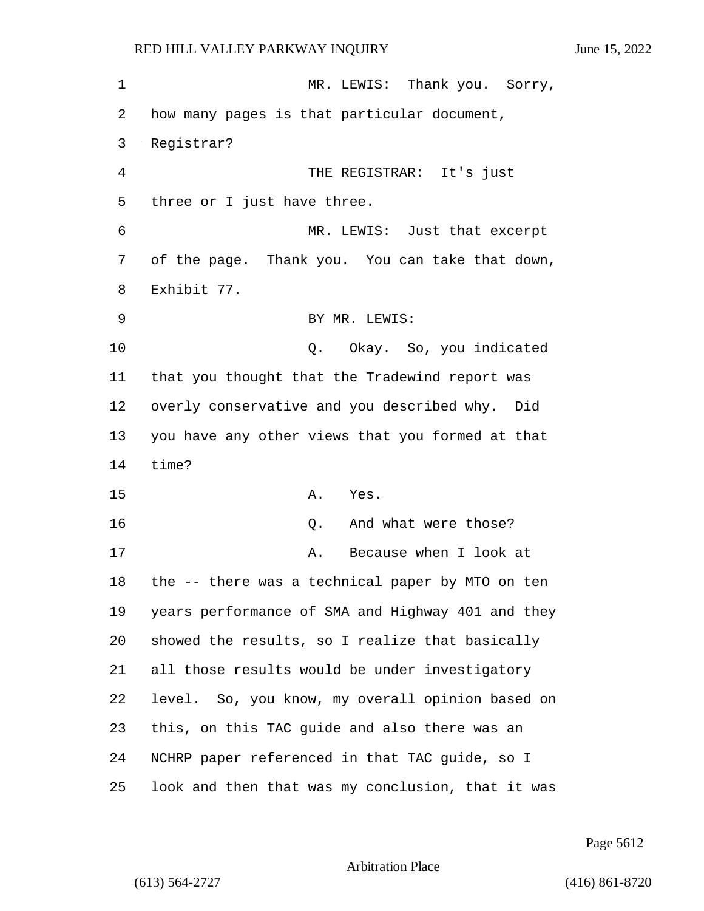MR. LEWIS: Thank you. Sorry, how many pages is that particular document, Registrar?

THE REGISTRAR: It's just three or I just have three.

MR. LEWIS: Just that excerpt of the page. Thank you. You can take that down, Exhibit 77.

BY MR. LEWIS:

Q. Okay. So, you indicated that you thought that the Tradewind report was overly conservative and you described why. Did you have any other views that you formed at that time?

A. Yes.

Q. And what were those?

A. Because when I look at the -- there was a technical paper by MTO on ten years performance of SMA and Highway 401 and they showed the results, so I realize that basically all those results would be under investigatory level. So, you know, my overall opinion based on this, on this TAC guide and also there was an NCHRP paper referenced in that TAC guide, so I look and then that was my conclusion, that it was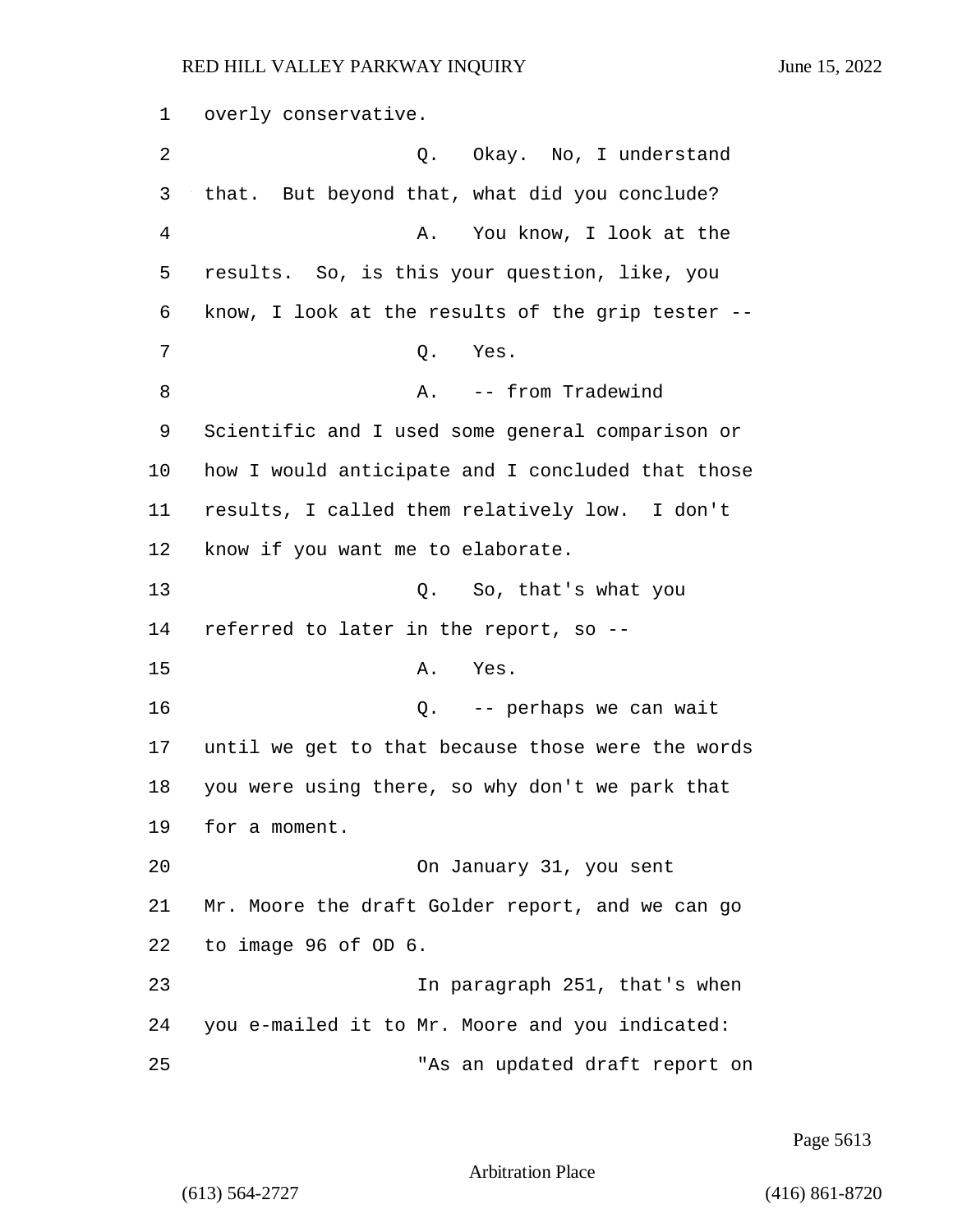overly conservative.

Q. Okay. No, I understand that. But beyond that, what did you conclude?

A. You know, I look at the results. So, is this your question, like, you know, I look at the results of the grip tester --

Q. Yes.

A. -- from Tradewind Scientific and I used some general comparison or how I would anticipate and I concluded that those results, I called them relatively low. I don't know if you want me to elaborate.

Q. So, that's what you referred to later in the report, so --

A. Yes.

Q. -- perhaps we can wait until we get to that because those were the words you were using there, so why don't we park that for a moment.

On January 31, you sent Mr. Moore the draft Golder report, and we can go to image 96 of OD 6.

In paragraph 251, that's when you e-mailed it to Mr. Moore and you indicated:

"As an updated draft report on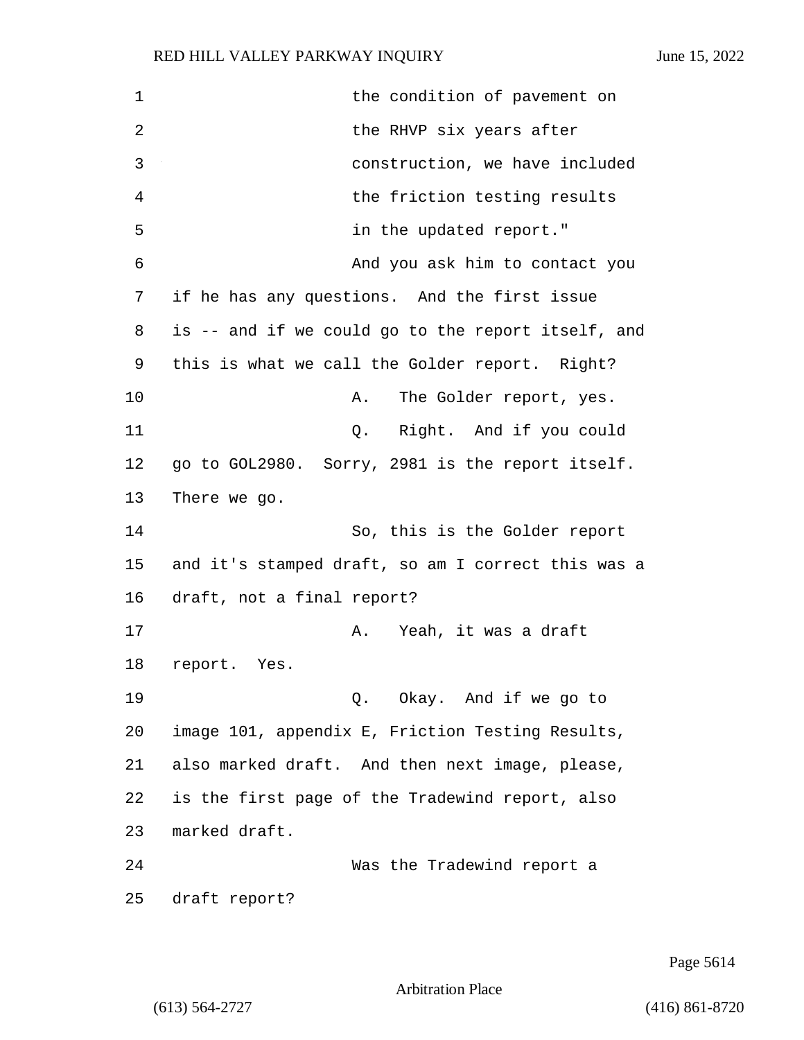the condition of pavement on the RHVP six years after construction, we have included the friction testing results in the updated report."

And you ask him to contact you if he has any questions. And the first issue is -- and if we could go to the report itself, and this is what we call the Golder report. Right?

A. The Golder report, yes.

Q. Right. And if you could go to GOL2980. Sorry, 2981 is the report itself. There we go.

So, this is the Golder report and it's stamped draft, so am I correct this was a draft, not a final report?

A. Yeah, it was a draft report. Yes.

Q. Okay. And if we go to image 101, appendix E, Friction Testing Results, also marked draft. And then next image, please, is the first page of the Tradewind report, also marked draft.

Was the Tradewind report a draft report?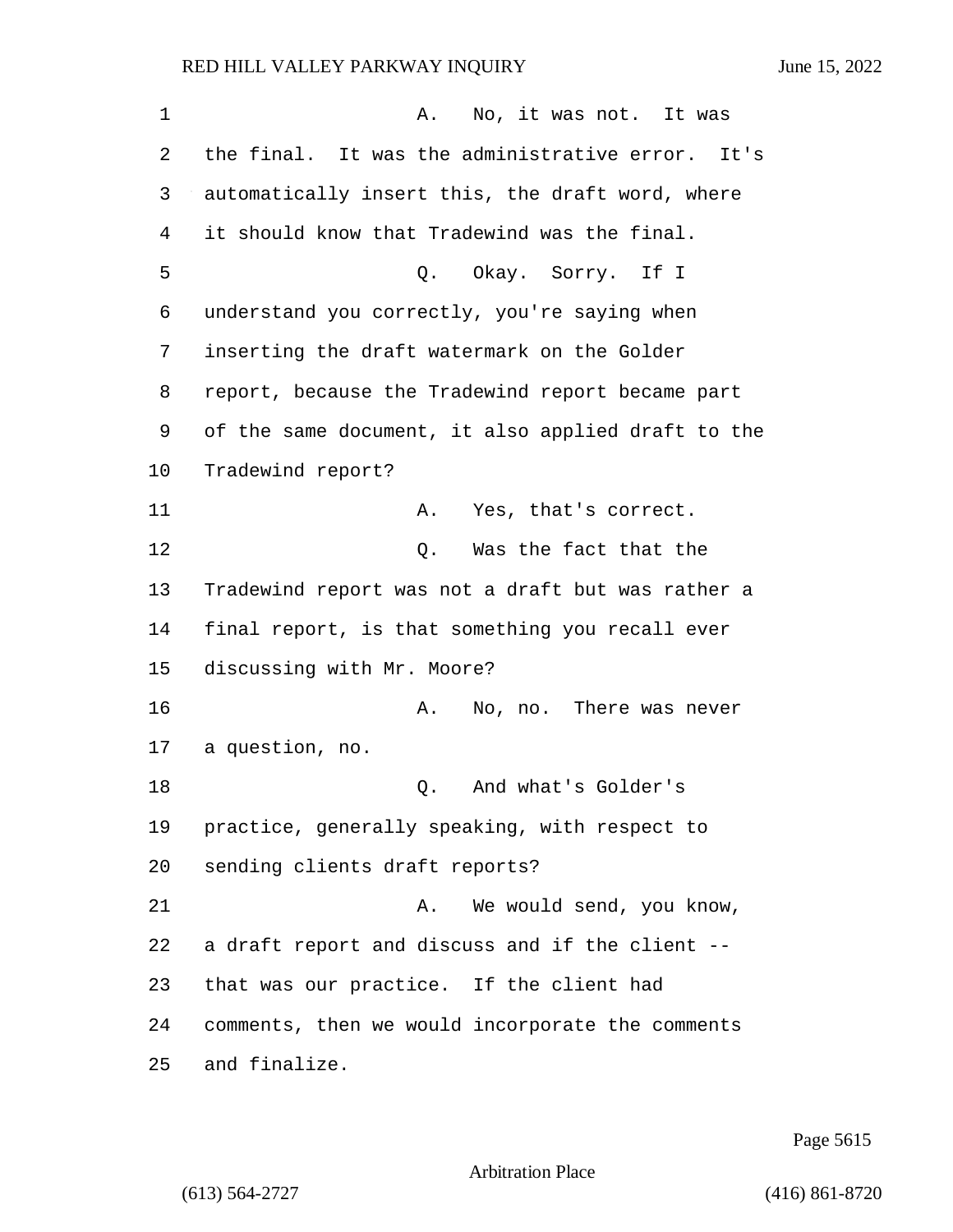A. No, it was not. It was the final. It was the administrative error. It's automatically insert this, the draft word, where it should know that Tradewind was the final.

Q. Okay. Sorry. If I understand you correctly, you're saying when inserting the draft watermark on the Golder report, because the Tradewind report became part of the same document, it also applied draft to the Tradewind report?

A. Yes, that's correct.

Q. Was the fact that the Tradewind report was not a draft but was rather a final report, is that something you recall ever discussing with Mr. Moore?

A. No, no. There was never a question, no.

Q. And what's Golder's practice, generally speaking, with respect to sending clients draft reports?

A. We would send, you know, a draft report and discuss and if the client -- that was our practice. If the client had comments, then we would incorporate the comments and finalize.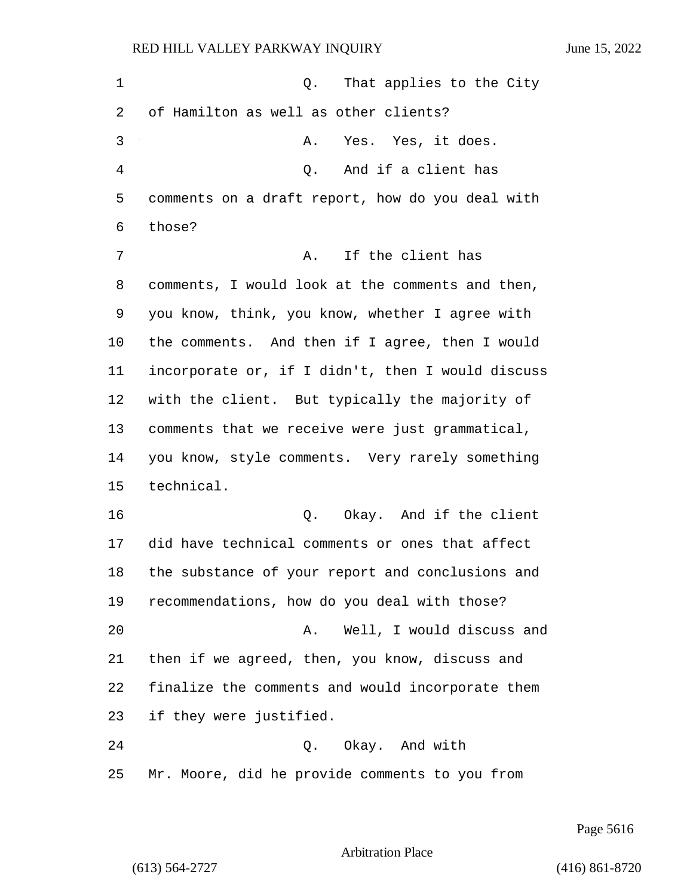Q. That applies to the City of Hamilton as well as other clients?

A. Yes. Yes, it does.

Q. And if a client has comments on a draft report, how do you deal with those?

A. If the client has comments, I would look at the comments and then, you know, think, you know, whether I agree with the comments. And then if I agree, then I would incorporate or, if I didn't, then I would discuss with the client. But typically the majority of comments that we receive were just grammatical, you know, style comments. Very rarely something technical.

Q. Okay. And if the client did have technical comments or ones that affect the substance of your report and conclusions and recommendations, how do you deal with those?

A. Well, I would discuss and then if we agreed, then, you know, discuss and finalize the comments and would incorporate them if they were justified.

Q. Okay. And with Mr. Moore, did he provide comments to you from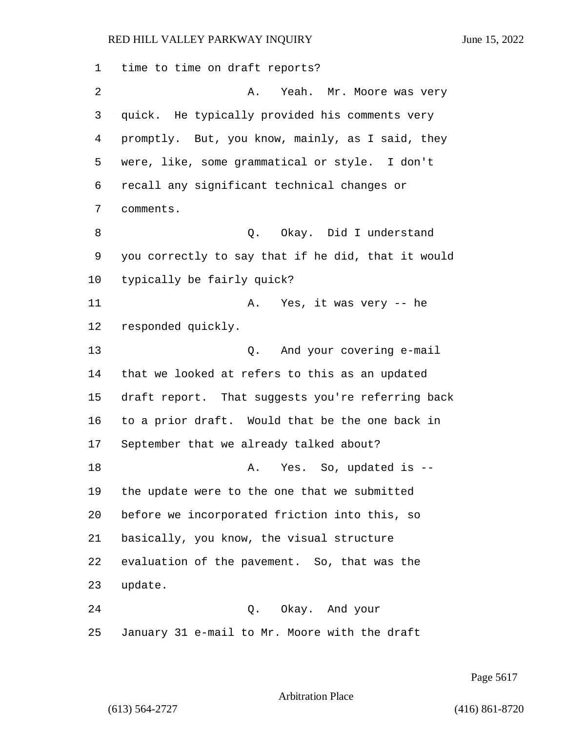time to time on draft reports?

A. Yeah. Mr. Moore was very quick. He typically provided his comments very promptly. But, you know, mainly, as I said, they were, like, some grammatical or style. I don't recall any significant technical changes or comments.

Q. Okay. Did I understand you correctly to say that if he did, that it would typically be fairly quick?

A. Yes, it was very -- he responded quickly.

Q. And your covering e-mail that we looked at refers to this as an updated draft report. That suggests you're referring back to a prior draft. Would that be the one back in September that we already talked about?

A. Yes. So, updated is -- the update were to the one that we submitted before we incorporated friction into this, so basically, you know, the visual structure evaluation of the pavement. So, that was the update.

Q. Okay. And your January 31 e-mail to Mr. Moore with the draft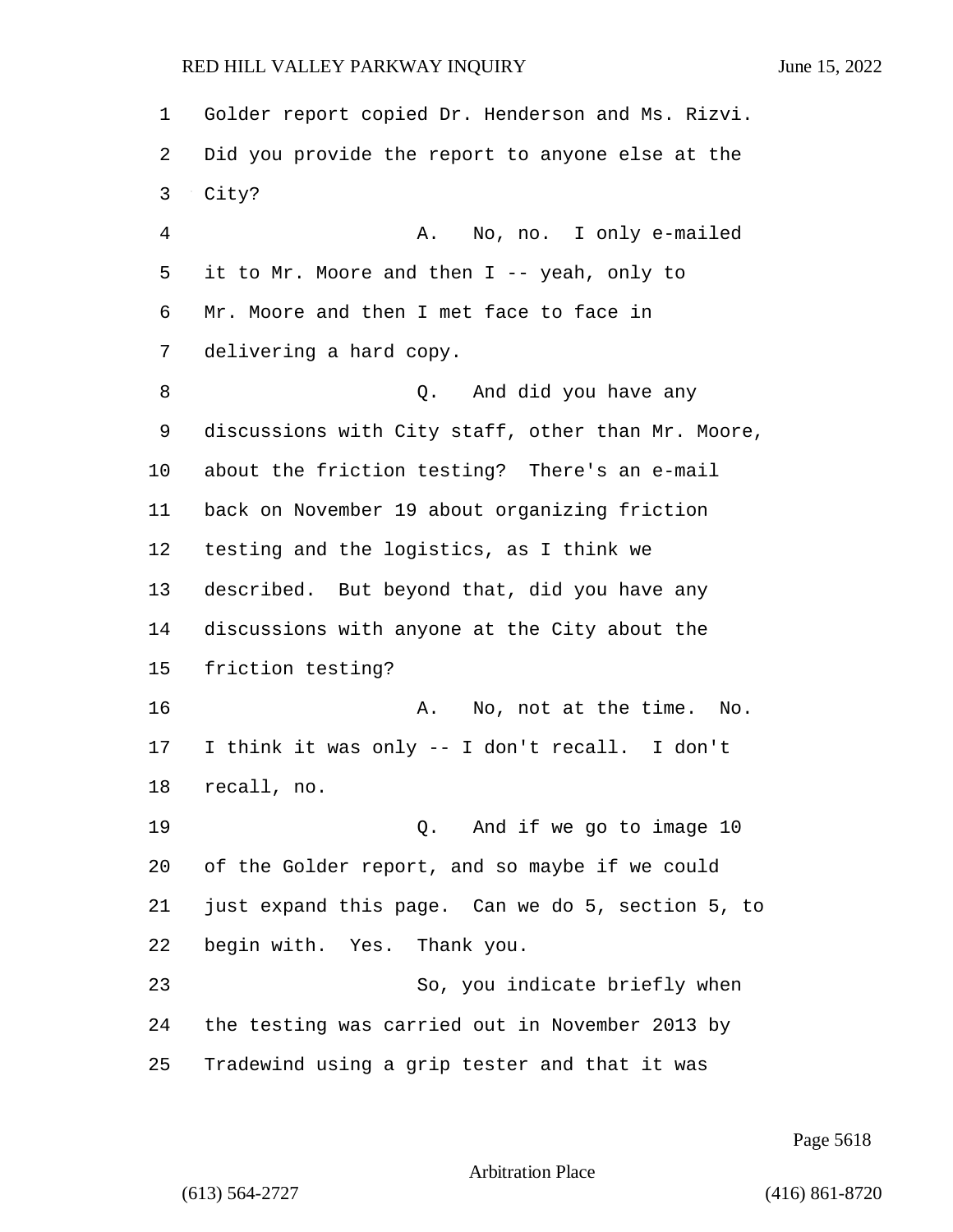Golder report copied Dr. Henderson and Ms. Rizvi. Did you provide the report to anyone else at the City?

A. No, no. I only e-mailed it to Mr. Moore and then I -- yeah, only to Mr. Moore and then I met face to face in delivering a hard copy.

Q. And did you have any discussions with City staff, other than Mr. Moore, about the friction testing? There's an e-mail back on November 19 about organizing friction testing and the logistics, as I think we described. But beyond that, did you have any discussions with anyone at the City about the friction testing?

A. No, not at the time. No. I think it was only -- I don't recall. I don't recall, no.

Q. And if we go to image 10 of the Golder report, and so maybe if we could just expand this page. Can we do 5, section 5, to begin with. Yes. Thank you.

So, you indicate briefly when the testing was carried out in November 2013 by Tradewind using a grip tester and that it was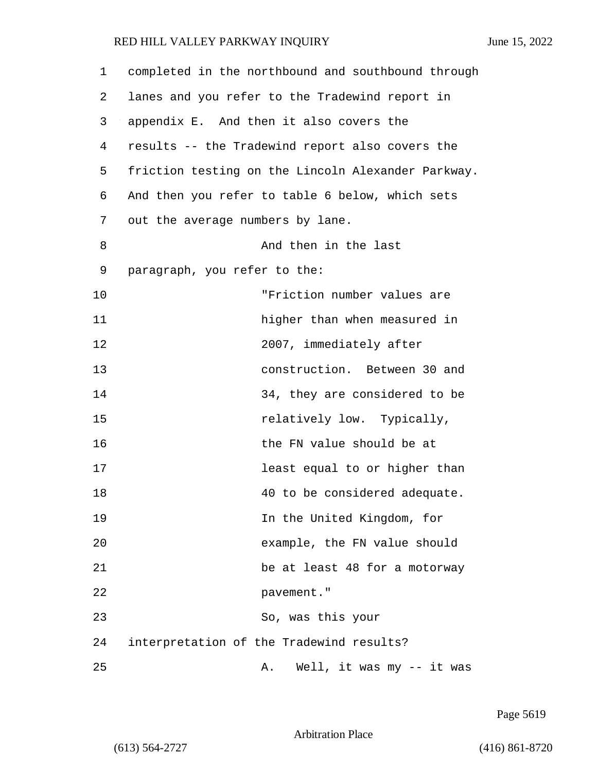completed in the northbound and southbound through lanes and you refer to the Tradewind report in appendix E. And then it also covers the results -- the Tradewind report also covers the friction testing on the Lincoln Alexander Parkway. And then you refer to table 6 below, which sets out the average numbers by lane.

And then in the last paragraph, you refer to the:

> "Friction number values are higher than when measured in 2007, immediately after construction. Between 30 and 34, they are considered to be relatively low. Typically, the FN value should be at least equal to or higher than 40 to be considered adequate. In the United Kingdom, for example, the FN value should be at least 48 for a motorway pavement."

So, was this your interpretation of the Tradewind results?

A. Well, it was my -- it was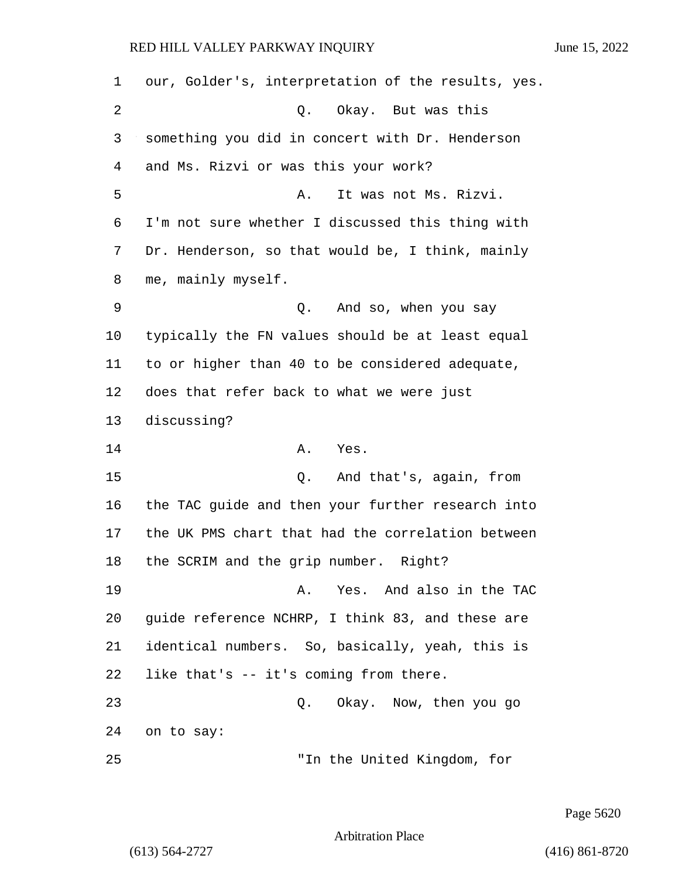our, Golder's, interpretation of the results, yes.

Q. Okay. But was this something you did in concert with Dr. Henderson and Ms. Rizvi or was this your work?

A. It was not Ms. Rizvi. I'm not sure whether I discussed this thing with Dr. Henderson, so that would be, I think, mainly me, mainly myself.

Q. And so, when you say typically the FN values should be at least equal to or higher than 40 to be considered adequate, does that refer back to what we were just discussing?

A. Yes.

Q. And that's, again, from the TAC guide and then your further research into the UK PMS chart that had the correlation between the SCRIM and the grip number. Right?

A. Yes. And also in the TAC guide reference NCHRP, I think 83, and these are identical numbers. So, basically, yeah, this is like that's -- it's coming from there.

Q. Okay. Now, then you go on to say:

"In the United Kingdom, for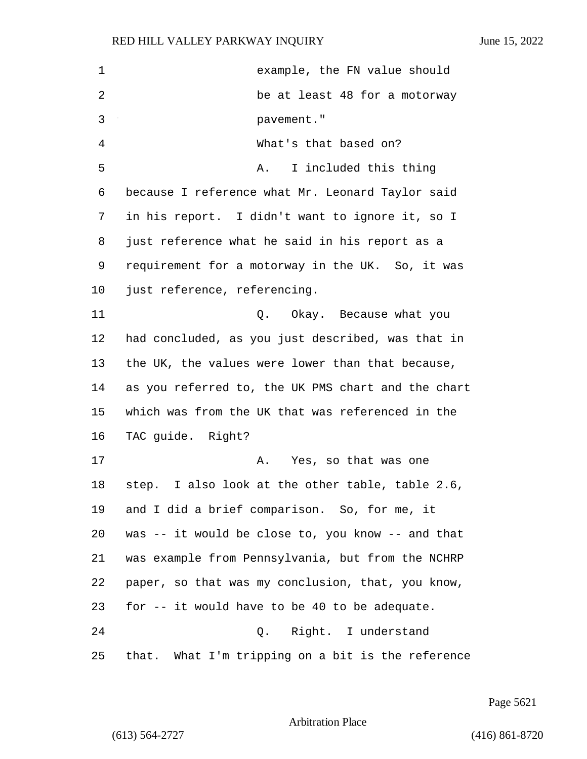example, the FN value should be at least 48 for a motorway pavement."

What's that based on?

A. I included this thing because I reference what Mr. Leonard Taylor said in his report. I didn't want to ignore it, so I just reference what he said in his report as a requirement for a motorway in the UK. So, it was just reference, referencing.

Q. Okay. Because what you had concluded, as you just described, was that in the UK, the values were lower than that because, as you referred to, the UK PMS chart and the chart which was from the UK that was referenced in the TAC guide. Right?

A. Yes, so that was one step. I also look at the other table, table 2.6, and I did a brief comparison. So, for me, it was -- it would be close to, you know -- and that was example from Pennsylvania, but from the NCHRP paper, so that was my conclusion, that, you know, for -- it would have to be 40 to be adequate.

Q. Right. I understand that. What I'm tripping on a bit is the reference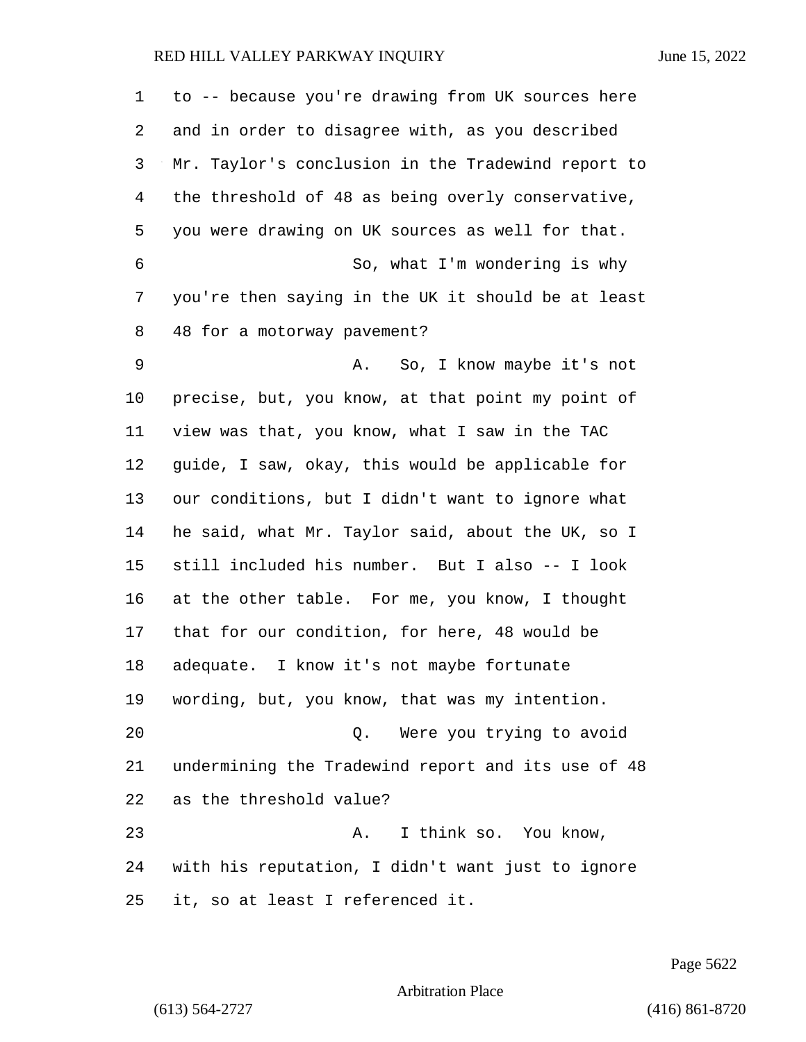to -- because you're drawing from UK sources here and in order to disagree with, as you described Mr. Taylor's conclusion in the Tradewind report to the threshold of 48 as being overly conservative, you were drawing on UK sources as well for that.

So, what I'm wondering is why you're then saying in the UK it should be at least 48 for a motorway pavement?

A. So, I know maybe it's not precise, but, you know, at that point my point of view was that, you know, what I saw in the TAC guide, I saw, okay, this would be applicable for our conditions, but I didn't want to ignore what he said, what Mr. Taylor said, about the UK, so I still included his number. But I also -- I look at the other table. For me, you know, I thought that for our condition, for here, 48 would be adequate. I know it's not maybe fortunate wording, but, you know, that was my intention.

Q. Were you trying to avoid undermining the Tradewind report and its use of 48 as the threshold value?

A. I think so. You know, with his reputation, I didn't want just to ignore it, so at least I referenced it.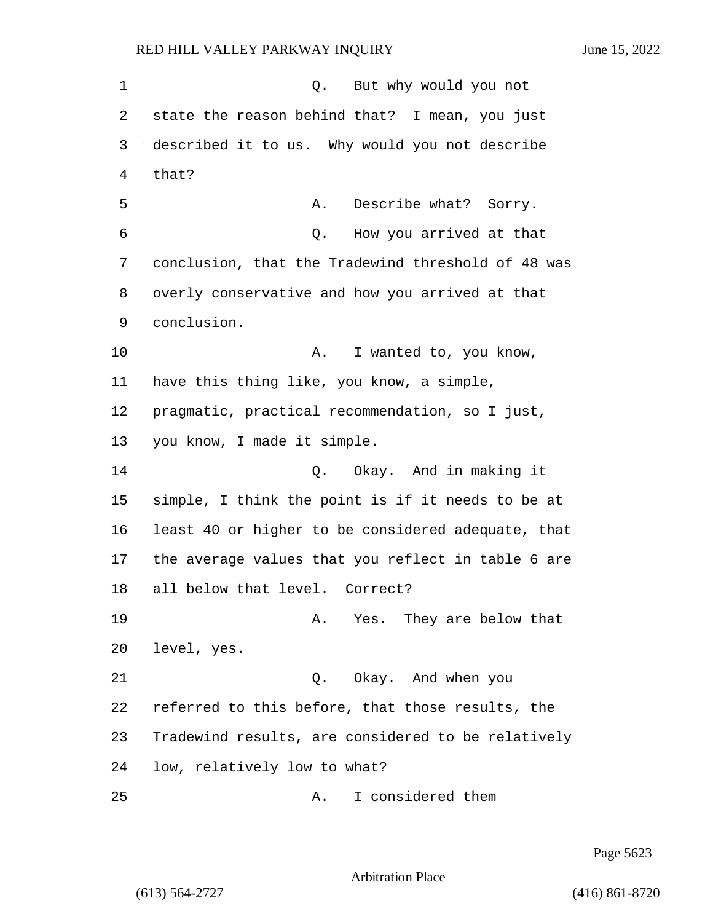Q. But why would you not state the reason behind that? I mean, you just described it to us. Why would you not describe that?

A. Describe what? Sorry.

Q. How you arrived at that conclusion, that the Tradewind threshold of 48 was overly conservative and how you arrived at that conclusion.

A. I wanted to, you know, have this thing like, you know, a simple, pragmatic, practical recommendation, so I just, you know, I made it simple.

Q. Okay. And in making it simple, I think the point is if it needs to be at least 40 or higher to be considered adequate, that the average values that you reflect in table 6 are all below that level. Correct?

A. Yes. They are below that level, yes.

Q. Okay. And when you referred to this before, that those results, the Tradewind results, are considered to be relatively low, relatively low to what?

A. I considered them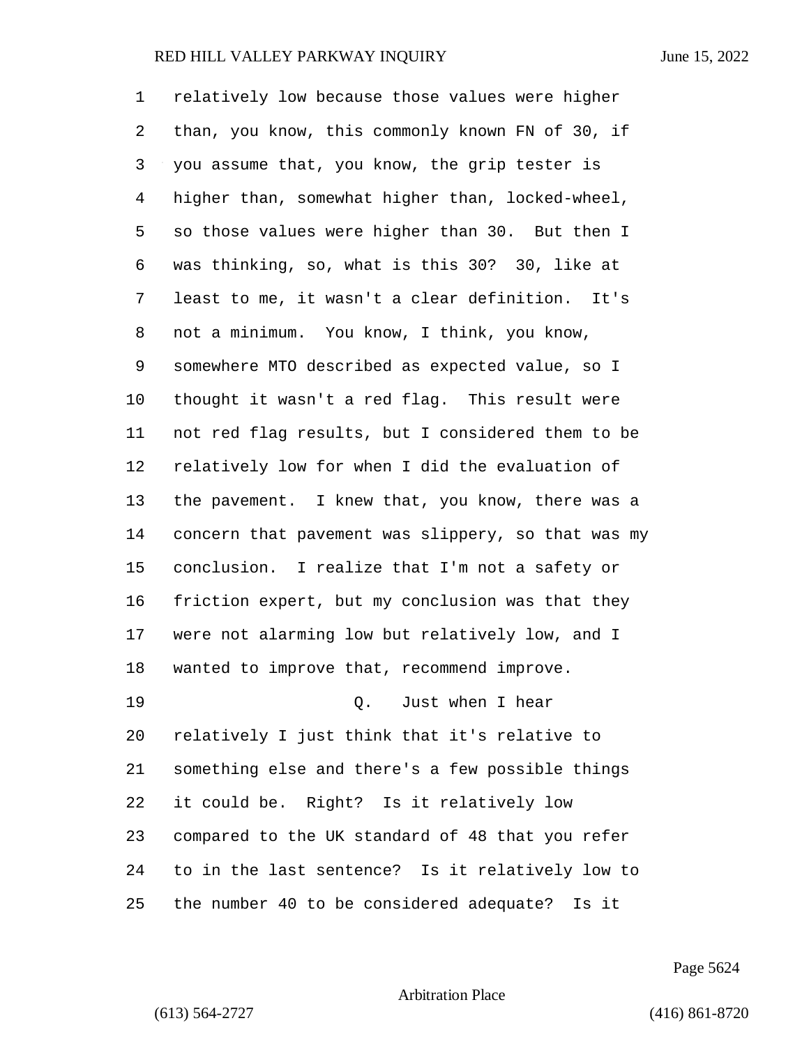relatively low because those values were higher than, you know, this commonly known FN of 30, if you assume that, you know, the grip tester is higher than, somewhat higher than, locked-wheel, so those values were higher than 30. But then I was thinking, so, what is this 30? 30, like at least to me, it wasn't a clear definition. It's not a minimum. You know, I think, you know, somewhere MTO described as expected value, so I thought it wasn't a red flag. This result were not red flag results, but I considered them to be relatively low for when I did the evaluation of the pavement. I knew that, you know, there was a concern that pavement was slippery, so that was my conclusion. I realize that I'm not a safety or friction expert, but my conclusion was that they were not alarming low but relatively low, and I wanted to improve that, recommend improve.

Q. Just when I hear relatively I just think that it's relative to something else and there's a few possible things it could be. Right? Is it relatively low compared to the UK standard of 48 that you refer to in the last sentence? Is it relatively low to the number 40 to be considered adequate? Is it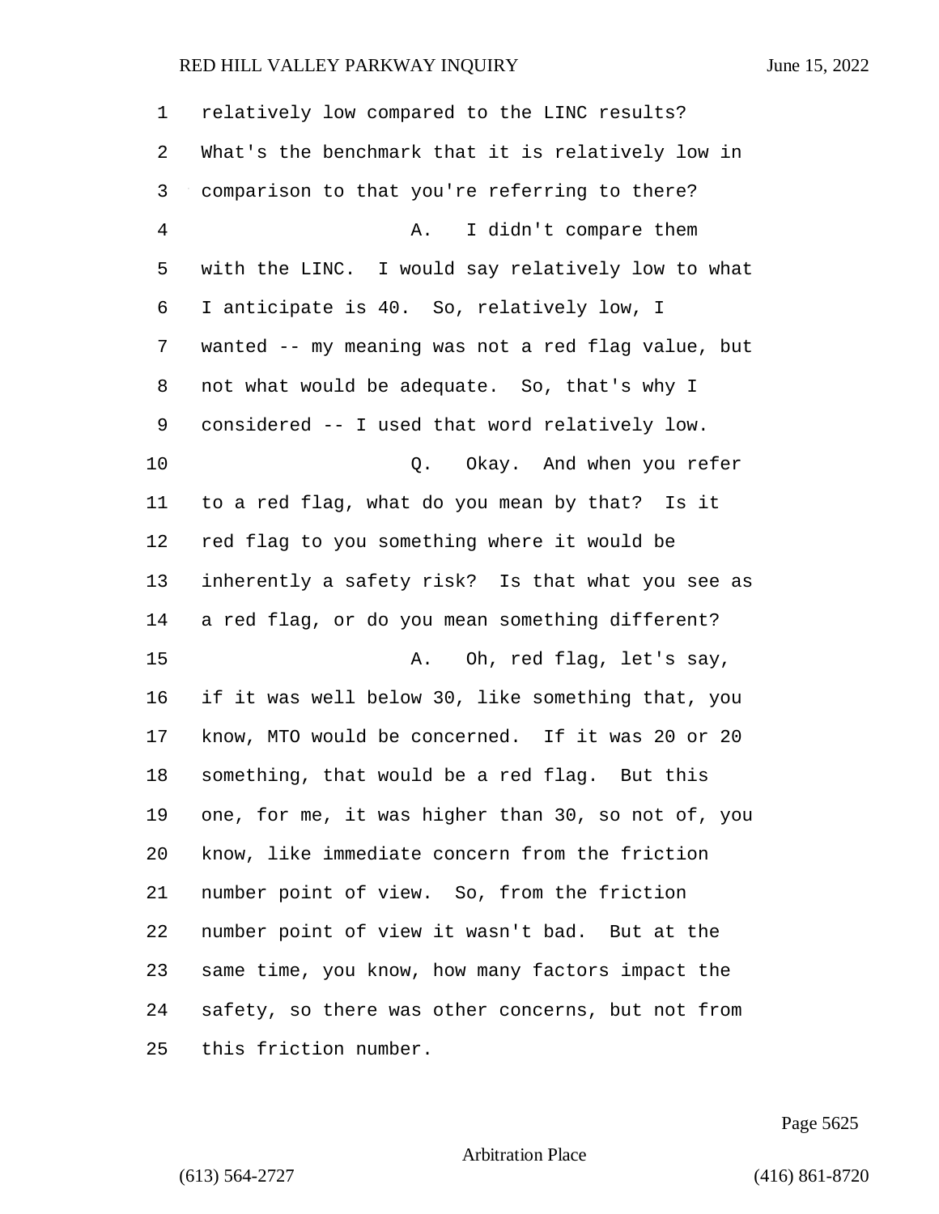relatively low compared to the LINC results? What's the benchmark that it is relatively low in comparison to that you're referring to there?

A. I didn't compare them with the LINC. I would say relatively low to what I anticipate is 40. So, relatively low, I wanted -- my meaning was not a red flag value, but not what would be adequate. So, that's why I considered -- I used that word relatively low.

Q. Okay. And when you refer to a red flag, what do you mean by that? Is it red flag to you something where it would be inherently a safety risk? Is that what you see as a red flag, or do you mean something different?

A. Oh, red flag, let's say, if it was well below 30, like something that, you know, MTO would be concerned. If it was 20 or 20 something, that would be a red flag. But this one, for me, it was higher than 30, so not of, you know, like immediate concern from the friction number point of view. So, from the friction number point of view it wasn't bad. But at the same time, you know, how many factors impact the safety, so there was other concerns, but not from this friction number.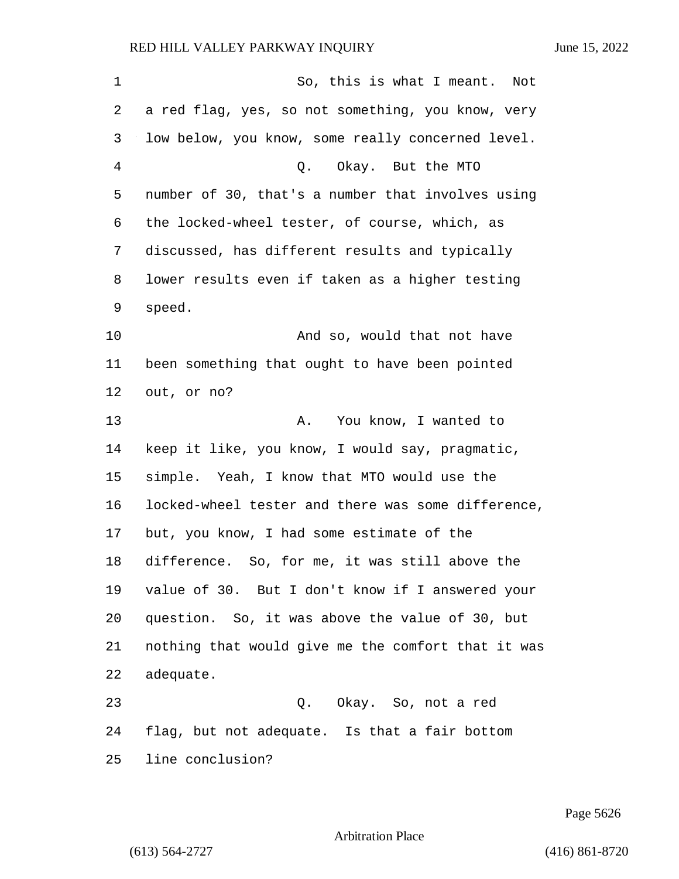So, this is what I meant. Not a red flag, yes, so not something, you know, very low below, you know, some really concerned level.

Q. Okay. But the MTO number of 30, that's a number that involves using the locked-wheel tester, of course, which, as discussed, has different results and typically lower results even if taken as a higher testing speed.

And so, would that not have been something that ought to have been pointed out, or no?

A. You know, I wanted to keep it like, you know, I would say, pragmatic, simple. Yeah, I know that MTO would use the locked-wheel tester and there was some difference, but, you know, I had some estimate of the difference. So, for me, it was still above the value of 30. But I don't know if I answered your question. So, it was above the value of 30, but nothing that would give me the comfort that it was adequate.

Q. Okay. So, not a red flag, but not adequate. Is that a fair bottom line conclusion?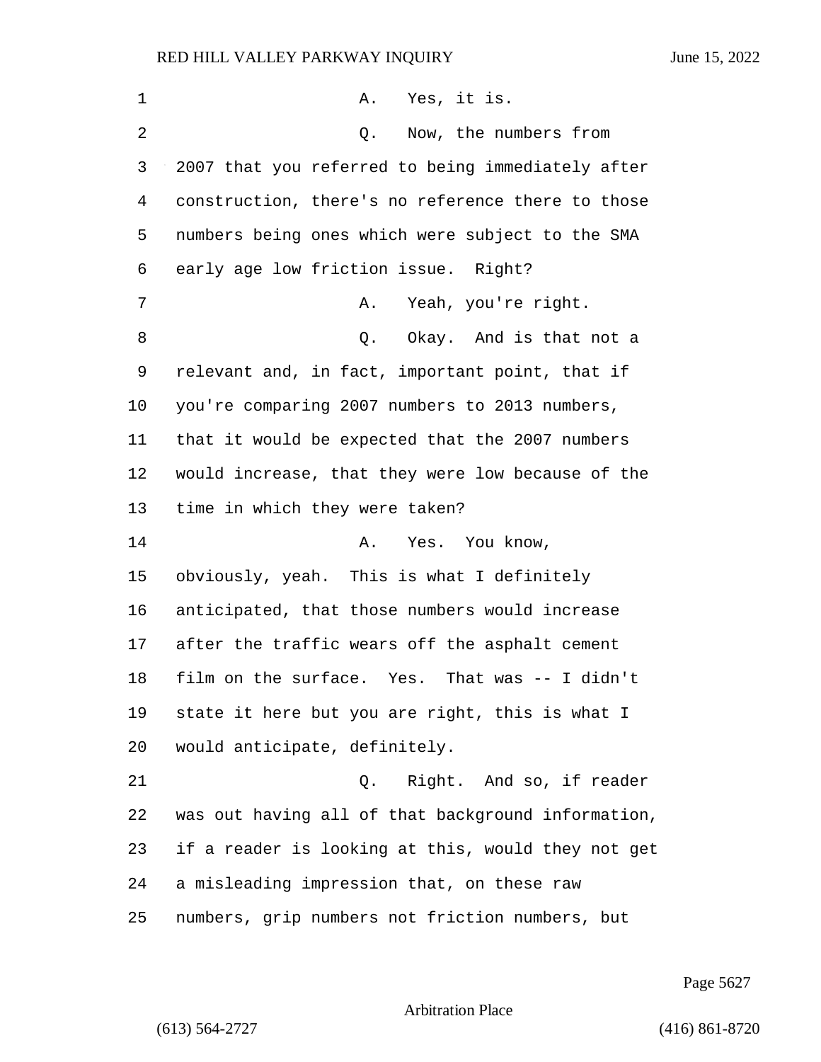1 A. Yes, it is.

2 Q. Now, the numbers from

3 2007 that you referred to being immediately after

4 construction, there's no reference there to those

5 numbers being ones which were subject to the SMA

6 early age low friction issue. Right?

7 A. Yeah, you're right.

8 Q. Okay. And is that not a

9 relevant and, in fact, important point, that if

10 you're comparing 2007 numbers to 2013 numbers,

11 that it would be expected that the 2007 numbers

12 would increase, that they were low because of the

13 time in which they were taken?

14 A. Yes. You know,

15 obviously, yeah. This is what I definitely

16 anticipated, that those numbers would increase

17 after the traffic wears off the asphalt cement

18 film on the surface. Yes. That was -- I didn't

19 state it here but you are right, this is what I

20 would anticipate, definitely.

21 Q. Right. And so, if reader

22 was out having all of that background information,

23 if a reader is looking at this, would they not get

24 a misleading impression that, on these raw

25 numbers, grip numbers not friction numbers, but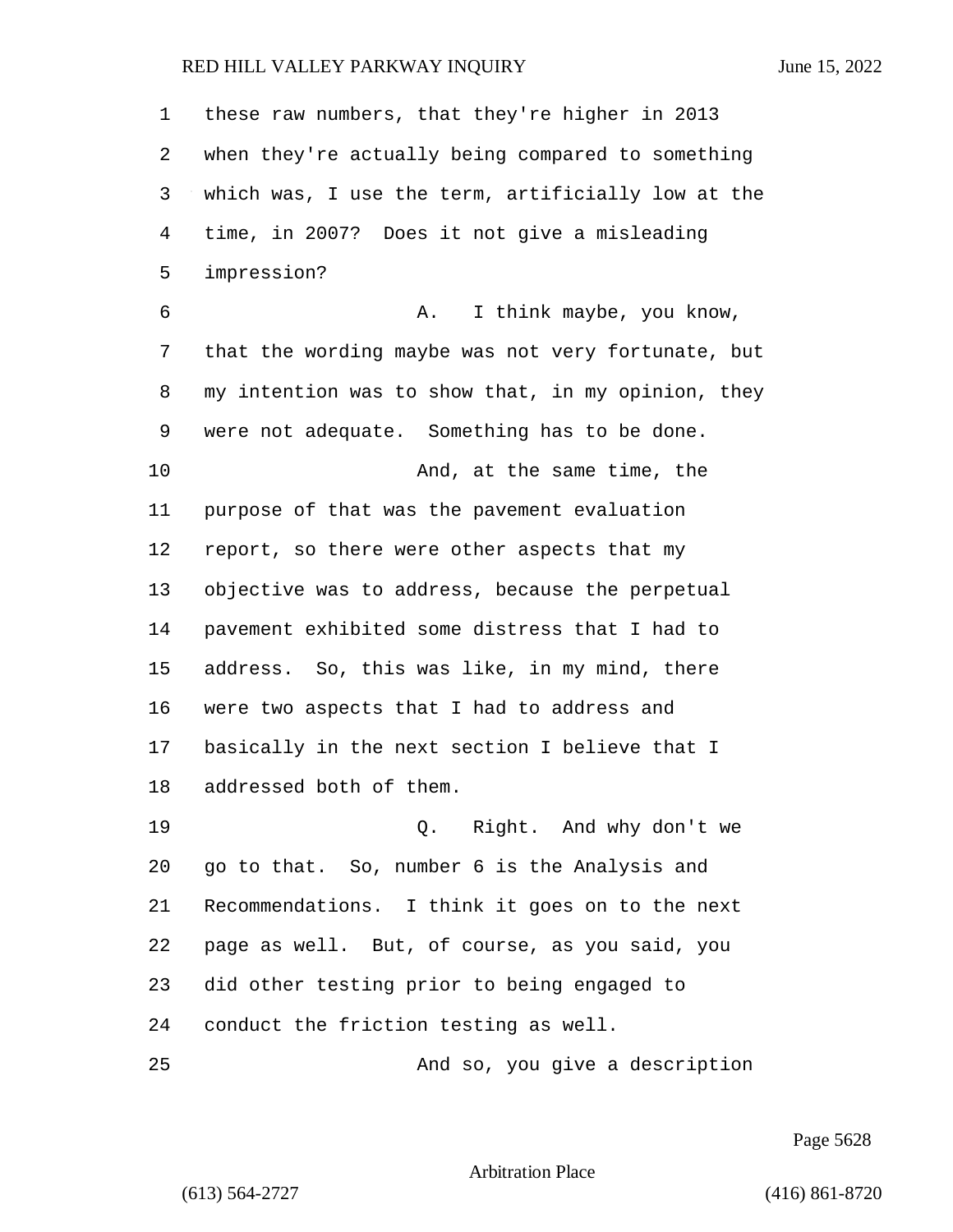these raw numbers, that they're higher in 2013 when they're actually being compared to something which was, I use the term, artificially low at the time, in 2007? Does it not give a misleading impression?

A. I think maybe, you know, that the wording maybe was not very fortunate, but my intention was to show that, in my opinion, they were not adequate. Something has to be done.

And, at the same time, the purpose of that was the pavement evaluation report, so there were other aspects that my objective was to address, because the perpetual pavement exhibited some distress that I had to address. So, this was like, in my mind, there were two aspects that I had to address and basically in the next section I believe that I addressed both of them.

Q. Right. And why don't we go to that. So, number 6 is the Analysis and Recommendations. I think it goes on to the next page as well. But, of course, as you said, you did other testing prior to being engaged to conduct the friction testing as well.

And so, you give a description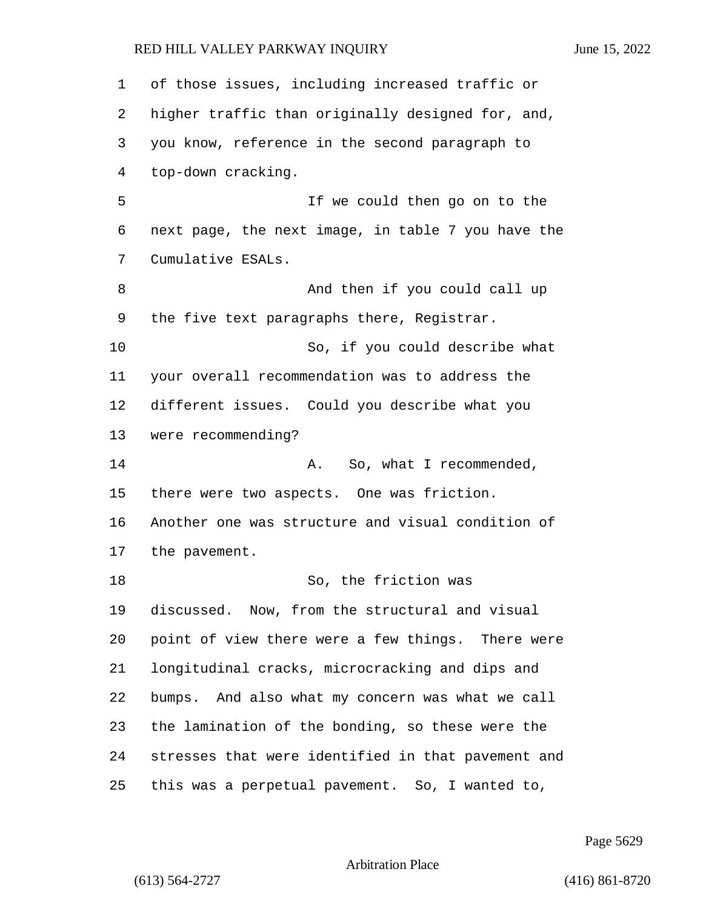of those issues, including increased traffic or higher traffic than originally designed for, and, you know, reference in the second paragraph to top-down cracking.

If we could then go on to the next page, the next image, in table 7 you have the Cumulative ESALs.

And then if you could call up the five text paragraphs there, Registrar.

So, if you could describe what your overall recommendation was to address the different issues. Could you describe what you were recommending?

A. So, what I recommended, there were two aspects. One was friction. Another one was structure and visual condition of the pavement.

So, the friction was discussed. Now, from the structural and visual point of view there were a few things. There were longitudinal cracks, microcracking and dips and bumps. And also what my concern was what we call the lamination of the bonding, so these were the stresses that were identified in that pavement and this was a perpetual pavement. So, I wanted to,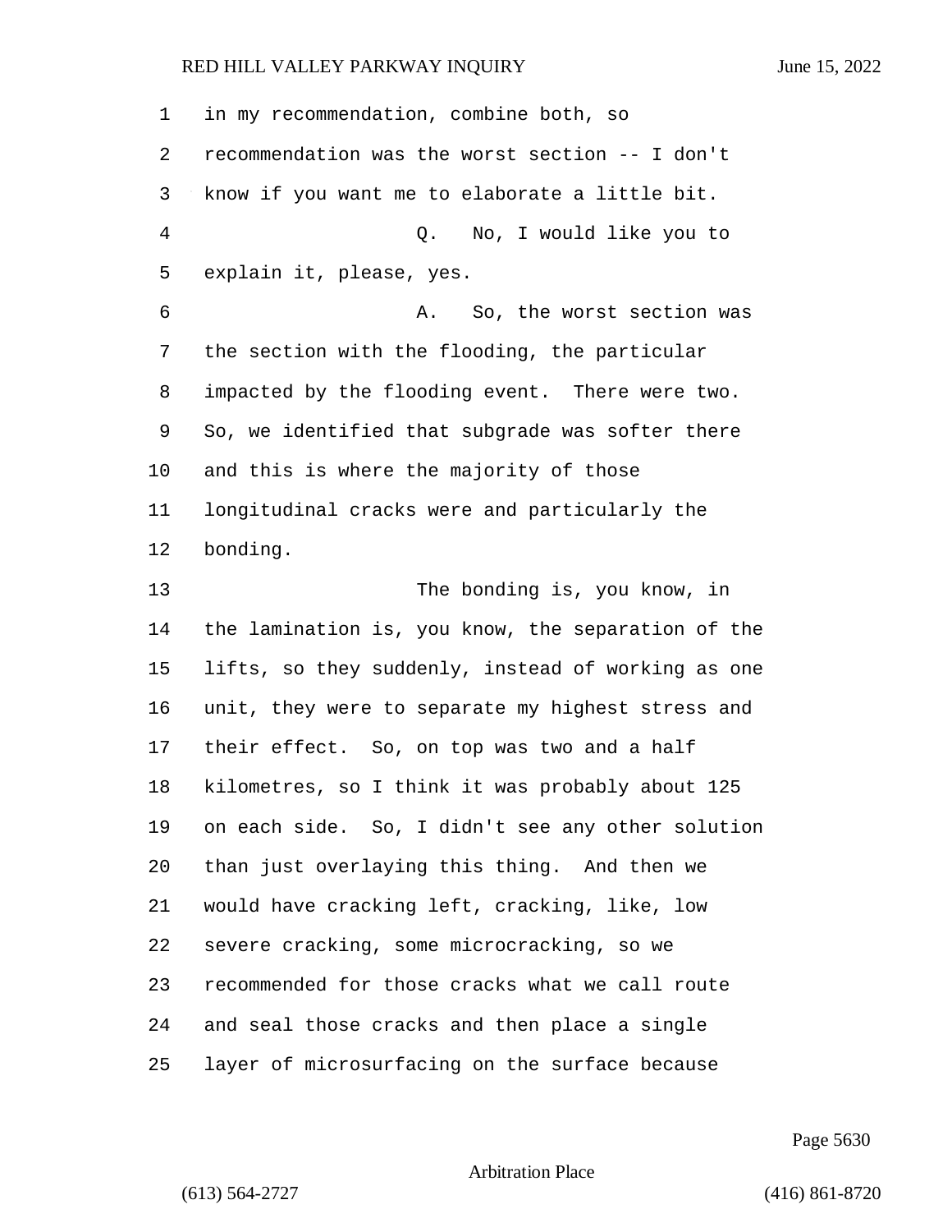in my recommendation, combine both, so recommendation was the worst section -- I don't know if you want me to elaborate a little bit.

Q. No, I would like you to explain it, please, yes.

A. So, the worst section was the section with the flooding, the particular impacted by the flooding event. There were two. So, we identified that subgrade was softer there and this is where the majority of those longitudinal cracks were and particularly the bonding.

The bonding is, you know, in the lamination is, you know, the separation of the lifts, so they suddenly, instead of working as one unit, they were to separate my highest stress and their effect. So, on top was two and a half kilometres, so I think it was probably about 125 on each side. So, I didn't see any other solution than just overlaying this thing. And then we would have cracking left, cracking, like, low severe cracking, some microcracking, so we recommended for those cracks what we call route and seal those cracks and then place a single layer of microsurfacing on the surface because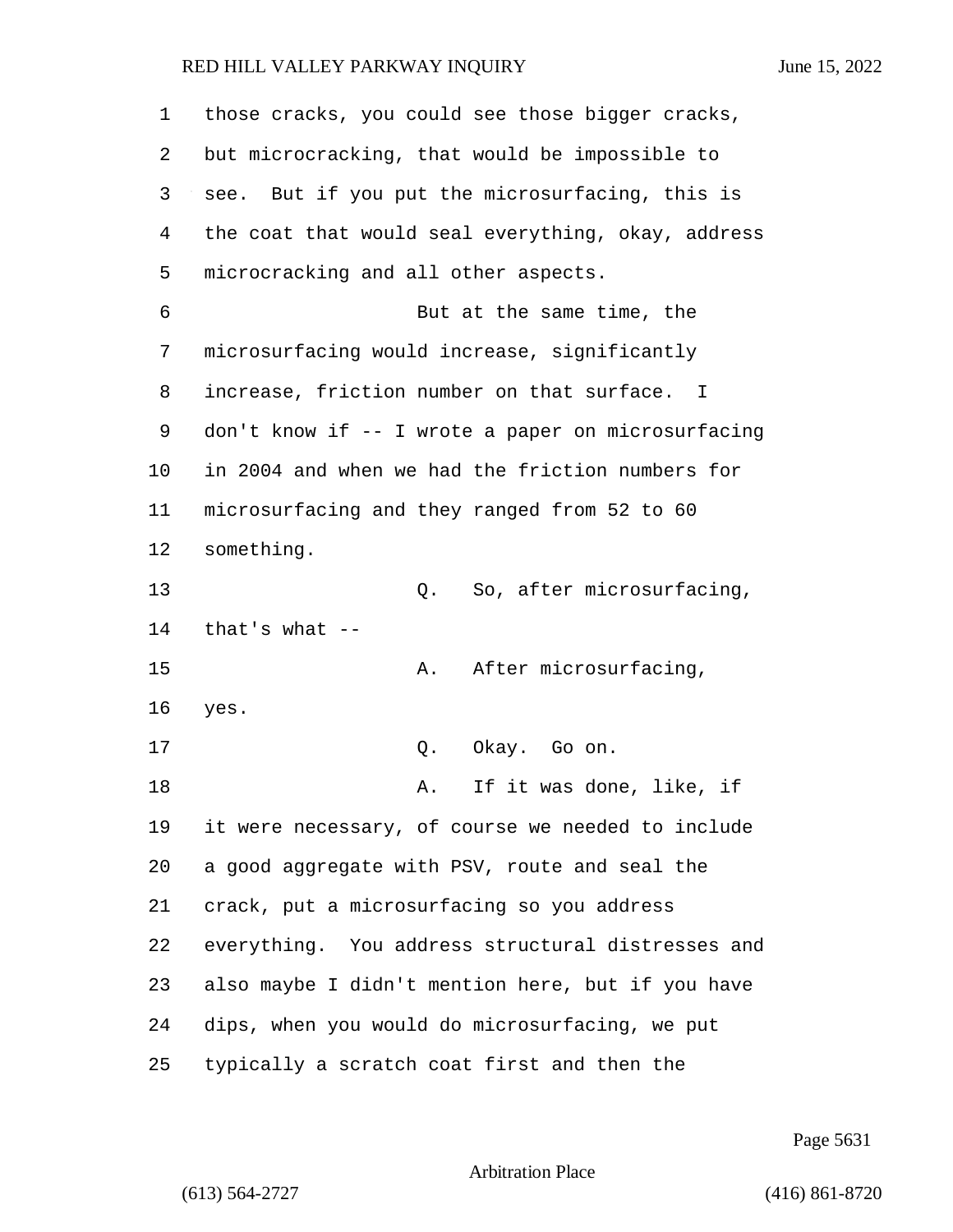those cracks, you could see those bigger cracks, but microcracking, that would be impossible to see. But if you put the microsurfacing, this is the coat that would seal everything, okay, address microcracking and all other aspects.

But at the same time, the microsurfacing would increase, significantly increase, friction number on that surface. I don't know if -- I wrote a paper on microsurfacing in 2004 and when we had the friction numbers for microsurfacing and they ranged from 52 to 60 something.

Q. So, after microsurfacing, that's what --

A. After microsurfacing, yes.

Q. Okay. Go on.

A. If it was done, like, if it were necessary, of course we needed to include a good aggregate with PSV, route and seal the crack, put a microsurfacing so you address everything. You address structural distresses and also maybe I didn't mention here, but if you have dips, when you would do microsurfacing, we put typically a scratch coat first and then the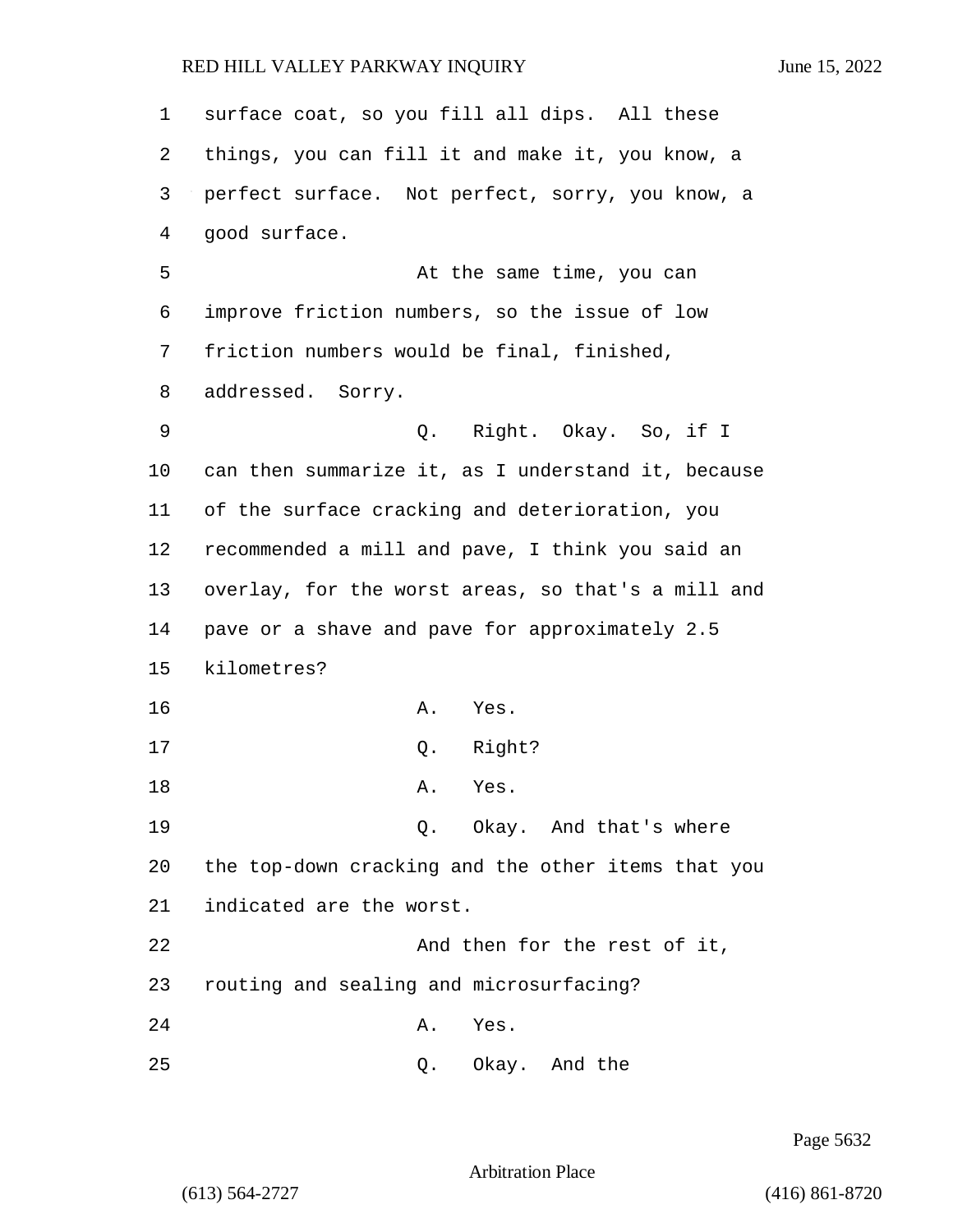surface coat, so you fill all dips. All these things, you can fill it and make it, you know, a perfect surface. Not perfect, sorry, you know, a good surface.

At the same time, you can improve friction numbers, so the issue of low friction numbers would be final, finished, addressed. Sorry.

Q. Right. Okay. So, if I can then summarize it, as I understand it, because of the surface cracking and deterioration, you recommended a mill and pave, I think you said an overlay, for the worst areas, so that's a mill and pave or a shave and pave for approximately 2.5 kilometres?

A. Yes.

Q. Right?

A. Yes.

Q. Okay. And that's where the top-down cracking and the other items that you indicated are the worst.

And then for the rest of it, routing and sealing and microsurfacing?

A. Yes.

Q. Okay. And the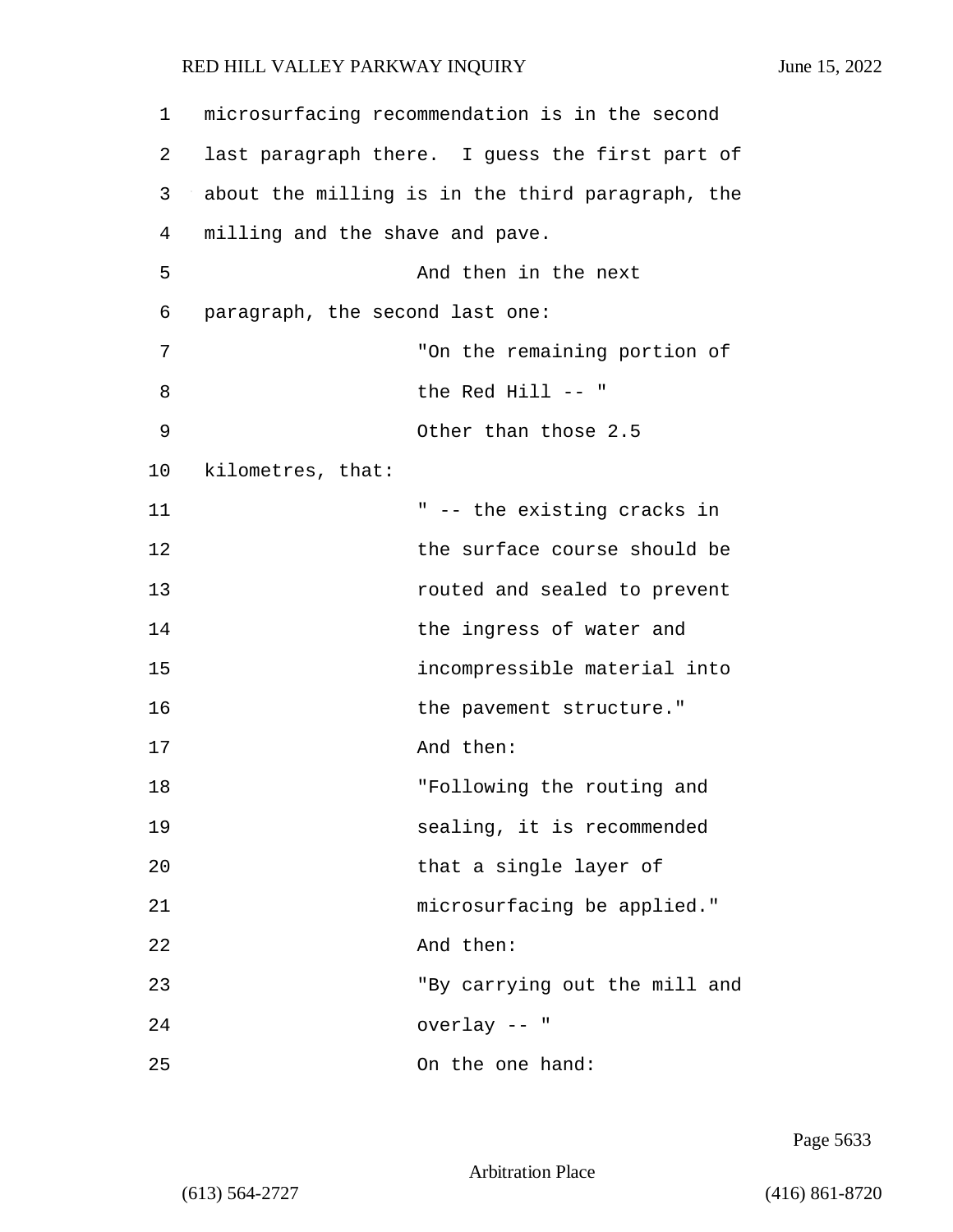microsurfacing recommendation is in the second last paragraph there. I guess the first part of about the milling is in the third paragraph, the milling and the shave and pave.

And then in the next paragraph, the second last one:

> "On the remaining portion of the Red Hill -- "

Other than those 2.5 kilometres, that:

> " -- the existing cracks in the surface course should be routed and sealed to prevent the ingress of water and incompressible material into the pavement structure."

And then:

> "Following the routing and sealing, it is recommended that a single layer of microsurfacing be applied."

And then:

> "By carrying out the mill and overlay -- "

On the one hand: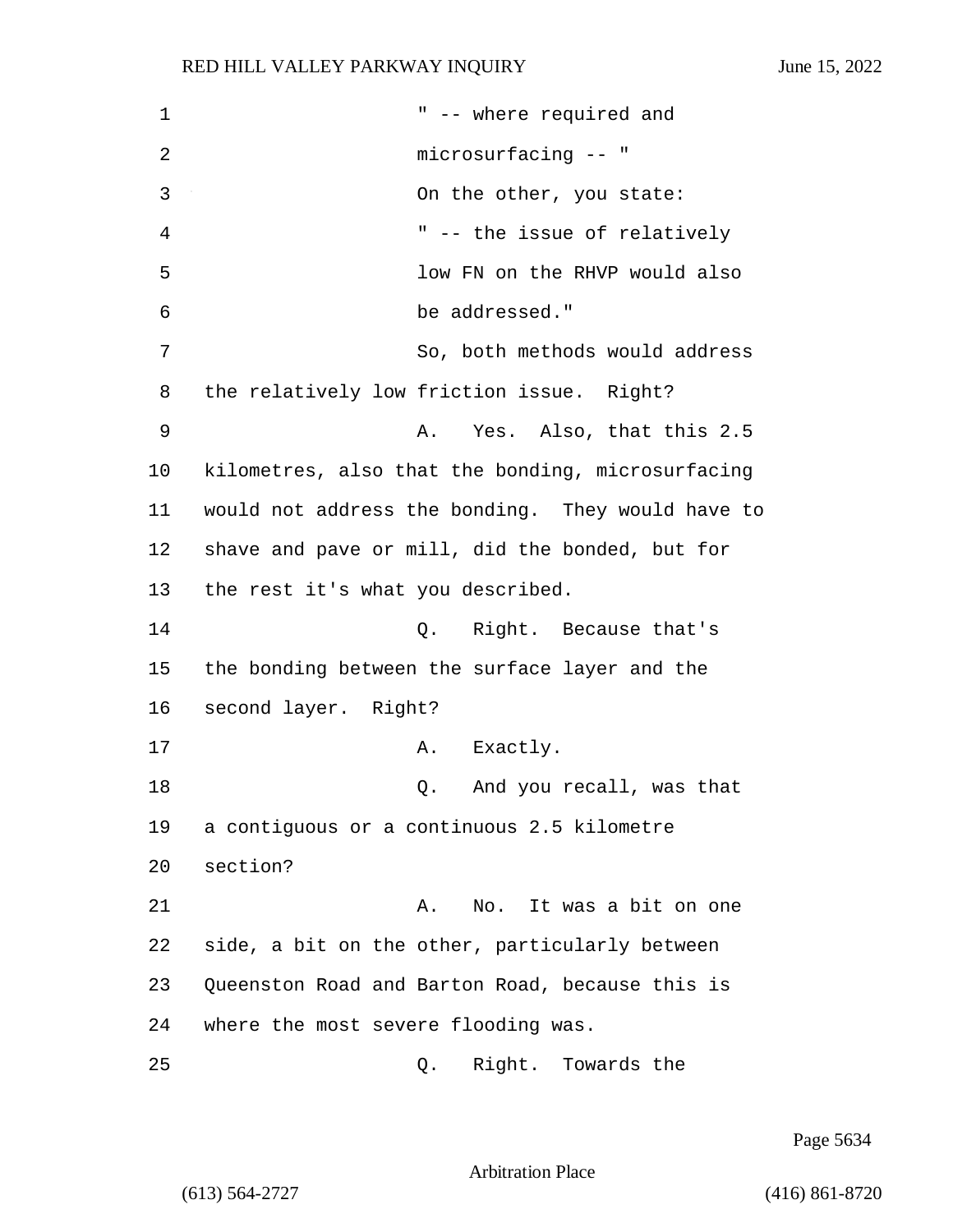" -- where required and microsurfacing -- "

On the other, you state:

" -- the issue of relatively low FN on the RHVP would also be addressed."

So, both methods would address the relatively low friction issue. Right?

A. Yes. Also, that this 2.5 kilometres, also that the bonding, microsurfacing would not address the bonding. They would have to shave and pave or mill, did the bonded, but for the rest it's what you described.

Q. Right. Because that's the bonding between the surface layer and the second layer. Right?

A. Exactly.

Q. And you recall, was that a contiguous or a continuous 2.5 kilometre section?

A. No. It was a bit on one side, a bit on the other, particularly between Queenston Road and Barton Road, because this is where the most severe flooding was.

Q. Right. Towards the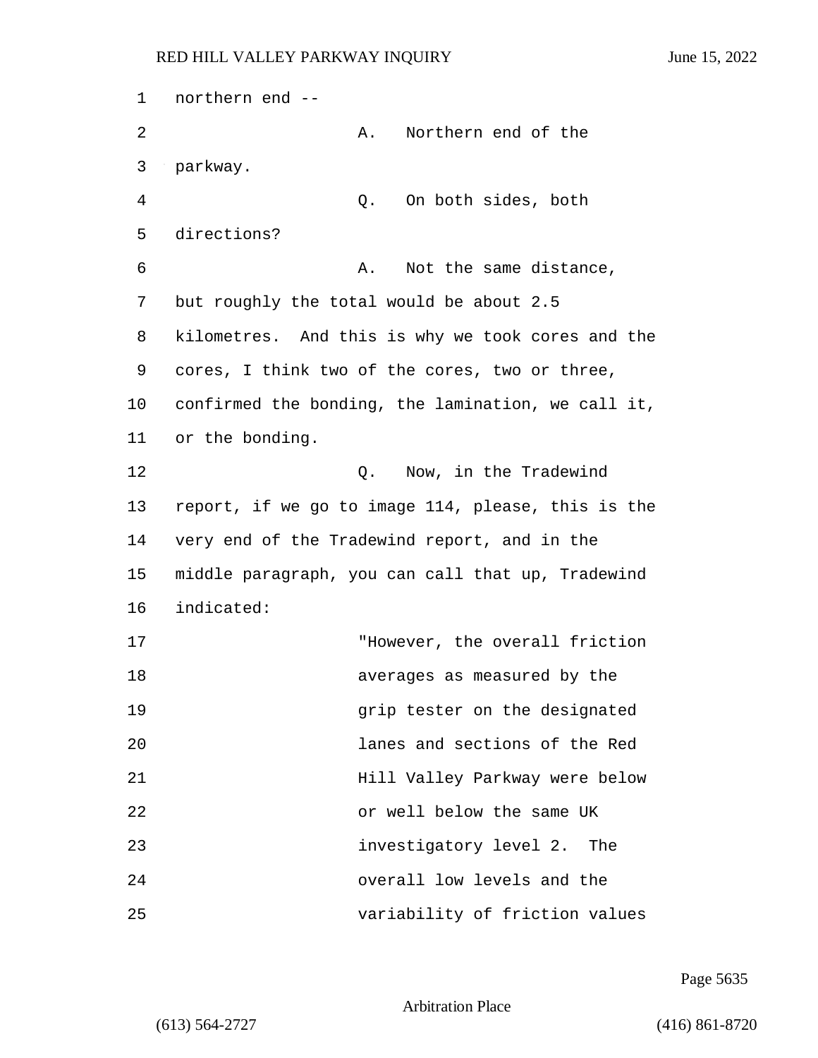northern end --

A. Northern end of the parkway.

Q. On both sides, both directions?

A. Not the same distance, but roughly the total would be about 2.5 kilometres. And this is why we took cores and the cores, I think two of the cores, two or three, confirmed the bonding, the lamination, we call it, or the bonding.

Q. Now, in the Tradewind report, if we go to image 114, please, this is the very end of the Tradewind report, and in the middle paragraph, you can call that up, Tradewind indicated:

> "However, the overall friction averages as measured by the grip tester on the designated lanes and sections of the Red Hill Valley Parkway were below or well below the same UK investigatory level 2. The overall low levels and the variability of friction values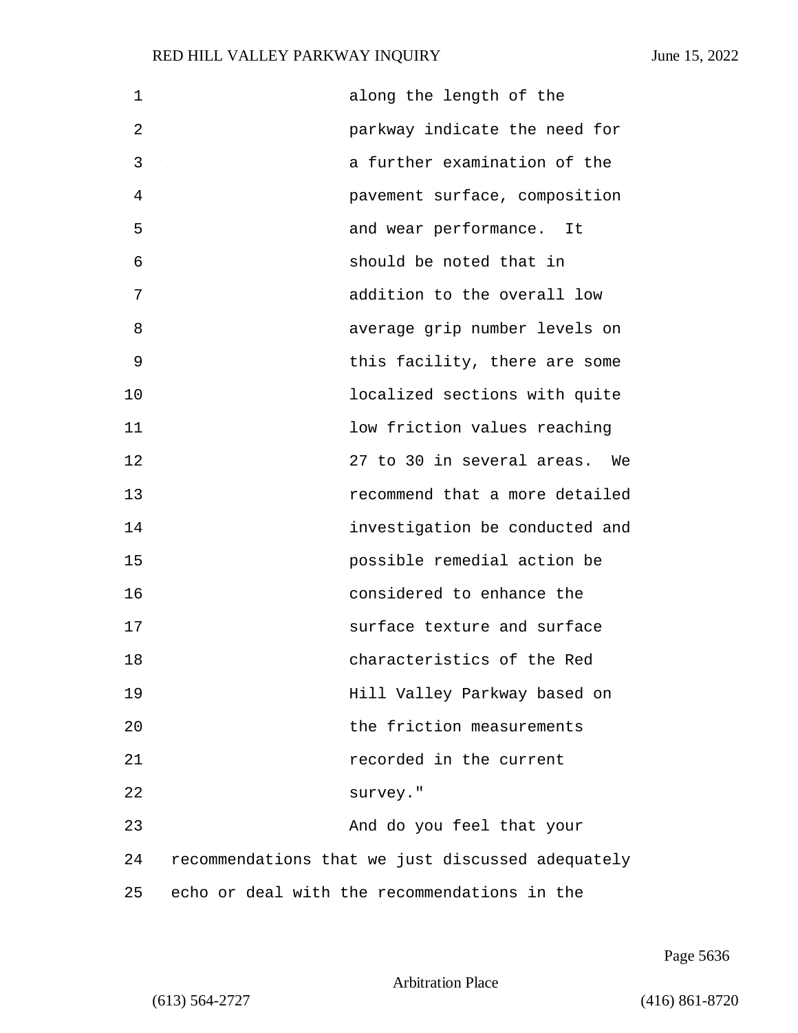along the length of the parkway indicate the need for a further examination of the pavement surface, composition and wear performance. It should be noted that in addition to the overall low average grip number levels on this facility, there are some localized sections with quite low friction values reaching 27 to 30 in several areas. We recommend that a more detailed investigation be conducted and possible remedial action be considered to enhance the surface texture and surface characteristics of the Red Hill Valley Parkway based on the friction measurements recorded in the current survey."

And do you feel that your recommendations that we just discussed adequately echo or deal with the recommendations in the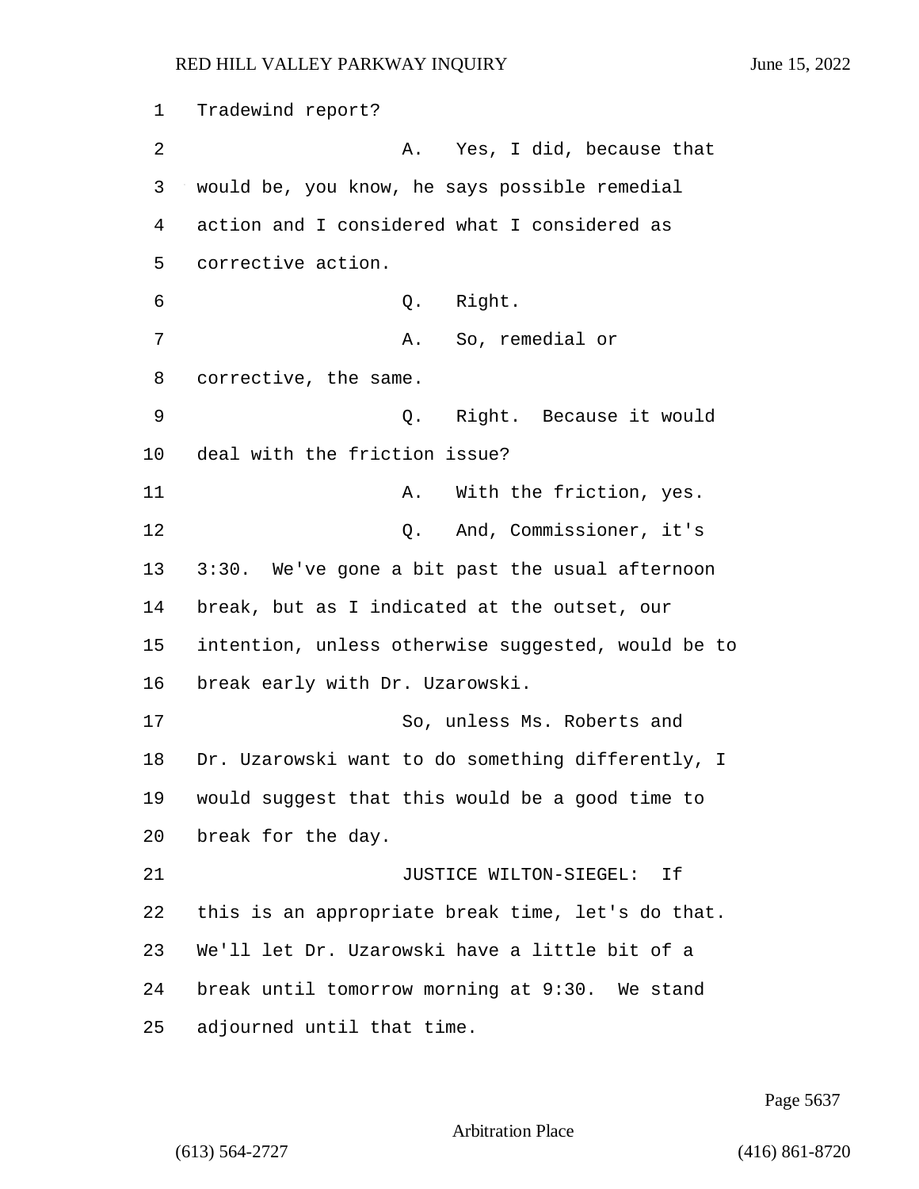Tradewind report?

A. Yes, I did, because that would be, you know, he says possible remedial action and I considered what I considered as corrective action.

Q. Right.

A. So, remedial or corrective, the same.

Q. Right. Because it would deal with the friction issue?

A. With the friction, yes.

Q. And, Commissioner, it's 3:30. We've gone a bit past the usual afternoon break, but as I indicated at the outset, our intention, unless otherwise suggested, would be to break early with Dr. Uzarowski.

So, unless Ms. Roberts and Dr. Uzarowski want to do something differently, I would suggest that this would be a good time to break for the day.

JUSTICE WILTON-SIEGEL: If this is an appropriate break time, let's do that. We'll let Dr. Uzarowski have a little bit of a break until tomorrow morning at 9:30. We stand adjourned until that time.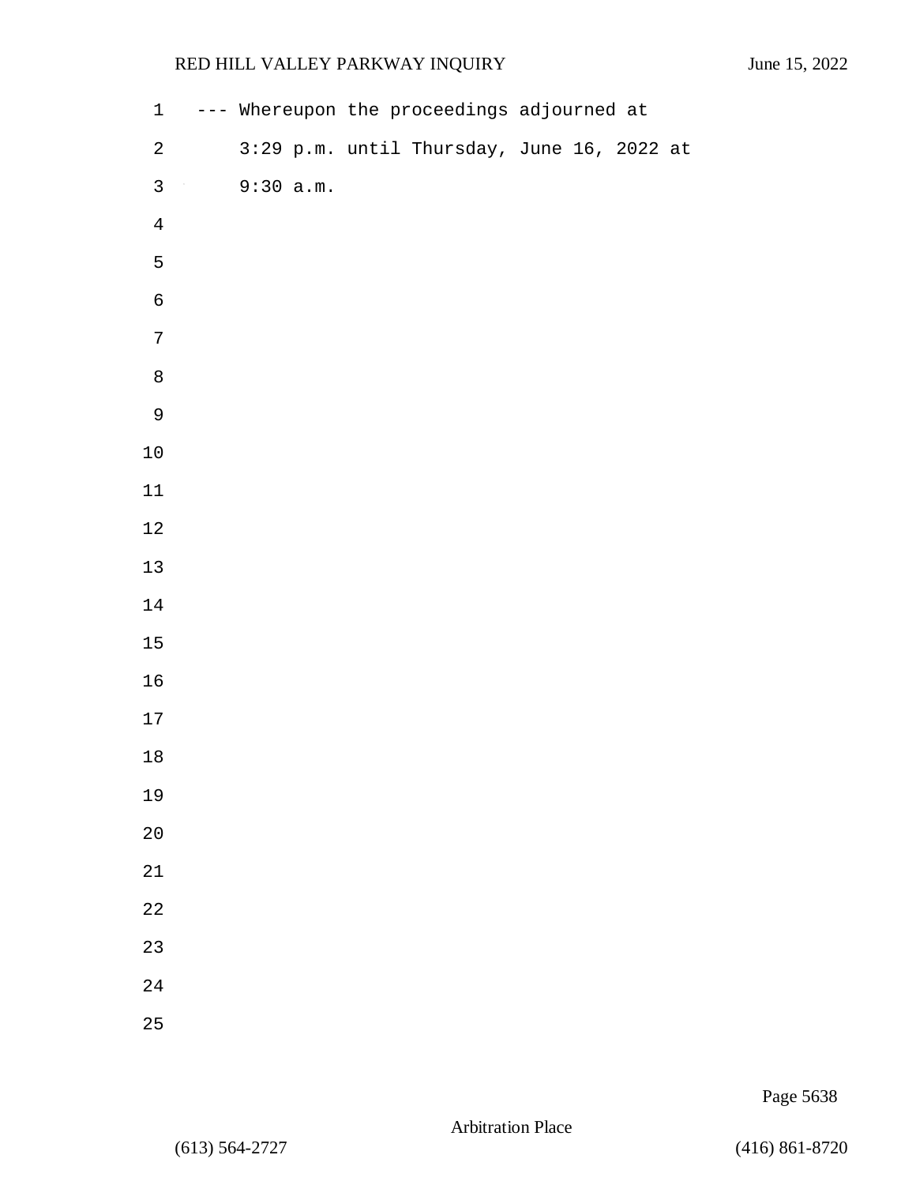--- Whereupon the proceedings adjourned at 3:29 p.m. until Thursday, June 16, 2022 at 9:30 a.m.